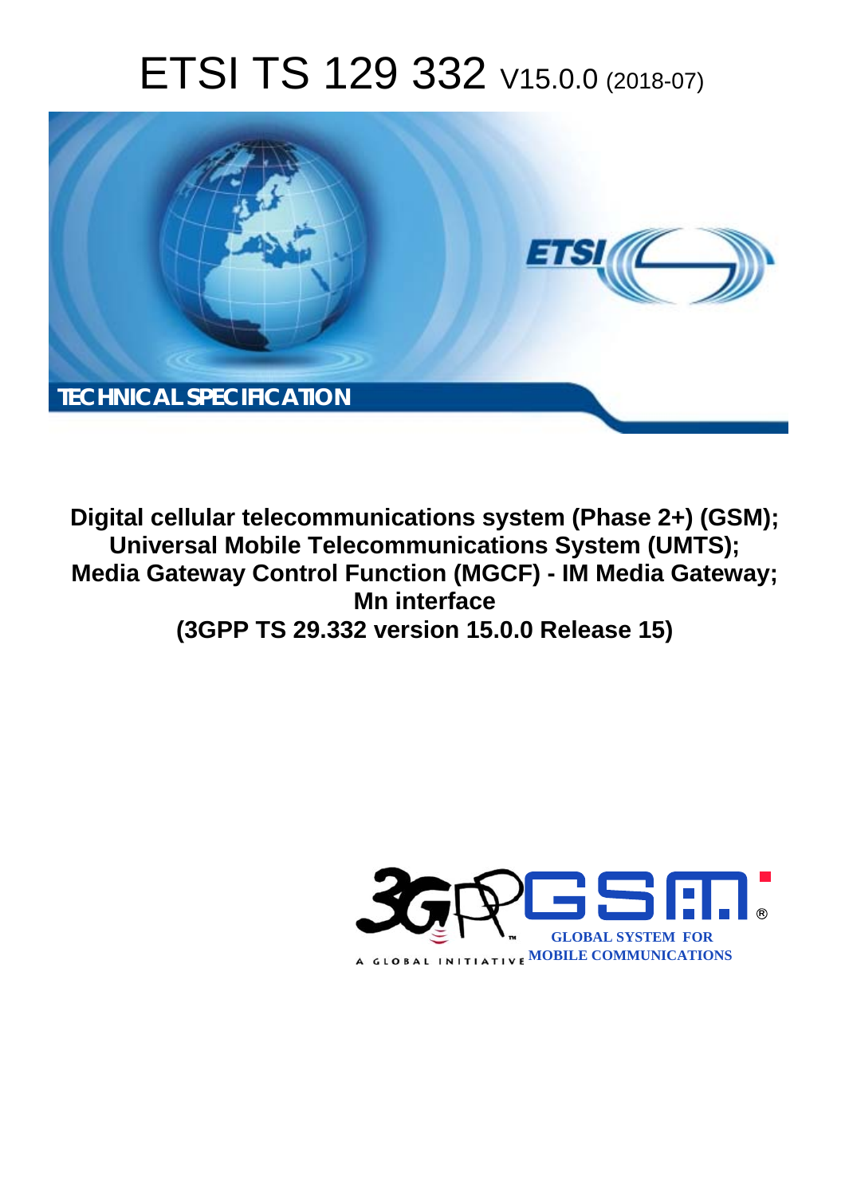# ETSI TS 129 332 V15.0.0 (2018-07)

TECHNICAL SPECIFICATION

**Digital cellular telecommunications system (Phase 2+) (GSM); Universal Mobile Telecommunications System (UMTS); Media Gateway Control Function (MGCF) - IM Media Gateway; Mn interface (3GPP TS 29.332 version 15.0.0 Release 15)**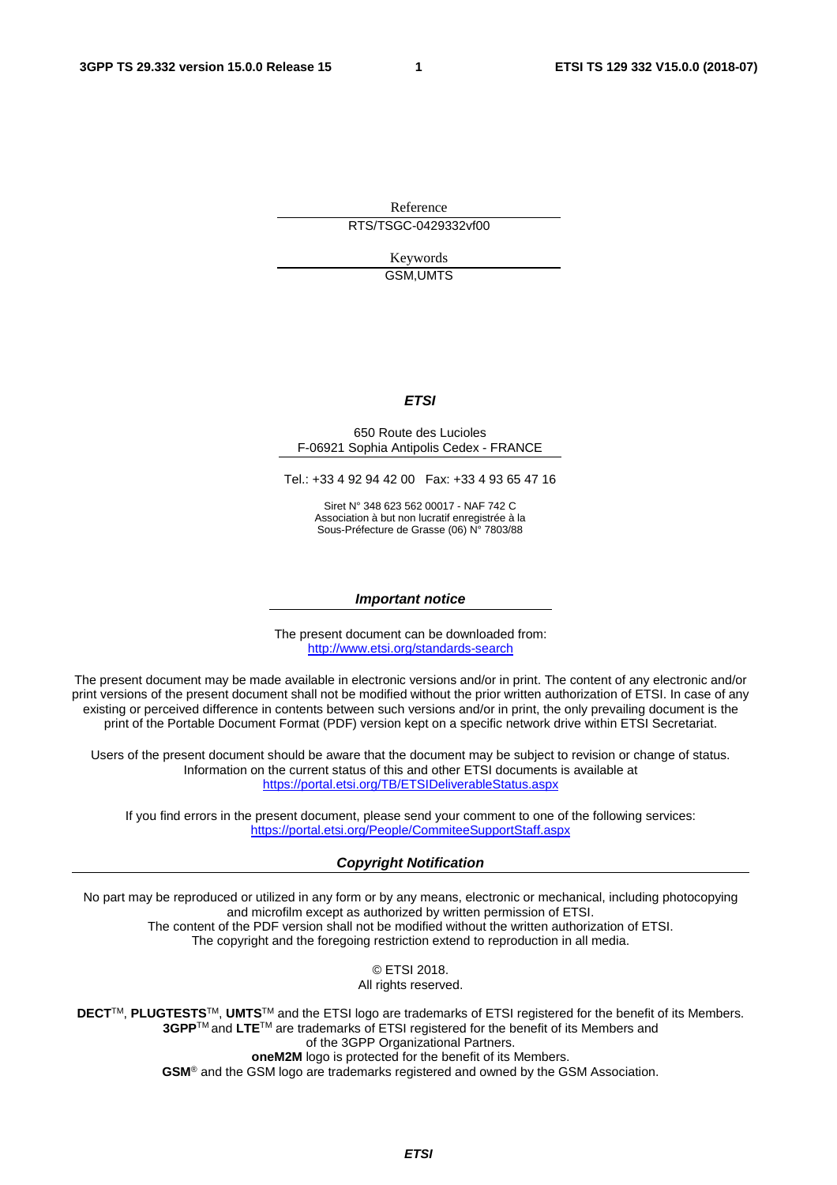Reference

RTS/TSGC-0429332vf00

Keywords

GSM,UMTS

***ETSI***

650 Route des Lucioles
F-06921 Sophia Antipolis Cedex - FRANCE

Tel.: +33 4 92 94 42 00 Fax: +33 4 93 65 47 16

Siret N° 348 623 562 00017 - NAF 742 C
Association à but non lucratif enregistrée à la
Sous-Préfecture de Grasse (06) N° 7803/88

***Important notice***

The present document can be downloaded from:
http://www.etsi.org/standards-search

The present document may be made available in electronic versions and/or in print. The content of any electronic and/or print versions of the present document shall not be modified without the prior written authorization of ETSI. In case of any existing or perceived difference in contents between such versions and/or in print, the only prevailing document is the print of the Portable Document Format (PDF) version kept on a specific network drive within ETSI Secretariat.

Users of the present document should be aware that the document may be subject to revision or change of status. Information on the current status of this and other ETSI documents is available at
https://portal.etsi.org/TB/ETSIDeliverableStatus.aspx

If you find errors in the present document, please send your comment to one of the following services:
https://portal.etsi.org/People/CommiteeSupportStaff.aspx

***Copyright Notification***

No part may be reproduced or utilized in any form or by any means, electronic or mechanical, including photocopying and microfilm except as authorized by written permission of ETSI.
The content of the PDF version shall not be modified without the written authorization of ETSI.
The copyright and the foregoing restriction extend to reproduction in all media.

© ETSI 2018.
All rights reserved.

**DECT**TM, **PLUGTESTS**TM, **UMTS**TM and the ETSI logo are trademarks of ETSI registered for the benefit of its Members.
**3GPP**TM and **LTE**TM are trademarks of ETSI registered for the benefit of its Members and of the 3GPP Organizational Partners.
**oneM2M** logo is protected for the benefit of its Members.
**GSM**® and the GSM logo are trademarks registered and owned by the GSM Association.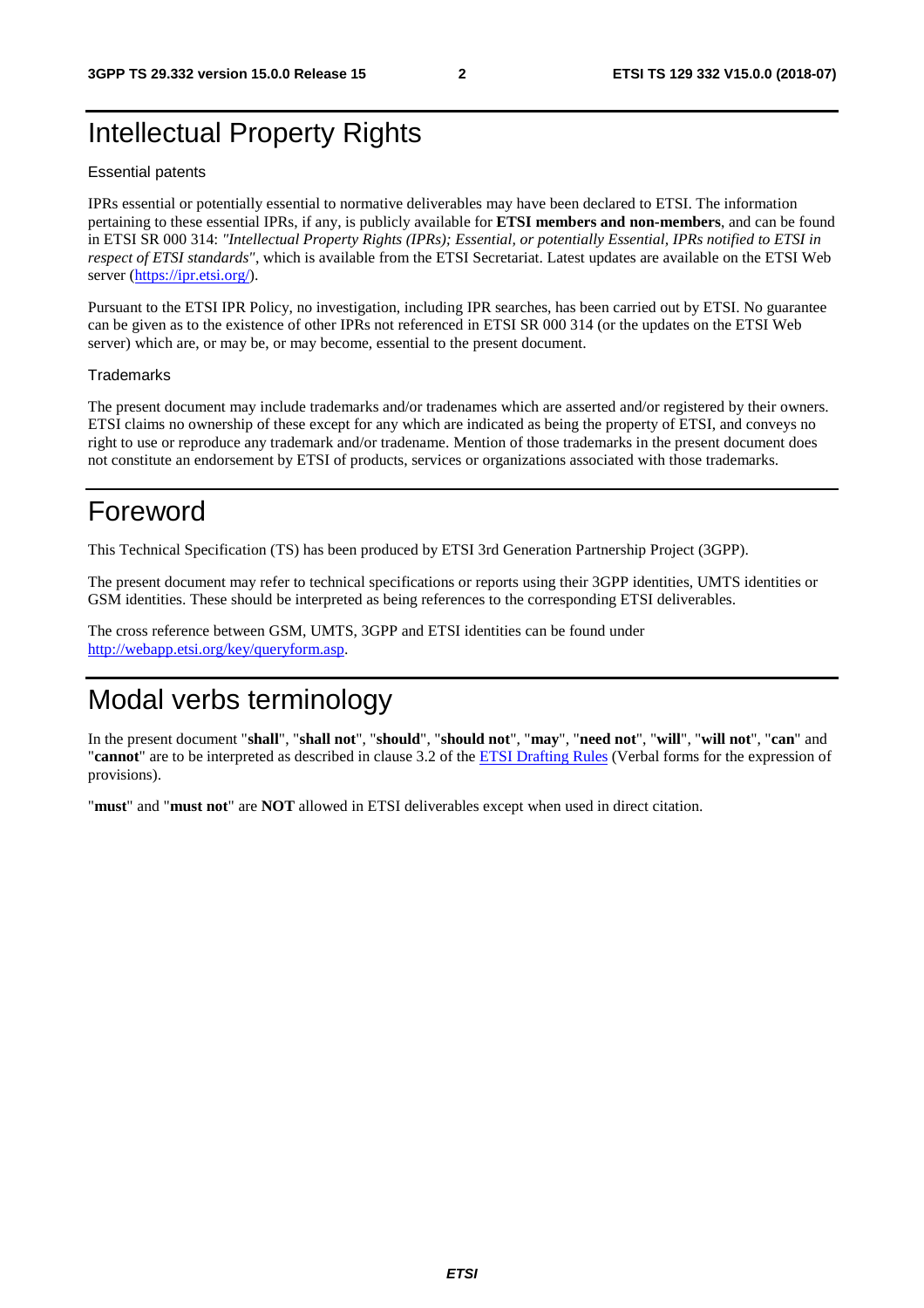# Intellectual Property Rights

Essential patents

IPRs essential or potentially essential to normative deliverables may have been declared to ETSI. The information pertaining to these essential IPRs, if any, is publicly available for **ETSI members and non-members**, and can be found in ETSI SR 000 314: *"Intellectual Property Rights (IPRs); Essential, or potentially Essential, IPRs notified to ETSI in respect of ETSI standards"*, which is available from the ETSI Secretariat. Latest updates are available on the ETSI Web server (https://ipr.etsi.org/).

Pursuant to the ETSI IPR Policy, no investigation, including IPR searches, has been carried out by ETSI. No guarantee can be given as to the existence of other IPRs not referenced in ETSI SR 000 314 (or the updates on the ETSI Web server) which are, or may be, or may become, essential to the present document.

Trademarks

The present document may include trademarks and/or tradenames which are asserted and/or registered by their owners. ETSI claims no ownership of these except for any which are indicated as being the property of ETSI, and conveys no right to use or reproduce any trademark and/or tradename. Mention of those trademarks in the present document does not constitute an endorsement by ETSI of products, services or organizations associated with those trademarks.

# Foreword

This Technical Specification (TS) has been produced by ETSI 3rd Generation Partnership Project (3GPP).

The present document may refer to technical specifications or reports using their 3GPP identities, UMTS identities or GSM identities. These should be interpreted as being references to the corresponding ETSI deliverables.

The cross reference between GSM, UMTS, 3GPP and ETSI identities can be found under http://webapp.etsi.org/key/queryform.asp.

# Modal verbs terminology

In the present document "**shall**", "**shall not**", "**should**", "**should not**", "**may**", "**need not**", "**will**", "**will not**", "**can**" and "**cannot**" are to be interpreted as described in clause 3.2 of the ETSI Drafting Rules (Verbal forms for the expression of provisions).

"**must**" and "**must not**" are **NOT** allowed in ETSI deliverables except when used in direct citation.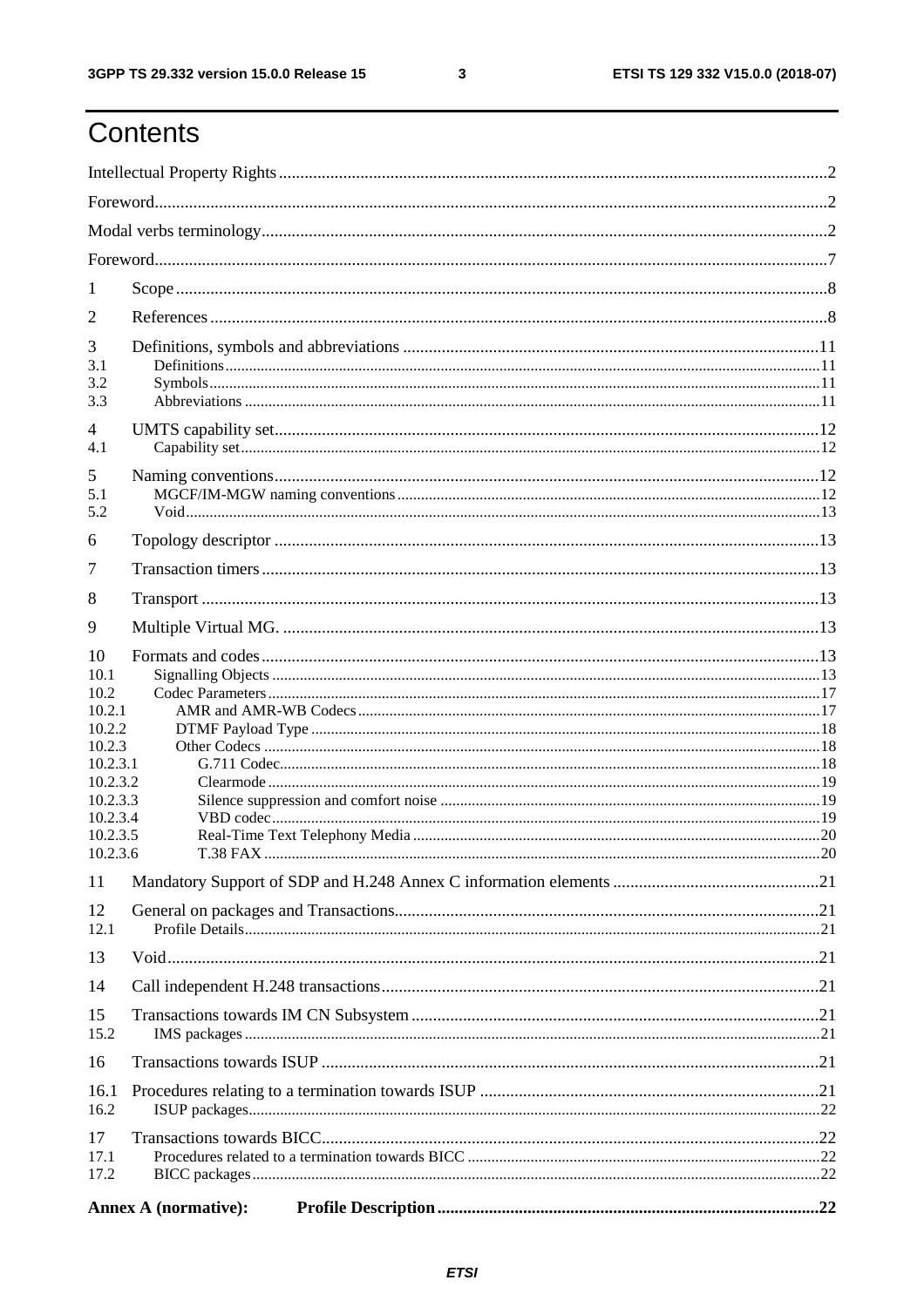# Contents

Intellectual Property Rights ..... 2

Foreword ..... 2

Modal verbs terminology ..... 2

Foreword ..... 7

1 Scope ..... 8

2 References ..... 8

3 Definitions, symbols and abbreviations ..... 11
3.1 Definitions ..... 11
3.2 Symbols ..... 11
3.3 Abbreviations ..... 11

4 UMTS capability set ..... 12
4.1 Capability set ..... 12

5 Naming conventions ..... 12
5.1 MGCF/IM-MGW naming conventions ..... 12
5.2 Void ..... 13

6 Topology descriptor ..... 13

7 Transaction timers ..... 13

8 Transport ..... 13

9 Multiple Virtual MG. ..... 13

10 Formats and codes ..... 13
10.1 Signalling Objects ..... 13
10.2 Codec Parameters ..... 17
10.2.1 AMR and AMR-WB Codecs ..... 17
10.2.2 DTMF Payload Type ..... 18
10.2.3 Other Codecs ..... 18
10.2.3.1 G.711 Codec ..... 18
10.2.3.2 Clearmode ..... 19
10.2.3.3 Silence suppression and comfort noise ..... 19
10.2.3.4 VBD codec ..... 19
10.2.3.5 Real-Time Text Telephony Media ..... 20
10.2.3.6 T.38 FAX ..... 20

11 Mandatory Support of SDP and H.248 Annex C information elements ..... 21

12 General on packages and Transactions ..... 21
12.1 Profile Details ..... 21

13 Void ..... 21

14 Call independent H.248 transactions ..... 21

15 Transactions towards IM CN Subsystem ..... 21
15.2 IMS packages ..... 21

16 Transactions towards ISUP ..... 21

16.1 Procedures relating to a termination towards ISUP ..... 21
16.2 ISUP packages ..... 22

17 Transactions towards BICC ..... 22
17.1 Procedures related to a termination towards BICC ..... 22
17.2 BICC packages ..... 22

**Annex A (normative): Profile Description ..... 22**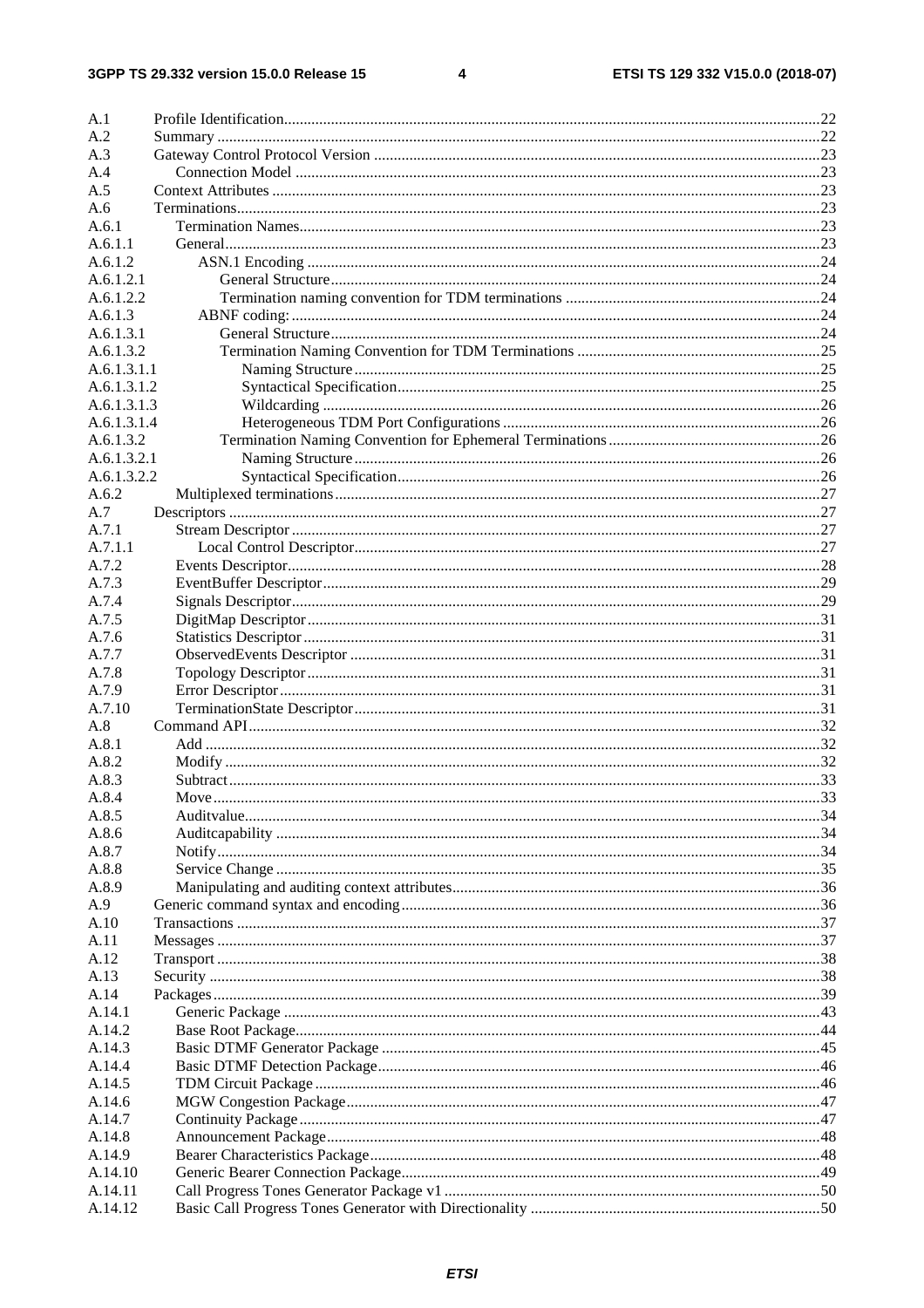A.1 Profile Identification........................................................................................................................................22
A.2 Summary ..........................................................................................................................................................22
A.3 Gateway Control Protocol Version .................................................................................................................23
A.4 Connection Model ......................................................................................................................................23
A.5 Context Attributes ............................................................................................................................................23
A.6 Terminations.....................................................................................................................................................23
A.6.1 Termination Names.....................................................................................................................................23
A.6.1.1 General.......................................................................................................................................................23
A.6.1.2 ASN.1 Encoding ..................................................................................................................................24
A.6.1.2.1 General Structure............................................................................................................................24
A.6.1.2.2 Termination naming convention for TDM terminations ................................................................24
A.6.1.3 ABNF coding: ......................................................................................................................................24
A.6.1.3.1 General Structure............................................................................................................................24
A.6.1.3.2 Termination Naming Convention for TDM Terminations ..............................................................25
A.6.1.3.1.1 Naming Structure......................................................................................................................25
A.6.1.3.1.2 Syntactical Specification...........................................................................................................25
A.6.1.3.1.3 Wildcarding ..............................................................................................................................26
A.6.1.3.1.4 Heterogeneous TDM Port Configurations .................................................................................26
A.6.1.3.2 Termination Naming Convention for Ephemeral Terminations......................................................26
A.6.1.3.2.1 Naming Structure......................................................................................................................26
A.6.1.3.2.2 Syntactical Specification...........................................................................................................26
A.6.2 Multiplexed terminations...........................................................................................................................27
A.7 Descriptors ......................................................................................................................................................27
A.7.1 Stream Descriptor......................................................................................................................................27
A.7.1.1 Local Control Descriptor......................................................................................................................27
A.7.2 Events Descriptor.......................................................................................................................................28
A.7.3 EventBuffer Descriptor..............................................................................................................................29
A.7.4 Signals Descriptor......................................................................................................................................29
A.7.5 DigitMap Descriptor..................................................................................................................................31
A.7.6 Statistics Descriptor...................................................................................................................................31
A.7.7 ObservedEvents Descriptor .......................................................................................................................31
A.7.8 Topology Descriptor..................................................................................................................................31
A.7.9 Error Descriptor.........................................................................................................................................31
A.7.10 TerminationState Descriptor......................................................................................................................31
A.8 Command API.................................................................................................................................................32
A.8.1 Add ............................................................................................................................................................32
A.8.2 Modify .......................................................................................................................................................32
A.8.3 Subtract......................................................................................................................................................33
A.8.4 Move..........................................................................................................................................................33
A.8.5 Auditvalue..................................................................................................................................................34
A.8.6 Auditcapability ..........................................................................................................................................34
A.8.7 Notify.........................................................................................................................................................34
A.8.8 Service Change ..........................................................................................................................................35
A.8.9 Manipulating and auditing context attributes.............................................................................................36
A.9 Generic command syntax and encoding..........................................................................................................36
A.10 Transactions ....................................................................................................................................................37
A.11 Messages .........................................................................................................................................................37
A.12 Transport .........................................................................................................................................................38
A.13 Security ...........................................................................................................................................................38
A.14 Packages..........................................................................................................................................................39
A.14.1 Generic Package ........................................................................................................................................43
A.14.2 Base Root Package.....................................................................................................................................44
A.14.3 Basic DTMF Generator Package ...............................................................................................................45
A.14.4 Basic DTMF Detection Package................................................................................................................46
A.14.5 TDM Circuit Package ................................................................................................................................46
A.14.6 MGW Congestion Package........................................................................................................................47
A.14.7 Continuity Package....................................................................................................................................47
A.14.8 Announcement Package.............................................................................................................................48
A.14.9 Bearer Characteristics Package..................................................................................................................48
A.14.10 Generic Bearer Connection Package..........................................................................................................49
A.14.11 Call Progress Tones Generator Package v1 ...............................................................................................50
A.14.12 Basic Call Progress Tones Generator with Directionality .........................................................................50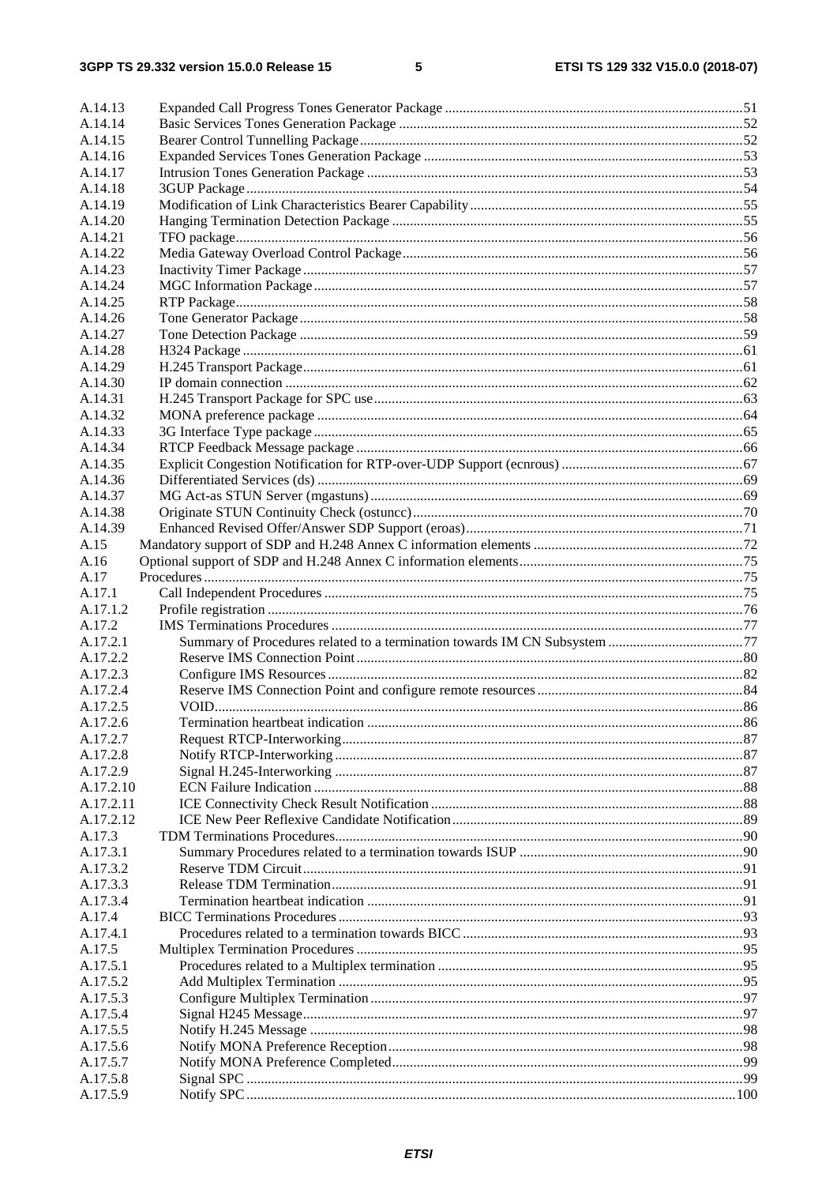A.14.13 Expanded Call Progress Tones Generator Package ....51
A.14.14 Basic Services Tones Generation Package ....52
A.14.15 Bearer Control Tunnelling Package ....52
A.14.16 Expanded Services Tones Generation Package ....53
A.14.17 Intrusion Tones Generation Package ....53
A.14.18 3GUP Package ....54
A.14.19 Modification of Link Characteristics Bearer Capability ....55
A.14.20 Hanging Termination Detection Package ....55
A.14.21 TFO package ....56
A.14.22 Media Gateway Overload Control Package ....56
A.14.23 Inactivity Timer Package ....57
A.14.24 MGC Information Package ....57
A.14.25 RTP Package ....58
A.14.26 Tone Generator Package ....58
A.14.27 Tone Detection Package ....59
A.14.28 H324 Package ....61
A.14.29 H.245 Transport Package ....61
A.14.30 IP domain connection ....62
A.14.31 H.245 Transport Package for SPC use ....63
A.14.32 MONA preference package ....64
A.14.33 3G Interface Type package ....65
A.14.34 RTCP Feedback Message package ....66
A.14.35 Explicit Congestion Notification for RTP-over-UDP Support (ecnrous) ....67
A.14.36 Differentiated Services (ds) ....69
A.14.37 MG Act-as STUN Server (mgastuns) ....69
A.14.38 Originate STUN Continuity Check (ostuncc) ....70
A.14.39 Enhanced Revised Offer/Answer SDP Support (eroas) ....71
A.15 Mandatory support of SDP and H.248 Annex C information elements ....72
A.16 Optional support of SDP and H.248 Annex C information elements ....75
A.17 Procedures ....75
A.17.1 Call Independent Procedures ....75
A.17.1.2 Profile registration ....76
A.17.2 IMS Terminations Procedures ....77
A.17.2.1 Summary of Procedures related to a termination towards IM CN Subsystem ....77
A.17.2.2 Reserve IMS Connection Point ....80
A.17.2.3 Configure IMS Resources ....82
A.17.2.4 Reserve IMS Connection Point and configure remote resources ....84
A.17.2.5 VOID ....86
A.17.2.6 Termination heartbeat indication ....86
A.17.2.7 Request RTCP-Interworking ....87
A.17.2.8 Notify RTCP-Interworking ....87
A.17.2.9 Signal H.245-Interworking ....87
A.17.2.10 ECN Failure Indication ....88
A.17.2.11 ICE Connectivity Check Result Notification ....88
A.17.2.12 ICE New Peer Reflexive Candidate Notification ....89
A.17.3 TDM Terminations Procedures ....90
A.17.3.1 Summary Procedures related to a termination towards ISUP ....90
A.17.3.2 Reserve TDM Circuit ....91
A.17.3.3 Release TDM Termination ....91
A.17.3.4 Termination heartbeat indication ....91
A.17.4 BICC Terminations Procedures ....93
A.17.4.1 Procedures related to a termination towards BICC ....93
A.17.5 Multiplex Termination Procedures ....95
A.17.5.1 Procedures related to a Multiplex termination ....95
A.17.5.2 Add Multiplex Termination ....95
A.17.5.3 Configure Multiplex Termination ....97
A.17.5.4 Signal H245 Message ....97
A.17.5.5 Notify H.245 Message ....98
A.17.5.6 Notify MONA Preference Reception ....98
A.17.5.7 Notify MONA Preference Completed ....99
A.17.5.8 Signal SPC ....99
A.17.5.9 Notify SPC ....100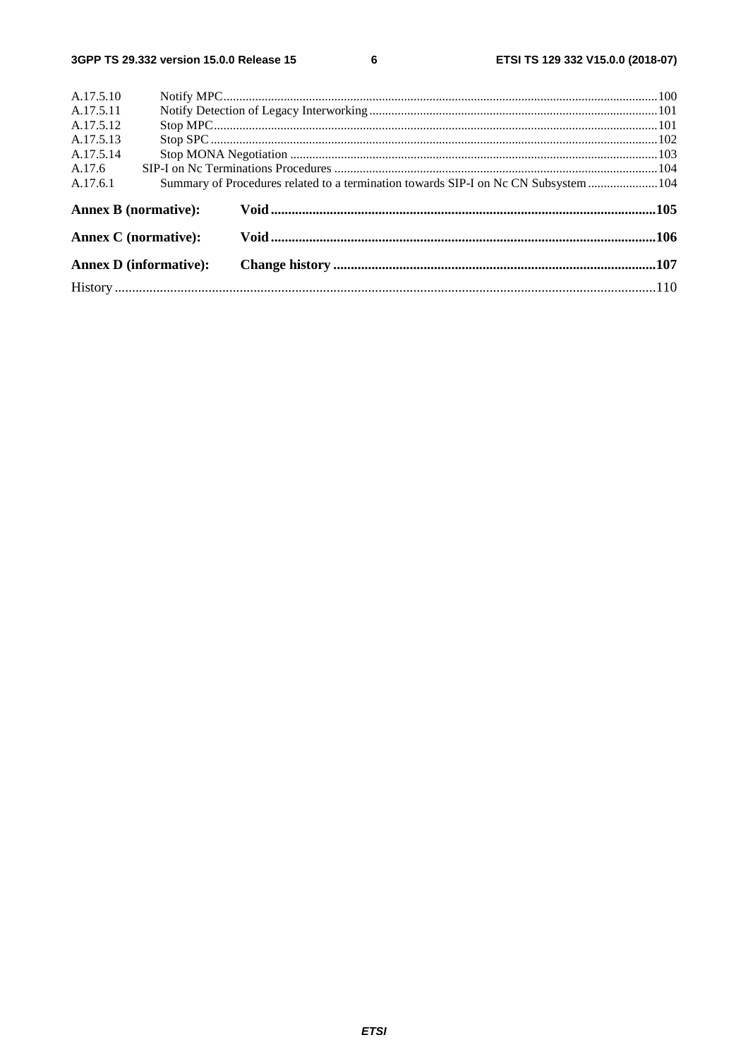A.17.5.10 Notify MPC ........................................................................................................................................ 100
A.17.5.11 Notify Detection of Legacy Interworking .......................................................................................... 101
A.17.5.12 Stop MPC ........................................................................................................................................... 101
A.17.5.13 Stop SPC ............................................................................................................................................ 102
A.17.5.14 Stop MONA Negotiation ................................................................................................................... 103
A.17.6 SIP-I on Nc Terminations Procedures ...................................................................................................... 104
A.17.6.1 Summary of Procedures related to a termination towards SIP-I on Nc CN Subsystem ...................... 104

**Annex B (normative): Void ............................................................................................................. 105**

**Annex C (normative): Void ............................................................................................................. 106**

**Annex D (informative): Change history ............................................................................................ 107**

History .......................................................................................................................................................... 110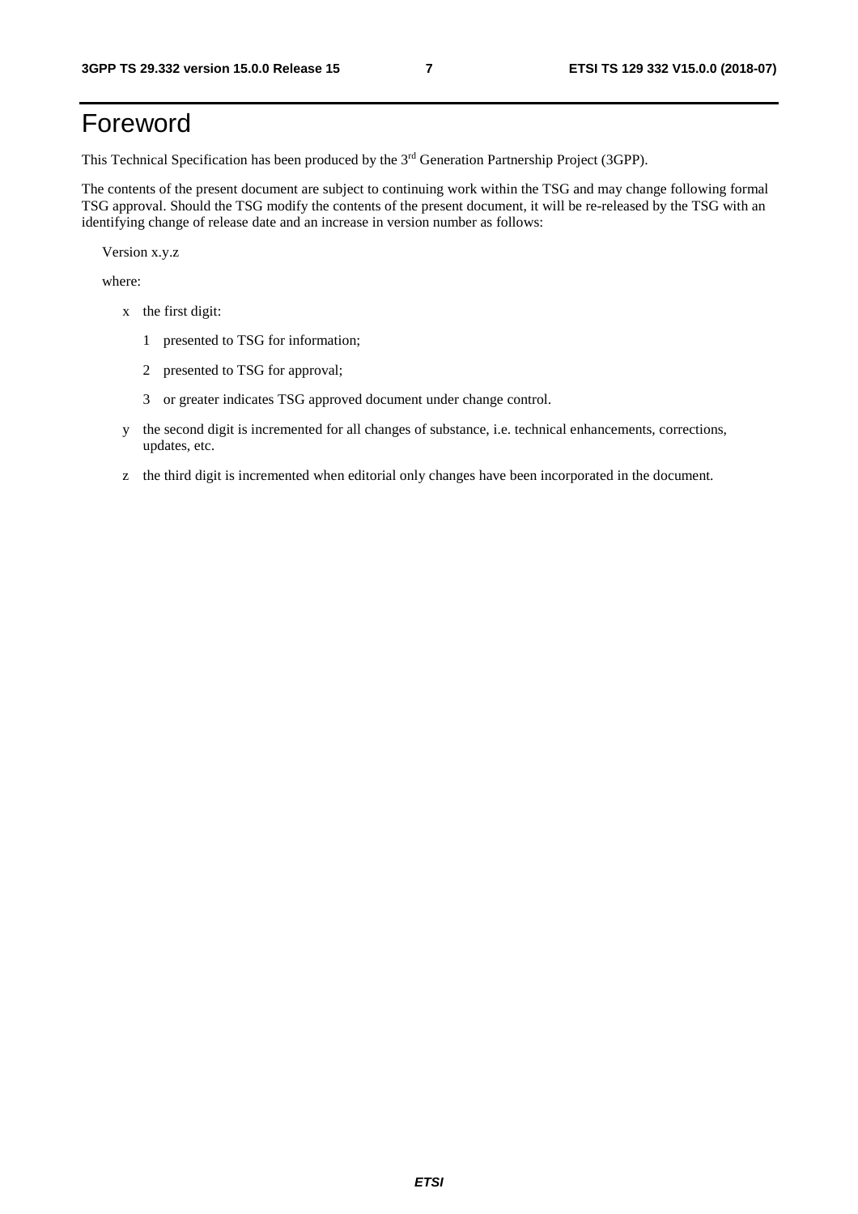# Foreword

This Technical Specification has been produced by the 3rd Generation Partnership Project (3GPP).

The contents of the present document are subject to continuing work within the TSG and may change following formal TSG approval. Should the TSG modify the contents of the present document, it will be re-released by the TSG with an identifying change of release date and an increase in version number as follows:

Version x.y.z

where:

x the first digit:

1 presented to TSG for information;

2 presented to TSG for approval;

3 or greater indicates TSG approved document under change control.

y the second digit is incremented for all changes of substance, i.e. technical enhancements, corrections, updates, etc.

z the third digit is incremented when editorial only changes have been incorporated in the document.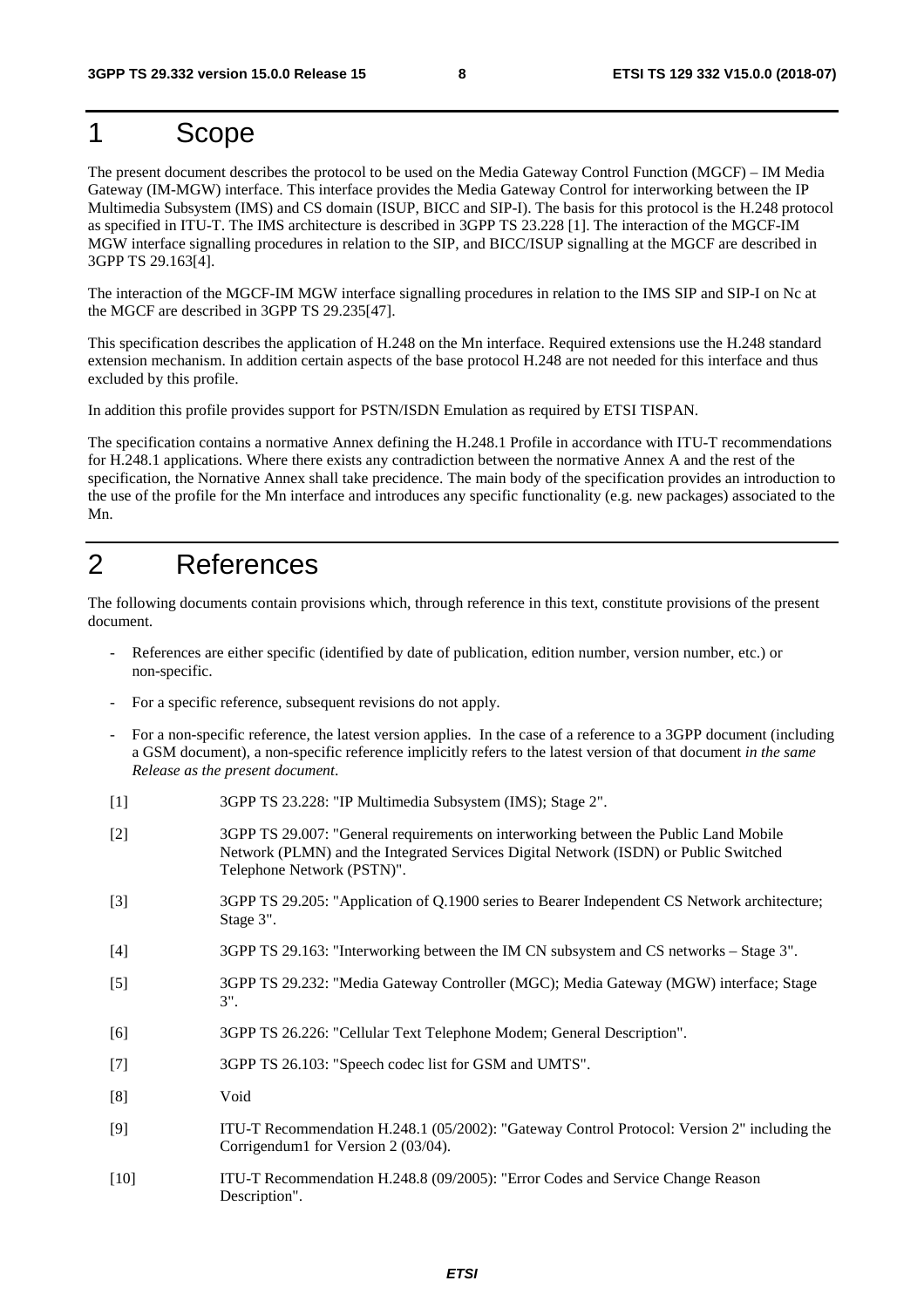# 1 Scope

The present document describes the protocol to be used on the Media Gateway Control Function (MGCF) – IM Media Gateway (IM-MGW) interface. This interface provides the Media Gateway Control for interworking between the IP Multimedia Subsystem (IMS) and CS domain (ISUP, BICC and SIP-I). The basis for this protocol is the H.248 protocol as specified in ITU-T. The IMS architecture is described in 3GPP TS 23.228 [1]. The interaction of the MGCF-IM MGW interface signalling procedures in relation to the SIP, and BICC/ISUP signalling at the MGCF are described in 3GPP TS 29.163[4].

The interaction of the MGCF-IM MGW interface signalling procedures in relation to the IMS SIP and SIP-I on Nc at the MGCF are described in 3GPP TS 29.235[47].

This specification describes the application of H.248 on the Mn interface. Required extensions use the H.248 standard extension mechanism. In addition certain aspects of the base protocol H.248 are not needed for this interface and thus excluded by this profile.

In addition this profile provides support for PSTN/ISDN Emulation as required by ETSI TISPAN.

The specification contains a normative Annex defining the H.248.1 Profile in accordance with ITU-T recommendations for H.248.1 applications. Where there exists any contradiction between the normative Annex A and the rest of the specification, the Nornative Annex shall take precidence. The main body of the specification provides an introduction to the use of the profile for the Mn interface and introduces any specific functionality (e.g. new packages) associated to the Mn.

# 2 References

The following documents contain provisions which, through reference in this text, constitute provisions of the present document.

- References are either specific (identified by date of publication, edition number, version number, etc.) or non-specific.
- For a specific reference, subsequent revisions do not apply.
- For a non-specific reference, the latest version applies. In the case of a reference to a 3GPP document (including a GSM document), a non-specific reference implicitly refers to the latest version of that document *in the same Release as the present document*.

[1] 3GPP TS 23.228: "IP Multimedia Subsystem (IMS); Stage 2".

[2] 3GPP TS 29.007: "General requirements on interworking between the Public Land Mobile Network (PLMN) and the Integrated Services Digital Network (ISDN) or Public Switched Telephone Network (PSTN)".

[3] 3GPP TS 29.205: "Application of Q.1900 series to Bearer Independent CS Network architecture; Stage 3".

[4] 3GPP TS 29.163: "Interworking between the IM CN subsystem and CS networks – Stage 3".

[5] 3GPP TS 29.232: "Media Gateway Controller (MGC); Media Gateway (MGW) interface; Stage 3".

[6] 3GPP TS 26.226: "Cellular Text Telephone Modem; General Description".

[7] 3GPP TS 26.103: "Speech codec list for GSM and UMTS".

[8] Void

[9] ITU-T Recommendation H.248.1 (05/2002): "Gateway Control Protocol: Version 2" including the Corrigendum1 for Version 2 (03/04).

[10] ITU-T Recommendation H.248.8 (09/2005): "Error Codes and Service Change Reason Description".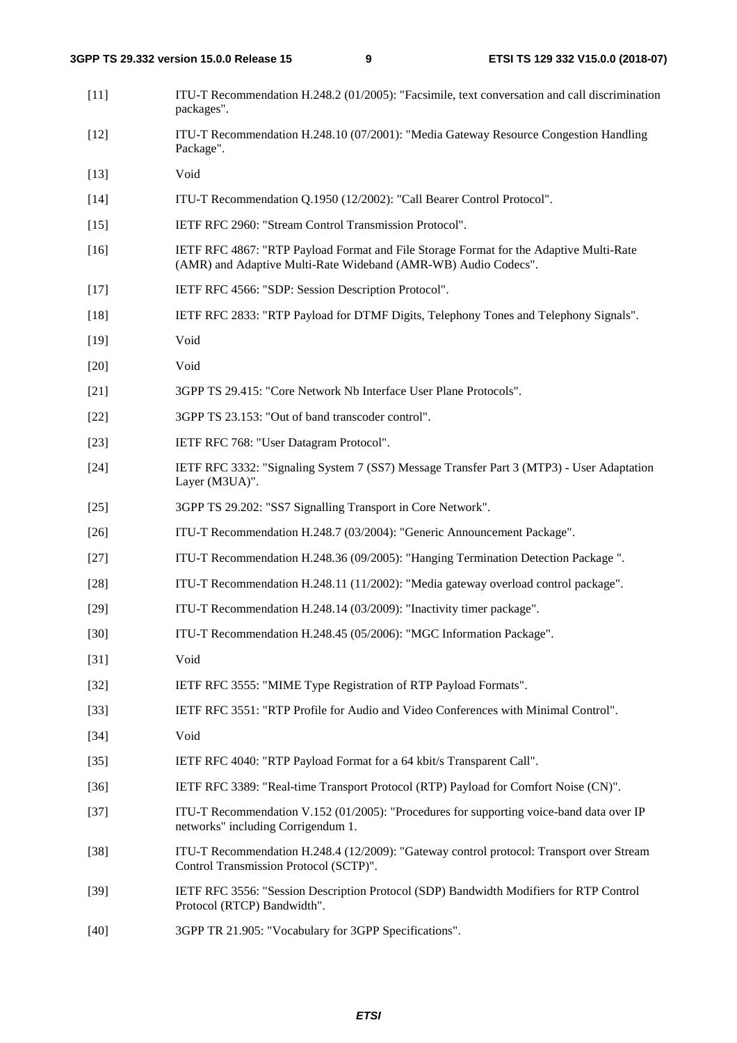[11] ITU-T Recommendation H.248.2 (01/2005): "Facsimile, text conversation and call discrimination packages".

[12] ITU-T Recommendation H.248.10 (07/2001): "Media Gateway Resource Congestion Handling Package".

[13] Void

[14] ITU-T Recommendation Q.1950 (12/2002): "Call Bearer Control Protocol".

[15] IETF RFC 2960: "Stream Control Transmission Protocol".

[16] IETF RFC 4867: "RTP Payload Format and File Storage Format for the Adaptive Multi-Rate (AMR) and Adaptive Multi-Rate Wideband (AMR-WB) Audio Codecs".

[17] IETF RFC 4566: "SDP: Session Description Protocol".

[18] IETF RFC 2833: "RTP Payload for DTMF Digits, Telephony Tones and Telephony Signals".

[19] Void

[20] Void

[21] 3GPP TS 29.415: "Core Network Nb Interface User Plane Protocols".

[22] 3GPP TS 23.153: "Out of band transcoder control".

[23] IETF RFC 768: "User Datagram Protocol".

[24] IETF RFC 3332: "Signaling System 7 (SS7) Message Transfer Part 3 (MTP3) - User Adaptation Layer (M3UA)".

[25] 3GPP TS 29.202: "SS7 Signalling Transport in Core Network".

[26] ITU-T Recommendation H.248.7 (03/2004): "Generic Announcement Package".

[27] ITU-T Recommendation H.248.36 (09/2005): "Hanging Termination Detection Package ".

[28] ITU-T Recommendation H.248.11 (11/2002): "Media gateway overload control package".

[29] ITU-T Recommendation H.248.14 (03/2009): "Inactivity timer package".

[30] ITU-T Recommendation H.248.45 (05/2006): "MGC Information Package".

[31] Void

[32] IETF RFC 3555: "MIME Type Registration of RTP Payload Formats".

[33] IETF RFC 3551: "RTP Profile for Audio and Video Conferences with Minimal Control".

[34] Void

[35] IETF RFC 4040: "RTP Payload Format for a 64 kbit/s Transparent Call".

[36] IETF RFC 3389: "Real-time Transport Protocol (RTP) Payload for Comfort Noise (CN)".

[37] ITU-T Recommendation V.152 (01/2005): "Procedures for supporting voice-band data over IP networks" including Corrigendum 1.

[38] ITU-T Recommendation H.248.4 (12/2009): "Gateway control protocol: Transport over Stream Control Transmission Protocol (SCTP)".

[39] IETF RFC 3556: "Session Description Protocol (SDP) Bandwidth Modifiers for RTP Control Protocol (RTCP) Bandwidth".

[40] 3GPP TR 21.905: "Vocabulary for 3GPP Specifications".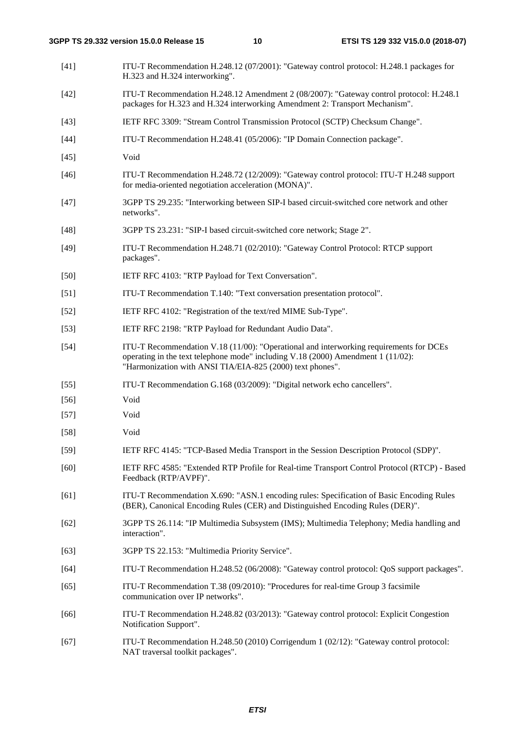[41] ITU-T Recommendation H.248.12 (07/2001): "Gateway control protocol: H.248.1 packages for H.323 and H.324 interworking".

[42] ITU-T Recommendation H.248.12 Amendment 2 (08/2007): "Gateway control protocol: H.248.1 packages for H.323 and H.324 interworking Amendment 2: Transport Mechanism".

[43] IETF RFC 3309: "Stream Control Transmission Protocol (SCTP) Checksum Change".

[44] ITU-T Recommendation H.248.41 (05/2006): "IP Domain Connection package".

[45] Void

[46] ITU-T Recommendation H.248.72 (12/2009): "Gateway control protocol: ITU-T H.248 support for media-oriented negotiation acceleration (MONA)".

[47] 3GPP TS 29.235: "Interworking between SIP-I based circuit-switched core network and other networks".

[48] 3GPP TS 23.231: "SIP-I based circuit-switched core network; Stage 2".

[49] ITU-T Recommendation H.248.71 (02/2010): "Gateway Control Protocol: RTCP support packages".

[50] IETF RFC 4103: "RTP Payload for Text Conversation".

[51] ITU-T Recommendation T.140: "Text conversation presentation protocol".

[52] IETF RFC 4102: "Registration of the text/red MIME Sub-Type".

[53] IETF RFC 2198: "RTP Payload for Redundant Audio Data".

[54] ITU-T Recommendation V.18 (11/00): "Operational and interworking requirements for DCEs operating in the text telephone mode" including V.18 (2000) Amendment 1 (11/02): "Harmonization with ANSI TIA/EIA-825 (2000) text phones".

[55] ITU-T Recommendation G.168 (03/2009): "Digital network echo cancellers".

[56] Void

[57] Void

[58] Void

[59] IETF RFC 4145: "TCP-Based Media Transport in the Session Description Protocol (SDP)".

[60] IETF RFC 4585: "Extended RTP Profile for Real-time Transport Control Protocol (RTCP) - Based Feedback (RTP/AVPF)".

[61] ITU-T Recommendation X.690: "ASN.1 encoding rules: Specification of Basic Encoding Rules (BER), Canonical Encoding Rules (CER) and Distinguished Encoding Rules (DER)".

[62] 3GPP TS 26.114: "IP Multimedia Subsystem (IMS); Multimedia Telephony; Media handling and interaction".

[63] 3GPP TS 22.153: "Multimedia Priority Service".

[64] ITU-T Recommendation H.248.52 (06/2008): "Gateway control protocol: QoS support packages".

[65] ITU-T Recommendation T.38 (09/2010): "Procedures for real-time Group 3 facsimile communication over IP networks".

[66] ITU-T Recommendation H.248.82 (03/2013): "Gateway control protocol: Explicit Congestion Notification Support".

[67] ITU-T Recommendation H.248.50 (2010) Corrigendum 1 (02/12): "Gateway control protocol: NAT traversal toolkit packages".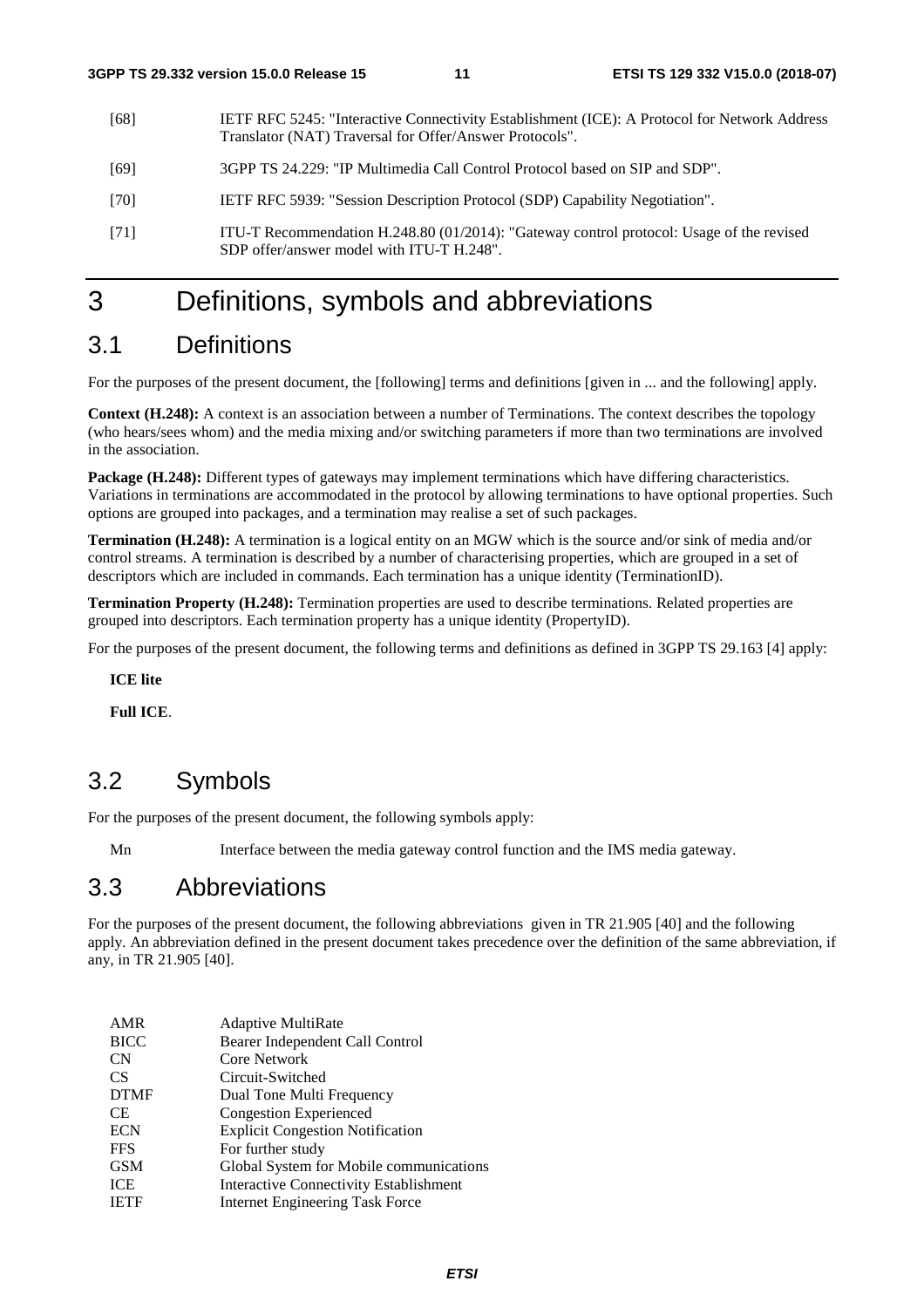[68] IETF RFC 5245: "Interactive Connectivity Establishment (ICE): A Protocol for Network Address Translator (NAT) Traversal for Offer/Answer Protocols".

[69] 3GPP TS 24.229: "IP Multimedia Call Control Protocol based on SIP and SDP".

[70] IETF RFC 5939: "Session Description Protocol (SDP) Capability Negotiation".

[71] ITU-T Recommendation H.248.80 (01/2014): "Gateway control protocol: Usage of the revised SDP offer/answer model with ITU-T H.248".

# 3 Definitions, symbols and abbreviations

## 3.1 Definitions

For the purposes of the present document, the [following] terms and definitions [given in ... and the following] apply.

**Context (H.248):** A context is an association between a number of Terminations. The context describes the topology (who hears/sees whom) and the media mixing and/or switching parameters if more than two terminations are involved in the association.

**Package (H.248):** Different types of gateways may implement terminations which have differing characteristics. Variations in terminations are accommodated in the protocol by allowing terminations to have optional properties. Such options are grouped into packages, and a termination may realise a set of such packages.

**Termination (H.248):** A termination is a logical entity on an MGW which is the source and/or sink of media and/or control streams. A termination is described by a number of characterising properties, which are grouped in a set of descriptors which are included in commands. Each termination has a unique identity (TerminationID).

**Termination Property (H.248):** Termination properties are used to describe terminations. Related properties are grouped into descriptors. Each termination property has a unique identity (PropertyID).

For the purposes of the present document, the following terms and definitions as defined in 3GPP TS 29.163 [4] apply:

**ICE lite**

**Full ICE**.

## 3.2 Symbols

For the purposes of the present document, the following symbols apply:

Mn Interface between the media gateway control function and the IMS media gateway.

## 3.3 Abbreviations

For the purposes of the present document, the following abbreviations given in TR 21.905 [40] and the following apply. An abbreviation defined in the present document takes precedence over the definition of the same abbreviation, if any, in TR 21.905 [40].

| | |
|---|---|
| AMR | Adaptive MultiRate |
| BICC | Bearer Independent Call Control |
| CN | Core Network |
| CS | Circuit-Switched |
| DTMF | Dual Tone Multi Frequency |
| CE | Congestion Experienced |
| ECN | Explicit Congestion Notification |
| FFS | For further study |
| GSM | Global System for Mobile communications |
| ICE | Interactive Connectivity Establishment |
| IETF | Internet Engineering Task Force |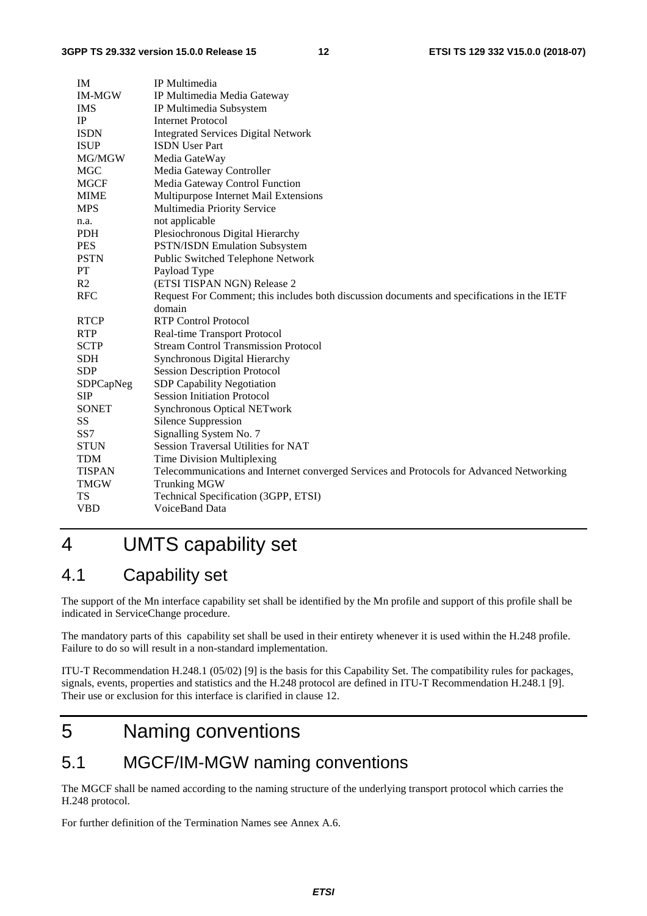| | |
|---|---|
| IM | IP Multimedia |
| IM-MGW | IP Multimedia Media Gateway |
| IMS | IP Multimedia Subsystem |
| IP | Internet Protocol |
| ISDN | Integrated Services Digital Network |
| ISUP | ISDN User Part |
| MG/MGW | Media GateWay |
| MGC | Media Gateway Controller |
| MGCF | Media Gateway Control Function |
| MIME | Multipurpose Internet Mail Extensions |
| MPS | Multimedia Priority Service |
| n.a. | not applicable |
| PDH | Plesiochronous Digital Hierarchy |
| PES | PSTN/ISDN Emulation Subsystem |
| PSTN | Public Switched Telephone Network |
| PT | Payload Type |
| R2 | (ETSI TISPAN NGN) Release 2 |
| RFC | Request For Comment; this includes both discussion documents and specifications in the IETF domain |
| RTCP | RTP Control Protocol |
| RTP | Real-time Transport Protocol |
| SCTP | Stream Control Transmission Protocol |
| SDH | Synchronous Digital Hierarchy |
| SDP | Session Description Protocol |
| SDPCapNeg | SDP Capability Negotiation |
| SIP | Session Initiation Protocol |
| SONET | Synchronous Optical NETwork |
| SS | Silence Suppression |
| SS7 | Signalling System No. 7 |
| STUN | Session Traversal Utilities for NAT |
| TDM | Time Division Multiplexing |
| TISPAN | Telecommunications and Internet converged Services and Protocols for Advanced Networking |
| TMGW | Trunking MGW |
| TS | Technical Specification (3GPP, ETSI) |
| VBD | VoiceBand Data |

# 4 UMTS capability set

## 4.1 Capability set

The support of the Mn interface capability set shall be identified by the Mn profile and support of this profile shall be indicated in ServiceChange procedure.

The mandatory parts of this capability set shall be used in their entirety whenever it is used within the H.248 profile. Failure to do so will result in a non-standard implementation.

ITU-T Recommendation H.248.1 (05/02) [9] is the basis for this Capability Set. The compatibility rules for packages, signals, events, properties and statistics and the H.248 protocol are defined in ITU-T Recommendation H.248.1 [9]. Their use or exclusion for this interface is clarified in clause 12.

# 5 Naming conventions

## 5.1 MGCF/IM-MGW naming conventions

The MGCF shall be named according to the naming structure of the underlying transport protocol which carries the H.248 protocol.

For further definition of the Termination Names see Annex A.6.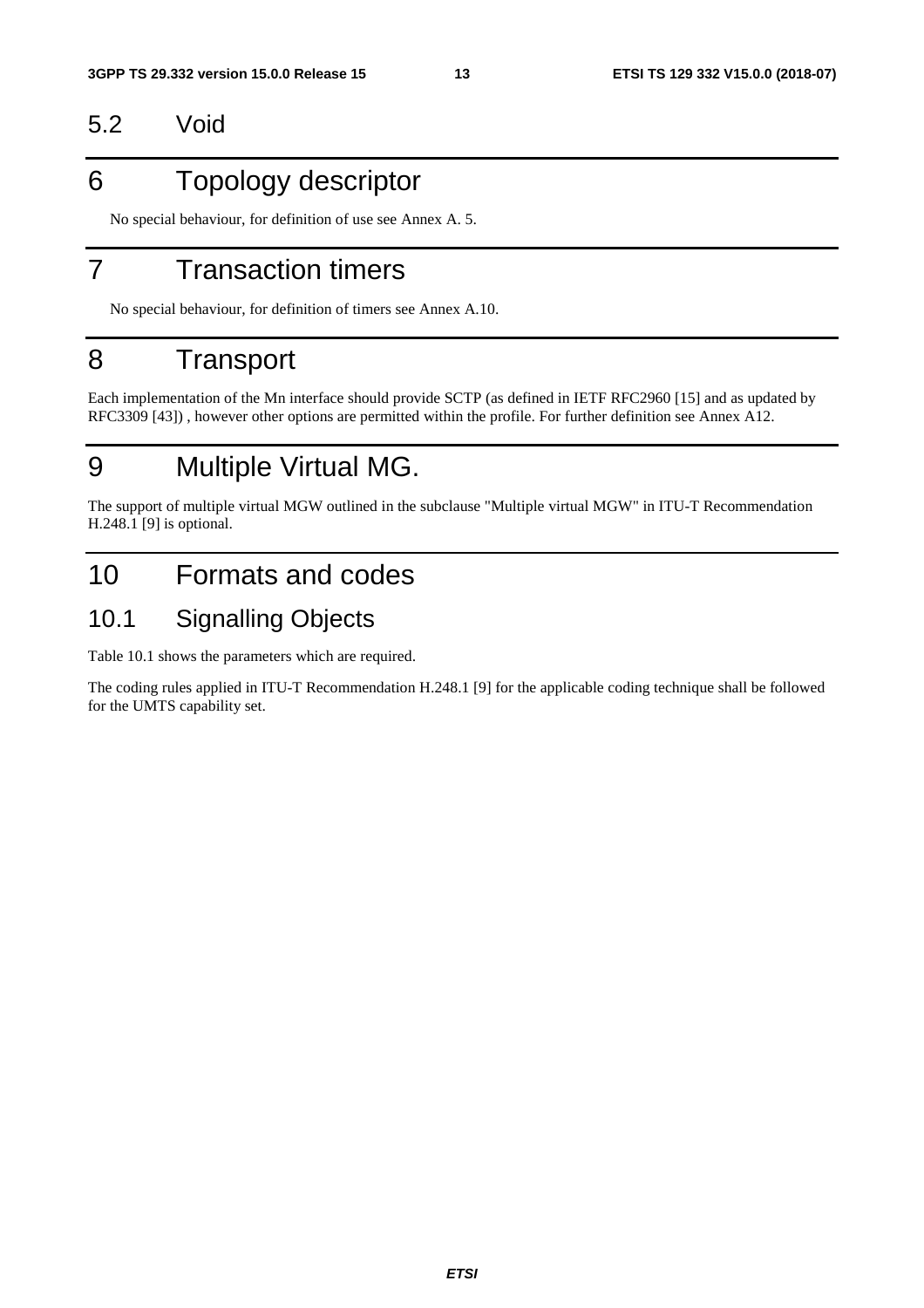## 5.2 Void

# 6 Topology descriptor

No special behaviour, for definition of use see Annex A. 5.

# 7 Transaction timers

No special behaviour, for definition of timers see Annex A.10.

# 8 Transport

Each implementation of the Mn interface should provide SCTP (as defined in IETF RFC2960 [15] and as updated by RFC3309 [43]) , however other options are permitted within the profile. For further definition see Annex A12.

# 9 Multiple Virtual MG.

The support of multiple virtual MGW outlined in the subclause "Multiple virtual MGW" in ITU-T Recommendation H.248.1 [9] is optional.

# 10 Formats and codes

## 10.1 Signalling Objects

Table 10.1 shows the parameters which are required.

The coding rules applied in ITU-T Recommendation H.248.1 [9] for the applicable coding technique shall be followed for the UMTS capability set.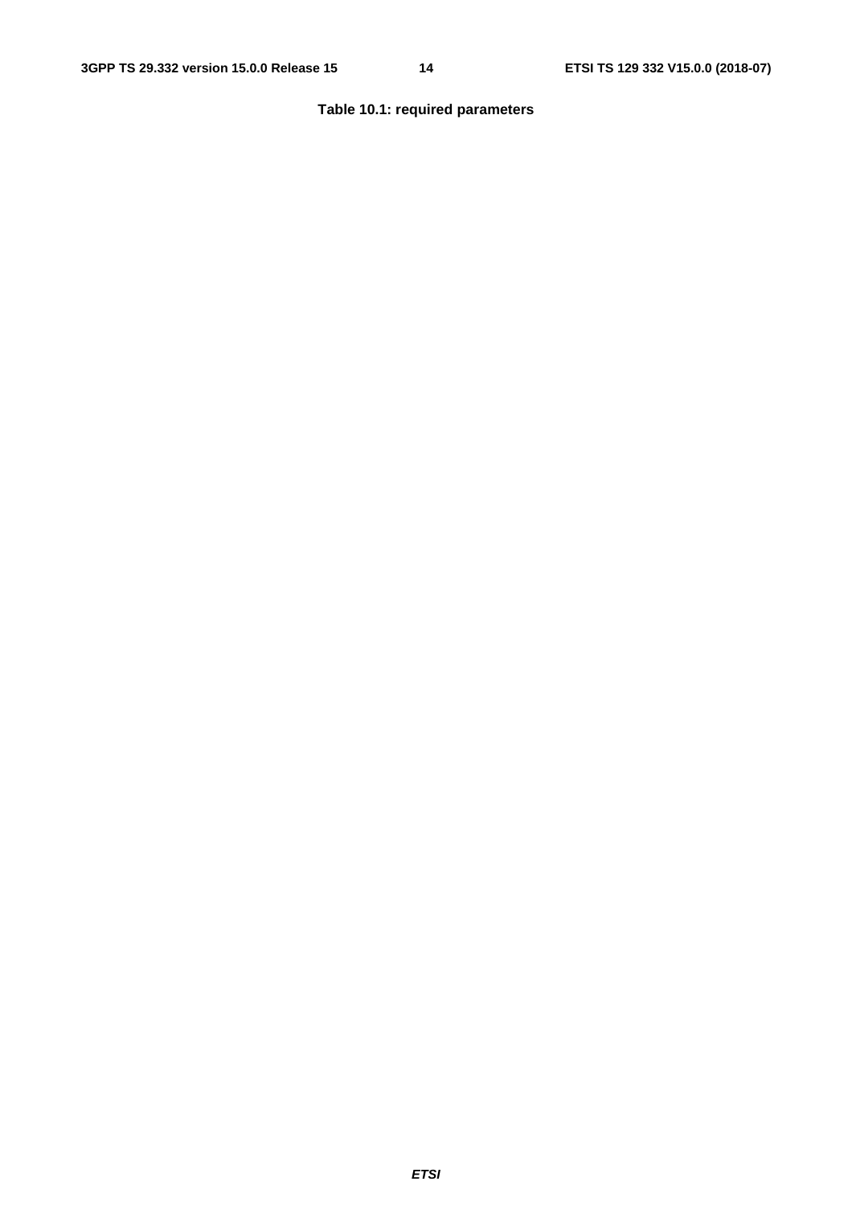**Table 10.1: required parameters**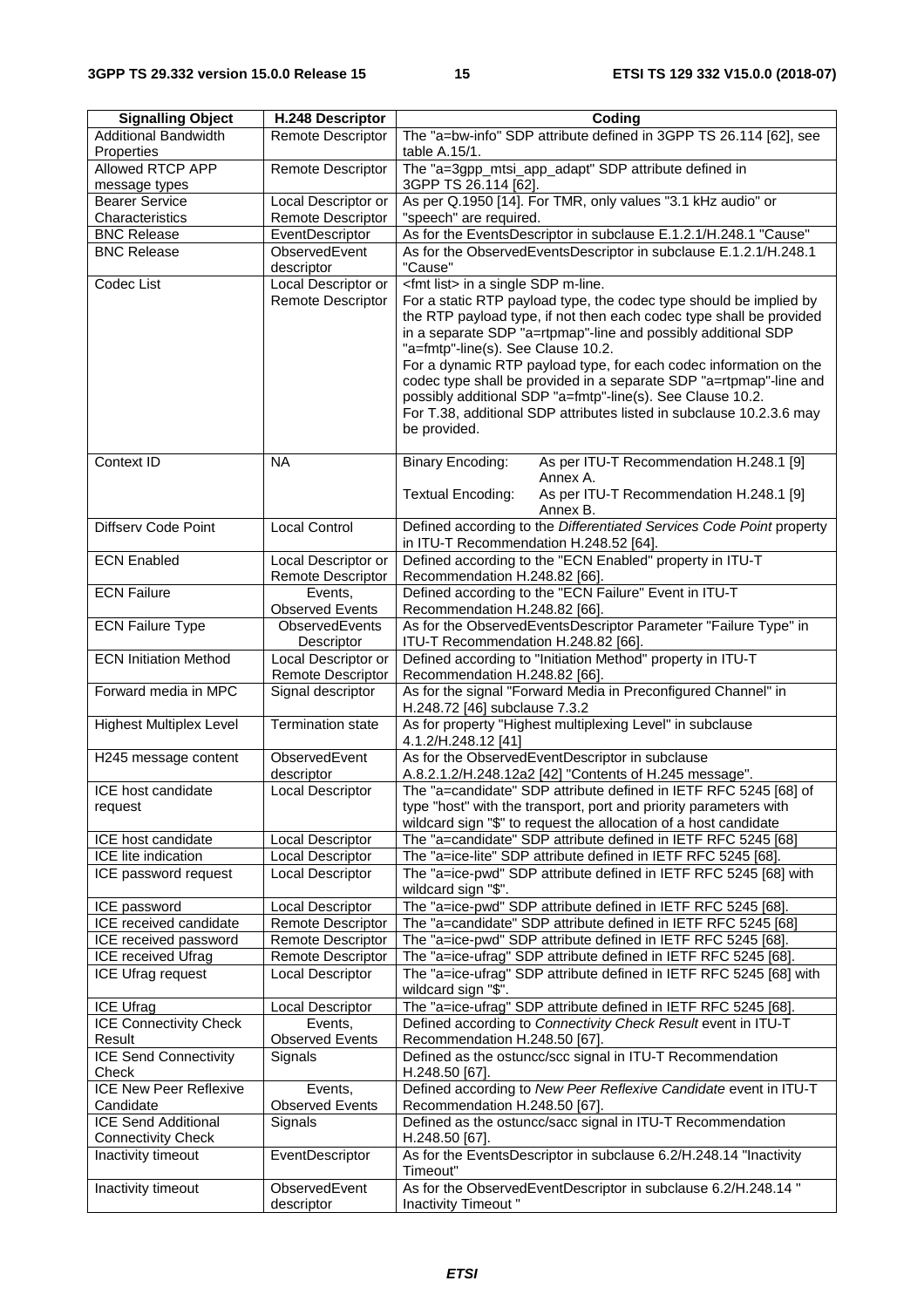| Signalling Object | H.248 Descriptor | Coding |
|---|---|---|
| Additional Bandwidth Properties | Remote Descriptor | The "a=bw-info" SDP attribute defined in 3GPP TS 26.114 [62], see table A.15/1. |
| Allowed RTCP APP message types | Remote Descriptor | The "a=3gpp_mtsi_app_adapt" SDP attribute defined in 3GPP TS 26.114 [62]. |
| Bearer Service Characteristics | Local Descriptor or Remote Descriptor | As per Q.1950 [14]. For TMR, only values "3.1 kHz audio" or "speech" are required. |
| BNC Release | EventDescriptor | As for the EventsDescriptor in subclause E.1.2.1/H.248.1 "Cause" |
| BNC Release | ObservedEvent descriptor | As for the ObservedEventsDescriptor in subclause E.1.2.1/H.248.1 "Cause" |
| Codec List | Local Descriptor or Remote Descriptor | <fmt list> in a single SDP m-line.<br>For a static RTP payload type, the codec type should be implied by the RTP payload type, if not then each codec type shall be provided in a separate SDP "a=rtpmap"-line and possibly additional SDP "a=fmtp"-line(s). See Clause 10.2.<br>For a dynamic RTP payload type, for each codec information on the codec type shall be provided in a separate SDP "a=rtpmap"-line and possibly additional SDP "a=fmtp"-line(s). See Clause 10.2.<br>For T.38, additional SDP attributes listed in subclause 10.2.3.6 may be provided. |
| Context ID | NA | Binary Encoding: As per ITU-T Recommendation H.248.1 [9] Annex A.<br>Textual Encoding: As per ITU-T Recommendation H.248.1 [9] Annex B. |
| Diffserv Code Point | Local Control | Defined according to the *Differentiated Services Code Point* property in ITU-T Recommendation H.248.52 [64]. |
| ECN Enabled | Local Descriptor or Remote Descriptor | Defined according to the "ECN Enabled" property in ITU-T Recommendation H.248.82 [66]. |
| ECN Failure | Events, Observed Events | Defined according to the "ECN Failure" Event in ITU-T Recommendation H.248.82 [66]. |
| ECN Failure Type | ObservedEvents Descriptor | As for the ObservedEventsDescriptor Parameter "Failure Type" in ITU-T Recommendation H.248.82 [66]. |
| ECN Initiation Method | Local Descriptor or Remote Descriptor | Defined according to "Initiation Method" property in ITU-T Recommendation H.248.82 [66]. |
| Forward media in MPC | Signal descriptor | As for the signal "Forward Media in Preconfigured Channel" in H.248.72 [46] subclause 7.3.2 |
| Highest Multiplex Level | Termination state | As for property "Highest multiplexing Level" in subclause 4.1.2/H.248.12 [41] |
| H245 message content | ObservedEvent descriptor | As for the ObservedEventDescriptor in subclause A.8.2.1.2/H.248.12a2 [42] "Contents of H.245 message". |
| ICE host candidate request | Local Descriptor | The "a=candidate" SDP attribute defined in IETF RFC 5245 [68] of type "host" with the transport, port and priority parameters with wildcard sign "$" to request the allocation of a host candidate |
| ICE host candidate | Local Descriptor | The "a=candidate" SDP attribute defined in IETF RFC 5245 [68] |
| ICE lite indication | Local Descriptor | The "a=ice-lite" SDP attribute defined in IETF RFC 5245 [68]. |
| ICE password request | Local Descriptor | The "a=ice-pwd" SDP attribute defined in IETF RFC 5245 [68] with wildcard sign "$". |
| ICE password | Local Descriptor | The "a=ice-pwd" SDP attribute defined in IETF RFC 5245 [68]. |
| ICE received candidate | Remote Descriptor | The "a=candidate" SDP attribute defined in IETF RFC 5245 [68] |
| ICE received password | Remote Descriptor | The "a=ice-pwd" SDP attribute defined in IETF RFC 5245 [68]. |
| ICE received Ufrag | Remote Descriptor | The "a=ice-ufrag" SDP attribute defined in IETF RFC 5245 [68]. |
| ICE Ufrag request | Local Descriptor | The "a=ice-ufrag" SDP attribute defined in IETF RFC 5245 [68] with wildcard sign "$". |
| ICE Ufrag | Local Descriptor | The "a=ice-ufrag" SDP attribute defined in IETF RFC 5245 [68]. |
| ICE Connectivity Check Result | Events, Observed Events | Defined according to *Connectivity Check Result* event in ITU-T Recommendation H.248.50 [67]. |
| ICE Send Connectivity Check | Signals | Defined as the ostuncc/scc signal in ITU-T Recommendation H.248.50 [67]. |
| ICE New Peer Reflexive Candidate | Events, Observed Events | Defined according to *New Peer Reflexive Candidate* event in ITU-T Recommendation H.248.50 [67]. |
| ICE Send Additional Connectivity Check | Signals | Defined as the ostuncc/sacc signal in ITU-T Recommendation H.248.50 [67]. |
| Inactivity timeout | EventDescriptor | As for the EventsDescriptor in subclause 6.2/H.248.14 "Inactivity Timeout" |
| Inactivity timeout | ObservedEvent descriptor | As for the ObservedEventDescriptor in subclause 6.2/H.248.14 " Inactivity Timeout " |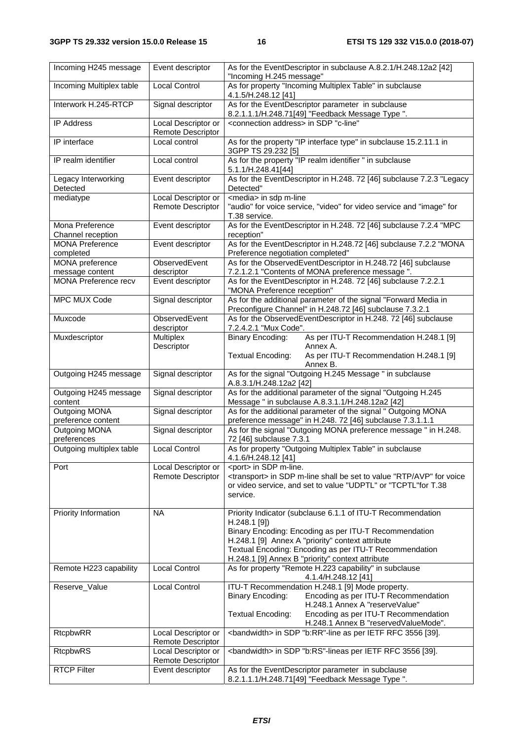| | | |
|---|---|---|
| Incoming H245 message | Event descriptor | As for the EventDescriptor in subclause A.8.2.1/H.248.12a2 [42] "Incoming H.245 message" |
| Incoming Multiplex table | Local Control | As for property "Incoming Multiplex Table" in subclause 4.1.5/H.248.12 [41] |
| Interwork H.245-RTCP | Signal descriptor | As for the EventDescriptor parameter in subclause 8.2.1.1.1/H.248.71[49] "Feedback Message Type ". |
| IP Address | Local Descriptor or Remote Descriptor | <connection address> in SDP "c-line" |
| IP interface | Local control | As for the property "IP interface type" in subclause 15.2.11.1 in 3GPP TS 29.232 [5] |
| IP realm identifier | Local control | As for the property "IP realm identifier " in subclause 5.1.1/H.248.41[44] |
| Legacy Interworking Detected | Event descriptor | As for the EventDescriptor in H.248. 72 [46] subclause 7.2.3 "Legacy Detected" |
| mediatype | Local Descriptor or Remote Descriptor | <media> in sdp m-line<br>"audio" for voice service, "video" for video service and "image" for T.38 service. |
| Mona Preference Channel reception | Event descriptor | As for the EventDescriptor in H.248. 72 [46] subclause 7.2.4 "MPC reception" |
| MONA Preference completed | Event descriptor | As for the EventDescriptor in H.248.72 [46] subclause 7.2.2 "MONA Preference negotiation completed" |
| MONA preference message content | ObservedEvent descriptor | As for the ObservedEventDescriptor in H.248.72 [46] subclause 7.2.1.2.1 "Contents of MONA preference message ". |
| MONA Preference recv | Event descriptor | As for the EventDescriptor in H.248. 72 [46] subclause 7.2.2.1 "MONA Preference reception" |
| MPC MUX Code | Signal descriptor | As for the additional parameter of the signal "Forward Media in Preconfigure Channel" in H.248.72 [46] subclause 7.3.2.1 |
| Muxcode | ObservedEvent descriptor | As for the ObservedEventDescriptor in H.248. 72 [46] subclause 7.2.4.2.1 "Mux Code". |
| Muxdescriptor | Multiplex Descriptor | Binary Encoding: As per ITU-T Recommendation H.248.1 [9] Annex A.<br>Textual Encoding: As per ITU-T Recommendation H.248.1 [9] Annex B. |
| Outgoing H245 message | Signal descriptor | As for the signal "Outgoing H.245 Message " in subclause A.8.3.1/H.248.12a2 [42] |
| Outgoing H245 message content | Signal descriptor | As for the additional parameter of the signal "Outgoing H.245 Message " in subclause A.8.3.1.1/H.248.12a2 [42] |
| Outgoing MONA preference content | Signal descriptor | As for the additional parameter of the signal " Outgoing MONA preference message" in H.248. 72 [46] subclause 7.3.1.1.1 |
| Outgoing MONA preferences | Signal descriptor | As for the signal "Outgoing MONA preference message " in H.248. 72 [46] subclause 7.3.1 |
| Outgoing multiplex table | Local Control | As for property "Outgoing Multiplex Table" in subclause 4.1.6/H.248.12 [41] |
| Port | Local Descriptor or Remote Descriptor | <port> in SDP m-line.<br><transport> in SDP m-line shall be set to value "RTP/AVP" for voice or video service, and set to value "UDPTL" or "TCPTL"for T.38 service. |
| Priority Information | NA | Priority Indicator (subclause 6.1.1 of ITU-T Recommendation H.248.1 [9])<br>Binary Encoding: Encoding as per ITU-T Recommendation H.248.1 [9] Annex A "priority" context attribute<br>Textual Encoding: Encoding as per ITU-T Recommendation H.248.1 [9] Annex B "priority" context attribute |
| Remote H223 capability | Local Control | As for property "Remote H.223 capability" in subclause 4.1.4/H.248.12 [41] |
| Reserve_Value | Local Control | ITU-T Recommendation H.248.1 [9] Mode property.<br>Binary Encoding: Encoding as per ITU-T Recommendation H.248.1 Annex A "reserveValue"<br>Textual Encoding: Encoding as per ITU-T Recommendation H.248.1 Annex B "reservedValueMode". |
| RtcpbwRR | Local Descriptor or Remote Descriptor | <bandwidth> in SDP "b:RR"-line as per IETF RFC 3556 [39]. |
| RtcpbwRS | Local Descriptor or Remote Descriptor | <bandwidth> in SDP "b:RS"-lineas per IETF RFC 3556 [39]. |
| RTCP Filter | Event descriptor | As for the EventDescriptor parameter in subclause 8.2.1.1.1/H.248.71[49] "Feedback Message Type ". |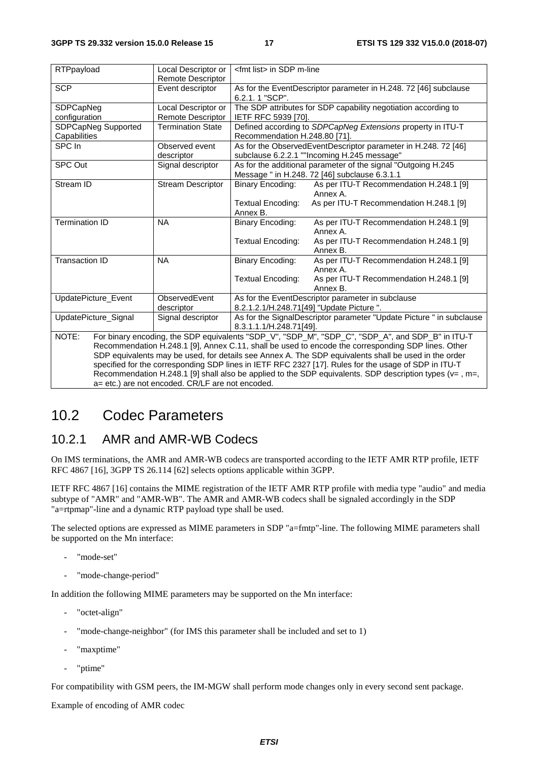| | | |
|---|---|---|
| RTPpayload | Local Descriptor or Remote Descriptor | <fmt list> in SDP m-line |
| SCP | Event descriptor | As for the EventDescriptor parameter in H.248. 72 [46] subclause 6.2.1. 1 "SCP". |
| SDPCapNeg configuration | Local Descriptor or Remote Descriptor | The SDP attributes for SDP capability negotiation according to IETF RFC 5939 [70]. |
| SDPCapNeg Supported Capabilities | Termination State | Defined according to *SDPCapNeg Extensions* property in ITU-T Recommendation H.248.80 [71]. |
| SPC In | Observed event descriptor | As for the ObservedEventDescriptor parameter in H.248. 72 [46] subclause 6.2.2.1 ""Incoming H.245 message" |
| SPC Out | Signal descriptor | As for the additional parameter of the signal "Outgoing H.245 Message " in H.248. 72 [46] subclause 6.3.1.1 |
| Stream ID | Stream Descriptor | Binary Encoding: As per ITU-T Recommendation H.248.1 [9] Annex A.<br>Textual Encoding: As per ITU-T Recommendation H.248.1 [9] Annex B. |
| Termination ID | NA | Binary Encoding: As per ITU-T Recommendation H.248.1 [9] Annex A.<br>Textual Encoding: As per ITU-T Recommendation H.248.1 [9] Annex B. |
| Transaction ID | NA | Binary Encoding: As per ITU-T Recommendation H.248.1 [9] Annex A.<br>Textual Encoding: As per ITU-T Recommendation H.248.1 [9] Annex B. |
| UpdatePicture_Event | ObservedEvent descriptor | As for the EventDescriptor parameter in subclause 8.2.1.2.1/H.248.71[49] "Update Picture ". |
| UpdatePicture_Signal | Signal descriptor | As for the SignalDescriptor parameter "Update Picture " in subclause 8.3.1.1.1/H.248.71[49]. |
| NOTE: For binary encoding, the SDP equivalents "SDP_V", "SDP_M", "SDP_C", "SDP_A", and SDP_B" in ITU-T Recommendation H.248.1 [9], Annex C.11, shall be used to encode the corresponding SDP lines. Other SDP equivalents may be used, for details see Annex A. The SDP equivalents shall be used in the order specified for the corresponding SDP lines in IETF RFC 2327 [17]. Rules for the usage of SDP in ITU-T Recommendation H.248.1 [9] shall also be applied to the SDP equivalents. SDP description types (v= , m=, a= etc.) are not encoded. CR/LF are not encoded. | | |

## 10.2 Codec Parameters

### 10.2.1 AMR and AMR-WB Codecs

On IMS terminations, the AMR and AMR-WB codecs are transported according to the IETF AMR RTP profile, IETF RFC 4867 [16], 3GPP TS 26.114 [62] selects options applicable within 3GPP.

IETF RFC 4867 [16] contains the MIME registration of the IETF AMR RTP profile with media type "audio" and media subtype of "AMR" and "AMR-WB". The AMR and AMR-WB codecs shall be signaled accordingly in the SDP "a=rtpmap"-line and a dynamic RTP payload type shall be used.

The selected options are expressed as MIME parameters in SDP "a=fmtp"-line. The following MIME parameters shall be supported on the Mn interface:

- "mode-set"
- "mode-change-period"

In addition the following MIME parameters may be supported on the Mn interface:

- "octet-align"
- "mode-change-neighbor" (for IMS this parameter shall be included and set to 1)
- "maxptime"
- "ptime"

For compatibility with GSM peers, the IM-MGW shall perform mode changes only in every second sent package.

Example of encoding of AMR codec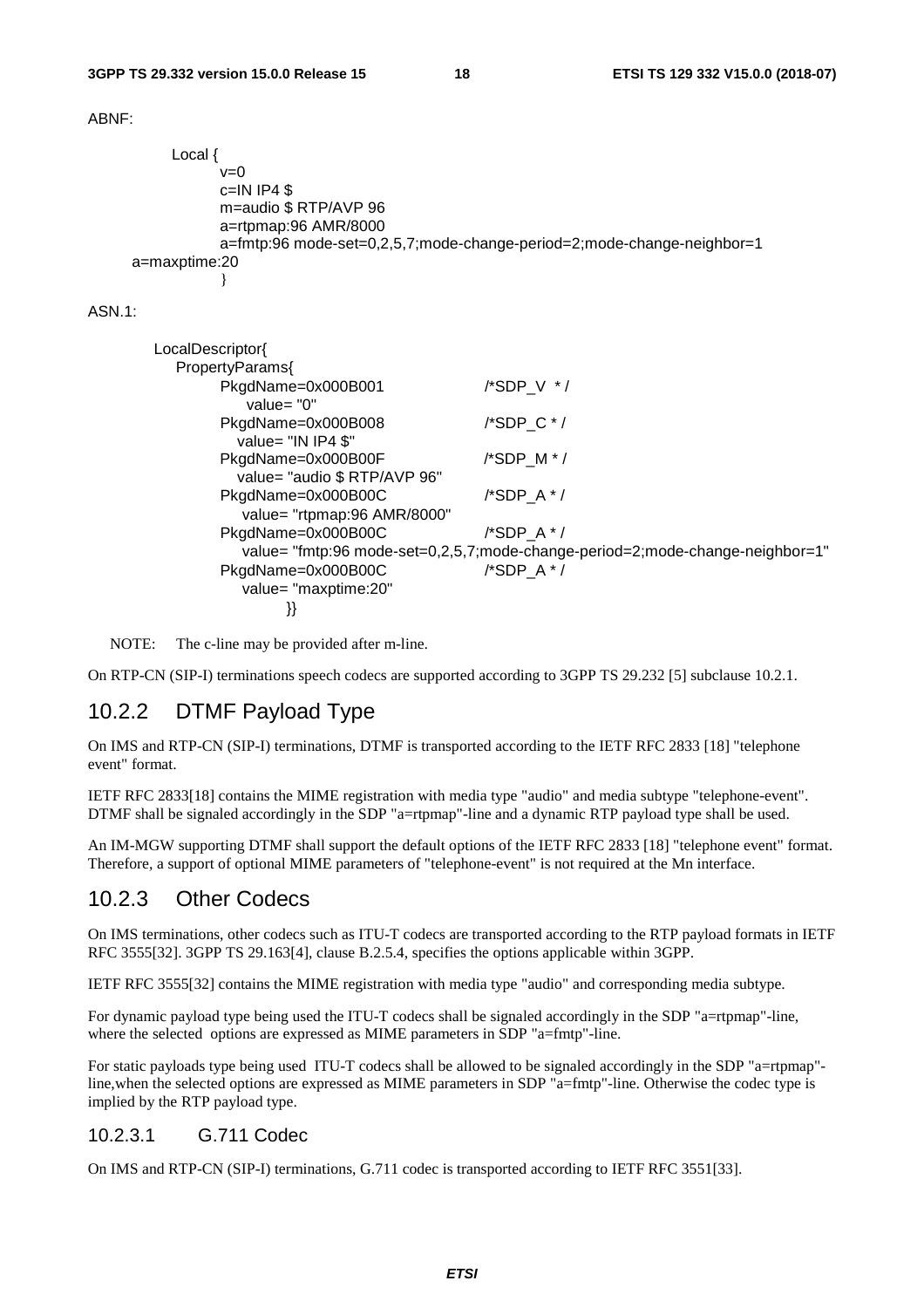ABNF:

```
        Local {
                v=0
                c=IN IP4 $
                m=audio $ RTP/AVP 96
                a=rtpmap:96 AMR/8000
                a=fmtp:96 mode-set=0,2,5,7;mode-change-period=2;mode-change-neighbor=1
    a=maxptime:20
                }
```

ASN.1:

```
        LocalDescriptor{
           PropertyParams{
                PkgdName=0x000B001                /*SDP_V  * /
                     value= "0"
                PkgdName=0x000B008                /*SDP_C * /
                   value= "IN IP4 $"
                PkgdName=0x000B00F                /*SDP_M * /
                   value= "audio $ RTP/AVP 96"
                PkgdName=0x000B00C                /*SDP_A * /
                    value= "rtpmap:96 AMR/8000"
                PkgdName=0x000B00C                /*SDP_A * /
                   value= "fmtp:96 mode-set=0,2,5,7;mode-change-period=2;mode-change-neighbor=1"
                PkgdName=0x000B00C                /*SDP_A * /
                   value= "maxptime:20"
                        }}
```

NOTE: The c-line may be provided after m-line.

On RTP-CN (SIP-I) terminations speech codecs are supported according to 3GPP TS 29.232 [5] subclause 10.2.1.

## 10.2.2 DTMF Payload Type

On IMS and RTP-CN (SIP-I) terminations, DTMF is transported according to the IETF RFC 2833 [18] "telephone event" format.

IETF RFC 2833[18] contains the MIME registration with media type "audio" and media subtype "telephone-event". DTMF shall be signaled accordingly in the SDP "a=rtpmap"-line and a dynamic RTP payload type shall be used.

An IM-MGW supporting DTMF shall support the default options of the IETF RFC 2833 [18] "telephone event" format. Therefore, a support of optional MIME parameters of "telephone-event" is not required at the Mn interface.

## 10.2.3 Other Codecs

On IMS terminations, other codecs such as ITU-T codecs are transported according to the RTP payload formats in IETF RFC 3555[32]. 3GPP TS 29.163[4], clause B.2.5.4, specifies the options applicable within 3GPP.

IETF RFC 3555[32] contains the MIME registration with media type "audio" and corresponding media subtype.

For dynamic payload type being used the ITU-T codecs shall be signaled accordingly in the SDP "a=rtpmap"-line, where the selected options are expressed as MIME parameters in SDP "a=fmtp"-line.

For static payloads type being used ITU-T codecs shall be allowed to be signaled accordingly in the SDP "a=rtpmap"-line,when the selected options are expressed as MIME parameters in SDP "a=fmtp"-line. Otherwise the codec type is implied by the RTP payload type.

### 10.2.3.1 G.711 Codec

On IMS and RTP-CN (SIP-I) terminations, G.711 codec is transported according to IETF RFC 3551[33].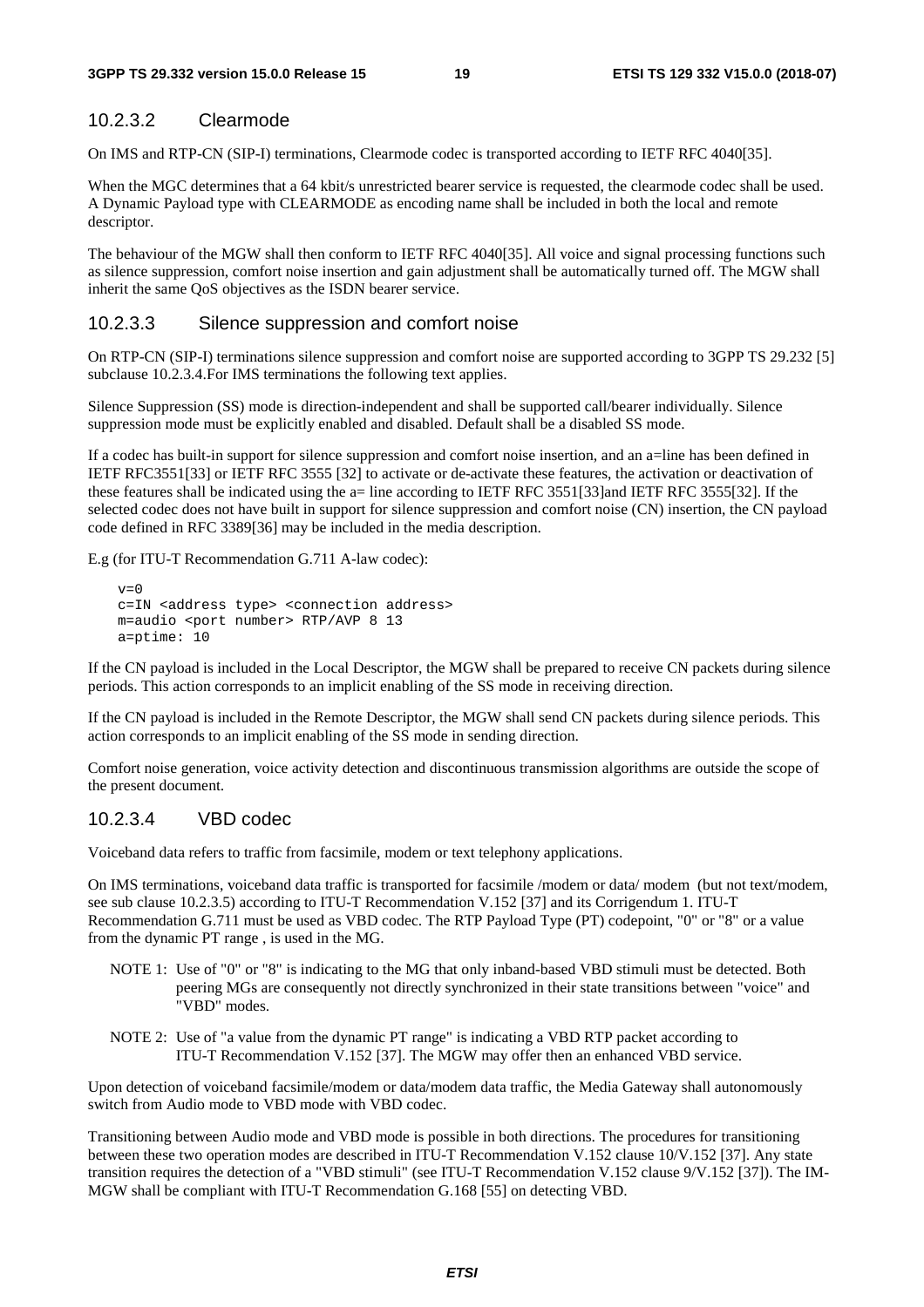#### 10.2.3.2 Clearmode

On IMS and RTP-CN (SIP-I) terminations, Clearmode codec is transported according to IETF RFC 4040[35].

When the MGC determines that a 64 kbit/s unrestricted bearer service is requested, the clearmode codec shall be used. A Dynamic Payload type with CLEARMODE as encoding name shall be included in both the local and remote descriptor.

The behaviour of the MGW shall then conform to IETF RFC 4040[35]. All voice and signal processing functions such as silence suppression, comfort noise insertion and gain adjustment shall be automatically turned off. The MGW shall inherit the same QoS objectives as the ISDN bearer service.

#### 10.2.3.3 Silence suppression and comfort noise

On RTP-CN (SIP-I) terminations silence suppression and comfort noise are supported according to 3GPP TS 29.232 [5] subclause 10.2.3.4.For IMS terminations the following text applies.

Silence Suppression (SS) mode is direction-independent and shall be supported call/bearer individually. Silence suppression mode must be explicitly enabled and disabled. Default shall be a disabled SS mode.

If a codec has built-in support for silence suppression and comfort noise insertion, and an a=line has been defined in IETF RFC3551[33] or IETF RFC 3555 [32] to activate or de-activate these features, the activation or deactivation of these features shall be indicated using the a= line according to IETF RFC 3551[33]and IETF RFC 3555[32]. If the selected codec does not have built in support for silence suppression and comfort noise (CN) insertion, the CN payload code defined in RFC 3389[36] may be included in the media description.

E.g (for ITU-T Recommendation G.711 A-law codec):

```
v=0
c=IN <address type> <connection address>
m=audio <port number> RTP/AVP 8 13
a=ptime: 10
```

If the CN payload is included in the Local Descriptor, the MGW shall be prepared to receive CN packets during silence periods. This action corresponds to an implicit enabling of the SS mode in receiving direction.

If the CN payload is included in the Remote Descriptor, the MGW shall send CN packets during silence periods. This action corresponds to an implicit enabling of the SS mode in sending direction.

Comfort noise generation, voice activity detection and discontinuous transmission algorithms are outside the scope of the present document.

#### 10.2.3.4 VBD codec

Voiceband data refers to traffic from facsimile, modem or text telephony applications.

On IMS terminations, voiceband data traffic is transported for facsimile /modem or data/ modem (but not text/modem, see sub clause 10.2.3.5) according to ITU-T Recommendation V.152 [37] and its Corrigendum 1. ITU-T Recommendation G.711 must be used as VBD codec. The RTP Payload Type (PT) codepoint, "0" or "8" or a value from the dynamic PT range , is used in the MG.

NOTE 1: Use of "0" or "8" is indicating to the MG that only inband-based VBD stimuli must be detected. Both peering MGs are consequently not directly synchronized in their state transitions between "voice" and "VBD" modes.

NOTE 2: Use of "a value from the dynamic PT range" is indicating a VBD RTP packet according to ITU-T Recommendation V.152 [37]. The MGW may offer then an enhanced VBD service.

Upon detection of voiceband facsimile/modem or data/modem data traffic, the Media Gateway shall autonomously switch from Audio mode to VBD mode with VBD codec.

Transitioning between Audio mode and VBD mode is possible in both directions. The procedures for transitioning between these two operation modes are described in ITU-T Recommendation V.152 clause 10/V.152 [37]. Any state transition requires the detection of a "VBD stimuli" (see ITU-T Recommendation V.152 clause 9/V.152 [37]). The IM-MGW shall be compliant with ITU-T Recommendation G.168 [55] on detecting VBD.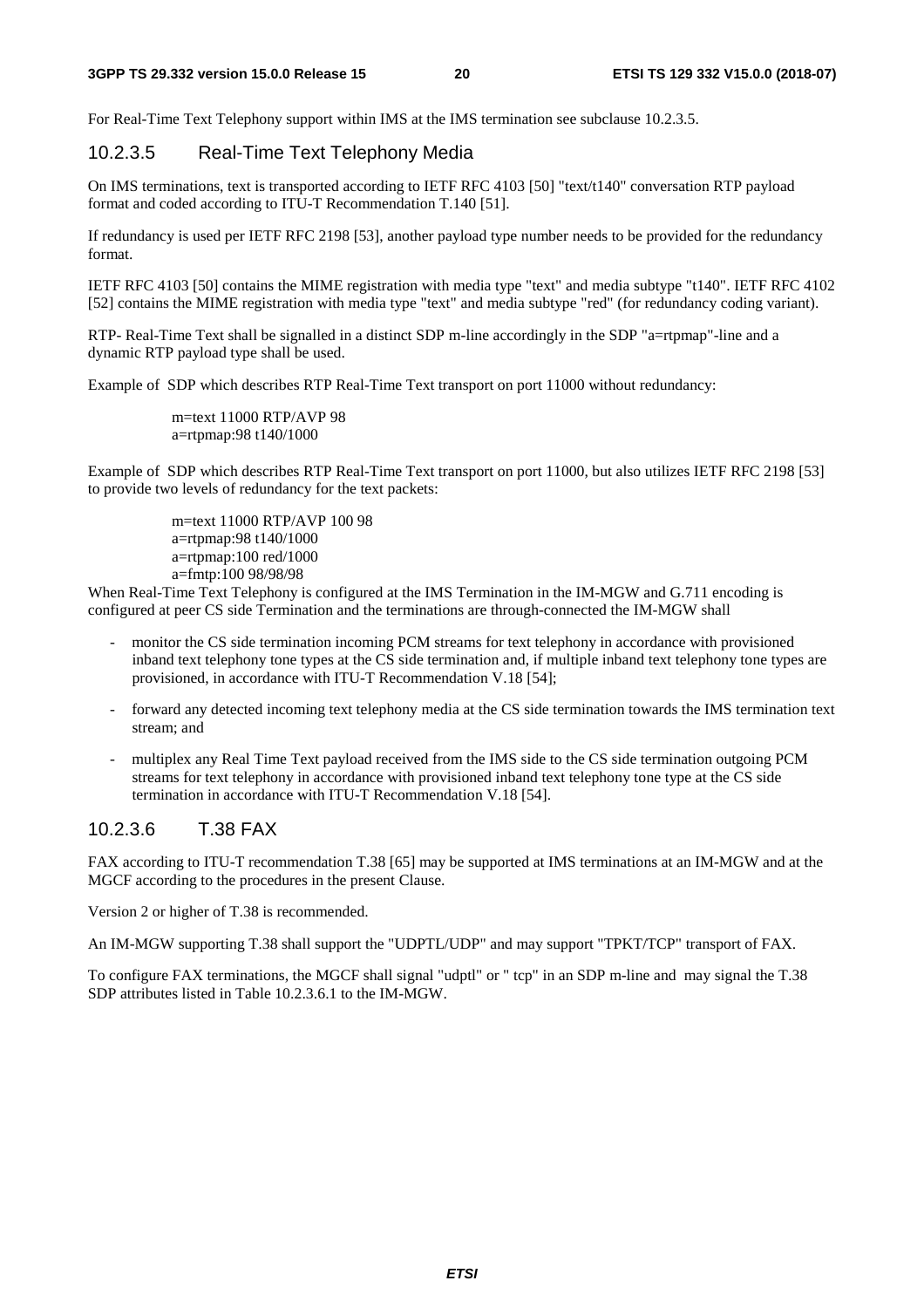For Real-Time Text Telephony support within IMS at the IMS termination see subclause 10.2.3.5.

### 10.2.3.5 Real-Time Text Telephony Media

On IMS terminations, text is transported according to IETF RFC 4103 [50] "text/t140" conversation RTP payload format and coded according to ITU-T Recommendation T.140 [51].

If redundancy is used per IETF RFC 2198 [53], another payload type number needs to be provided for the redundancy format.

IETF RFC 4103 [50] contains the MIME registration with media type "text" and media subtype "t140". IETF RFC 4102 [52] contains the MIME registration with media type "text" and media subtype "red" (for redundancy coding variant).

RTP- Real-Time Text shall be signalled in a distinct SDP m-line accordingly in the SDP "a=rtpmap"-line and a dynamic RTP payload type shall be used.

Example of SDP which describes RTP Real-Time Text transport on port 11000 without redundancy:

```
m=text 11000 RTP/AVP 98
a=rtpmap:98 t140/1000
```

Example of SDP which describes RTP Real-Time Text transport on port 11000, but also utilizes IETF RFC 2198 [53] to provide two levels of redundancy for the text packets:

```
m=text 11000 RTP/AVP 100 98
a=rtpmap:98 t140/1000
a=rtpmap:100 red/1000
a=fmtp:100 98/98/98
```

When Real-Time Text Telephony is configured at the IMS Termination in the IM-MGW and G.711 encoding is configured at peer CS side Termination and the terminations are through-connected the IM-MGW shall

- monitor the CS side termination incoming PCM streams for text telephony in accordance with provisioned inband text telephony tone types at the CS side termination and, if multiple inband text telephony tone types are provisioned, in accordance with ITU-T Recommendation V.18 [54];
- forward any detected incoming text telephony media at the CS side termination towards the IMS termination text stream; and
- multiplex any Real Time Text payload received from the IMS side to the CS side termination outgoing PCM streams for text telephony in accordance with provisioned inband text telephony tone type at the CS side termination in accordance with ITU-T Recommendation V.18 [54].

### 10.2.3.6 T.38 FAX

FAX according to ITU-T recommendation T.38 [65] may be supported at IMS terminations at an IM-MGW and at the MGCF according to the procedures in the present Clause.

Version 2 or higher of T.38 is recommended.

An IM-MGW supporting T.38 shall support the "UDPTL/UDP" and may support "TPKT/TCP" transport of FAX.

To configure FAX terminations, the MGCF shall signal "udptl" or " tcp" in an SDP m-line and may signal the T.38 SDP attributes listed in Table 10.2.3.6.1 to the IM-MGW.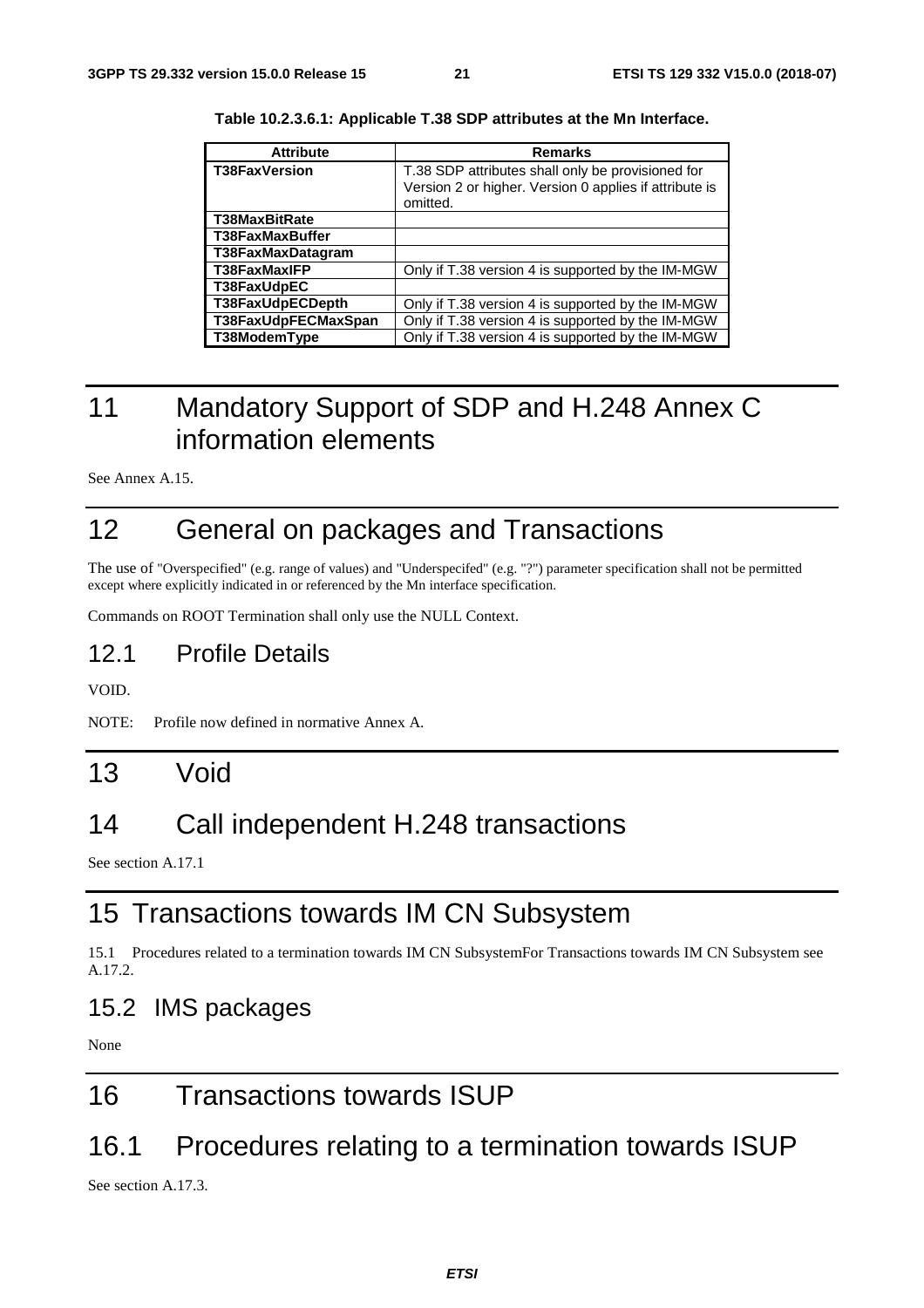**Table 10.2.3.6.1: Applicable T.38 SDP attributes at the Mn Interface.**

| Attribute | Remarks |
|---|---|
| **T38FaxVersion** | T.38 SDP attributes shall only be provisioned for Version 2 or higher. Version 0 applies if attribute is omitted. |
| **T38MaxBitRate** | |
| **T38FaxMaxBuffer** | |
| **T38FaxMaxDatagram** | |
| **T38FaxMaxIFP** | Only if T.38 version 4 is supported by the IM-MGW |
| **T38FaxUdpEC** | |
| **T38FaxUdpECDepth** | Only if T.38 version 4 is supported by the IM-MGW |
| **T38FaxUdpFECMaxSpan** | Only if T.38 version 4 is supported by the IM-MGW |
| **T38ModemType** | Only if T.38 version 4 is supported by the IM-MGW |

# 11 Mandatory Support of SDP and H.248 Annex C information elements

See Annex A.15.

# 12 General on packages and Transactions

The use of "Overspecified" (e.g. range of values) and "Underspecifed" (e.g. "?") parameter specification shall not be permitted except where explicitly indicated in or referenced by the Mn interface specification.

Commands on ROOT Termination shall only use the NULL Context.

## 12.1 Profile Details

VOID.

NOTE: Profile now defined in normative Annex A.

# 13 Void

# 14 Call independent H.248 transactions

See section A.17.1

# 15 Transactions towards IM CN Subsystem

15.1 Procedures related to a termination towards IM CN SubsystemFor Transactions towards IM CN Subsystem see A.17.2.

## 15.2 IMS packages

None

# 16 Transactions towards ISUP

# 16.1 Procedures relating to a termination towards ISUP

See section A.17.3.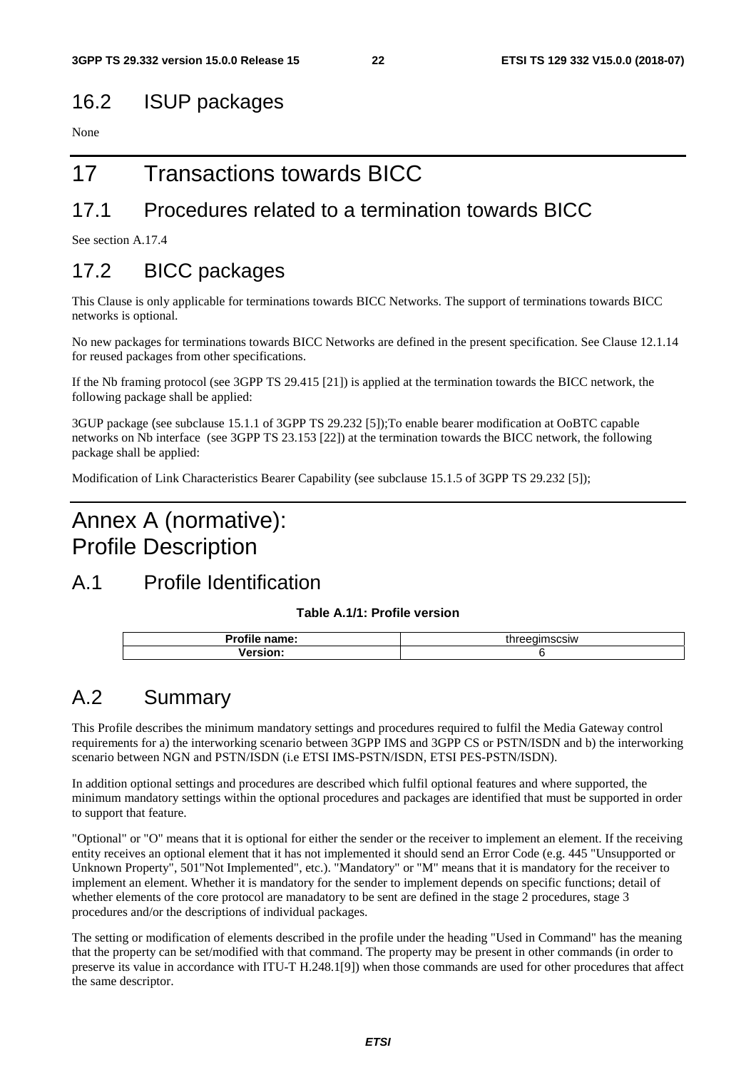## 16.2 ISUP packages

None

# 17 Transactions towards BICC

## 17.1 Procedures related to a termination towards BICC

See section A.17.4

## 17.2 BICC packages

This Clause is only applicable for terminations towards BICC Networks. The support of terminations towards BICC networks is optional.

No new packages for terminations towards BICC Networks are defined in the present specification. See Clause 12.1.14 for reused packages from other specifications.

If the Nb framing protocol (see 3GPP TS 29.415 [21]) is applied at the termination towards the BICC network, the following package shall be applied:

3GUP package (see subclause 15.1.1 of 3GPP TS 29.232 [5]);To enable bearer modification at OoBTC capable networks on Nb interface (see 3GPP TS 23.153 [22]) at the termination towards the BICC network, the following package shall be applied:

Modification of Link Characteristics Bearer Capability (see subclause 15.1.5 of 3GPP TS 29.232 [5]);

# Annex A (normative): Profile Description

## A.1 Profile Identification

**Table A.1/1: Profile version**

| | |
|---|---|
| **Profile name:** | threegimscsiw |
| **Version:** | 6 |

## A.2 Summary

This Profile describes the minimum mandatory settings and procedures required to fulfil the Media Gateway control requirements for a) the interworking scenario between 3GPP IMS and 3GPP CS or PSTN/ISDN and b) the interworking scenario between NGN and PSTN/ISDN (i.e ETSI IMS-PSTN/ISDN, ETSI PES-PSTN/ISDN).

In addition optional settings and procedures are described which fulfil optional features and where supported, the minimum mandatory settings within the optional procedures and packages are identified that must be supported in order to support that feature.

"Optional" or "O" means that it is optional for either the sender or the receiver to implement an element. If the receiving entity receives an optional element that it has not implemented it should send an Error Code (e.g. 445 "Unsupported or Unknown Property", 501"Not Implemented", etc.). "Mandatory" or "M" means that it is mandatory for the receiver to implement an element. Whether it is mandatory for the sender to implement depends on specific functions; detail of whether elements of the core protocol are manadatory to be sent are defined in the stage 2 procedures, stage 3 procedures and/or the descriptions of individual packages.

The setting or modification of elements described in the profile under the heading "Used in Command" has the meaning that the property can be set/modified with that command. The property may be present in other commands (in order to preserve its value in accordance with ITU-T H.248.1[9]) when those commands are used for other procedures that affect the same descriptor.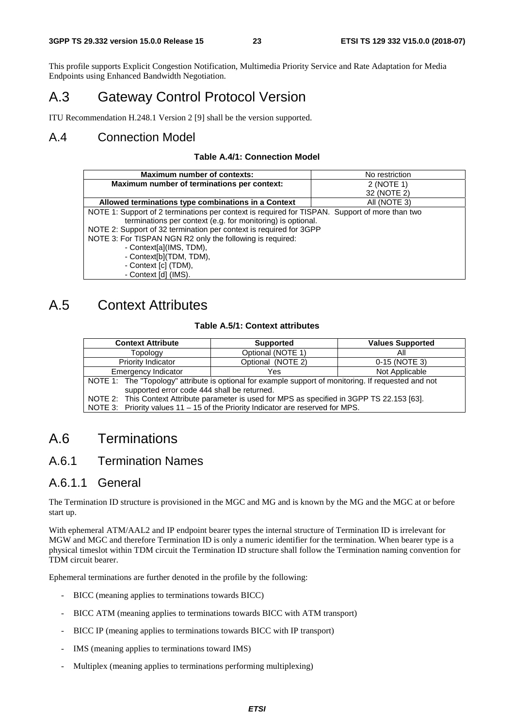This profile supports Explicit Congestion Notification, Multimedia Priority Service and Rate Adaptation for Media Endpoints using Enhanced Bandwidth Negotiation.

# A.3 Gateway Control Protocol Version

ITU Recommendation H.248.1 Version 2 [9] shall be the version supported.

# A.4 Connection Model

**Table A.4/1: Connection Model**

| | |
|---|---|
| **Maximum number of contexts:** | No restriction |
| **Maximum number of terminations per context:** | 2 (NOTE 1)<br>32 (NOTE 2) |
| **Allowed terminations type combinations in a Context** | All (NOTE 3) |
| NOTE 1: Support of 2 terminations per context is required for TISPAN. Support of more than two terminations per context (e.g. for monitoring) is optional.<br>NOTE 2: Support of 32 termination per context is required for 3GPP<br>NOTE 3: For TISPAN NGN R2 only the following is required:<br>- Context[a](IMS, TDM),<br>- Context[b](TDM, TDM),<br>- Context [c] (TDM),<br>- Context [d] (IMS). | |

# A.5 Context Attributes

**Table A.5/1: Context attributes**

| Context Attribute | Supported | Values Supported |
|---|---|---|
| Topology | Optional (NOTE 1) | All |
| Priority Indicator | Optional (NOTE 2) | 0-15 (NOTE 3) |
| Emergency Indicator | Yes | Not Applicable |
| NOTE 1: The "Topology" attribute is optional for example support of monitoring. If requested and not supported error code 444 shall be returned.<br>NOTE 2: This Context Attribute parameter is used for MPS as specified in 3GPP TS 22.153 [63].<br>NOTE 3: Priority values 11 – 15 of the Priority Indicator are reserved for MPS. | | |

# A.6 Terminations

## A.6.1 Termination Names

### A.6.1.1 General

The Termination ID structure is provisioned in the MGC and MG and is known by the MG and the MGC at or before start up.

With ephemeral ATM/AAL2 and IP endpoint bearer types the internal structure of Termination ID is irrelevant for MGW and MGC and therefore Termination ID is only a numeric identifier for the termination. When bearer type is a physical timeslot within TDM circuit the Termination ID structure shall follow the Termination naming convention for TDM circuit bearer.

Ephemeral terminations are further denoted in the profile by the following:

- BICC (meaning applies to terminations towards BICC)
- BICC ATM (meaning applies to terminations towards BICC with ATM transport)
- BICC IP (meaning applies to terminations towards BICC with IP transport)
- IMS (meaning applies to terminations toward IMS)
- Multiplex (meaning applies to terminations performing multiplexing)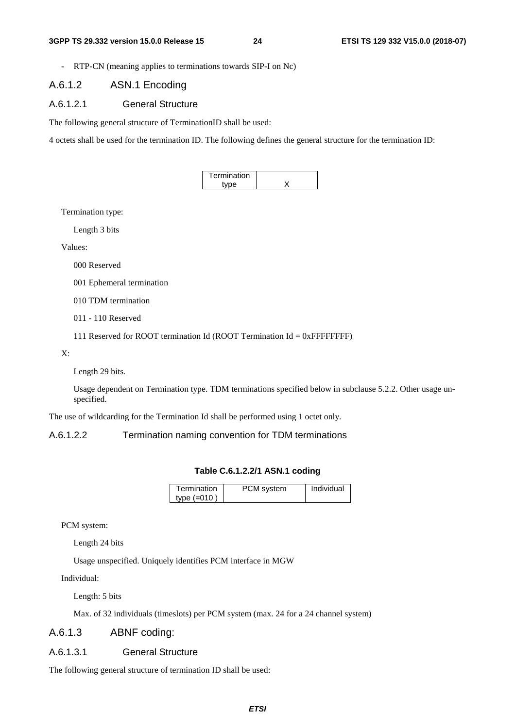- RTP-CN (meaning applies to terminations towards SIP-I on Nc)

### A.6.1.2 ASN.1 Encoding

#### A.6.1.2.1 General Structure

The following general structure of TerminationID shall be used:

4 octets shall be used for the termination ID. The following defines the general structure for the termination ID:

| | |
|---|---|
| Termination type | X |

Termination type:

Length 3 bits

Values:

000 Reserved

001 Ephemeral termination

010 TDM termination

011 - 110 Reserved

111 Reserved for ROOT termination Id (ROOT Termination Id = 0xFFFFFFFF)

X:

Length 29 bits.

Usage dependent on Termination type. TDM terminations specified below in subclause 5.2.2. Other usage unspecified.

The use of wildcarding for the Termination Id shall be performed using 1 octet only.

#### A.6.1.2.2 Termination naming convention for TDM terminations

**Table C.6.1.2.2/1 ASN.1 coding**

| | | |
|---|---|---|
| Termination type (=010 ) | PCM system | Individual |

PCM system:

Length 24 bits

Usage unspecified. Uniquely identifies PCM interface in MGW

Individual:

Length: 5 bits

Max. of 32 individuals (timeslots) per PCM system (max. 24 for a 24 channel system)

### A.6.1.3 ABNF coding:

#### A.6.1.3.1 General Structure

The following general structure of termination ID shall be used: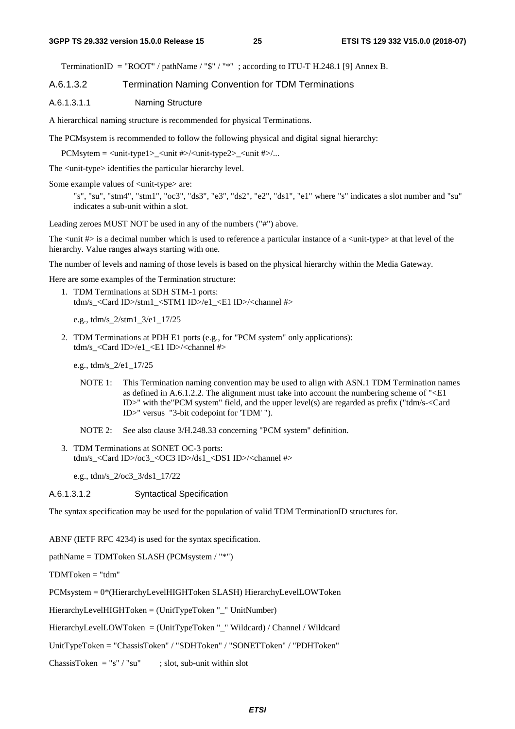TerminationID = "ROOT" / pathName / "$" / "*" ; according to ITU-T H.248.1 [9] Annex B.

#### A.6.1.3.2 Termination Naming Convention for TDM Terminations

##### A.6.1.3.1.1 Naming Structure

A hierarchical naming structure is recommended for physical Terminations.

The PCMsystem is recommended to follow the following physical and digital signal hierarchy:

PCMsytem = <unit-type1>_<unit #>/<unit-type2>_<unit #>/...

The <unit-type> identifies the particular hierarchy level.

Some example values of <unit-type> are:

"s", "su", "stm4", "stm1", "oc3", "ds3", "e3", "ds2", "e2", "ds1", "e1" where "s" indicates a slot number and "su" indicates a sub-unit within a slot.

Leading zeroes MUST NOT be used in any of the numbers ("#") above.

The <unit #> is a decimal number which is used to reference a particular instance of a <unit-type> at that level of the hierarchy. Value ranges always starting with one.

The number of levels and naming of those levels is based on the physical hierarchy within the Media Gateway.

Here are some examples of the Termination structure:

1. TDM Terminations at SDH STM-1 ports:
   tdm/s_<Card ID>/stm1_<STM1 ID>/e1_<E1 ID>/<channel #>

   e.g., tdm/s_2/stm1_3/e1_17/25

2. TDM Terminations at PDH E1 ports (e.g., for "PCM system" only applications):
   tdm/s_<Card ID>/e1_<E1 ID>/<channel #>

   e.g., tdm/s_2/e1_17/25

   NOTE 1: This Termination naming convention may be used to align with ASN.1 TDM Termination names as defined in A.6.1.2.2. The alignment must take into account the numbering scheme of "<E1 ID>" with the"PCM system" field, and the upper level(s) are regarded as prefix ("tdm/s-<Card ID>" versus "3-bit codepoint for 'TDM' ").

   NOTE 2: See also clause 3/H.248.33 concerning "PCM system" definition.

3. TDM Terminations at SONET OC-3 ports:
   tdm/s_<Card ID>/oc3_<OC3 ID>/ds1_<DS1 ID>/<channel #>

   e.g., tdm/s_2/oc3_3/ds1_17/22

##### A.6.1.3.1.2 Syntactical Specification

The syntax specification may be used for the population of valid TDM TerminationID structures for.

ABNF (IETF RFC 4234) is used for the syntax specification.

pathName = TDMToken SLASH (PCMsystem / "*")

TDMToken = "tdm"

PCMsystem = 0*(HierarchyLevelHIGHToken SLASH) HierarchyLevelLOWToken

HierarchyLevelHIGHToken = (UnitTypeToken "_" UnitNumber)

HierarchyLevelLOWToken = (UnitTypeToken "_" Wildcard) / Channel / Wildcard

UnitTypeToken = "ChassisToken" / "SDHToken" / "SONETToken" / "PDHToken"

ChassisToken = "s" / "su" ; slot, sub-unit within slot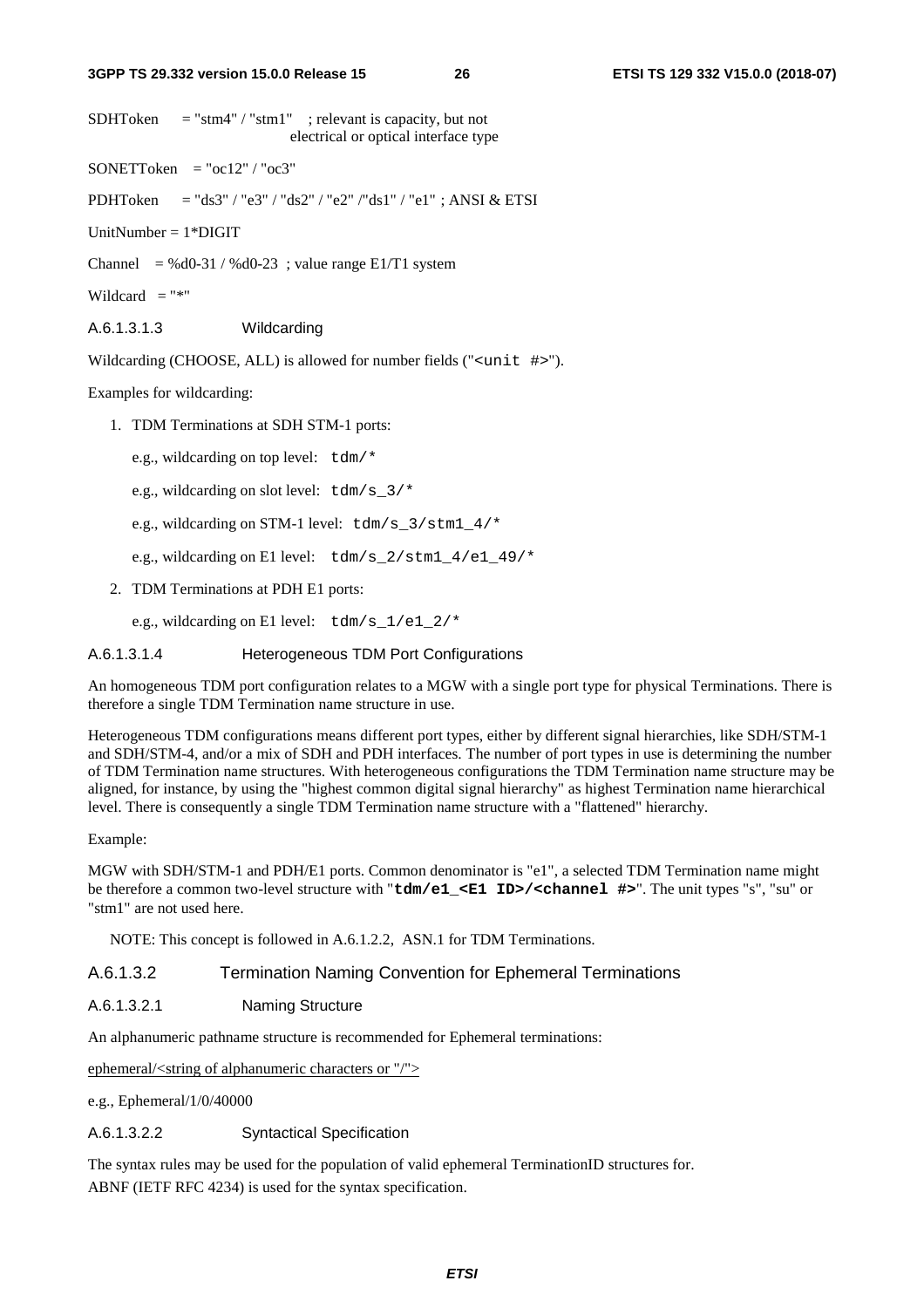SDHToken = "stm4" / "stm1" ; relevant is capacity, but not electrical or optical interface type

SONETToken = "oc12" / "oc3"

PDHToken = "ds3" / "e3" / "ds2" / "e2" /"ds1" / "e1" ; ANSI & ETSI

UnitNumber = 1*DIGIT

Channel = %d0-31 / %d0-23 ; value range E1/T1 system

Wildcard = "*"

##### A.6.1.3.1.3 Wildcarding

Wildcarding (CHOOSE, ALL) is allowed for number fields ("`<unit #>`").

Examples for wildcarding:

1. TDM Terminations at SDH STM-1 ports:

   e.g., wildcarding on top level: `tdm/*`

   e.g., wildcarding on slot level: `tdm/s_3/*`

   e.g., wildcarding on STM-1 level: `tdm/s_3/stm1_4/*`

   e.g., wildcarding on E1 level: `tdm/s_2/stm1_4/e1_49/*`

2. TDM Terminations at PDH E1 ports:

   e.g., wildcarding on E1 level: `tdm/s_1/e1_2/*`

##### A.6.1.3.1.4 Heterogeneous TDM Port Configurations

An homogeneous TDM port configuration relates to a MGW with a single port type for physical Terminations. There is therefore a single TDM Termination name structure in use.

Heterogeneous TDM configurations means different port types, either by different signal hierarchies, like SDH/STM-1 and SDH/STM-4, and/or a mix of SDH and PDH interfaces. The number of port types in use is determining the number of TDM Termination name structures. With heterogeneous configurations the TDM Termination name structure may be aligned, for instance, by using the "highest common digital signal hierarchy" as highest Termination name hierarchical level. There is consequently a single TDM Termination name structure with a "flattened" hierarchy.

Example:

MGW with SDH/STM-1 and PDH/E1 ports. Common denominator is "e1", a selected TDM Termination name might be therefore a common two-level structure with "**`tdm/e1_<E1 ID>/<channel #>`**". The unit types "s", "su" or "stm1" are not used here.

NOTE: This concept is followed in A.6.1.2.2, ASN.1 for TDM Terminations.

#### A.6.1.3.2 Termination Naming Convention for Ephemeral Terminations

##### A.6.1.3.2.1 Naming Structure

An alphanumeric pathname structure is recommended for Ephemeral terminations:

<u>ephemeral/<string of alphanumeric characters or "/"></u>

e.g., Ephemeral/1/0/40000

##### A.6.1.3.2.2 Syntactical Specification

The syntax rules may be used for the population of valid ephemeral TerminationID structures for.

ABNF (IETF RFC 4234) is used for the syntax specification.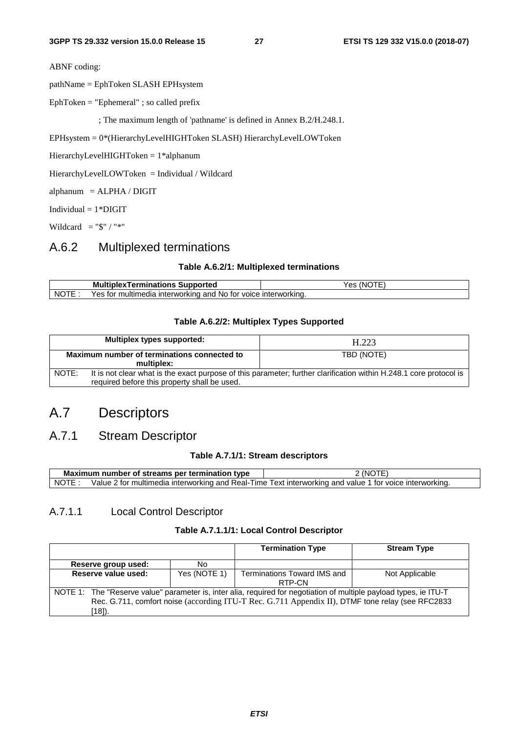ABNF coding:

pathName = EphToken SLASH EPHsystem

EphToken = "Ephemeral" ; so called prefix

; The maximum length of 'pathname' is defined in Annex B.2/H.248.1.

EPHsystem = 0*(HierarchyLevelHIGHToken SLASH) HierarchyLevelLOWToken

HierarchyLevelHIGHToken = 1*alphanum

HierarchyLevelLOWToken = Individual / Wildcard

alphanum = ALPHA / DIGIT

Individual = 1*DIGIT

Wildcard = "$" / "*"

## A.6.2 Multiplexed terminations

**Table A.6.2/1: Multiplexed terminations**

| **MultiplexTerminations Supported** | Yes (NOTE) |
|---|---|
| NOTE : Yes for multimedia interworking and No for voice interworking. | |

**Table A.6.2/2: Multiplex Types Supported**

| **Multiplex types supported:** | H.223 |
|---|---|
| **Maximum number of terminations connected to multiplex:** | TBD (NOTE) |
| NOTE: It is not clear what is the exact purpose of this parameter; further clarification within H.248.1 core protocol is required before this property shall be used. | |

# A.7 Descriptors

## A.7.1 Stream Descriptor

**Table A.7.1/1: Stream descriptors**

| **Maximum number of streams per termination type** | 2 (NOTE) |
|---|---|
| NOTE : Value 2 for multimedia interworking and Real-Time Text interworking and value 1 for voice interworking. | |

### A.7.1.1 Local Control Descriptor

**Table A.7.1.1/1: Local Control Descriptor**

| | | **Termination Type** | **Stream Type** |
|---|---|---|---|
| **Reserve group used:** | No | | |
| **Reserve value used:** | Yes (NOTE 1) | Terminations Toward IMS and RTP-CN | Not Applicable |
| NOTE 1: The "Reserve value" parameter is, inter alia, required for negotiation of multiple payload types, ie ITU-T Rec. G.711, comfort noise (according ITU-T Rec. G.711 Appendix II), DTMF tone relay (see RFC2833 [18]). | | | |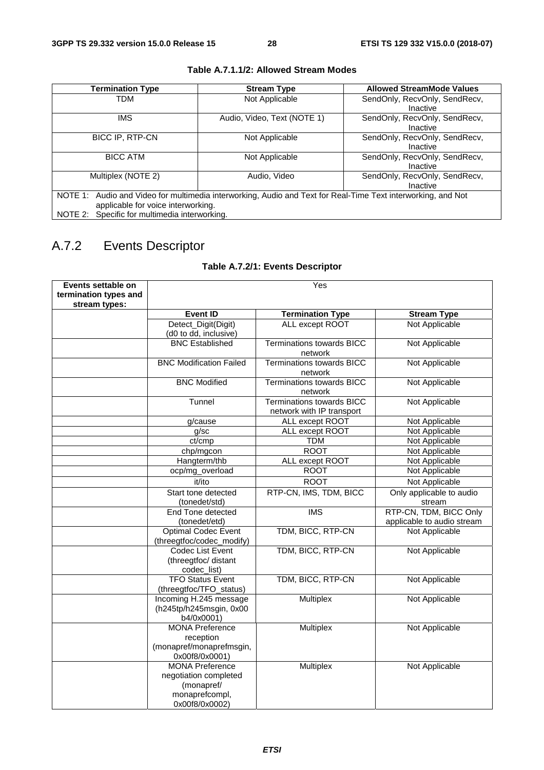**Table A.7.1.1/2: Allowed Stream Modes**

| Termination Type | Stream Type | Allowed StreamMode Values |
|---|---|---|
| TDM | Not Applicable | SendOnly, RecvOnly, SendRecv, Inactive |
| IMS | Audio, Video, Text (NOTE 1) | SendOnly, RecvOnly, SendRecv, Inactive |
| BICC IP, RTP-CN | Not Applicable | SendOnly, RecvOnly, SendRecv, Inactive |
| BICC ATM | Not Applicable | SendOnly, RecvOnly, SendRecv, Inactive |
| Multiplex (NOTE 2) | Audio, Video | SendOnly, RecvOnly, SendRecv, Inactive |
| NOTE 1: Audio and Video for multimedia interworking, Audio and Text for Real-Time Text interworking, and Not applicable for voice interworking. NOTE 2: Specific for multimedia interworking. | | |

## A.7.2 Events Descriptor

**Table A.7.2/1: Events Descriptor**

| Events settable on termination types and stream types: | Yes | | |
|---|---|---|---|
| | **Event ID** | **Termination Type** | **Stream Type** |
| | Detect_Digit(Digit) (d0 to dd, inclusive) | ALL except ROOT | Not Applicable |
| | BNC Established | Terminations towards BICC network | Not Applicable |
| | BNC Modification Failed | Terminations towards BICC network | Not Applicable |
| | BNC Modified | Terminations towards BICC network | Not Applicable |
| | Tunnel | Terminations towards BICC network with IP transport | Not Applicable |
| | g/cause | ALL except ROOT | Not Applicable |
| | g/sc | ALL except ROOT | Not Applicable |
| | ct/cmp | TDM | Not Applicable |
| | chp/mgcon | ROOT | Not Applicable |
| | Hangterm/thb | ALL except ROOT | Not Applicable |
| | ocp/mg_overload | ROOT | Not Applicable |
| | it/ito | ROOT | Not Applicable |
| | Start tone detected (tonedet/std) | RTP-CN, IMS, TDM, BICC | Only applicable to audio stream |
| | End Tone detected (tonedet/etd) | IMS | RTP-CN, TDM, BICC Only applicable to audio stream |
| | Optimal Codec Event (threegtfoc/codec_modify) | TDM, BICC, RTP-CN | Not Applicable |
| | Codec List Event (threegtfoc/ distant codec_list) | TDM, BICC, RTP-CN | Not Applicable |
| | TFO Status Event (threegtfoc/TFO_status) | TDM, BICC, RTP-CN | Not Applicable |
| | Incoming H.245 message (h245tp/h245msgin, 0x00 b4/0x0001) | Multiplex | Not Applicable |
| | MONA Preference reception (monapref/monaprefmsgin, 0x00f8/0x0001) | Multiplex | Not Applicable |
| | MONA Preference negotiation completed (monapref/ monaprefcompl, 0x00f8/0x0002) | Multiplex | Not Applicable |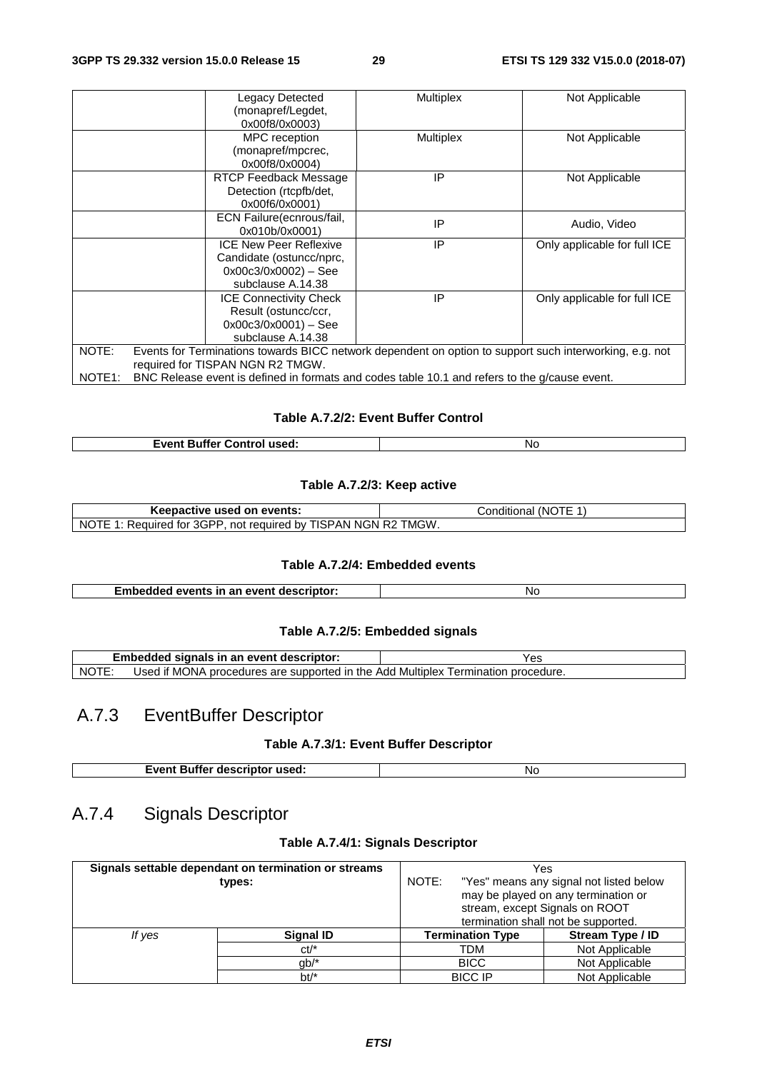| | Legacy Detected (monapref/Legdet, 0x00f8/0x0003) | Multiplex | Not Applicable |
|---|---|---|---|
| | MPC reception (monapref/mpcrec, 0x00f8/0x0004) | Multiplex | Not Applicable |
| | RTCP Feedback Message Detection (rtcpfb/det, 0x00f6/0x0001) | IP | Not Applicable |
| | ECN Failure(ecnrous/fail, 0x010b/0x0001) | IP | Audio, Video |
| | ICE New Peer Reflexive Candidate (ostuncc/nprc, 0x00c3/0x0002) – See subclause A.14.38 | IP | Only applicable for full ICE |
| | ICE Connectivity Check Result (ostuncc/ccr, 0x00c3/0x0001) – See subclause A.14.38 | IP | Only applicable for full ICE |
| NOTE: Events for Terminations towards BICC network dependent on option to support such interworking, e.g. not required for TISPAN NGN R2 TMGW. | | | |
| NOTE1: BNC Release event is defined in formats and codes table 10.1 and refers to the g/cause event. | | | |

**Table A.7.2/2: Event Buffer Control**

| Event Buffer Control used: | No |
|---|---|

**Table A.7.2/3: Keep active**

| Keepactive used on events: | Conditional (NOTE 1) |
|---|---|
| NOTE 1: Required for 3GPP, not required by TISPAN NGN R2 TMGW. | |

**Table A.7.2/4: Embedded events**

| Embedded events in an event descriptor: | No |
|---|---|

**Table A.7.2/5: Embedded signals**

| Embedded signals in an event descriptor: | Yes |
|---|---|
| NOTE: Used if MONA procedures are supported in the Add Multiplex Termination procedure. | |

## A.7.3 EventBuffer Descriptor

**Table A.7.3/1: Event Buffer Descriptor**

| Event Buffer descriptor used: | No |
|---|---|

## A.7.4 Signals Descriptor

**Table A.7.4/1: Signals Descriptor**

| Signals settable dependant on termination or streams types: | | Yes<br>NOTE: "Yes" means any signal not listed below may be played on any termination or stream, except Signals on ROOT termination shall not be supported. | |
|---|---|---|---|
| *If yes* | **Signal ID** | **Termination Type** | **Stream Type / ID** |
| | ct/* | TDM | Not Applicable |
| | gb/* | BICC | Not Applicable |
| | bt/* | BICC IP | Not Applicable |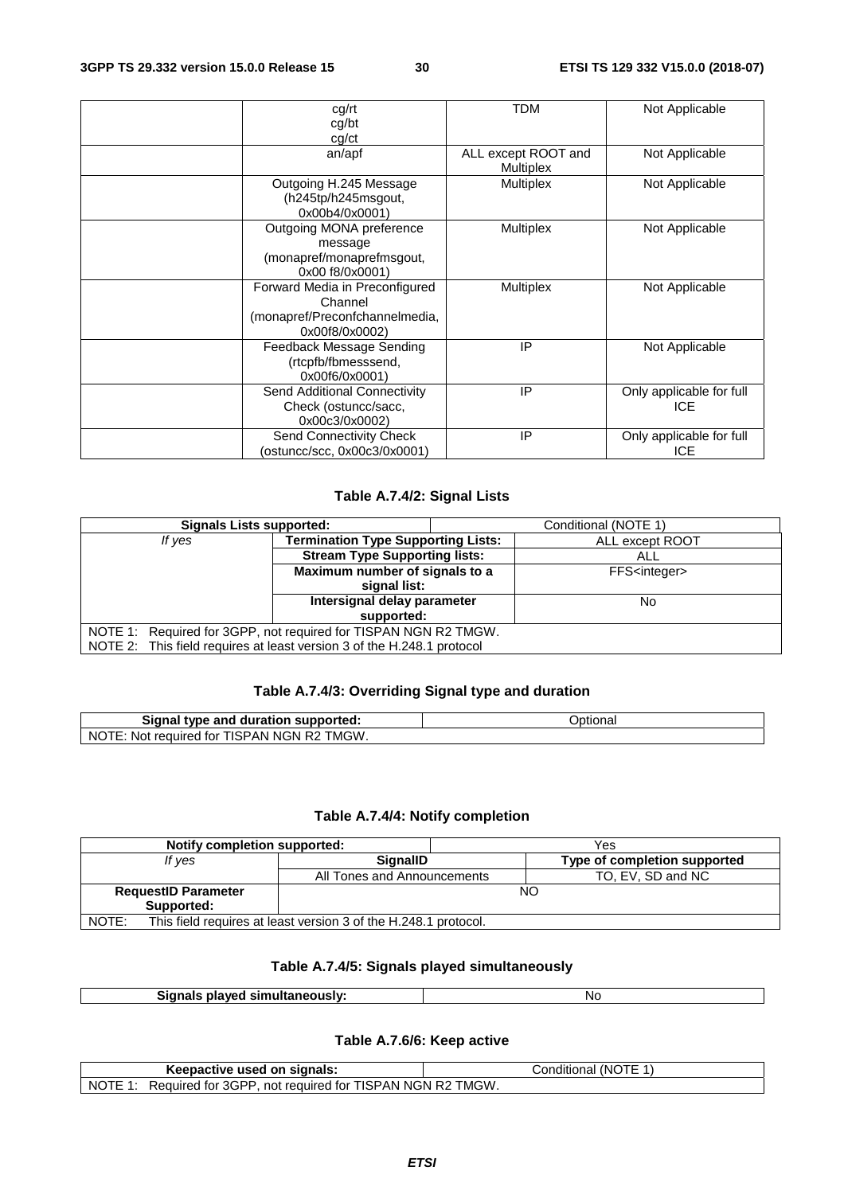| | | | |
|---|---|---|---|
| | cg/rt<br>cg/bt<br>cg/ct | TDM | Not Applicable |
| | an/apf | ALL except ROOT and Multiplex | Not Applicable |
| | Outgoing H.245 Message (h245tp/h245msgout, 0x00b4/0x0001) | Multiplex | Not Applicable |
| | Outgoing MONA preference message (monapref/monaprefmsgout, 0x00 f8/0x0001) | Multiplex | Not Applicable |
| | Forward Media in Preconfigured Channel (monapref/Preconfchannelmedia, 0x00f8/0x0002) | Multiplex | Not Applicable |
| | Feedback Message Sending (rtcpfb/fbmesssend, 0x00f6/0x0001) | IP | Not Applicable |
| | Send Additional Connectivity Check (ostuncc/sacc, 0x00c3/0x0002) | IP | Only applicable for full ICE |
| | Send Connectivity Check (ostuncc/scc, 0x00c3/0x0001) | IP | Only applicable for full ICE |

### Table A.7.4/2: Signal Lists

| **Signals Lists supported:** | | Conditional (NOTE 1) |
|---|---|---|
| *If yes* | **Termination Type Supporting Lists:** | ALL except ROOT |
| | **Stream Type Supporting lists:** | ALL |
| | **Maximum number of signals to a signal list:** | FFS<integer> |
| | **Intersignal delay parameter supported:** | No |
| NOTE 1: Required for 3GPP, not required for TISPAN NGN R2 TMGW.<br>NOTE 2: This field requires at least version 3 of the H.248.1 protocol | | |

### Table A.7.4/3: Overriding Signal type and duration

| **Signal type and duration supported:** | Optional |
|---|---|
| NOTE: Not required for TISPAN NGN R2 TMGW. | |

### Table A.7.4/4: Notify completion

| **Notify completion supported:** | | Yes |
|---|---|---|
| *If yes* | **SignalID** | **Type of completion supported** |
| | All Tones and Announcements | TO, EV, SD and NC |
| **RequestID Parameter Supported:** | NO | |
| NOTE: This field requires at least version 3 of the H.248.1 protocol. | | |

### Table A.7.4/5: Signals played simultaneously

| **Signals played simultaneously:** | No |
|---|---|

### Table A.7.6/6: Keep active

| **Keepactive used on signals:** | Conditional (NOTE 1) |
|---|---|
| NOTE 1: Required for 3GPP, not required for TISPAN NGN R2 TMGW. | |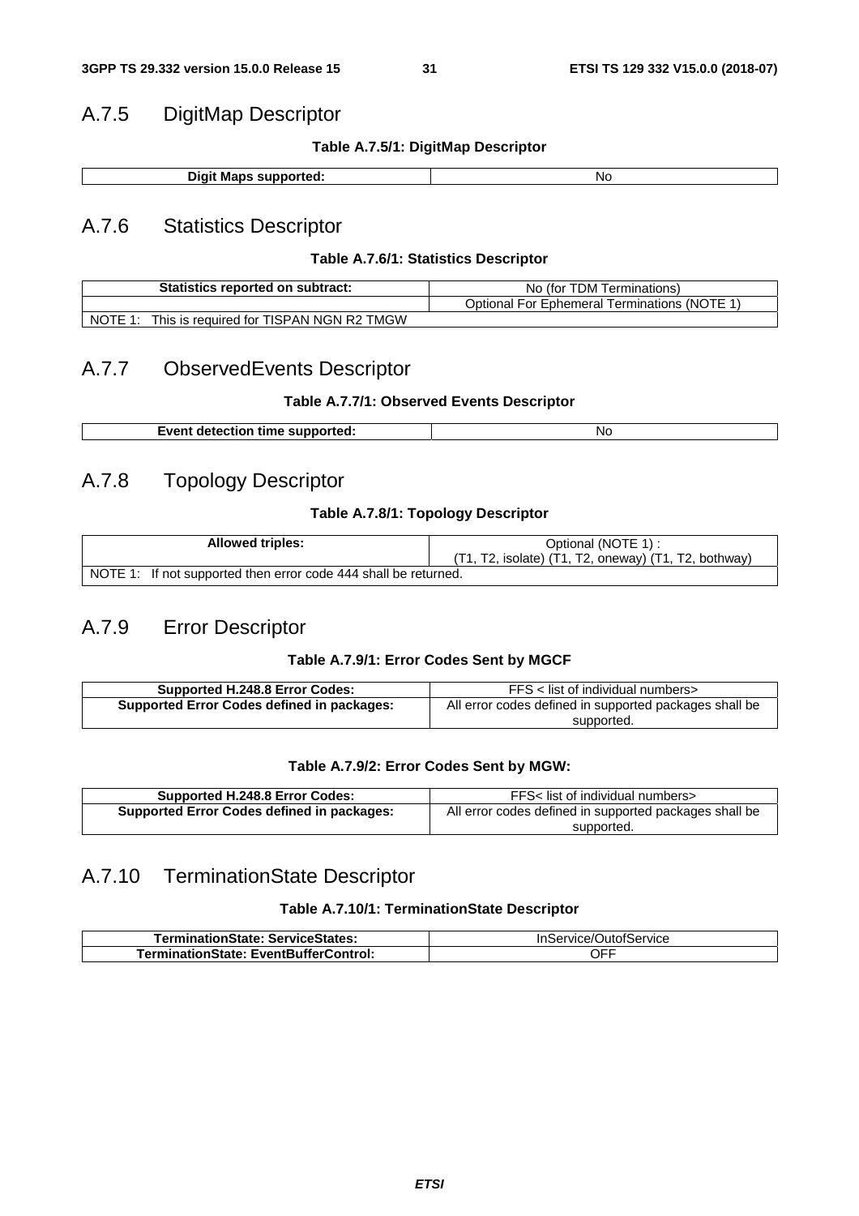## A.7.5 DigitMap Descriptor

**Table A.7.5/1: DigitMap Descriptor**

| | |
|---|---|
| **Digit Maps supported:** | No |

## A.7.6 Statistics Descriptor

**Table A.7.6/1: Statistics Descriptor**

| | |
|---|---|
| **Statistics reported on subtract:** | No (for TDM Terminations) |
| | Optional For Ephemeral Terminations (NOTE 1) |
| NOTE 1: This is required for TISPAN NGN R2 TMGW | |

## A.7.7 ObservedEvents Descriptor

**Table A.7.7/1: Observed Events Descriptor**

| | |
|---|---|
| **Event detection time supported:** | No |

## A.7.8 Topology Descriptor

**Table A.7.8/1: Topology Descriptor**

| | |
|---|---|
| **Allowed triples:** | Optional (NOTE 1) :<br>(T1, T2, isolate) (T1, T2, oneway) (T1, T2, bothway) |
| NOTE 1: If not supported then error code 444 shall be returned. | |

## A.7.9 Error Descriptor

**Table A.7.9/1: Error Codes Sent by MGCF**

| | |
|---|---|
| **Supported H.248.8 Error Codes:** | FFS < list of individual numbers> |
| **Supported Error Codes defined in packages:** | All error codes defined in supported packages shall be supported. |

**Table A.7.9/2: Error Codes Sent by MGW:**

| | |
|---|---|
| **Supported H.248.8 Error Codes:** | FFS< list of individual numbers> |
| **Supported Error Codes defined in packages:** | All error codes defined in supported packages shall be supported. |

## A.7.10 TerminationState Descriptor

**Table A.7.10/1: TerminationState Descriptor**

| | |
|---|---|
| **TerminationState: ServiceStates:** | InService/OutofService |
| **TerminationState: EventBufferControl:** | OFF |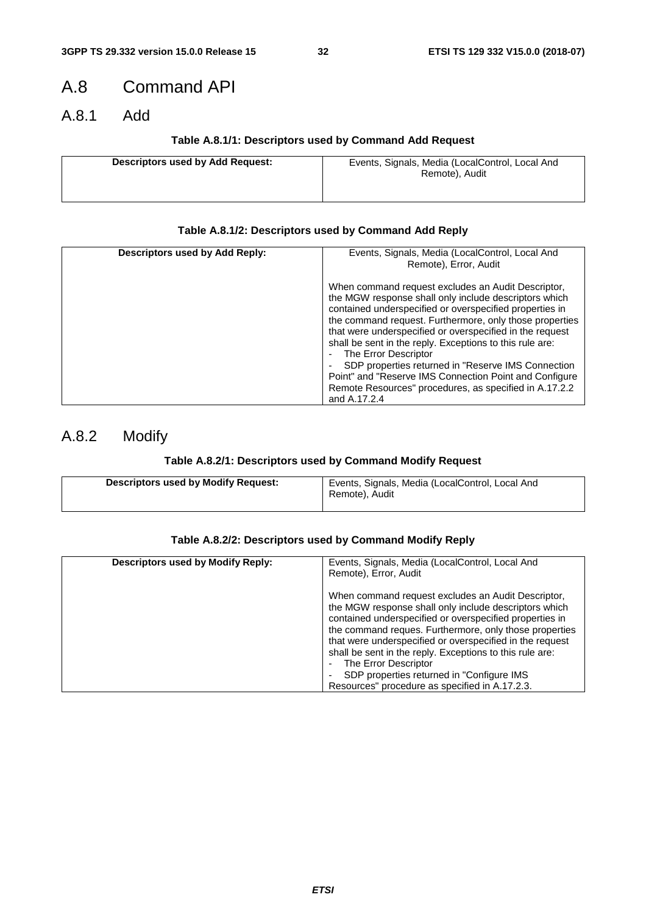# A.8 Command API

## A.8.1 Add

**Table A.8.1/1: Descriptors used by Command Add Request**

| | |
|---|---|
| **Descriptors used by Add Request:** | Events, Signals, Media (LocalControl, Local And Remote), Audit |

**Table A.8.1/2: Descriptors used by Command Add Reply**

| | |
|---|---|
| **Descriptors used by Add Reply:** | Events, Signals, Media (LocalControl, Local And Remote), Error, Audit<br><br>When command request excludes an Audit Descriptor, the MGW response shall only include descriptors which contained underspecified or overspecified properties in the command request. Furthermore, only those properties that were underspecified or overspecified in the request shall be sent in the reply. Exceptions to this rule are:<br>- The Error Descriptor<br>- SDP properties returned in "Reserve IMS Connection Point" and "Reserve IMS Connection Point and Configure Remote Resources" procedures, as specified in A.17.2.2 and A.17.2.4 |

## A.8.2 Modify

**Table A.8.2/1: Descriptors used by Command Modify Request**

| | |
|---|---|
| **Descriptors used by Modify Request:** | Events, Signals, Media (LocalControl, Local And Remote), Audit |

**Table A.8.2/2: Descriptors used by Command Modify Reply**

| | |
|---|---|
| **Descriptors used by Modify Reply:** | Events, Signals, Media (LocalControl, Local And Remote), Error, Audit<br><br>When command request excludes an Audit Descriptor, the MGW response shall only include descriptors which contained underspecified or overspecified properties in the command reques. Furthermore, only those properties that were underspecified or overspecified in the request shall be sent in the reply. Exceptions to this rule are:<br>- The Error Descriptor<br>- SDP properties returned in "Configure IMS Resources" procedure as specified in A.17.2.3. |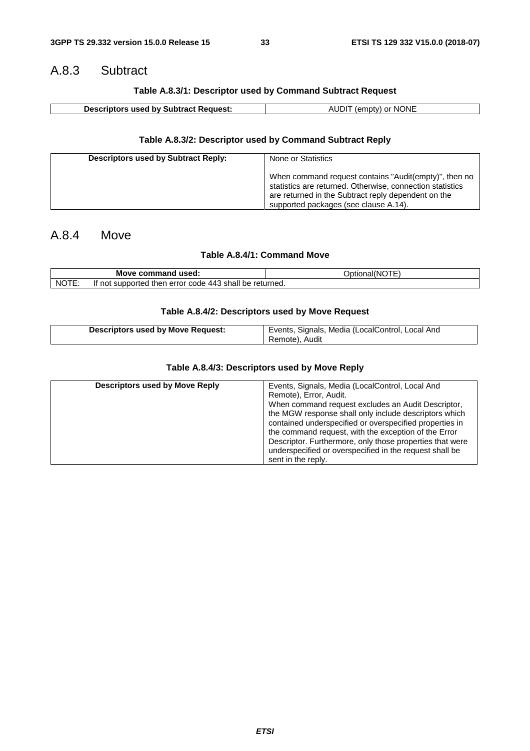## A.8.3 Subtract

**Table A.8.3/1: Descriptor used by Command Subtract Request**

| | |
|---|---|
| **Descriptors used by Subtract Request:** | AUDIT (empty) or NONE |

**Table A.8.3/2: Descriptor used by Command Subtract Reply**

| | |
|---|---|
| **Descriptors used by Subtract Reply:** | None or Statistics<br><br>When command request contains "Audit(empty)", then no statistics are returned. Otherwise, connection statistics are returned in the Subtract reply dependent on the supported packages (see clause A.14). |

## A.8.4 Move

**Table A.8.4/1: Command Move**

| | |
|---|---|
| **Move command used:** | Optional(NOTE) |
| NOTE: If not supported then error code 443 shall be returned. | |

**Table A.8.4/2: Descriptors used by Move Request**

| | |
|---|---|
| **Descriptors used by Move Request:** | Events, Signals, Media (LocalControl, Local And Remote), Audit |

**Table A.8.4/3: Descriptors used by Move Reply**

| | |
|---|---|
| **Descriptors used by Move Reply** | Events, Signals, Media (LocalControl, Local And Remote), Error, Audit.<br>When command request excludes an Audit Descriptor, the MGW response shall only include descriptors which contained underspecified or overspecified properties in the command request, with the exception of the Error Descriptor. Furthermore, only those properties that were underspecified or overspecified in the request shall be sent in the reply. |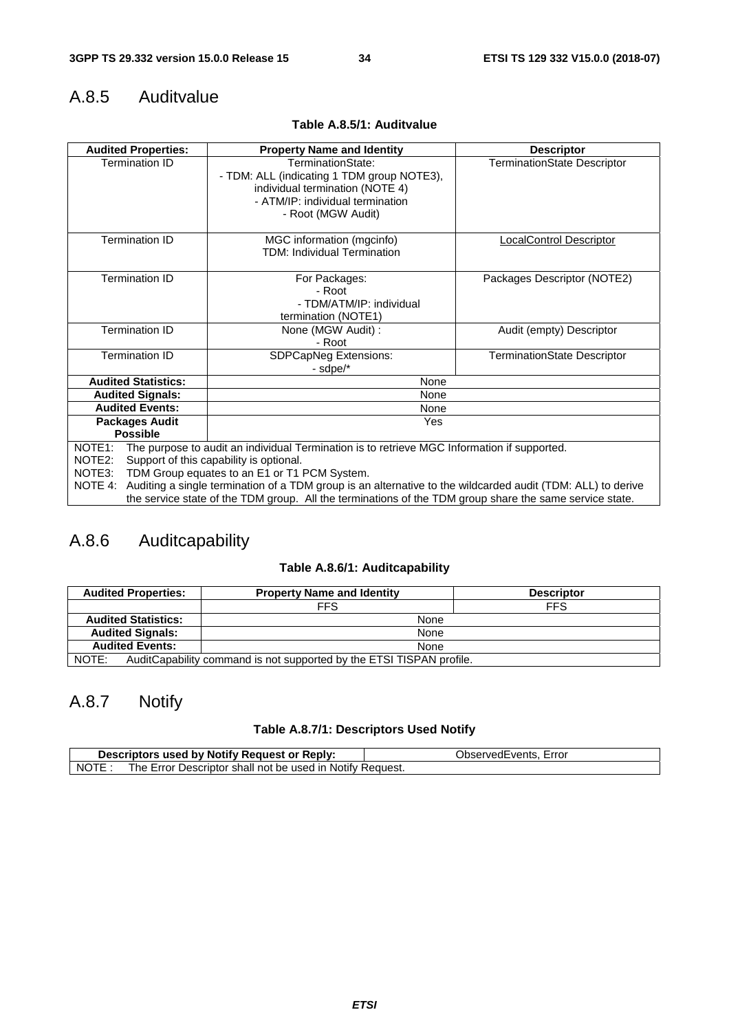## A.8.5 Auditvalue

**Table A.8.5/1: Auditvalue**

| **Audited Properties:** | **Property Name and Identity** | **Descriptor** |
|---|---|---|
| Termination ID | TerminationState:<br>- TDM: ALL (indicating 1 TDM group NOTE3), individual termination (NOTE 4)<br>- ATM/IP: individual termination<br>- Root (MGW Audit) | TerminationState Descriptor |
| Termination ID | MGC information (mgcinfo)<br>TDM: Individual Termination | LocalControl Descriptor |
| Termination ID | For Packages:<br>- Root<br>- TDM/ATM/IP: individual termination (NOTE1) | Packages Descriptor (NOTE2) |
| Termination ID | None (MGW Audit) :<br>- Root | Audit (empty) Descriptor |
| Termination ID | SDPCapNeg Extensions:<br>- sdpe/* | TerminationState Descriptor |
| **Audited Statistics:** | None | |
| **Audited Signals:** | None | |
| **Audited Events:** | None | |
| **Packages Audit Possible** | Yes | |
| NOTE1: The purpose to audit an individual Termination is to retrieve MGC Information if supported.<br>NOTE2: Support of this capability is optional.<br>NOTE3: TDM Group equates to an E1 or T1 PCM System.<br>NOTE 4: Auditing a single termination of a TDM group is an alternative to the wildcarded audit (TDM: ALL) to derive the service state of the TDM group. All the terminations of the TDM group share the same service state. | | |

## A.8.6 Auditcapability

**Table A.8.6/1: Auditcapability**

| **Audited Properties:** | **Property Name and Identity** | **Descriptor** |
|---|---|---|
| | FFS | FFS |
| **Audited Statistics:** | None | |
| **Audited Signals:** | None | |
| **Audited Events:** | None | |
| NOTE: AuditCapability command is not supported by the ETSI TISPAN profile. | | |

## A.8.7 Notify

**Table A.8.7/1: Descriptors Used Notify**

| **Descriptors used by Notify Request or Reply:** | ObservedEvents, Error |
|---|---|
| NOTE : The Error Descriptor shall not be used in Notify Request. | |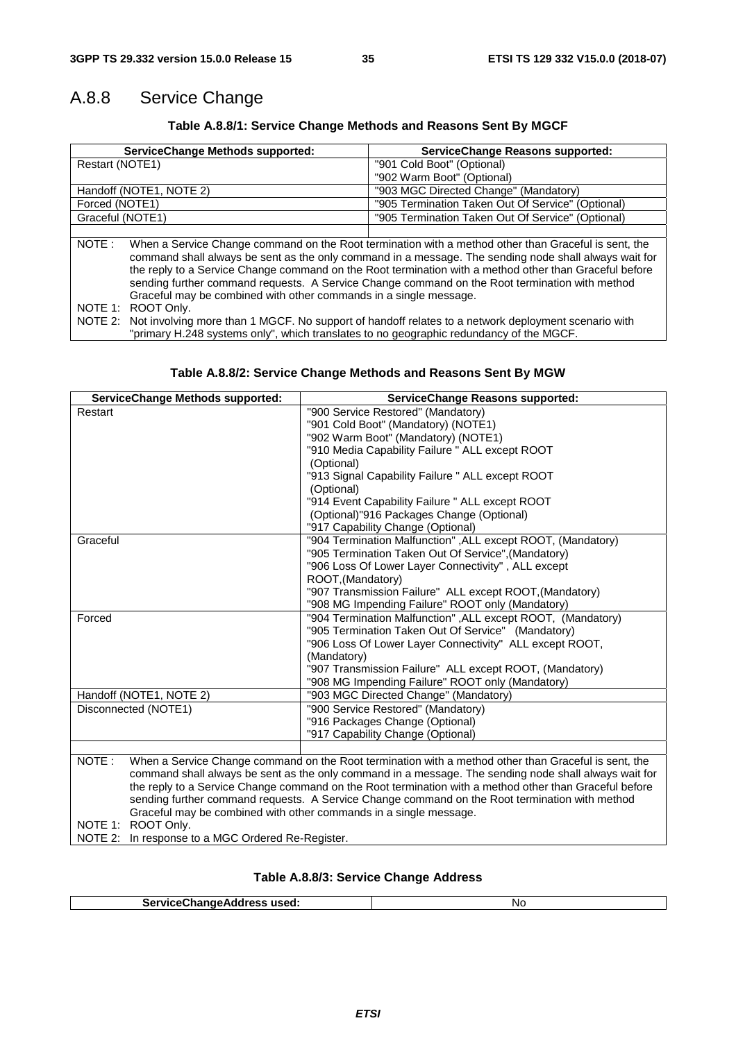## A.8.8 Service Change

**Table A.8.8/1: Service Change Methods and Reasons Sent By MGCF**

| ServiceChange Methods supported: | ServiceChange Reasons supported: |
|---|---|
| Restart (NOTE1) | "901 Cold Boot" (Optional)<br>"902 Warm Boot" (Optional) |
| Handoff (NOTE1, NOTE 2) | "903 MGC Directed Change" (Mandatory) |
| Forced (NOTE1) | "905 Termination Taken Out Of Service" (Optional) |
| Graceful (NOTE1) | "905 Termination Taken Out Of Service" (Optional) |
| | |
| NOTE : When a Service Change command on the Root termination with a method other than Graceful is sent, the command shall always be sent as the only command in a message. The sending node shall always wait for the reply to a Service Change command on the Root termination with a method other than Graceful before sending further command requests. A Service Change command on the Root termination with method Graceful may be combined with other commands in a single message.<br>NOTE 1: ROOT Only.<br>NOTE 2: Not involving more than 1 MGCF. No support of handoff relates to a network deployment scenario with "primary H.248 systems only", which translates to no geographic redundancy of the MGCF. | |

**Table A.8.8/2: Service Change Methods and Reasons Sent By MGW**

| ServiceChange Methods supported: | ServiceChange Reasons supported: |
|---|---|
| Restart | "900 Service Restored" (Mandatory)<br>"901 Cold Boot" (Mandatory) (NOTE1)<br>"902 Warm Boot" (Mandatory) (NOTE1)<br>"910 Media Capability Failure " ALL except ROOT (Optional)<br>"913 Signal Capability Failure " ALL except ROOT (Optional)<br>"914 Event Capability Failure " ALL except ROOT (Optional)"916 Packages Change (Optional)<br>"917 Capability Change (Optional) |
| Graceful | "904 Termination Malfunction" ,ALL except ROOT, (Mandatory)<br>"905 Termination Taken Out Of Service",(Mandatory)<br>"906 Loss Of Lower Layer Connectivity" , ALL except ROOT,(Mandatory)<br>"907 Transmission Failure" ALL except ROOT,(Mandatory)<br>"908 MG Impending Failure" ROOT only (Mandatory) |
| Forced | "904 Termination Malfunction" ,ALL except ROOT, (Mandatory)<br>"905 Termination Taken Out Of Service" (Mandatory)<br>"906 Loss Of Lower Layer Connectivity" ALL except ROOT, (Mandatory)<br>"907 Transmission Failure" ALL except ROOT, (Mandatory)<br>"908 MG Impending Failure" ROOT only (Mandatory) |
| Handoff (NOTE1, NOTE 2) | "903 MGC Directed Change" (Mandatory) |
| Disconnected (NOTE1) | "900 Service Restored" (Mandatory)<br>"916 Packages Change (Optional)<br>"917 Capability Change (Optional) |
| | |
| NOTE : When a Service Change command on the Root termination with a method other than Graceful is sent, the command shall always be sent as the only command in a message. The sending node shall always wait for the reply to a Service Change command on the Root termination with a method other than Graceful before sending further command requests. A Service Change command on the Root termination with method Graceful may be combined with other commands in a single message.<br>NOTE 1: ROOT Only.<br>NOTE 2: In response to a MGC Ordered Re-Register. | |

**Table A.8.8/3: Service Change Address**

| | |
|---|---|
| **ServiceChangeAddress used:** | No |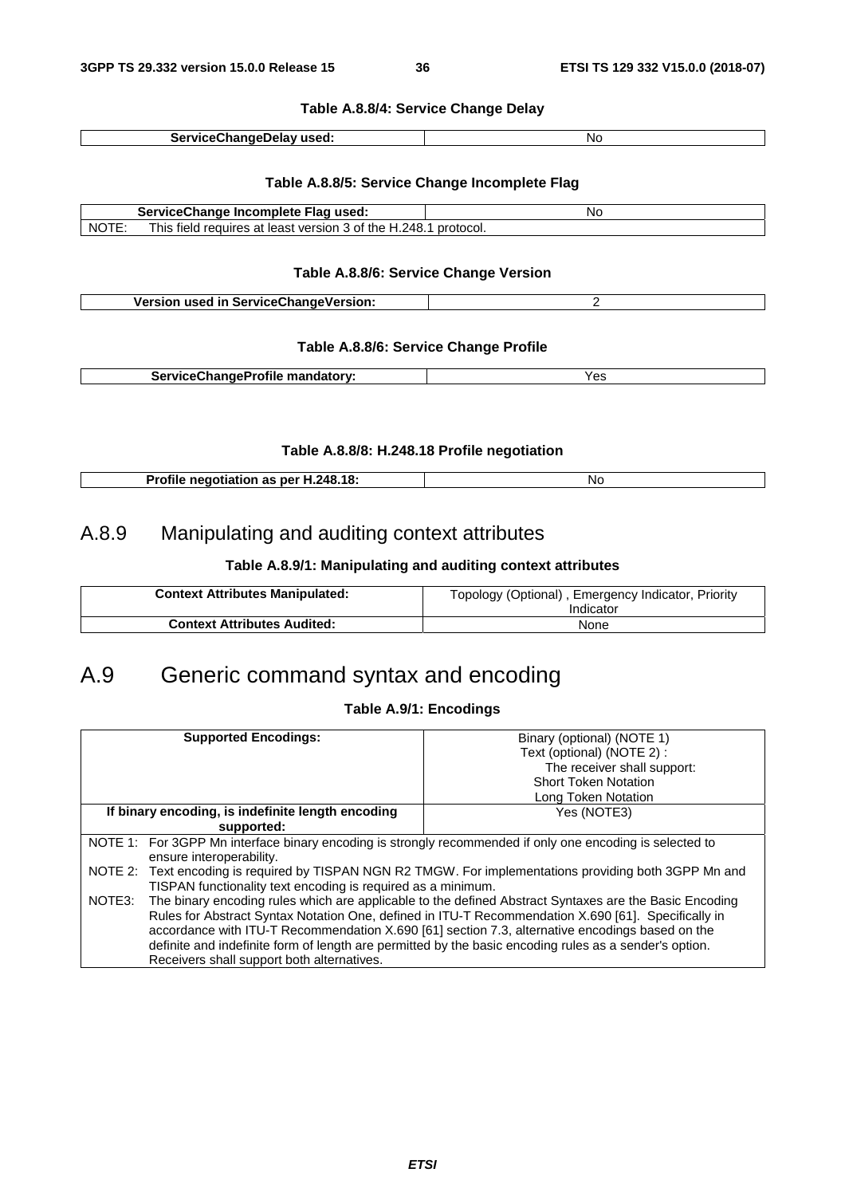**Table A.8.8/4: Service Change Delay**

| | |
|---|---|
| **ServiceChangeDelay used:** | No |

**Table A.8.8/5: Service Change Incomplete Flag**

| | |
|---|---|
| **ServiceChange Incomplete Flag used:** | No |
| NOTE: This field requires at least version 3 of the H.248.1 protocol. | |

**Table A.8.8/6: Service Change Version**

| | |
|---|---|
| **Version used in ServiceChangeVersion:** | 2 |

**Table A.8.8/6: Service Change Profile**

| | |
|---|---|
| **ServiceChangeProfile mandatory:** | Yes |

**Table A.8.8/8: H.248.18 Profile negotiation**

| | |
|---|---|
| **Profile negotiation as per H.248.18:** | No |

## A.8.9 Manipulating and auditing context attributes

**Table A.8.9/1: Manipulating and auditing context attributes**

| | |
|---|---|
| **Context Attributes Manipulated:** | Topology (Optional) , Emergency Indicator, Priority Indicator |
| **Context Attributes Audited:** | None |

# A.9 Generic command syntax and encoding

**Table A.9/1: Encodings**

| | |
|---|---|
| **Supported Encodings:** | Binary (optional) (NOTE 1)<br>Text (optional) (NOTE 2) :<br>The receiver shall support:<br>Short Token Notation<br>Long Token Notation |
| **If binary encoding, is indefinite length encoding supported:** | Yes (NOTE3) |
| NOTE 1: For 3GPP Mn interface binary encoding is strongly recommended if only one encoding is selected to ensure interoperability.<br>NOTE 2: Text encoding is required by TISPAN NGN R2 TMGW. For implementations providing both 3GPP Mn and TISPAN functionality text encoding is required as a minimum.<br>NOTE3: The binary encoding rules which are applicable to the defined Abstract Syntaxes are the Basic Encoding Rules for Abstract Syntax Notation One, defined in ITU-T Recommendation X.690 [61]. Specifically in accordance with ITU-T Recommendation X.690 [61] section 7.3, alternative encodings based on the definite and indefinite form of length are permitted by the basic encoding rules as a sender's option. Receivers shall support both alternatives. | |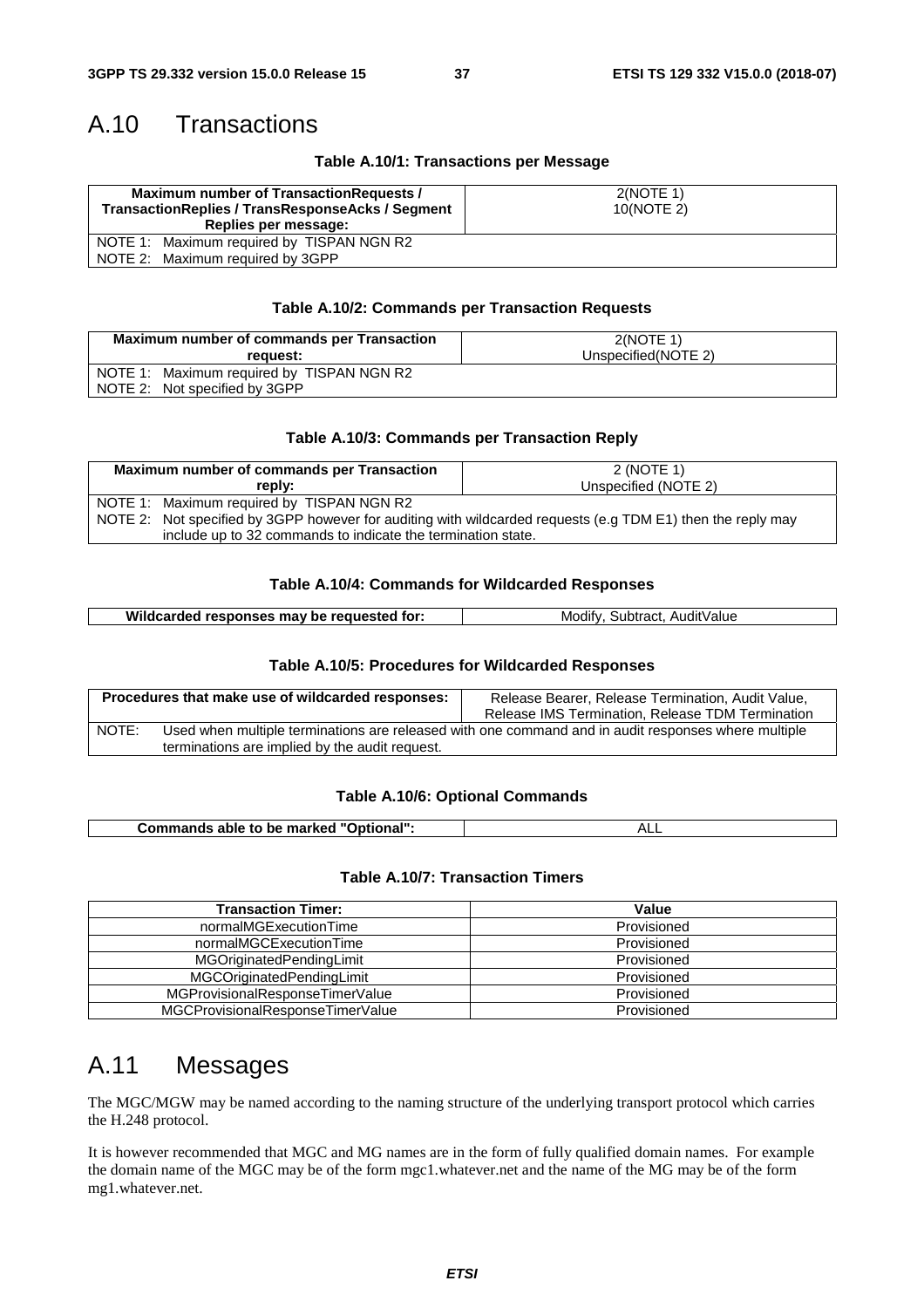# A.10 Transactions

**Table A.10/1: Transactions per Message**

| | |
|---|---|
| **Maximum number of TransactionRequests / TransactionReplies / TransResponseAcks / Segment Replies per message:** | 2(NOTE 1)<br>10(NOTE 2) |
| NOTE 1: Maximum required by TISPAN NGN R2<br>NOTE 2: Maximum required by 3GPP | |

**Table A.10/2: Commands per Transaction Requests**

| | |
|---|---|
| **Maximum number of commands per Transaction request:** | 2(NOTE 1)<br>Unspecified(NOTE 2) |
| NOTE 1: Maximum required by TISPAN NGN R2<br>NOTE 2: Not specified by 3GPP | |

**Table A.10/3: Commands per Transaction Reply**

| | |
|---|---|
| **Maximum number of commands per Transaction reply:** | 2 (NOTE 1)<br>Unspecified (NOTE 2) |
| NOTE 1: Maximum required by TISPAN NGN R2<br>NOTE 2: Not specified by 3GPP however for auditing with wildcarded requests (e.g TDM E1) then the reply may include up to 32 commands to indicate the termination state. | |

**Table A.10/4: Commands for Wildcarded Responses**

| | |
|---|---|
| **Wildcarded responses may be requested for:** | Modify, Subtract, AuditValue |

**Table A.10/5: Procedures for Wildcarded Responses**

| | |
|---|---|
| **Procedures that make use of wildcarded responses:** | Release Bearer, Release Termination, Audit Value, Release IMS Termination, Release TDM Termination |
| NOTE: Used when multiple terminations are released with one command and in audit responses where multiple terminations are implied by the audit request. | |

**Table A.10/6: Optional Commands**

| | |
|---|---|
| **Commands able to be marked "Optional":** | ALL |

**Table A.10/7: Transaction Timers**

| Transaction Timer: | Value |
|---|---|
| normalMGExecutionTime | Provisioned |
| normalMGCExecutionTime | Provisioned |
| MGOriginatedPendingLimit | Provisioned |
| MGCOriginatedPendingLimit | Provisioned |
| MGProvisionalResponseTimerValue | Provisioned |
| MGCProvisionalResponseTimerValue | Provisioned |

# A.11 Messages

The MGC/MGW may be named according to the naming structure of the underlying transport protocol which carries the H.248 protocol.

It is however recommended that MGC and MG names are in the form of fully qualified domain names. For example the domain name of the MGC may be of the form mgc1.whatever.net and the name of the MG may be of the form mg1.whatever.net.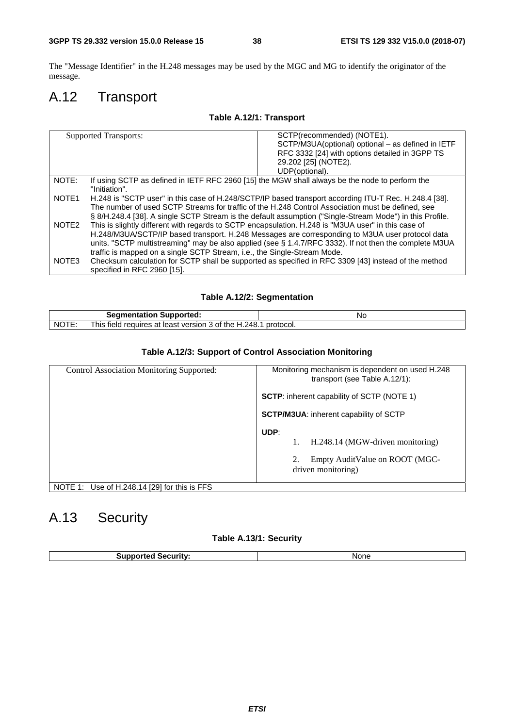The "Message Identifier" in the H.248 messages may be used by the MGC and MG to identify the originator of the message.

# A.12 Transport

**Table A.12/1: Transport**

| Supported Transports: | |
|---|---|
| | SCTP(recommended) (NOTE1).<br>SCTP/M3UA(optional) optional – as defined in IETF RFC 3332 [24] with options detailed in 3GPP TS 29.202 [25] (NOTE2).<br>UDP(optional). |
| NOTE: | If using SCTP as defined in IETF RFC 2960 [15] the MGW shall always be the node to perform the "Initiation". |
| NOTE1 | H.248 is "SCTP user" in this case of H.248/SCTP/IP based transport according ITU-T Rec. H.248.4 [38]. The number of used SCTP Streams for traffic of the H.248 Control Association must be defined, see § 8/H.248.4 [38]. A single SCTP Stream is the default assumption ("Single-Stream Mode") in this Profile. |
| NOTE2 | This is slightly different with regards to SCTP encapsulation. H.248 is "M3UA user" in this case of H.248/M3UA/SCTP/IP based transport. H.248 Messages are corresponding to M3UA user protocol data units. "SCTP multistreaming" may be also applied (see § 1.4.7/RFC 3332). If not then the complete M3UA traffic is mapped on a single SCTP Stream, i.e., the Single-Stream Mode. |
| NOTE3 | Checksum calculation for SCTP shall be supported as specified in RFC 3309 [43] instead of the method specified in RFC 2960 [15]. |

**Table A.12/2: Segmentation**

| **Segmentation Supported:** | No |
|---|---|
| NOTE: | This field requires at least version 3 of the H.248.1 protocol. |

**Table A.12/3: Support of Control Association Monitoring**

| Control Association Monitoring Supported: | Monitoring mechanism is dependent on used H.248 transport (see Table A.12/1):<br><br>**SCTP**: inherent capability of SCTP (NOTE 1)<br><br>**SCTP/M3UA**: inherent capability of SCTP<br><br>**UDP**:<br>1. H.248.14 (MGW-driven monitoring)<br>2. Empty AuditValue on ROOT (MGC-driven monitoring) |
|---|---|
| NOTE 1: Use of H.248.14 [29] for this is FFS | |

# A.13 Security

**Table A.13/1: Security**

| **Supported Security:** | None |
|---|---|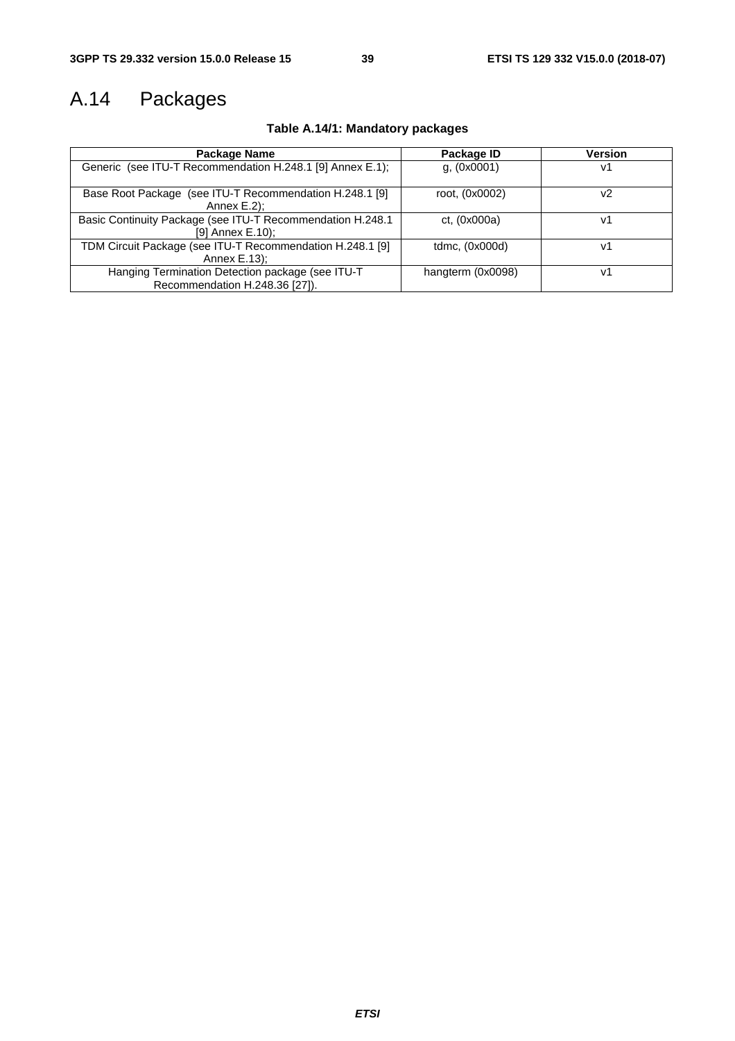# A.14 Packages

**Table A.14/1: Mandatory packages**

| Package Name | Package ID | Version |
|---|---|---|
| Generic (see ITU-T Recommendation H.248.1 [9] Annex E.1); | g, (0x0001) | v1 |
| Base Root Package (see ITU-T Recommendation H.248.1 [9] Annex E.2); | root, (0x0002) | v2 |
| Basic Continuity Package (see ITU-T Recommendation H.248.1 [9] Annex E.10); | ct, (0x000a) | v1 |
| TDM Circuit Package (see ITU-T Recommendation H.248.1 [9] Annex E.13); | tdmc, (0x000d) | v1 |
| Hanging Termination Detection package (see ITU-T Recommendation H.248.36 [27]). | hangterm (0x0098) | v1 |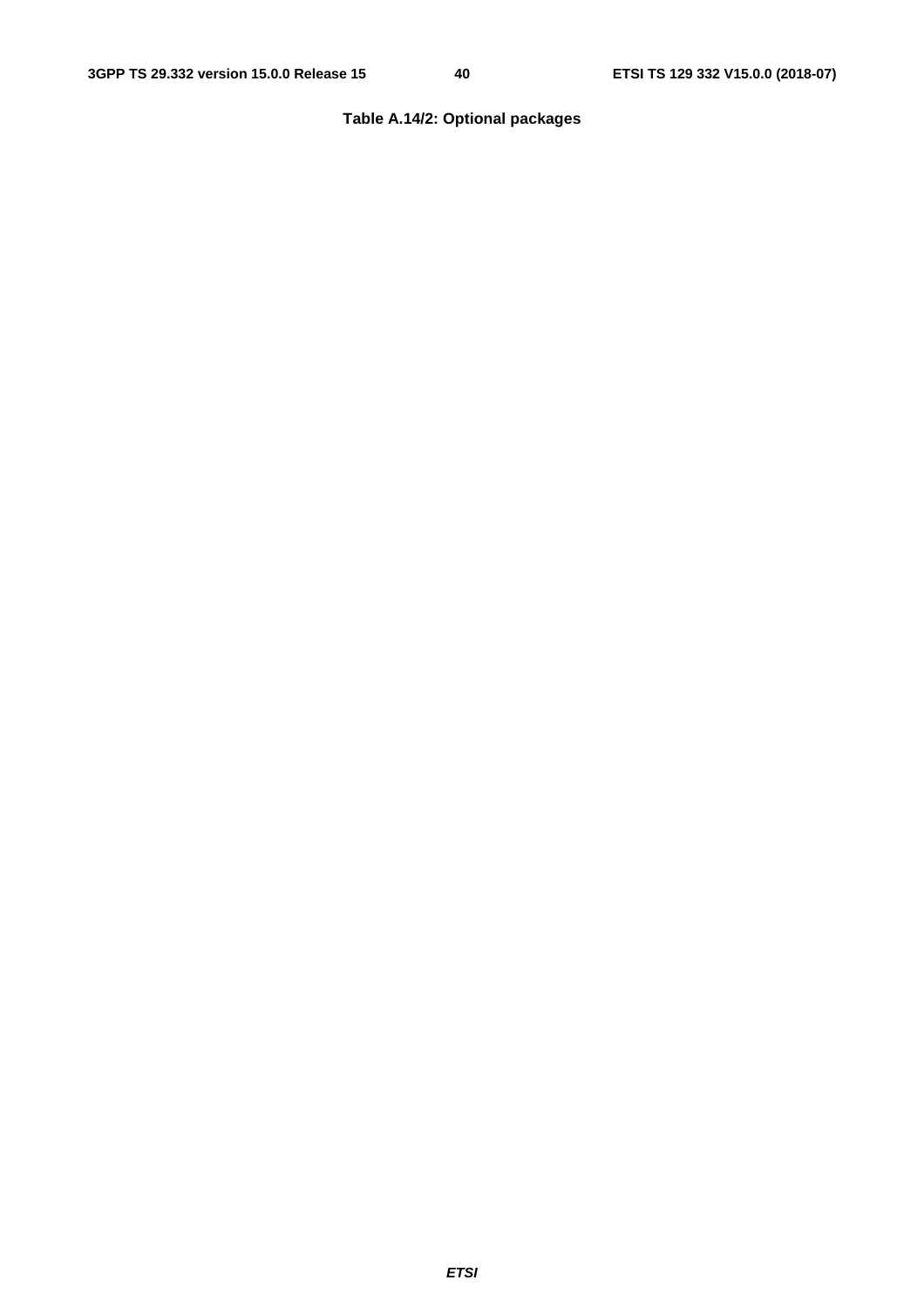**Table A.14/2: Optional packages**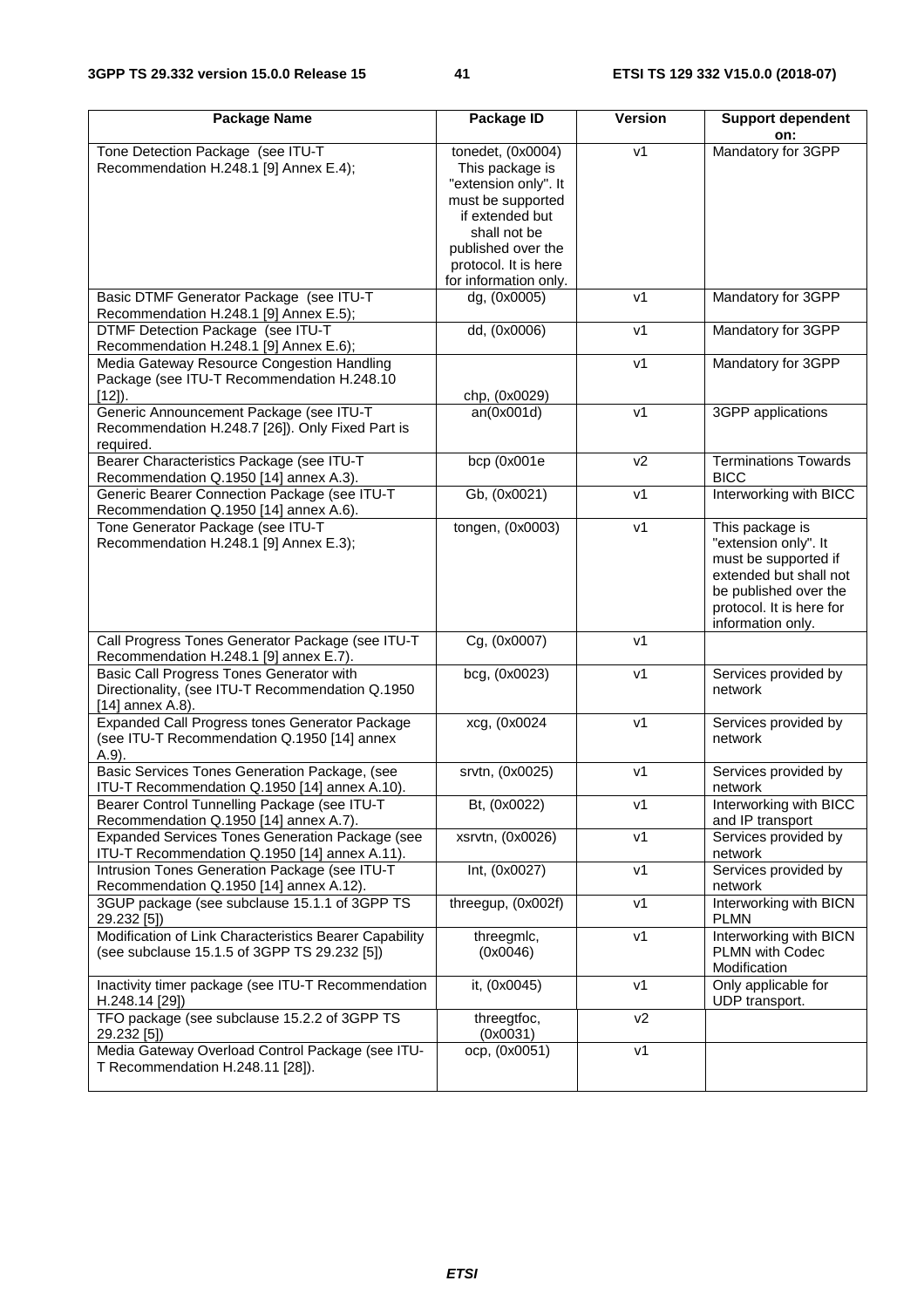| Package Name | Package ID | Version | Support dependent on: |
|---|---|---|---|
| Tone Detection Package (see ITU-T Recommendation H.248.1 [9] Annex E.4); | tonedet, (0x0004) This package is "extension only". It must be supported if extended but shall not be published over the protocol. It is here for information only. | v1 | Mandatory for 3GPP |
| Basic DTMF Generator Package (see ITU-T Recommendation H.248.1 [9] Annex E.5); | dg, (0x0005) | v1 | Mandatory for 3GPP |
| DTMF Detection Package (see ITU-T Recommendation H.248.1 [9] Annex E.6); | dd, (0x0006) | v1 | Mandatory for 3GPP |
| Media Gateway Resource Congestion Handling Package (see ITU-T Recommendation H.248.10 [12]). | chp, (0x0029) | v1 | Mandatory for 3GPP |
| Generic Announcement Package (see ITU-T Recommendation H.248.7 [26]). Only Fixed Part is required. | an(0x001d) | v1 | 3GPP applications |
| Bearer Characteristics Package (see ITU-T Recommendation Q.1950 [14] annex A.3). | bcp (0x001e | v2 | Terminations Towards BICC |
| Generic Bearer Connection Package (see ITU-T Recommendation Q.1950 [14] annex A.6). | Gb, (0x0021) | v1 | Interworking with BICC |
| Tone Generator Package (see ITU-T Recommendation H.248.1 [9] Annex E.3); | tongen, (0x0003) | v1 | This package is "extension only". It must be supported if extended but shall not be published over the protocol. It is here for information only. |
| Call Progress Tones Generator Package (see ITU-T Recommendation H.248.1 [9] annex E.7). | Cg, (0x0007) | v1 | |
| Basic Call Progress Tones Generator with Directionality, (see ITU-T Recommendation Q.1950 [14] annex A.8). | bcg, (0x0023) | v1 | Services provided by network |
| Expanded Call Progress tones Generator Package (see ITU-T Recommendation Q.1950 [14] annex A.9). | xcg, (0x0024 | v1 | Services provided by network |
| Basic Services Tones Generation Package, (see ITU-T Recommendation Q.1950 [14] annex A.10). | srvtn, (0x0025) | v1 | Services provided by network |
| Bearer Control Tunnelling Package (see ITU-T Recommendation Q.1950 [14] annex A.7). | Bt, (0x0022) | v1 | Interworking with BICC and IP transport |
| Expanded Services Tones Generation Package (see ITU-T Recommendation Q.1950 [14] annex A.11). | xsrvtn, (0x0026) | v1 | Services provided by network |
| Intrusion Tones Generation Package (see ITU-T Recommendation Q.1950 [14] annex A.12). | Int, (0x0027) | v1 | Services provided by network |
| 3GUP package (see subclause 15.1.1 of 3GPP TS 29.232 [5]) | threegup, (0x002f) | v1 | Interworking with BICN PLMN |
| Modification of Link Characteristics Bearer Capability (see subclause 15.1.5 of 3GPP TS 29.232 [5]) | threegmlc, (0x0046) | v1 | Interworking with BICN PLMN with Codec Modification |
| Inactivity timer package (see ITU-T Recommendation H.248.14 [29]) | it, (0x0045) | v1 | Only applicable for UDP transport. |
| TFO package (see subclause 15.2.2 of 3GPP TS 29.232 [5]) | threegtfoc, (0x0031) | v2 | |
| Media Gateway Overload Control Package (see ITU-T Recommendation H.248.11 [28]). | ocp, (0x0051) | v1 | |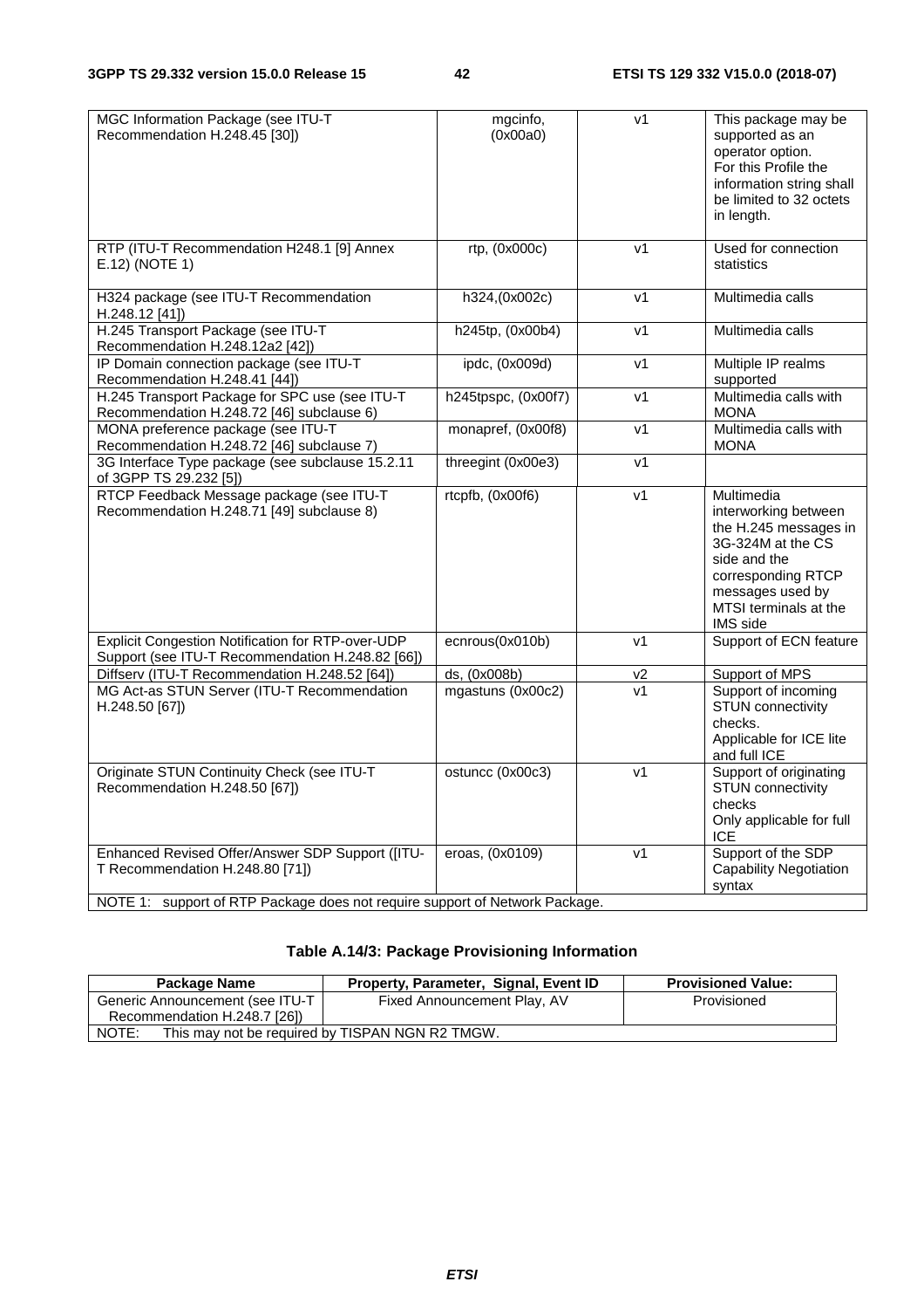| | | | |
|---|---|---|---|
| MGC Information Package (see ITU-T Recommendation H.248.45 [30]) | mgcinfo, (0x00a0) | v1 | This package may be supported as an operator option. For this Profile the information string shall be limited to 32 octets in length. |
| RTP (ITU-T Recommendation H248.1 [9] Annex E.12) (NOTE 1) | rtp, (0x000c) | v1 | Used for connection statistics |
| H324 package (see ITU-T Recommendation H.248.12 [41]) | h324,(0x002c) | v1 | Multimedia calls |
| H.245 Transport Package (see ITU-T Recommendation H.248.12a2 [42]) | h245tp, (0x00b4) | v1 | Multimedia calls |
| IP Domain connection package (see ITU-T Recommendation H.248.41 [44]) | ipdc, (0x009d) | v1 | Multiple IP realms supported |
| H.245 Transport Package for SPC use (see ITU-T Recommendation H.248.72 [46] subclause 6) | h245tpspc, (0x00f7) | v1 | Multimedia calls with MONA |
| MONA preference package (see ITU-T Recommendation H.248.72 [46] subclause 7) | monapref, (0x00f8) | v1 | Multimedia calls with MONA |
| 3G Interface Type package (see subclause 15.2.11 of 3GPP TS 29.232 [5]) | threegint (0x00e3) | v1 | |
| RTCP Feedback Message package (see ITU-T Recommendation H.248.71 [49] subclause 8) | rtcpfb, (0x00f6) | v1 | Multimedia interworking between the H.245 messages in 3G-324M at the CS side and the corresponding RTCP messages used by MTSI terminals at the IMS side |
| Explicit Congestion Notification for RTP-over-UDP Support (see ITU-T Recommendation H.248.82 [66]) | ecnrous(0x010b) | v1 | Support of ECN feature |
| Diffserv (ITU-T Recommendation H.248.52 [64]) | ds, (0x008b) | v2 | Support of MPS |
| MG Act-as STUN Server (ITU-T Recommendation H.248.50 [67]) | mgastuns (0x00c2) | v1 | Support of incoming STUN connectivity checks. Applicable for ICE lite and full ICE |
| Originate STUN Continuity Check (see ITU-T Recommendation H.248.50 [67]) | ostuncc (0x00c3) | v1 | Support of originating STUN connectivity checks Only applicable for full ICE |
| Enhanced Revised Offer/Answer SDP Support ([ITU-T Recommendation H.248.80 [71]) | eroas, (0x0109) | v1 | Support of the SDP Capability Negotiation syntax |
| NOTE 1: support of RTP Package does not require support of Network Package. | | | |

**Table A.14/3: Package Provisioning Information**

| Package Name | Property, Parameter, Signal, Event ID | Provisioned Value: |
|---|---|---|
| Generic Announcement (see ITU-T Recommendation H.248.7 [26]) | Fixed Announcement Play, AV | Provisioned |
| NOTE: This may not be required by TISPAN NGN R2 TMGW. | | |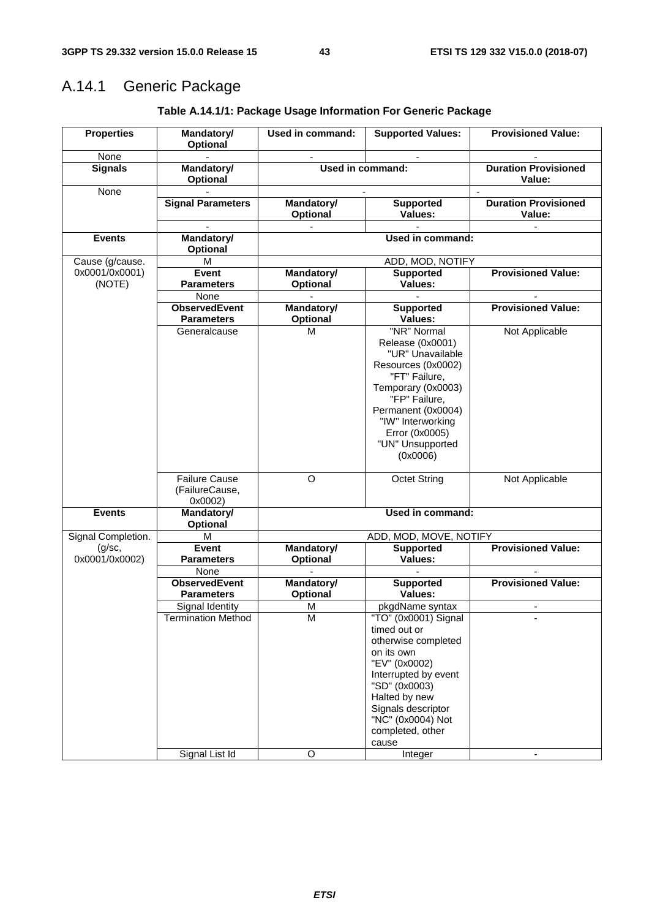## A.14.1 Generic Package

**Table A.14.1/1: Package Usage Information For Generic Package**

| **Properties** | **Mandatory/ Optional** | **Used in command:** | **Supported Values:** | **Provisioned Value:** |
|---|---|---|---|---|
| None | - | - | - | - |
| **Signals** | **Mandatory/ Optional** | **Used in command:** | | **Duration Provisioned Value:** |
| None | - | - | | - |
| | **Signal Parameters** | **Mandatory/ Optional** | **Supported Values:** | **Duration Provisioned Value:** |
| | - | - | - | - |
| **Events** | **Mandatory/ Optional** | **Used in command:** | | |
| Cause (g/cause. 0x0001/0x0001) (NOTE) | M | ADD, MOD, NOTIFY | | |
| | **Event Parameters** | **Mandatory/ Optional** | **Supported Values:** | **Provisioned Value:** |
| | None | - | - | - |
| | **ObservedEvent Parameters** | **Mandatory/ Optional** | **Supported Values:** | **Provisioned Value:** |
| | Generalcause | M | "NR" Normal Release (0x0001) "UR" Unavailable Resources (0x0002) "FT" Failure, Temporary (0x0003) "FP" Failure, Permanent (0x0004) "IW" Interworking Error (0x0005) "UN" Unsupported (0x0006) | Not Applicable |
| | Failure Cause (FailureCause, 0x0002) | O | Octet String | Not Applicable |
| **Events** | **Mandatory/ Optional** | **Used in command:** | | |
| Signal Completion. (g/sc, 0x0001/0x0002) | M | ADD, MOD, MOVE, NOTIFY | | |
| | **Event Parameters** | **Mandatory/ Optional** | **Supported Values:** | **Provisioned Value:** |
| | None | - | - | - |
| | **ObservedEvent Parameters** | **Mandatory/ Optional** | **Supported Values:** | **Provisioned Value:** |
| | Signal Identity | M | pkgdName syntax | - |
| | Termination Method | M | "TO" (0x0001) Signal timed out or otherwise completed on its own "EV" (0x0002) Interrupted by event "SD" (0x0003) Halted by new Signals descriptor "NC" (0x0004) Not completed, other cause | - |
| | Signal List Id | O | Integer | - |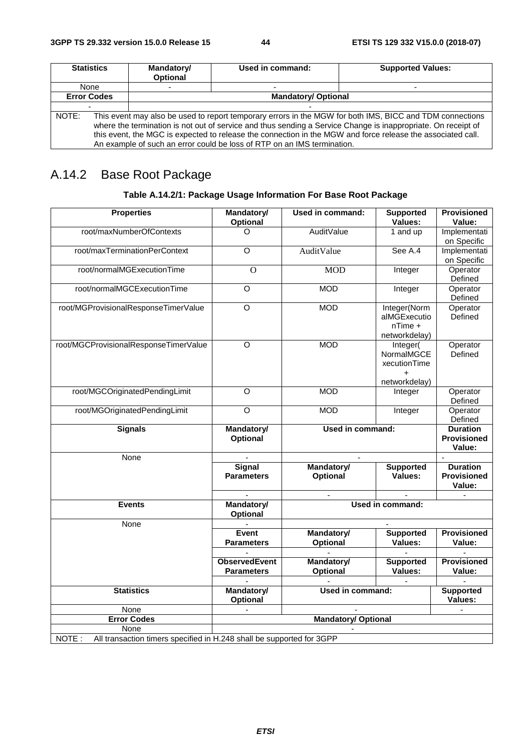| Statistics | Mandatory/ Optional | Used in command: | Supported Values: |
|---|---|---|---|
| None | - | - | - |
| **Error Codes** | **Mandatory/ Optional** | | |
| - | - | | |
| NOTE: This event may also be used to report temporary errors in the MGW for both IMS, BICC and TDM connections where the termination is not out of service and thus sending a Service Change is inappropriate. On receipt of this event, the MGC is expected to release the connection in the MGW and force release the associated call. An example of such an error could be loss of RTP on an IMS termination. | | | |

## A.14.2 Base Root Package

**Table A.14.2/1: Package Usage Information For Base Root Package**

| Properties | Mandatory/ Optional | Used in command: | Supported Values: | Provisioned Value: |
|---|---|---|---|---|
| root/maxNumberOfContexts | O | AuditValue | 1 and up | Implementation Specific |
| root/maxTerminationPerContext | O | AuditValue | See A.4 | Implementation Specific |
| root/normalMGExecutionTime | O | MOD | Integer | Operator Defined |
| root/normalMGCExecutionTime | O | MOD | Integer | Operator Defined |
| root/MGProvisionalResponseTimerValue | O | MOD | Integer(NormalMGExecutionTime + networkdelay) | Operator Defined |
| root/MGCProvisionalResponseTimerValue | O | MOD | Integer( NormalMGCExecutionTime + networkdelay) | Operator Defined |
| root/MGCOriginatedPendingLimit | O | MOD | Integer | Operator Defined |
| root/MGOriginatedPendingLimit | O | MOD | Integer | Operator Defined |
| **Signals** | **Mandatory/ Optional** | **Used in command:** | | **Duration Provisioned Value:** |
| None | - | - | | - |
| | **Signal Parameters** | **Mandatory/ Optional** | **Supported Values:** | **Duration Provisioned Value:** |
| | - | - | - | - |
| **Events** | **Mandatory/ Optional** | **Used in command:** | | |
| None | - | - | | |
| | **Event Parameters** | **Mandatory/ Optional** | **Supported Values:** | **Provisioned Value:** |
| | - | - | - | - |
| | **ObservedEvent Parameters** | **Mandatory/ Optional** | **Supported Values:** | **Provisioned Value:** |
| | - | - | - | - |
| **Statistics** | **Mandatory/ Optional** | **Used in command:** | | **Supported Values:** |
| None | - | - | | - |
| **Error Codes** | **Mandatory/ Optional** | | | |
| None | - | | | |
| NOTE : All transaction timers specified in H.248 shall be supported for 3GPP | | | | |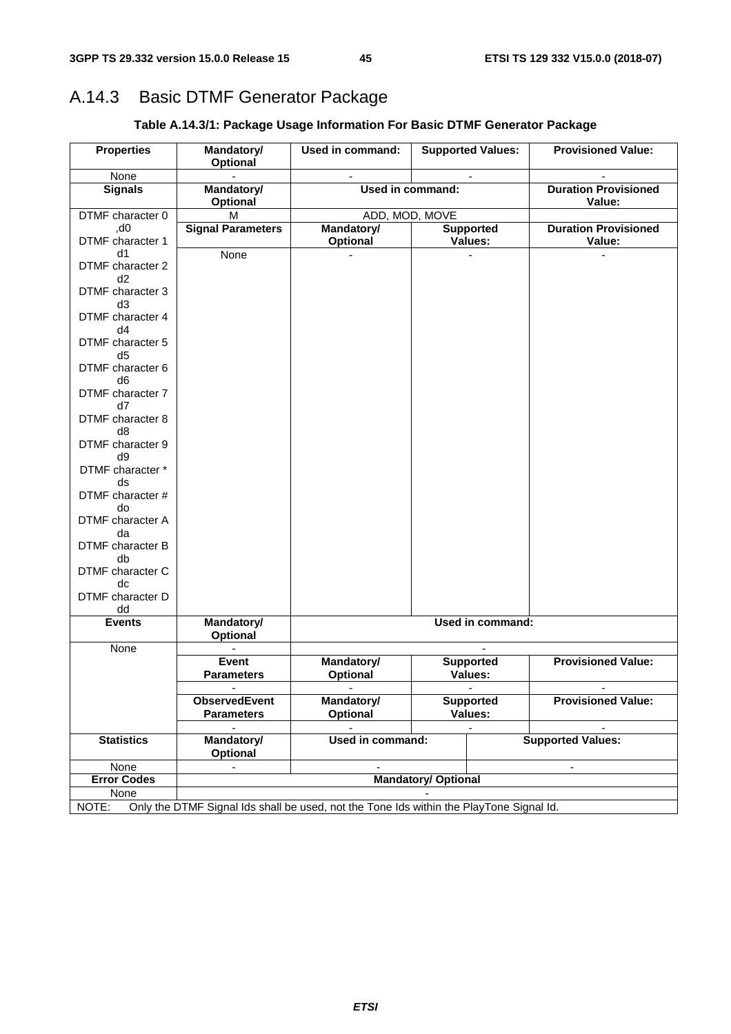## A.14.3 Basic DTMF Generator Package

**Table A.14.3/1: Package Usage Information For Basic DTMF Generator Package**

| Properties | Mandatory/ Optional | Used in command: | Supported Values: | | Provisioned Value: |
|---|---|---|---|---|---|
| None | - | - | - | | - |
| **Signals** | **Mandatory/ Optional** | **Used in command:** | | | **Duration Provisioned Value:** |
| DTMF character 0 ,d0 DTMF character 1 d1 DTMF character 2 d2 DTMF character 3 d3 DTMF character 4 d4 DTMF character 5 d5 DTMF character 6 d6 DTMF character 7 d7 DTMF character 8 d8 DTMF character 9 d9 DTMF character * ds DTMF character # do DTMF character A da DTMF character B db DTMF character C dc DTMF character D dd | M | ADD, MOD, MOVE | | | |
| | **Signal Parameters** | **Mandatory/ Optional** | **Supported Values:** | | **Duration Provisioned Value:** |
| | None | - | - | | - |
| **Events** | **Mandatory/ Optional** | **Used in command:** | | | |
| None | - | - | | | |
| | **Event Parameters** | **Mandatory/ Optional** | **Supported Values:** | | **Provisioned Value:** |
| | - | - | - | | - |
| | **ObservedEvent Parameters** | **Mandatory/ Optional** | **Supported Values:** | | **Provisioned Value:** |
| | - | - | - | | - |
| **Statistics** | **Mandatory/ Optional** | **Used in command:** | | **Supported Values:** | |
| None | - | - | | - | |
| **Error Codes** | **Mandatory/ Optional** | | | | |
| None | - | | | | |
| NOTE: Only the DTMF Signal Ids shall be used, not the Tone Ids within the PlayTone Signal Id. | | | | | |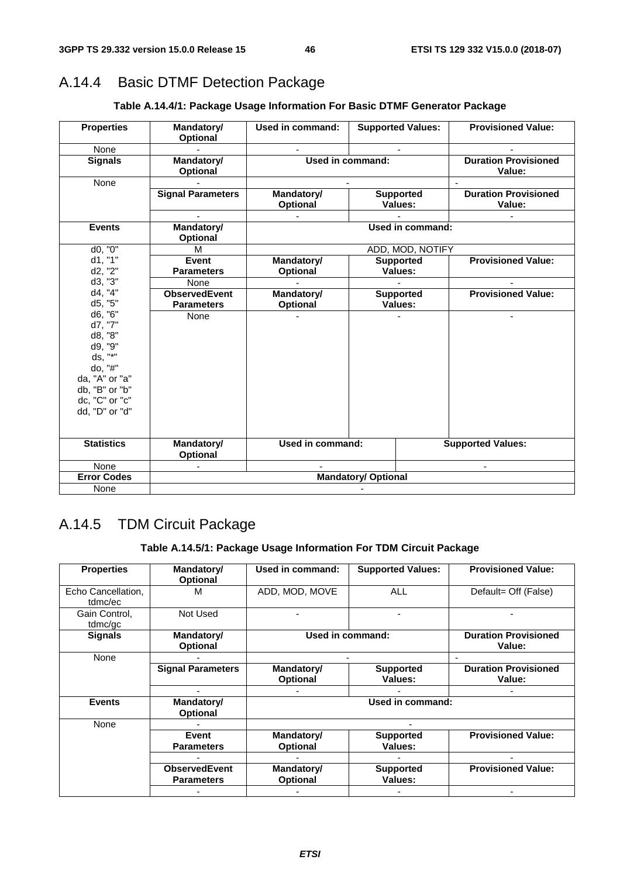## A.14.4 Basic DTMF Detection Package

**Table A.14.4/1: Package Usage Information For Basic DTMF Generator Package**

| Properties | Mandatory/ Optional | Used in command: | Supported Values: | Provisioned Value: |
|---|---|---|---|---|
| None | - | - | - | - |
| **Signals** | **Mandatory/ Optional** | **Used in command:** | | **Duration Provisioned Value:** |
| None | - | - | | - |
| | **Signal Parameters** | **Mandatory/ Optional** | **Supported Values:** | **Duration Provisioned Value:** |
| | - | - | - | - |
| **Events** | **Mandatory/ Optional** | **Used in command:** | | |
| d0, "0"<br>d1, "1"<br>d2, "2"<br>d3, "3"<br>d4, "4"<br>d5, "5"<br>d6, "6"<br>d7, "7"<br>d8, "8"<br>d9, "9"<br>ds, "*"<br>do, "#"<br>da, "A" or "a"<br>db, "B" or "b"<br>dc, "C" or "c"<br>dd, "D" or "d" | M | ADD, MOD, NOTIFY | | |
| | **Event Parameters** | **Mandatory/ Optional** | **Supported Values:** | **Provisioned Value:** |
| | None | - | - | - |
| | **ObservedEvent Parameters** | **Mandatory/ Optional** | **Supported Values:** | **Provisioned Value:** |
| | None | - | - | - |
| **Statistics** | **Mandatory/ Optional** | **Used in command:** | **Supported Values:** | |
| None | - | - | - | |
| **Error Codes** | **Mandatory/ Optional** | | | |
| None | - | | | |

## A.14.5 TDM Circuit Package

**Table A.14.5/1: Package Usage Information For TDM Circuit Package**

| Properties | Mandatory/ Optional | Used in command: | Supported Values: | Provisioned Value: |
|---|---|---|---|---|
| Echo Cancellation, tdmc/ec | M | ADD, MOD, MOVE | ALL | Default= Off (False) |
| Gain Control, tdmc/gc | Not Used | - | - | - |
| **Signals** | **Mandatory/ Optional** | **Used in command:** | | **Duration Provisioned Value:** |
| None | - | - | | - |
| | **Signal Parameters** | **Mandatory/ Optional** | **Supported Values:** | **Duration Provisioned Value:** |
| | - | - | - | - |
| **Events** | **Mandatory/ Optional** | **Used in command:** | | |
| None | - | - | | |
| | **Event Parameters** | **Mandatory/ Optional** | **Supported Values:** | **Provisioned Value:** |
| | - | - | - | - |
| | **ObservedEvent Parameters** | **Mandatory/ Optional** | **Supported Values:** | **Provisioned Value:** |
| | - | - | - | - |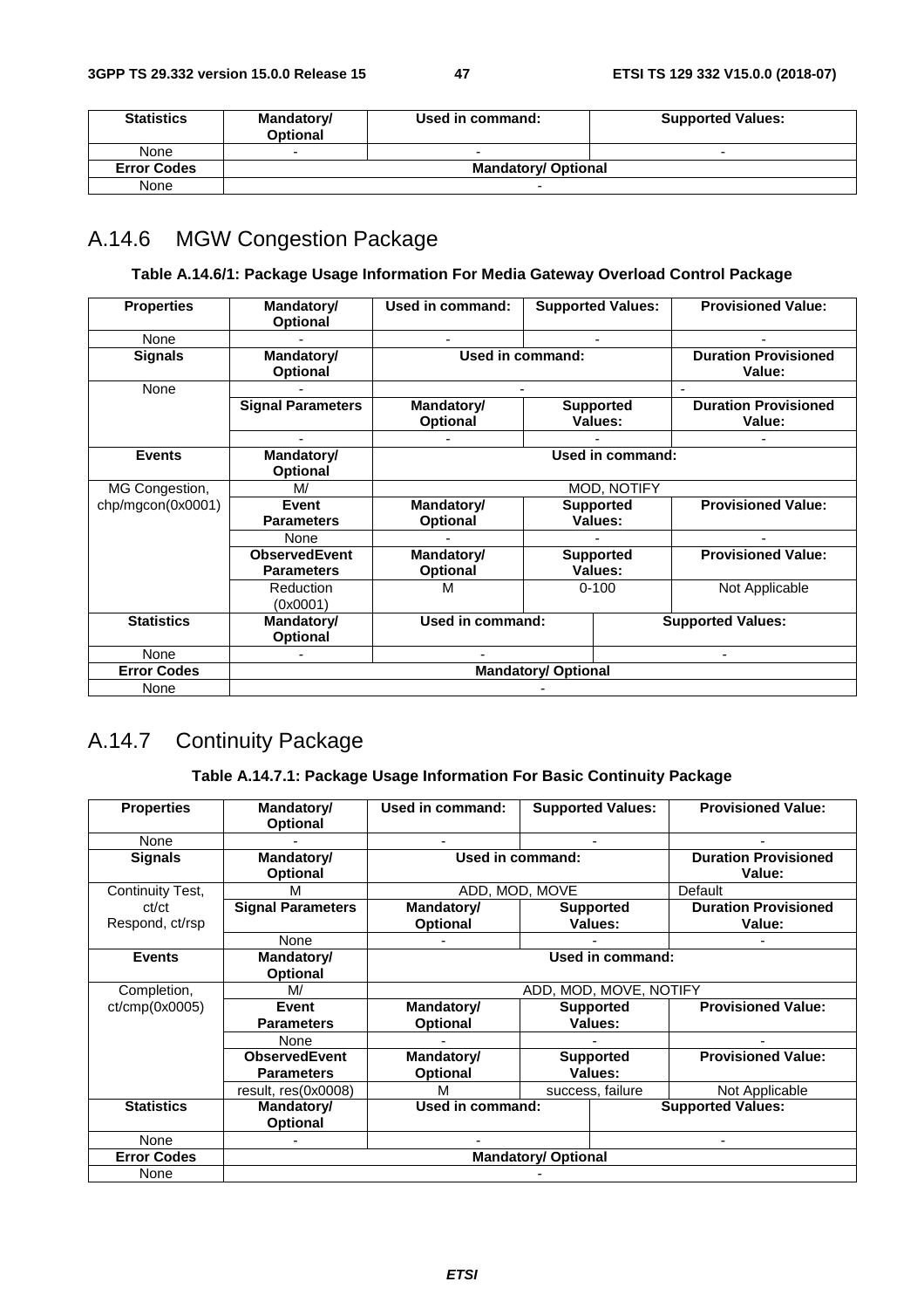| Statistics | Mandatory/ Optional | Used in command: | Supported Values: |
|---|---|---|---|
| None | - | - | - |
| **Error Codes** | **Mandatory/ Optional** | | |
| None | - | | |

## A.14.6 MGW Congestion Package

**Table A.14.6/1: Package Usage Information For Media Gateway Overload Control Package**

| Properties | Mandatory/ Optional | Used in command: | Supported Values: | Provisioned Value: |
|---|---|---|---|---|
| None | - | - | - | - |
| **Signals** | **Mandatory/ Optional** | **Used in command:** | | **Duration Provisioned Value:** |
| None | - | - | | - |
| | **Signal Parameters** | **Mandatory/ Optional** | **Supported Values:** | **Duration Provisioned Value:** |
| | - | - | - | - |
| **Events** | **Mandatory/ Optional** | **Used in command:** | | |
| MG Congestion, chp/mgcon(0x0001) | M/ | MOD, NOTIFY | | |
| | **Event Parameters** | **Mandatory/ Optional** | **Supported Values:** | **Provisioned Value:** |
| | None | - | - | - |
| | **ObservedEvent Parameters** | **Mandatory/ Optional** | **Supported Values:** | **Provisioned Value:** |
| | Reduction (0x0001) | M | 0-100 | Not Applicable |
| **Statistics** | **Mandatory/ Optional** | **Used in command:** | **Supported Values:** | |
| None | - | - | - | |
| **Error Codes** | **Mandatory/ Optional** | | | |
| None | - | | | |

## A.14.7 Continuity Package

**Table A.14.7.1: Package Usage Information For Basic Continuity Package**

| Properties | Mandatory/ Optional | Used in command: | Supported Values: | Provisioned Value: |
|---|---|---|---|---|
| None | - | - | - | - |
| **Signals** | **Mandatory/ Optional** | **Used in command:** | | **Duration Provisioned Value:** |
| Continuity Test, ct/ct Respond, ct/rsp | M | ADD, MOD, MOVE | | Default |
| | **Signal Parameters** | **Mandatory/ Optional** | **Supported Values:** | **Duration Provisioned Value:** |
| | None | - | - | - |
| **Events** | **Mandatory/ Optional** | **Used in command:** | | |
| Completion, ct/cmp(0x0005) | M/ | ADD, MOD, MOVE, NOTIFY | | |
| | **Event Parameters** | **Mandatory/ Optional** | **Supported Values:** | **Provisioned Value:** |
| | None | - | - | - |
| | **ObservedEvent Parameters** | **Mandatory/ Optional** | **Supported Values:** | **Provisioned Value:** |
| | result, res(0x0008) | M | success, failure | Not Applicable |
| **Statistics** | **Mandatory/ Optional** | **Used in command:** | **Supported Values:** | |
| None | - | - | - | |
| **Error Codes** | **Mandatory/ Optional** | | | |
| None | - | | | |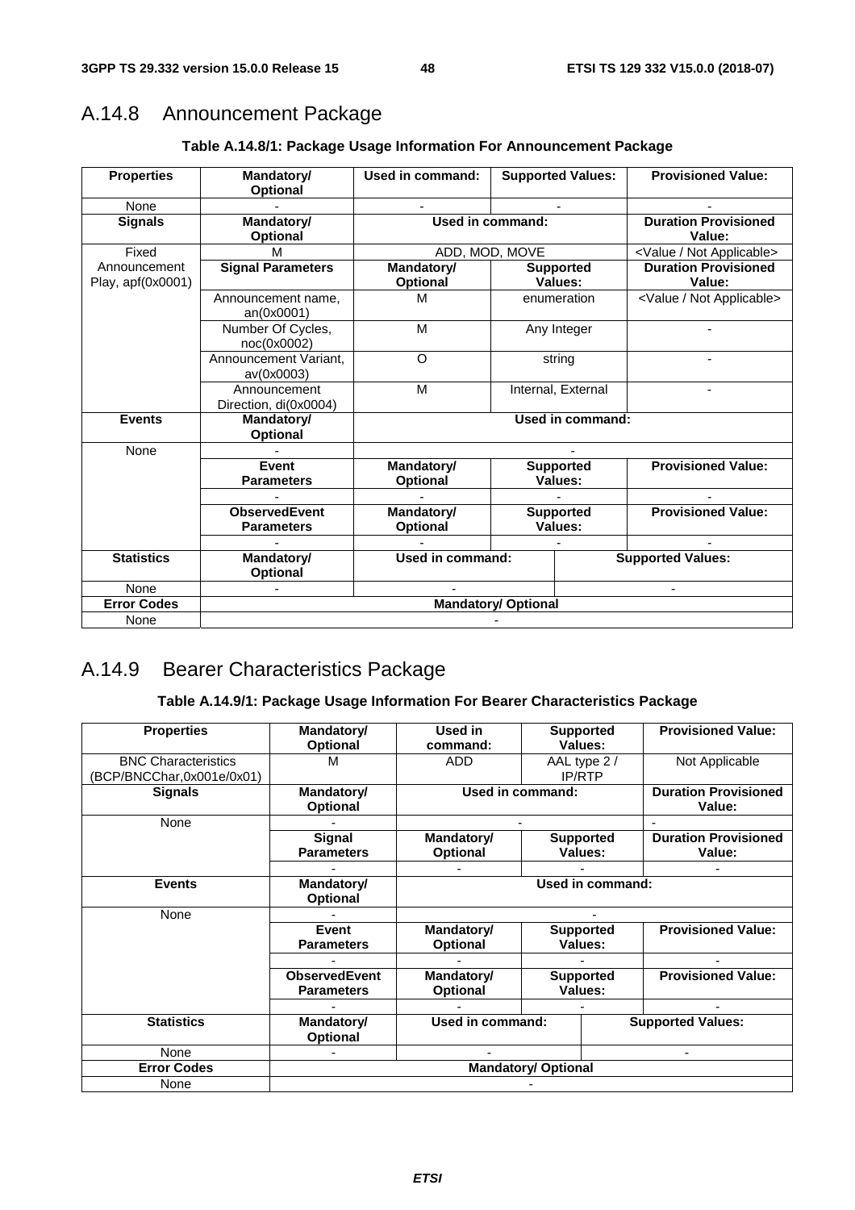## A.14.8 Announcement Package

**Table A.14.8/1: Package Usage Information For Announcement Package**

| Properties | Mandatory/ Optional | Used in command: | Supported Values: | Provisioned Value: |
|---|---|---|---|---|
| None | - | - | - | - |
| **Signals** | **Mandatory/ Optional** | **Used in command:** | | **Duration Provisioned Value:** |
| Fixed Announcement Play, apf(0x0001) | M | ADD, MOD, MOVE | | <Value / Not Applicable> |
| | **Signal Parameters** | **Mandatory/ Optional** | **Supported Values:** | **Duration Provisioned Value:** |
| | Announcement name, an(0x0001) | M | enumeration | <Value / Not Applicable> |
| | Number Of Cycles, noc(0x0002) | M | Any Integer | - |
| | Announcement Variant, av(0x0003) | O | string | - |
| | Announcement Direction, di(0x0004) | M | Internal, External | - |
| **Events** | **Mandatory/ Optional** | **Used in command:** | | |
| None | - | - | | |
| | **Event Parameters** | **Mandatory/ Optional** | **Supported Values:** | **Provisioned Value:** |
| | - | - | - | - |
| | **ObservedEvent Parameters** | **Mandatory/ Optional** | **Supported Values:** | **Provisioned Value:** |
| | - | - | - | - |
| **Statistics** | **Mandatory/ Optional** | **Used in command:** | **Supported Values:** | |
| None | - | - | - | |
| **Error Codes** | **Mandatory/ Optional** | | | |
| None | - | | | |

## A.14.9 Bearer Characteristics Package

**Table A.14.9/1: Package Usage Information For Bearer Characteristics Package**

| Properties | Mandatory/ Optional | Used in command: | Supported Values: | Provisioned Value: |
|---|---|---|---|---|
| BNC Characteristics (BCP/BNCChar,0x001e/0x01) | M | ADD | AAL type 2 / IP/RTP | Not Applicable |
| **Signals** | **Mandatory/ Optional** | **Used in command:** | | **Duration Provisioned Value:** |
| None | - | - | | - |
| | **Signal Parameters** | **Mandatory/ Optional** | **Supported Values:** | **Duration Provisioned Value:** |
| | - | - | - | - |
| **Events** | **Mandatory/ Optional** | **Used in command:** | | |
| None | - | - | | |
| | **Event Parameters** | **Mandatory/ Optional** | **Supported Values:** | **Provisioned Value:** |
| | - | - | - | - |
| | **ObservedEvent Parameters** | **Mandatory/ Optional** | **Supported Values:** | **Provisioned Value:** |
| | - | - | - | - |
| **Statistics** | **Mandatory/ Optional** | **Used in command:** | **Supported Values:** | |
| None | - | - | - | |
| **Error Codes** | **Mandatory/ Optional** | | | |
| None | - | | | |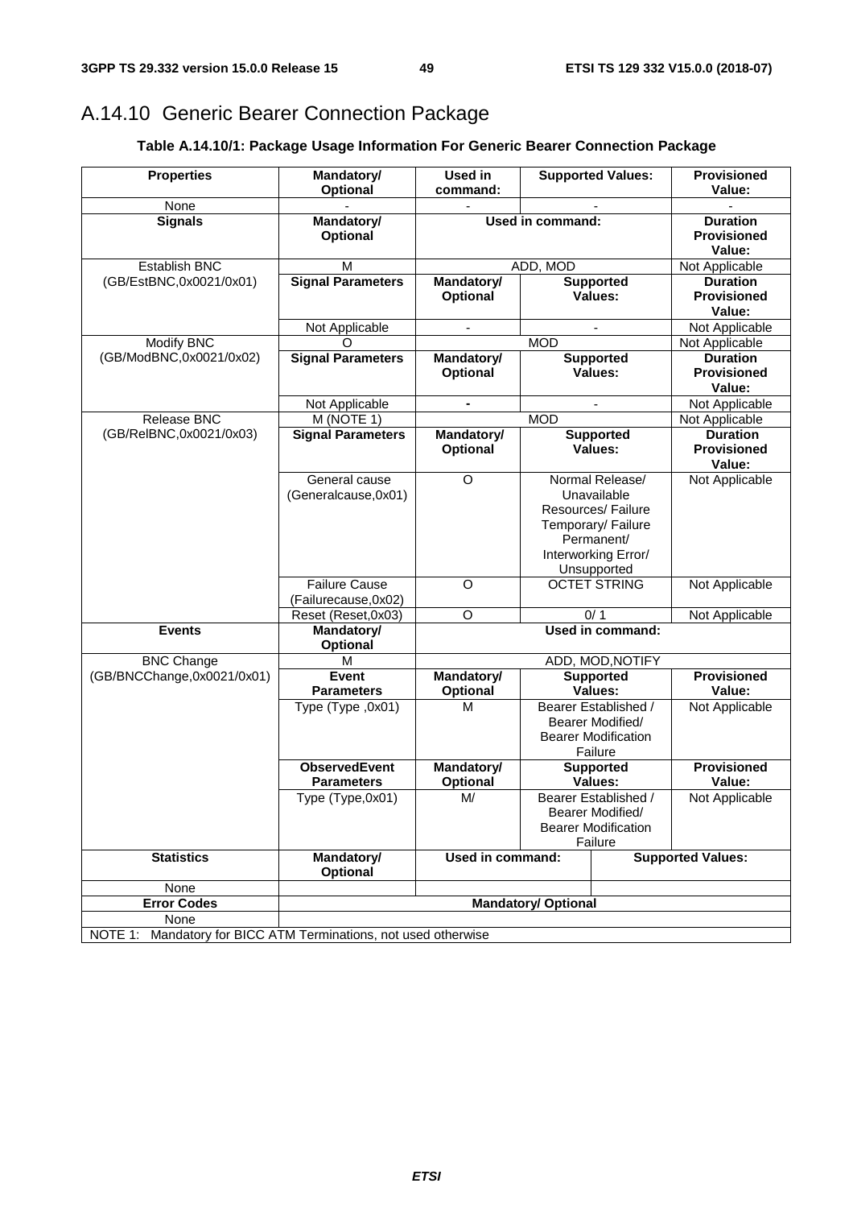## A.14.10 Generic Bearer Connection Package

**Table A.14.10/1: Package Usage Information For Generic Bearer Connection Package**

| Properties | Mandatory/ Optional | Used in command: | Supported Values: | Provisioned Value: |
|---|---|---|---|---|
| None | - | - | - | - |
| **Signals** | **Mandatory/ Optional** | **Used in command:** | | **Duration Provisioned Value:** |
| Establish BNC (GB/EstBNC,0x0021/0x01) | M | ADD, MOD | | Not Applicable |
| | **Signal Parameters** | **Mandatory/ Optional** | **Supported Values:** | **Duration Provisioned Value:** |
| | Not Applicable | - | - | Not Applicable |
| Modify BNC (GB/ModBNC,0x0021/0x02) | O | MOD | | Not Applicable |
| | **Signal Parameters** | **Mandatory/ Optional** | **Supported Values:** | **Duration Provisioned Value:** |
| | Not Applicable | - | - | Not Applicable |
| Release BNC (GB/RelBNC,0x0021/0x03) | M (NOTE 1) | MOD | | Not Applicable |
| | **Signal Parameters** | **Mandatory/ Optional** | **Supported Values:** | **Duration Provisioned Value:** |
| | General cause (Generalcause,0x01) | O | Normal Release/ Unavailable Resources/ Failure Temporary/ Failure Permanent/ Interworking Error/ Unsupported | Not Applicable |
| | Failure Cause (Failurecause,0x02) | O | OCTET STRING | Not Applicable |
| | Reset (Reset,0x03) | O | 0/ 1 | Not Applicable |
| **Events** | **Mandatory/ Optional** | **Used in command:** | | |
| BNC Change (GB/BNCChange,0x0021/0x01) | M | ADD, MOD,NOTIFY | | |
| | **Event Parameters** | **Mandatory/ Optional** | **Supported Values:** | **Provisioned Value:** |
| | Type (Type ,0x01) | M | Bearer Established / Bearer Modified/ Bearer Modification Failure | Not Applicable |
| | **ObservedEvent Parameters** | **Mandatory/ Optional** | **Supported Values:** | **Provisioned Value:** |
| | Type (Type,0x01) | M/ | Bearer Established / Bearer Modified/ Bearer Modification Failure | Not Applicable |
| **Statistics** | **Mandatory/ Optional** | **Used in command:** | **Supported Values:** | |
| None | | | | |
| **Error Codes** | **Mandatory/ Optional** | | | |
| None | | | | |
| NOTE 1: Mandatory for BICC ATM Terminations, not used otherwise | | | | |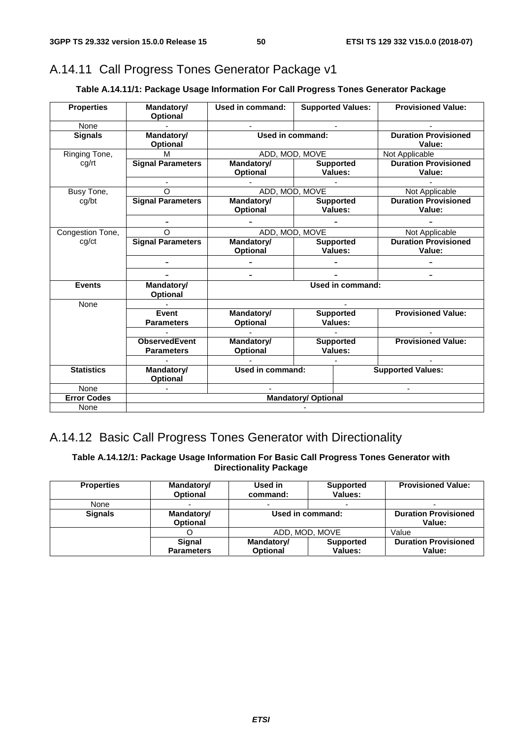## A.14.11 Call Progress Tones Generator Package v1

**Table A.14.11/1: Package Usage Information For Call Progress Tones Generator Package**

| Properties | Mandatory/ Optional | Used in command: | Supported Values: | Provisioned Value: |
|---|---|---|---|---|
| None | - | - | - | - |
| **Signals** | **Mandatory/ Optional** | **Used in command:** | | **Duration Provisioned Value:** |
| Ringing Tone, cg/rt | M | ADD, MOD, MOVE | | Not Applicable |
| | **Signal Parameters** | **Mandatory/ Optional** | **Supported Values:** | **Duration Provisioned Value:** |
| | - | - | - | - |
| Busy Tone, cg/bt | O | ADD, MOD, MOVE | | Not Applicable |
| | **Signal Parameters** | **Mandatory/ Optional** | **Supported Values:** | **Duration Provisioned Value:** |
| | - | - | - | - |
| Congestion Tone, cg/ct | O | ADD, MOD, MOVE | | Not Applicable |
| | **Signal Parameters** | **Mandatory/ Optional** | **Supported Values:** | **Duration Provisioned Value:** |
| | - | - | - | - |
| | - | - | - | - |
| **Events** | **Mandatory/ Optional** | **Used in command:** | | |
| None | - | - | | |
| | **Event Parameters** | **Mandatory/ Optional** | **Supported Values:** | **Provisioned Value:** |
| | - | - | - | - |
| | **ObservedEvent Parameters** | **Mandatory/ Optional** | **Supported Values:** | **Provisioned Value:** |
| | - | - | - | - |
| **Statistics** | **Mandatory/ Optional** | **Used in command:** | **Supported Values:** | |
| None | - | - | - | |
| **Error Codes** | **Mandatory/ Optional** | | | |
| None | - | | | |

## A.14.12 Basic Call Progress Tones Generator with Directionality

**Table A.14.12/1: Package Usage Information For Basic Call Progress Tones Generator with Directionality Package**

| Properties | Mandatory/ Optional | Used in command: | Supported Values: | Provisioned Value: |
|---|---|---|---|---|
| None | - | - | - | - |
| **Signals** | **Mandatory/ Optional** | **Used in command:** | | **Duration Provisioned Value:** |
| | O | ADD, MOD, MOVE | | Value |
| | **Signal Parameters** | **Mandatory/ Optional** | **Supported Values:** | **Duration Provisioned Value:** |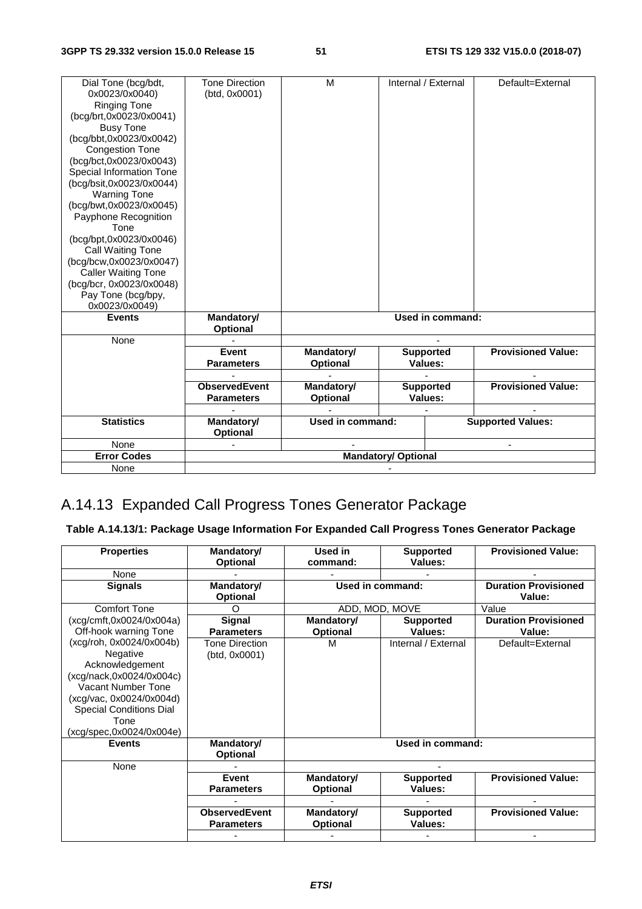| Dial Tone (bcg/bdt, 0x0023/0x0040) Ringing Tone (bcg/brt,0x0023/0x0041) Busy Tone (bcg/bbt,0x0023/0x0042) Congestion Tone (bcg/bct,0x0023/0x0043) Special Information Tone (bcg/bsit,0x0023/0x0044) Warning Tone (bcg/bwt,0x0023/0x0045) Payphone Recognition Tone (bcg/bpt,0x0023/0x0046) Call Waiting Tone (bcg/bcw,0x0023/0x0047) Caller Waiting Tone (bcg/bcr, 0x0023/0x0048) Pay Tone (bcg/bpy, 0x0023/0x0049) | Tone Direction (btd, 0x0001) | M | Internal / External | Default=External |
|---|---|---|---|---|
| **Events** | **Mandatory/ Optional** | **Used in command:** | | |
| None | - | - | | |
| | **Event Parameters** | **Mandatory/ Optional** | **Supported Values:** | **Provisioned Value:** |
| | - | - | - | - |
| | **ObservedEvent Parameters** | **Mandatory/ Optional** | **Supported Values:** | **Provisioned Value:** |
| | - | - | - | - |
| **Statistics** | **Mandatory/ Optional** | **Used in command:** | | **Supported Values:** |
| None | - | - | | - |
| **Error Codes** | **Mandatory/ Optional** | | | |
| None | - | | | |

## A.14.13 Expanded Call Progress Tones Generator Package

**Table A.14.13/1: Package Usage Information For Expanded Call Progress Tones Generator Package**

| **Properties** | **Mandatory/ Optional** | **Used in command:** | **Supported Values:** | **Provisioned Value:** |
|---|---|---|---|---|
| None | - | - | - | - |
| **Signals** | **Mandatory/ Optional** | **Used in command:** | | **Duration Provisioned Value:** |
| Comfort Tone (xcg/cmft,0x0024/0x004a) Off-hook warning Tone (xcg/roh, 0x0024/0x004b) Negative Acknowledgement (xcg/nack,0x0024/0x004c) Vacant Number Tone (xcg/vac, 0x0024/0x004d) Special Conditions Dial Tone (xcg/spec,0x0024/0x004e) | O | ADD, MOD, MOVE | | Value |
| | **Signal Parameters** | **Mandatory/ Optional** | **Supported Values:** | **Duration Provisioned Value:** |
| | Tone Direction (btd, 0x0001) | M | Internal / External | Default=External |
| **Events** | **Mandatory/ Optional** | **Used in command:** | | |
| None | - | - | | |
| | **Event Parameters** | **Mandatory/ Optional** | **Supported Values:** | **Provisioned Value:** |
| | - | - | - | - |
| | **ObservedEvent Parameters** | **Mandatory/ Optional** | **Supported Values:** | **Provisioned Value:** |
| | - | - | - | - |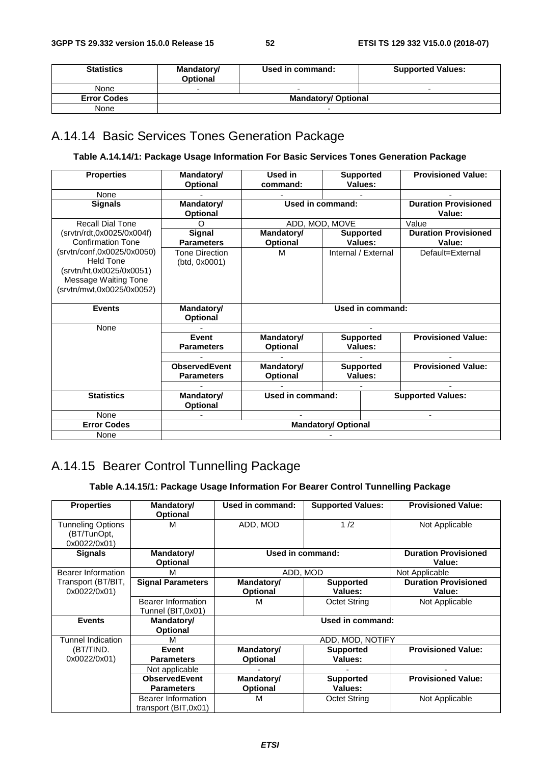| Statistics | Mandatory/ Optional | Used in command: | Supported Values: |
|---|---|---|---|
| None | - | - | - |
| **Error Codes** | **Mandatory/ Optional** | | |
| None | - | | |

## A.14.14 Basic Services Tones Generation Package

**Table A.14.14/1: Package Usage Information For Basic Services Tones Generation Package**

| Properties | Mandatory/ Optional | Used in command: | Supported Values: | Provisioned Value: |
|---|---|---|---|---|
| None | - | - | - | - |
| **Signals** | **Mandatory/ Optional** | **Used in command:** | | **Duration Provisioned Value:** |
| Recall Dial Tone (srvtn/rdt,0x0025/0x004f) Confirmation Tone (srvtn/conf,0x0025/0x0050) Held Tone (srvtn/ht,0x0025/0x0051) Message Waiting Tone (srvtn/mwt,0x0025/0x0052) | O | ADD, MOD, MOVE | | Value |
| | **Signal Parameters** | **Mandatory/ Optional** | **Supported Values:** | **Duration Provisioned Value:** |
| | Tone Direction (btd, 0x0001) | M | Internal / External | Default=External |
| **Events** | **Mandatory/ Optional** | **Used in command:** | | |
| None | - | - | | |
| | **Event Parameters** | **Mandatory/ Optional** | **Supported Values:** | **Provisioned Value:** |
| | - | - | - | - |
| | **ObservedEvent Parameters** | **Mandatory/ Optional** | **Supported Values:** | **Provisioned Value:** |
| | - | - | - | - |
| **Statistics** | **Mandatory/ Optional** | **Used in command:** | | **Supported Values:** |
| None | - | - | | - |
| **Error Codes** | **Mandatory/ Optional** | | | |
| None | - | | | |

## A.14.15 Bearer Control Tunnelling Package

**Table A.14.15/1: Package Usage Information For Bearer Control Tunnelling Package**

| Properties | Mandatory/ Optional | Used in command: | Supported Values: | Provisioned Value: |
|---|---|---|---|---|
| Tunneling Options (BT/TunOpt, 0x0022/0x01) | M | ADD, MOD | 1 /2 | Not Applicable |
| **Signals** | **Mandatory/ Optional** | **Used in command:** | | **Duration Provisioned Value:** |
| Bearer Information Transport (BT/BIT, 0x0022/0x01) | M | ADD, MOD | | Not Applicable |
| | **Signal Parameters** | **Mandatory/ Optional** | **Supported Values:** | **Duration Provisioned Value:** |
| | Bearer Information Tunnel (BIT,0x01) | M | Octet String | Not Applicable |
| **Events** | **Mandatory/ Optional** | **Used in command:** | | |
| Tunnel Indication (BT/TIND. 0x0022/0x01) | M | ADD, MOD, NOTIFY | | |
| | **Event Parameters** | **Mandatory/ Optional** | **Supported Values:** | **Provisioned Value:** |
| | Not applicable | - | - | - |
| | **ObservedEvent Parameters** | **Mandatory/ Optional** | **Supported Values:** | **Provisioned Value:** |
| | Bearer Information transport (BIT,0x01) | M | Octet String | Not Applicable |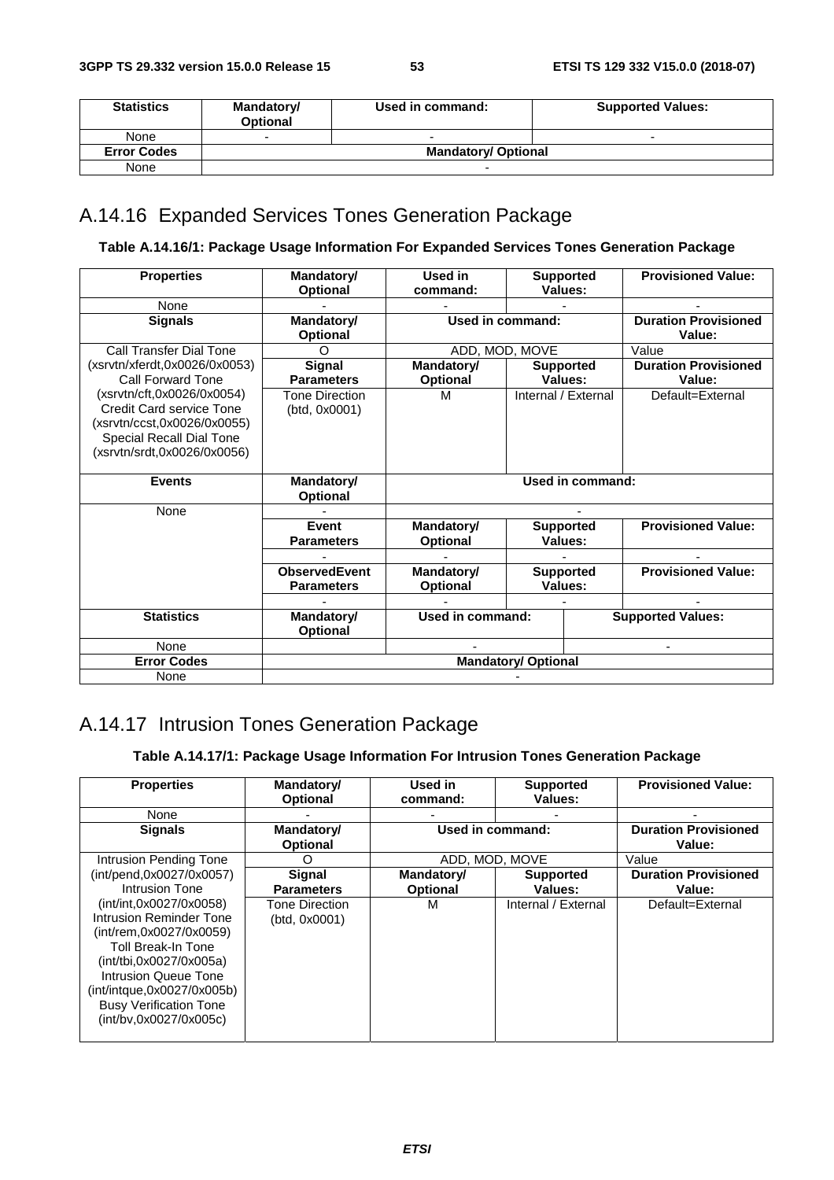| Statistics | Mandatory/ Optional | Used in command: | Supported Values: |
|---|---|---|---|
| None | - | - | - |
| **Error Codes** | **Mandatory/ Optional** | | |
| None | - | | |

## A.14.16 Expanded Services Tones Generation Package

**Table A.14.16/1: Package Usage Information For Expanded Services Tones Generation Package**

| Properties | Mandatory/ Optional | Used in command: | Supported Values: | Provisioned Value: |
|---|---|---|---|---|
| None | - | - | - | - |
| **Signals** | **Mandatory/ Optional** | **Used in command:** | | **Duration Provisioned Value:** |
| Call Transfer Dial Tone (xsrvtn/xferdt,0x0026/0x0053) Call Forward Tone (xsrvtn/cft,0x0026/0x0054) Credit Card service Tone (xsrvtn/ccst,0x0026/0x0055) Special Recall Dial Tone (xsrvtn/srdt,0x0026/0x0056) | O | ADD, MOD, MOVE | | Value |
| | **Signal Parameters** | **Mandatory/ Optional** | **Supported Values:** | **Duration Provisioned Value:** |
| | Tone Direction (btd, 0x0001) | M | Internal / External | Default=External |
| **Events** | **Mandatory/ Optional** | **Used in command:** | | |
| None | - | - | | |
| | **Event Parameters** | **Mandatory/ Optional** | **Supported Values:** | **Provisioned Value:** |
| | - | - | - | - |
| | **ObservedEvent Parameters** | **Mandatory/ Optional** | **Supported Values:** | **Provisioned Value:** |
| | - | - | - | - |
| **Statistics** | **Mandatory/ Optional** | **Used in command:** | **Supported Values:** | |
| None | | - | - | |
| **Error Codes** | **Mandatory/ Optional** | | | |
| None | - | | | |

## A.14.17 Intrusion Tones Generation Package

**Table A.14.17/1: Package Usage Information For Intrusion Tones Generation Package**

| Properties | Mandatory/ Optional | Used in command: | Supported Values: | Provisioned Value: |
|---|---|---|---|---|
| None | - | - | - | - |
| **Signals** | **Mandatory/ Optional** | **Used in command:** | | **Duration Provisioned Value:** |
| Intrusion Pending Tone (int/pend,0x0027/0x0057) Intrusion Tone (int/int,0x0027/0x0058) Intrusion Reminder Tone (int/rem,0x0027/0x0059) Toll Break-In Tone (int/tbi,0x0027/0x005a) Intrusion Queue Tone (int/intque,0x0027/0x005b) Busy Verification Tone (int/bv,0x0027/0x005c) | O | ADD, MOD, MOVE | | Value |
| | **Signal Parameters** | **Mandatory/ Optional** | **Supported Values:** | **Duration Provisioned Value:** |
| | Tone Direction (btd, 0x0001) | M | Internal / External | Default=External |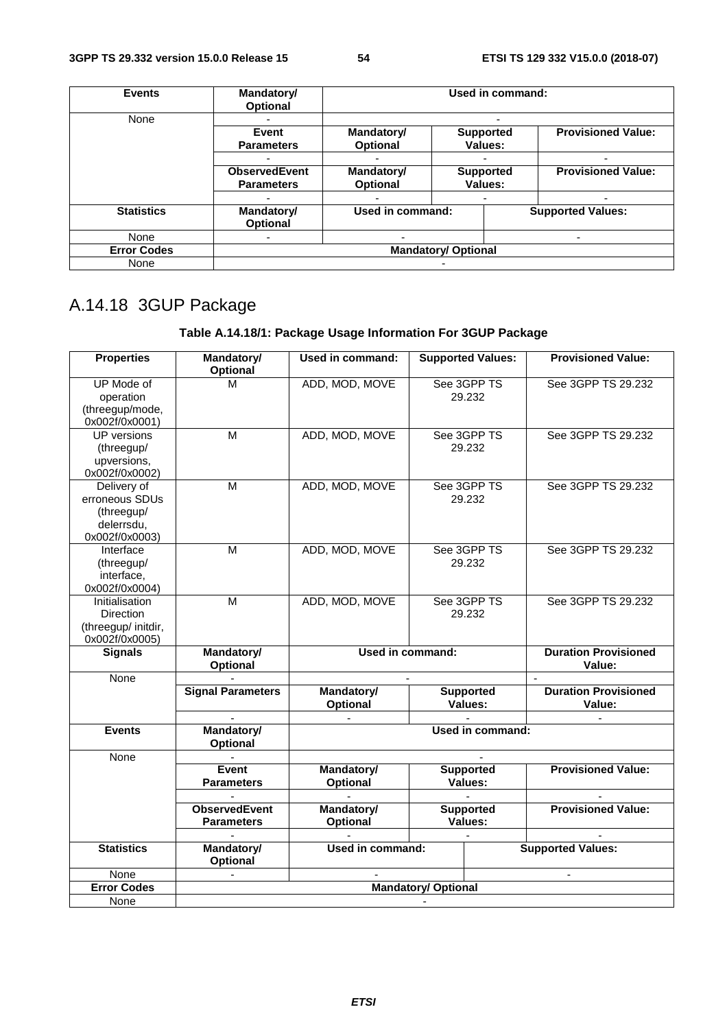| Events | Mandatory/ Optional | Used in command: | | |
|---|---|---|---|---|
| None | - | - | | |
| | Event Parameters | Mandatory/ Optional | Supported Values: | Provisioned Value: |
| | - | - | - | - |
| | ObservedEvent Parameters | Mandatory/ Optional | Supported Values: | Provisioned Value: |
| | - | - | - | - |
| Statistics | Mandatory/ Optional | Used in command: | Supported Values: | |
| None | - | - | - | |
| Error Codes | Mandatory/ Optional | | | |
| None | - | | | |

## A.14.18 3GUP Package

**Table A.14.18/1: Package Usage Information For 3GUP Package**

| Properties | Mandatory/ Optional | Used in command: | Supported Values: | Provisioned Value: |
|---|---|---|---|---|
| UP Mode of operation (threegup/mode, 0x002f/0x0001) | M | ADD, MOD, MOVE | See 3GPP TS 29.232 | See 3GPP TS 29.232 |
| UP versions (threegup/ upversions, 0x002f/0x0002) | M | ADD, MOD, MOVE | See 3GPP TS 29.232 | See 3GPP TS 29.232 |
| Delivery of erroneous SDUs (threegup/ delerrsdu, 0x002f/0x0003) | M | ADD, MOD, MOVE | See 3GPP TS 29.232 | See 3GPP TS 29.232 |
| Interface (threegup/ interface, 0x002f/0x0004) | M | ADD, MOD, MOVE | See 3GPP TS 29.232 | See 3GPP TS 29.232 |
| Initialisation Direction (threegup/ initdir, 0x002f/0x0005) | M | ADD, MOD, MOVE | See 3GPP TS 29.232 | See 3GPP TS 29.232 |
| Signals | Mandatory/ Optional | Used in command: | | Duration Provisioned Value: |
| None | - | - | | - |
| | Signal Parameters | Mandatory/ Optional | Supported Values: | Duration Provisioned Value: |
| | - | - | - | - |
| Events | Mandatory/ Optional | Used in command: | | |
| None | - | - | | |
| | Event Parameters | Mandatory/ Optional | Supported Values: | Provisioned Value: |
| | - | - | - | - |
| | ObservedEvent Parameters | Mandatory/ Optional | Supported Values: | Provisioned Value: |
| | - | - | - | - |
| Statistics | Mandatory/ Optional | Used in command: | Supported Values: | |
| None | - | - | - | |
| Error Codes | Mandatory/ Optional | | | |
| None | - | | | |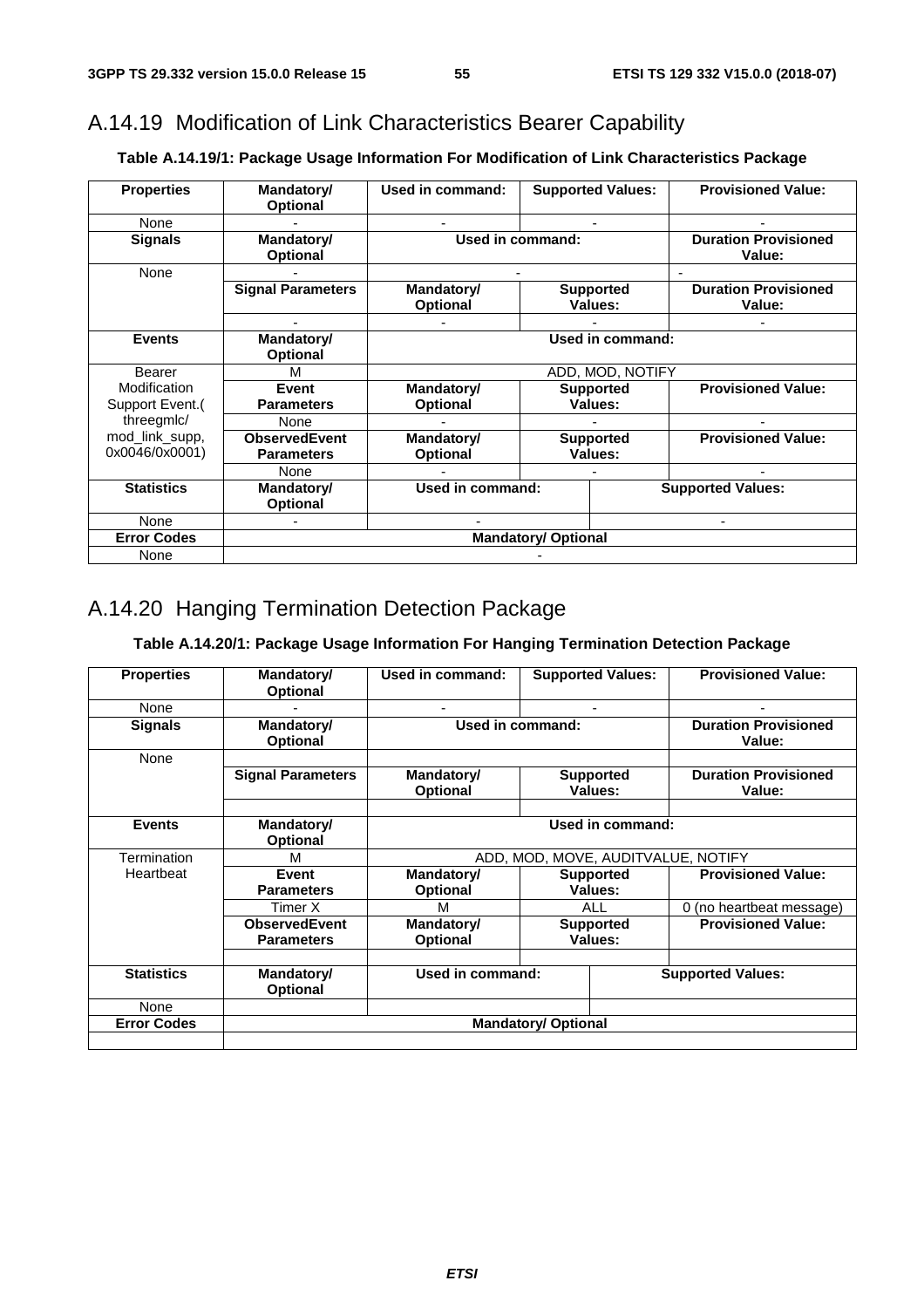## A.14.19 Modification of Link Characteristics Bearer Capability

**Table A.14.19/1: Package Usage Information For Modification of Link Characteristics Package**

| Properties | Mandatory/ Optional | Used in command: | Supported Values: | | Provisioned Value: |
|---|---|---|---|---|---|
| None | - | - | - | | - |
| **Signals** | **Mandatory/ Optional** | **Used in command:** | | | **Duration Provisioned Value:** |
| None | - | - | | | - |
| | **Signal Parameters** | **Mandatory/ Optional** | **Supported Values:** | | **Duration Provisioned Value:** |
| | - | - | - | | - |
| **Events** | **Mandatory/ Optional** | **Used in command:** | | | |
| Bearer Modification Support Event.( threegmlc/ mod_link_supp, 0x0046/0x0001) | M | ADD, MOD, NOTIFY | | | |
| | **Event Parameters** | **Mandatory/ Optional** | **Supported Values:** | | **Provisioned Value:** |
| | None | - | - | | - |
| | **ObservedEvent Parameters** | **Mandatory/ Optional** | **Supported Values:** | | **Provisioned Value:** |
| | None | - | - | | - |
| **Statistics** | **Mandatory/ Optional** | **Used in command:** | | **Supported Values:** | |
| None | - | - | | - | |
| **Error Codes** | **Mandatory/ Optional** | | | | |
| None | - | | | | |

## A.14.20 Hanging Termination Detection Package

**Table A.14.20/1: Package Usage Information For Hanging Termination Detection Package**

| Properties | Mandatory/ Optional | Used in command: | Supported Values: | | Provisioned Value: |
|---|---|---|---|---|---|
| None | - | - | - | | - |
| **Signals** | **Mandatory/ Optional** | **Used in command:** | | | **Duration Provisioned Value:** |
| None | | | | | |
| | **Signal Parameters** | **Mandatory/ Optional** | **Supported Values:** | | **Duration Provisioned Value:** |
| | | | | | |
| **Events** | **Mandatory/ Optional** | **Used in command:** | | | |
| Termination Heartbeat | M | ADD, MOD, MOVE, AUDITVALUE, NOTIFY | | | |
| | **Event Parameters** | **Mandatory/ Optional** | **Supported Values:** | | **Provisioned Value:** |
| | Timer X | M | ALL | | 0 (no heartbeat message) |
| | **ObservedEvent Parameters** | **Mandatory/ Optional** | **Supported Values:** | | **Provisioned Value:** |
| | | | | | |
| **Statistics** | **Mandatory/ Optional** | **Used in command:** | | **Supported Values:** | |
| None | | | | | |
| **Error Codes** | **Mandatory/ Optional** | | | | |
| | | | | | |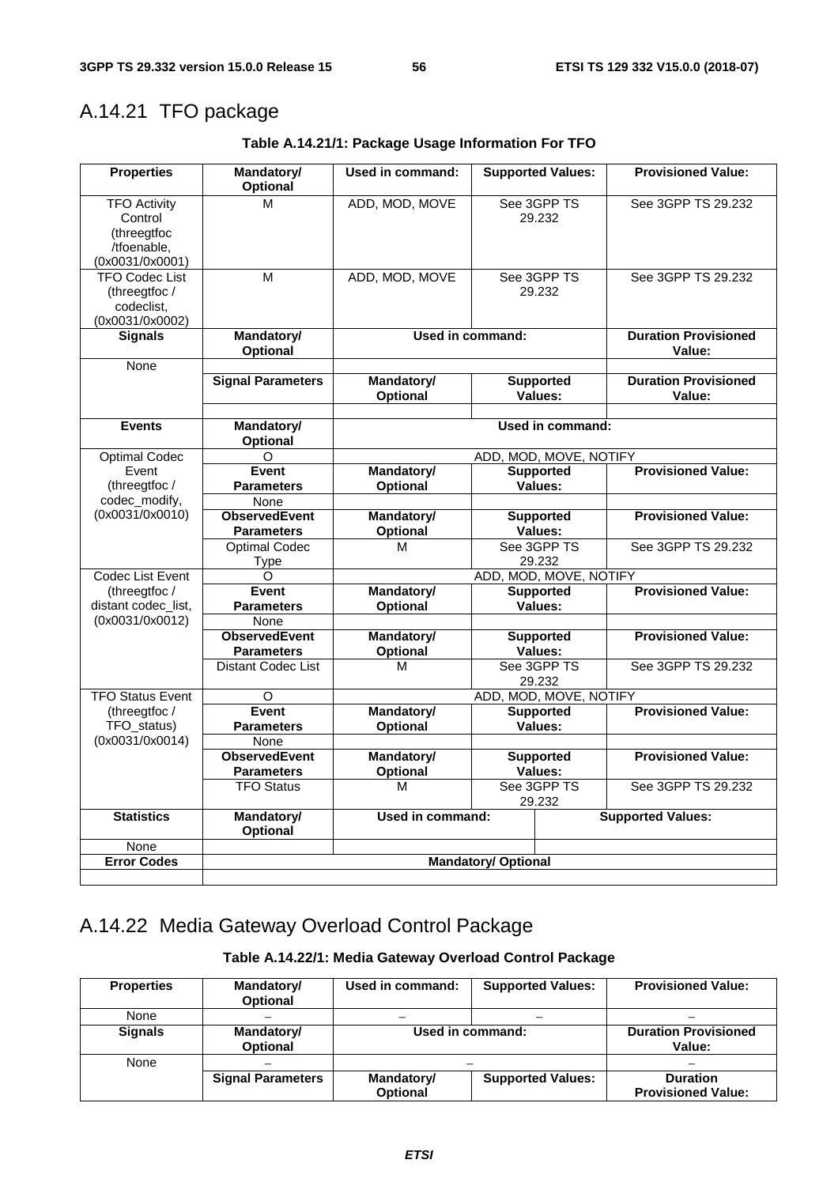## A.14.21 TFO package

**Table A.14.21/1: Package Usage Information For TFO**

| Properties | Mandatory/ Optional | Used in command: | Supported Values: | Provisioned Value: |
|---|---|---|---|---|
| TFO Activity Control (threegtfoc /tfoenable, (0x0031/0x0001) | M | ADD, MOD, MOVE | See 3GPP TS 29.232 | See 3GPP TS 29.232 |
| TFO Codec List (threegtfoc / codeclist, (0x0031/0x0002) | M | ADD, MOD, MOVE | See 3GPP TS 29.232 | See 3GPP TS 29.232 |
| **Signals** | **Mandatory/ Optional** | **Used in command:** | | **Duration Provisioned Value:** |
| None | | | | |
| | **Signal Parameters** | **Mandatory/ Optional** | **Supported Values:** | **Duration Provisioned Value:** |
| | | | | |
| **Events** | **Mandatory/ Optional** | **Used in command:** | | |
| Optimal Codec Event (threegtfoc / codec_modify, (0x0031/0x0010) | O | ADD, MOD, MOVE, NOTIFY | | |
| | **Event Parameters** | **Mandatory/ Optional** | **Supported Values:** | **Provisioned Value:** |
| | None | | | |
| | **ObservedEvent Parameters** | **Mandatory/ Optional** | **Supported Values:** | **Provisioned Value:** |
| | Optimal Codec Type | M | See 3GPP TS 29.232 | See 3GPP TS 29.232 |
| Codec List Event (threegtfoc / distant codec_list, (0x0031/0x0012) | O | ADD, MOD, MOVE, NOTIFY | | |
| | **Event Parameters** | **Mandatory/ Optional** | **Supported Values:** | **Provisioned Value:** |
| | None | | | |
| | **ObservedEvent Parameters** | **Mandatory/ Optional** | **Supported Values:** | **Provisioned Value:** |
| | Distant Codec List | M | See 3GPP TS 29.232 | See 3GPP TS 29.232 |
| TFO Status Event (threegtfoc / TFO_status) (0x0031/0x0014) | O | ADD, MOD, MOVE, NOTIFY | | |
| | **Event Parameters** | **Mandatory/ Optional** | **Supported Values:** | **Provisioned Value:** |
| | None | | | |
| | **ObservedEvent Parameters** | **Mandatory/ Optional** | **Supported Values:** | **Provisioned Value:** |
| | TFO Status | M | See 3GPP TS 29.232 | See 3GPP TS 29.232 |
| **Statistics** | **Mandatory/ Optional** | **Used in command:** | **Supported Values:** | |
| None | | | | |
| **Error Codes** | **Mandatory/ Optional** | | | |
| | | | | |

## A.14.22 Media Gateway Overload Control Package

**Table A.14.22/1: Media Gateway Overload Control Package**

| Properties | Mandatory/ Optional | Used in command: | Supported Values: | Provisioned Value: |
|---|---|---|---|---|
| None | – | – | – | – |
| **Signals** | **Mandatory/ Optional** | **Used in command:** | | **Duration Provisioned Value:** |
| None | – | – | | – |
| | **Signal Parameters** | **Mandatory/ Optional** | **Supported Values:** | **Duration Provisioned Value:** |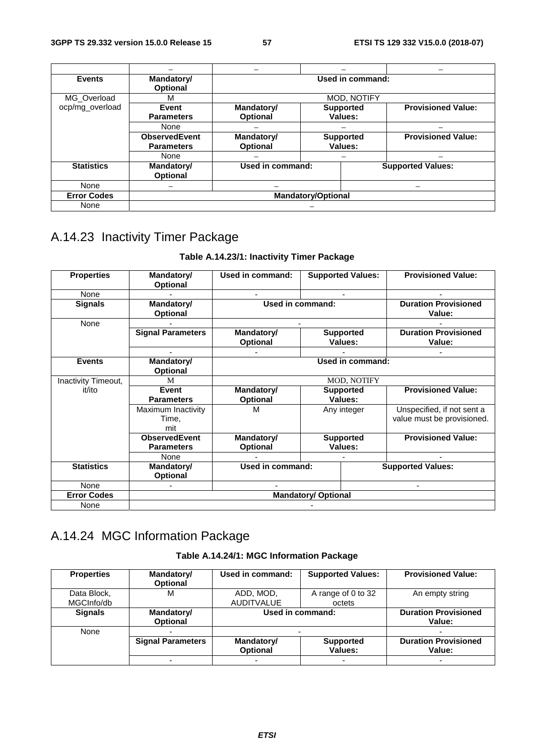| | | | | |
|---|---|---|---|---|
| | – | – | – | – |
| **Events** | **Mandatory/ Optional** | **Used in command:** | | |
| MG_Overload ocp/mg_overload | M | MOD, NOTIFY | | |
| | **Event Parameters** | **Mandatory/ Optional** | **Supported Values:** | **Provisioned Value:** |
| | None | – | – | – |
| | **ObservedEvent Parameters** | **Mandatory/ Optional** | **Supported Values:** | **Provisioned Value:** |
| | None | – | – | – |
| **Statistics** | **Mandatory/ Optional** | **Used in command:** | **Supported Values:** | |
| None | – | – | – | |
| **Error Codes** | **Mandatory/Optional** | | | |
| None | – | | | |

## A.14.23 Inactivity Timer Package

**Table A.14.23/1: Inactivity Timer Package**

| **Properties** | **Mandatory/ Optional** | **Used in command:** | **Supported Values:** | **Provisioned Value:** |
|---|---|---|---|---|
| None | - | - | - | - |
| **Signals** | **Mandatory/ Optional** | **Used in command:** | | **Duration Provisioned Value:** |
| None | - | - | | - |
| | **Signal Parameters** | **Mandatory/ Optional** | **Supported Values:** | **Duration Provisioned Value:** |
| | - | - | - | - |
| **Events** | **Mandatory/ Optional** | **Used in command:** | | |
| Inactivity Timeout, it/ito | M | MOD, NOTIFY | | |
| | **Event Parameters** | **Mandatory/ Optional** | **Supported Values:** | **Provisioned Value:** |
| | Maximum Inactivity Time, mit | M | Any integer | Unspecified, if not sent a value must be provisioned. |
| | **ObservedEvent Parameters** | **Mandatory/ Optional** | **Supported Values:** | **Provisioned Value:** |
| | None | - | - | - |
| **Statistics** | **Mandatory/ Optional** | **Used in command:** | **Supported Values:** | |
| None | - | - | - | |
| **Error Codes** | **Mandatory/ Optional** | | | |
| None | - | | | |

## A.14.24 MGC Information Package

**Table A.14.24/1: MGC Information Package**

| **Properties** | **Mandatory/ Optional** | **Used in command:** | **Supported Values:** | **Provisioned Value:** |
|---|---|---|---|---|
| Data Block, MGCInfo/db | M | ADD, MOD, AUDITVALUE | A range of 0 to 32 octets | An empty string |
| **Signals** | **Mandatory/ Optional** | **Used in command:** | | **Duration Provisioned Value:** |
| None | - | - | | - |
| | **Signal Parameters** | **Mandatory/ Optional** | **Supported Values:** | **Duration Provisioned Value:** |
| | - | - | - | - |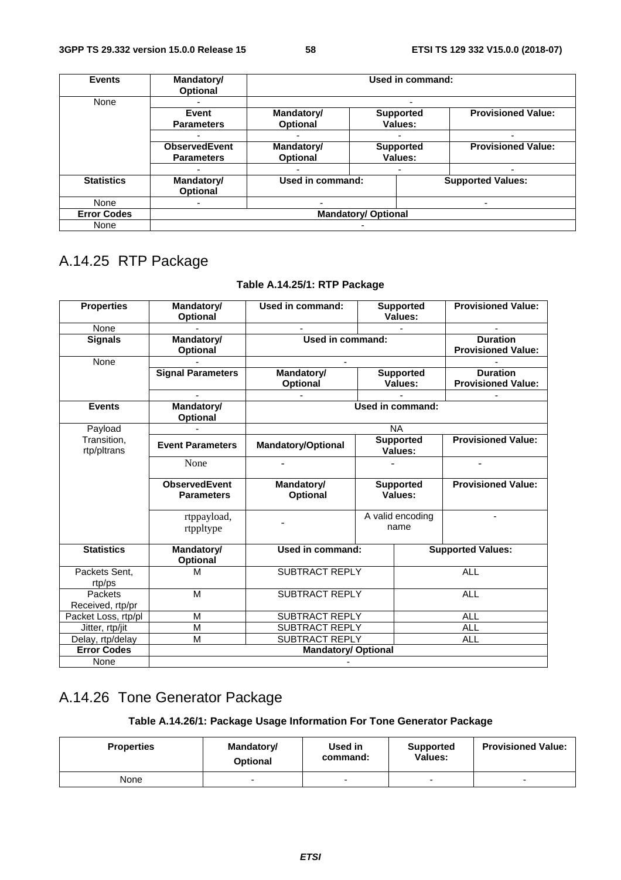| Events | Mandatory/ Optional | Used in command: | | |
|---|---|---|---|---|
| None | - | - | | |
| | Event Parameters | Mandatory/ Optional | Supported Values: | Provisioned Value: |
| | - | - | - | - |
| | ObservedEvent Parameters | Mandatory/ Optional | Supported Values: | Provisioned Value: |
| | - | - | - | - |
| **Statistics** | **Mandatory/ Optional** | **Used in command:** | **Supported Values:** | |
| None | - | - | - | |
| **Error Codes** | **Mandatory/ Optional** | | | |
| None | - | | | |

## A.14.25 RTP Package

**Table A.14.25/1: RTP Package**

| Properties | Mandatory/ Optional | Used in command: | Supported Values: | Provisioned Value: |
|---|---|---|---|---|
| None | - | - | - | - |
| **Signals** | **Mandatory/ Optional** | **Used in command:** | | **Duration Provisioned Value:** |
| None | - | - | | - |
| | **Signal Parameters** | **Mandatory/ Optional** | **Supported Values:** | **Duration Provisioned Value:** |
| | - | - | - | - |
| **Events** | **Mandatory/ Optional** | **Used in command:** | | |
| Payload Transition, rtp/pltrans | - | NA | | |
| | **Event Parameters** | **Mandatory/Optional** | **Supported Values:** | **Provisioned Value:** |
| | None | - | - | - |
| | **ObservedEvent Parameters** | **Mandatory/ Optional** | **Supported Values:** | **Provisioned Value:** |
| | rtppayload, rtppltype | - | A valid encoding name | - |
| **Statistics** | **Mandatory/ Optional** | **Used in command:** | **Supported Values:** | |
| Packets Sent, rtp/ps | M | SUBTRACT REPLY | ALL | |
| Packets Received, rtp/pr | M | SUBTRACT REPLY | ALL | |
| Packet Loss, rtp/pl | M | SUBTRACT REPLY | ALL | |
| Jitter, rtp/jit | M | SUBTRACT REPLY | ALL | |
| Delay, rtp/delay | M | SUBTRACT REPLY | ALL | |
| **Error Codes** | **Mandatory/ Optional** | | | |
| None | - | | | |

## A.14.26 Tone Generator Package

**Table A.14.26/1: Package Usage Information For Tone Generator Package**

| Properties | Mandatory/ Optional | Used in command: | Supported Values: | Provisioned Value: |
|---|---|---|---|---|
| None | - | - | - | - |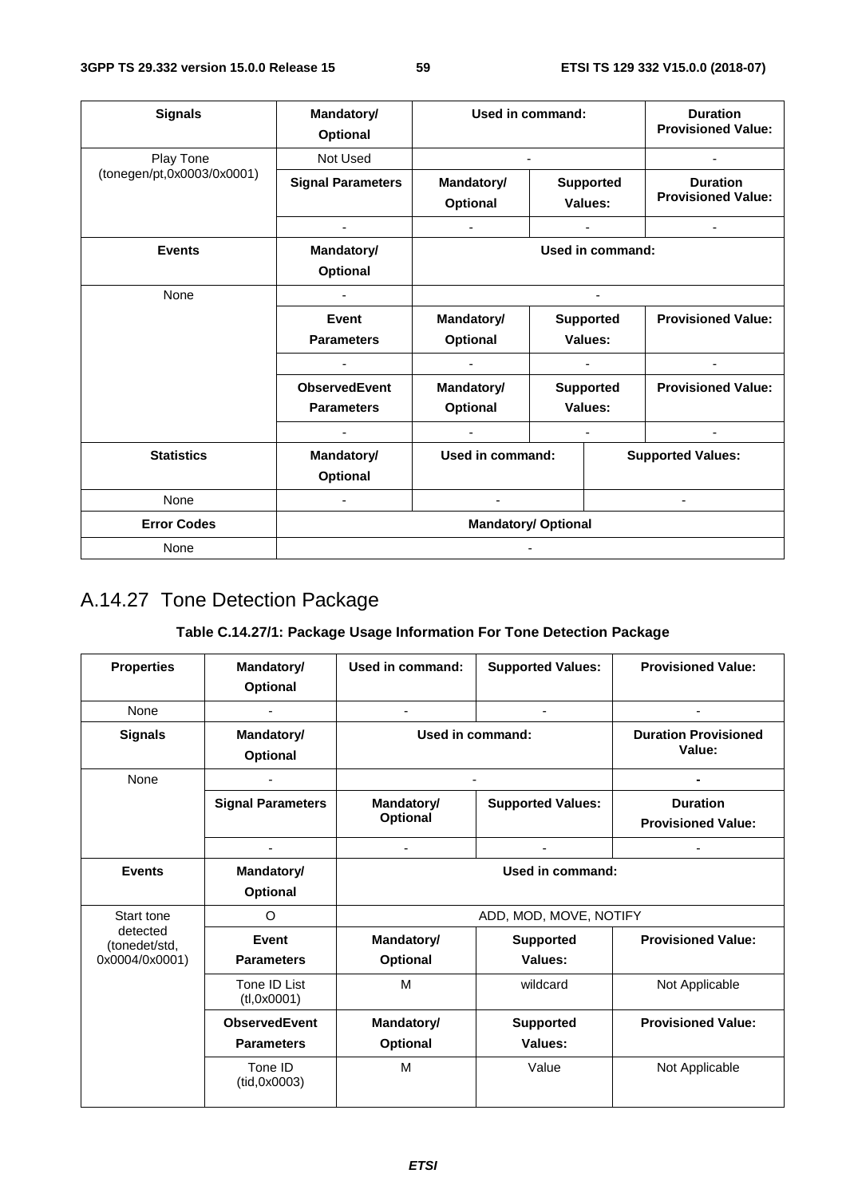| Signals | Mandatory/ Optional | Used in command: | | Duration Provisioned Value: |
|---|---|---|---|---|
| Play Tone (tonegen/pt,0x0003/0x0001) | Not Used | - | | - |
| | Signal Parameters | Mandatory/ Optional | Supported Values: | Duration Provisioned Value: |
| | - | - | - | - |
| Events | Mandatory/ Optional | Used in command: | | |
| None | - | - | | |
| | Event Parameters | Mandatory/ Optional | Supported Values: | Provisioned Value: |
| | - | - | - | - |
| | ObservedEvent Parameters | Mandatory/ Optional | Supported Values: | Provisioned Value: |
| | - | - | - | - |
| Statistics | Mandatory/ Optional | Used in command: | Supported Values: | |
| None | - | - | - | |
| Error Codes | Mandatory/ Optional | | | |
| None | - | | | |

## A.14.27 Tone Detection Package

**Table C.14.27/1: Package Usage Information For Tone Detection Package**

| Properties | Mandatory/ Optional | Used in command: | Supported Values: | Provisioned Value: |
|---|---|---|---|---|
| None | - | - | - | - |
| Signals | Mandatory/ Optional | Used in command: | | Duration Provisioned Value: |
| None | - | - | | - |
| | Signal Parameters | Mandatory/ Optional | Supported Values: | Duration Provisioned Value: |
| | - | - | - | - |
| Events | Mandatory/ Optional | Used in command: | | |
| Start tone detected (tonedet/std, 0x0004/0x0001) | O | ADD, MOD, MOVE, NOTIFY | | |
| | Event Parameters | Mandatory/ Optional | Supported Values: | Provisioned Value: |
| | Tone ID List (tl,0x0001) | M | wildcard | Not Applicable |
| | ObservedEvent Parameters | Mandatory/ Optional | Supported Values: | Provisioned Value: |
| | Tone ID (tid,0x0003) | M | Value | Not Applicable |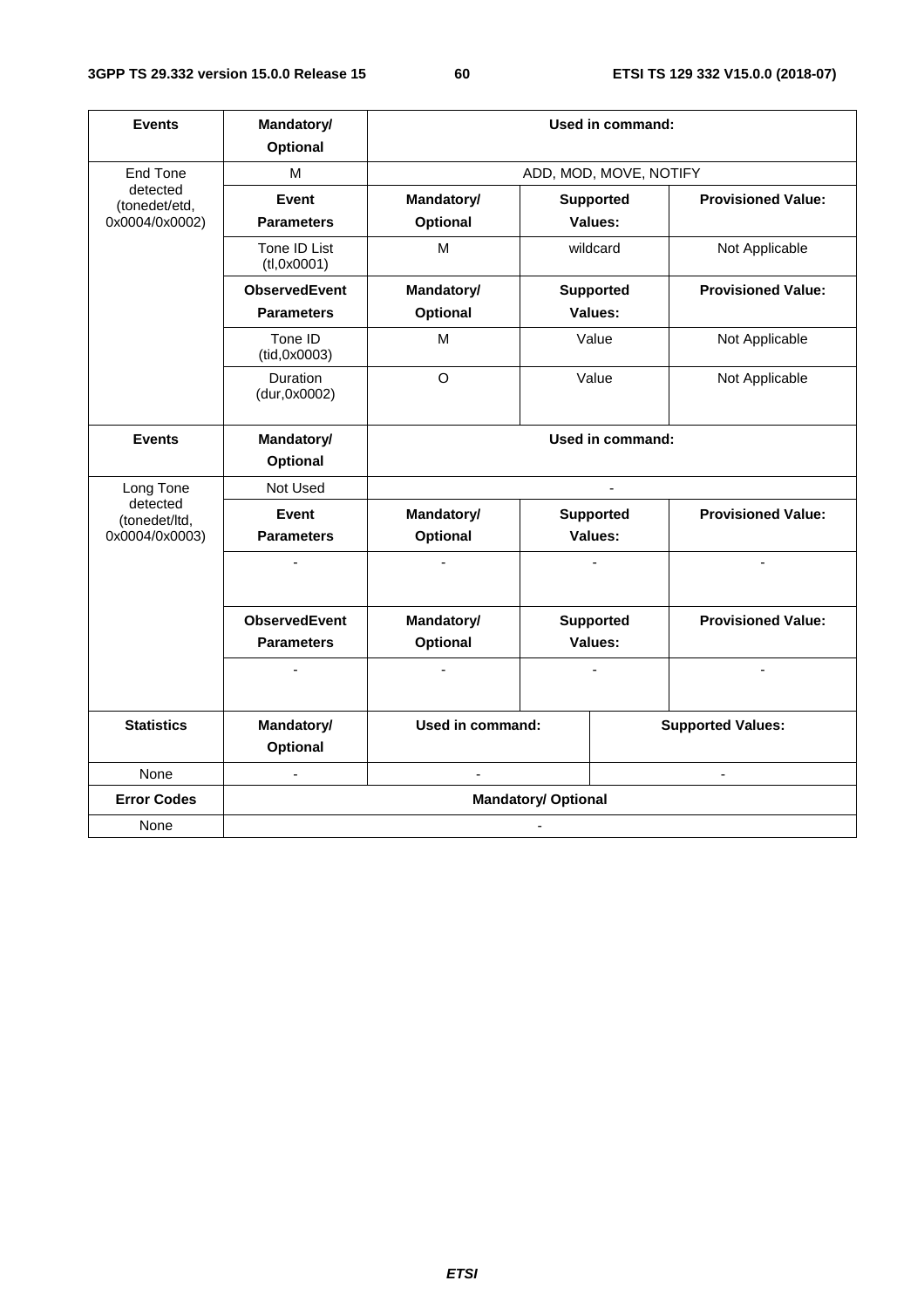| Events | Mandatory/ Optional | Used in command: | | |
|---|---|---|---|---|
| End Tone detected (tonedet/etd, 0x0004/0x0002) | M | ADD, MOD, MOVE, NOTIFY | | |
| | **Event Parameters** | **Mandatory/ Optional** | **Supported Values:** | **Provisioned Value:** |
| | Tone ID List (tl,0x0001) | M | wildcard | Not Applicable |
| | **ObservedEvent Parameters** | **Mandatory/ Optional** | **Supported Values:** | **Provisioned Value:** |
| | Tone ID (tid,0x0003) | M | Value | Not Applicable |
| | Duration (dur,0x0002) | O | Value | Not Applicable |
| **Events** | **Mandatory/ Optional** | **Used in command:** | | |
| Long Tone detected (tonedet/ltd, 0x0004/0x0003) | Not Used | - | | |
| | **Event Parameters** | **Mandatory/ Optional** | **Supported Values:** | **Provisioned Value:** |
| | - | - | - | - |
| | **ObservedEvent Parameters** | **Mandatory/ Optional** | **Supported Values:** | **Provisioned Value:** |
| | - | - | - | - |
| **Statistics** | **Mandatory/ Optional** | **Used in command:** | **Supported Values:** | |
| None | - | - | - | |
| **Error Codes** | **Mandatory/ Optional** | | | |
| None | - | | | |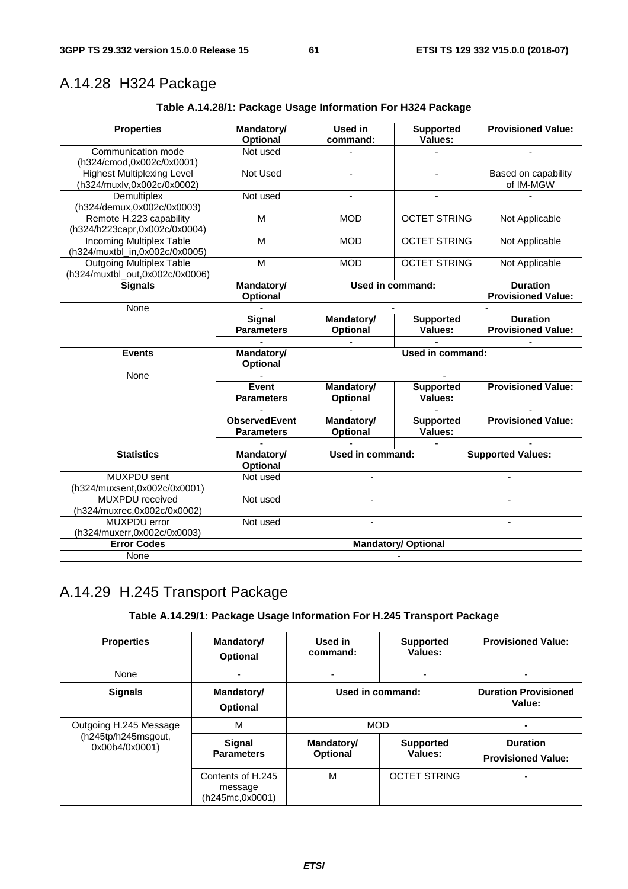## A.14.28 H324 Package

**Table A.14.28/1: Package Usage Information For H324 Package**

| Properties | Mandatory/ Optional | Used in command: | Supported Values: | Provisioned Value: |
|---|---|---|---|---|
| Communication mode (h324/cmod,0x002c/0x0001) | Not used | - | - | - |
| Highest Multiplexing Level (h324/muxlv,0x002c/0x0002) | Not Used | - | - | Based on capability of IM-MGW |
| Demultiplex (h324/demux,0x002c/0x0003) | Not used | - | - | - |
| Remote H.223 capability (h324/h223capr,0x002c/0x0004) | M | MOD | OCTET STRING | Not Applicable |
| Incoming Multiplex Table (h324/muxtbl_in,0x002c/0x0005) | M | MOD | OCTET STRING | Not Applicable |
| Outgoing Multiplex Table (h324/muxtbl_out,0x002c/0x0006) | M | MOD | OCTET STRING | Not Applicable |
| **Signals** | **Mandatory/ Optional** | **Used in command:** | | **Duration Provisioned Value:** |
| None | - | - | | - |
| | **Signal Parameters** | **Mandatory/ Optional** | **Supported Values:** | **Duration Provisioned Value:** |
| | - | - | - | - |
| **Events** | **Mandatory/ Optional** | **Used in command:** | | |
| None | - | - | | |
| | **Event Parameters** | **Mandatory/ Optional** | **Supported Values:** | **Provisioned Value:** |
| | - | - | - | - |
| | **ObservedEvent Parameters** | **Mandatory/ Optional** | **Supported Values:** | **Provisioned Value:** |
| | - | - | - | - |
| **Statistics** | **Mandatory/ Optional** | **Used in command:** | **Supported Values:** | |
| MUXPDU sent (h324/muxsent,0x002c/0x0001) | Not used | - | - | |
| MUXPDU received (h324/muxrec,0x002c/0x0002) | Not used | - | - | |
| MUXPDU error (h324/muxerr,0x002c/0x0003) | Not used | - | - | |
| **Error Codes** | **Mandatory/ Optional** | | | |
| None | - | | | |

## A.14.29 H.245 Transport Package

**Table A.14.29/1: Package Usage Information For H.245 Transport Package**

| Properties | Mandatory/ Optional | Used in command: | Supported Values: | Provisioned Value: |
|---|---|---|---|---|
| None | - | - | - | - |
| **Signals** | **Mandatory/ Optional** | **Used in command:** | | **Duration Provisioned Value:** |
| Outgoing H.245 Message (h245tp/h245msgout, 0x00b4/0x0001) | M | MOD | | - |
| | **Signal Parameters** | **Mandatory/ Optional** | **Supported Values:** | **Duration Provisioned Value:** |
| | Contents of H.245 message (h245mc,0x0001) | M | OCTET STRING | - |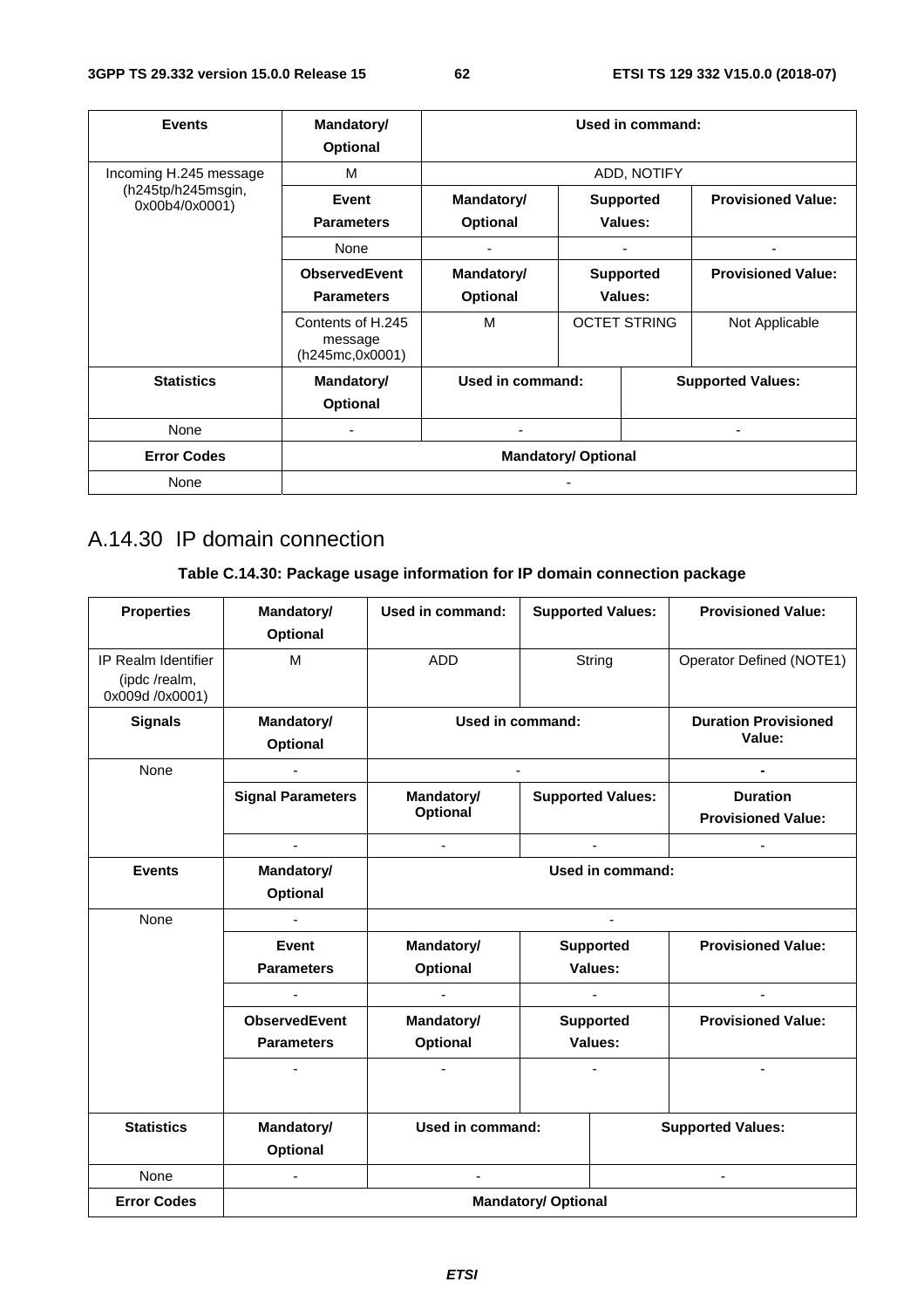| Events | Mandatory/ Optional | Used in command: | | |
|---|---|---|---|---|
| Incoming H.245 message (h245tp/h245msgin, 0x00b4/0x0001) | M | ADD, NOTIFY | | |
| | Event Parameters | Mandatory/ Optional | Supported Values: | Provisioned Value: |
| | None | - | - | - |
| | ObservedEvent Parameters | Mandatory/ Optional | Supported Values: | Provisioned Value: |
| | Contents of H.245 message (h245mc,0x0001) | M | OCTET STRING | Not Applicable |
| **Statistics** | **Mandatory/ Optional** | **Used in command:** | **Supported Values:** | |
| None | - | - | - | |
| **Error Codes** | **Mandatory/ Optional** | | | |
| None | - | | | |

## A.14.30 IP domain connection

**Table C.14.30: Package usage information for IP domain connection package**

| Properties | Mandatory/ Optional | Used in command: | Supported Values: | Provisioned Value: |
|---|---|---|---|---|
| IP Realm Identifier (ipdc /realm, 0x009d /0x0001) | M | ADD | String | Operator Defined (NOTE1) |
| **Signals** | **Mandatory/ Optional** | **Used in command:** | | **Duration Provisioned Value:** |
| None | - | - | | - |
| | **Signal Parameters** | **Mandatory/ Optional** | **Supported Values:** | **Duration Provisioned Value:** |
| | - | - | - | - |
| **Events** | **Mandatory/ Optional** | **Used in command:** | | |
| None | - | - | | |
| | **Event Parameters** | **Mandatory/ Optional** | **Supported Values:** | **Provisioned Value:** |
| | - | - | - | - |
| | **ObservedEvent Parameters** | **Mandatory/ Optional** | **Supported Values:** | **Provisioned Value:** |
| | - | - | - | - |
| **Statistics** | **Mandatory/ Optional** | **Used in command:** | **Supported Values:** | |
| None | - | - | - | |
| **Error Codes** | **Mandatory/ Optional** | | | |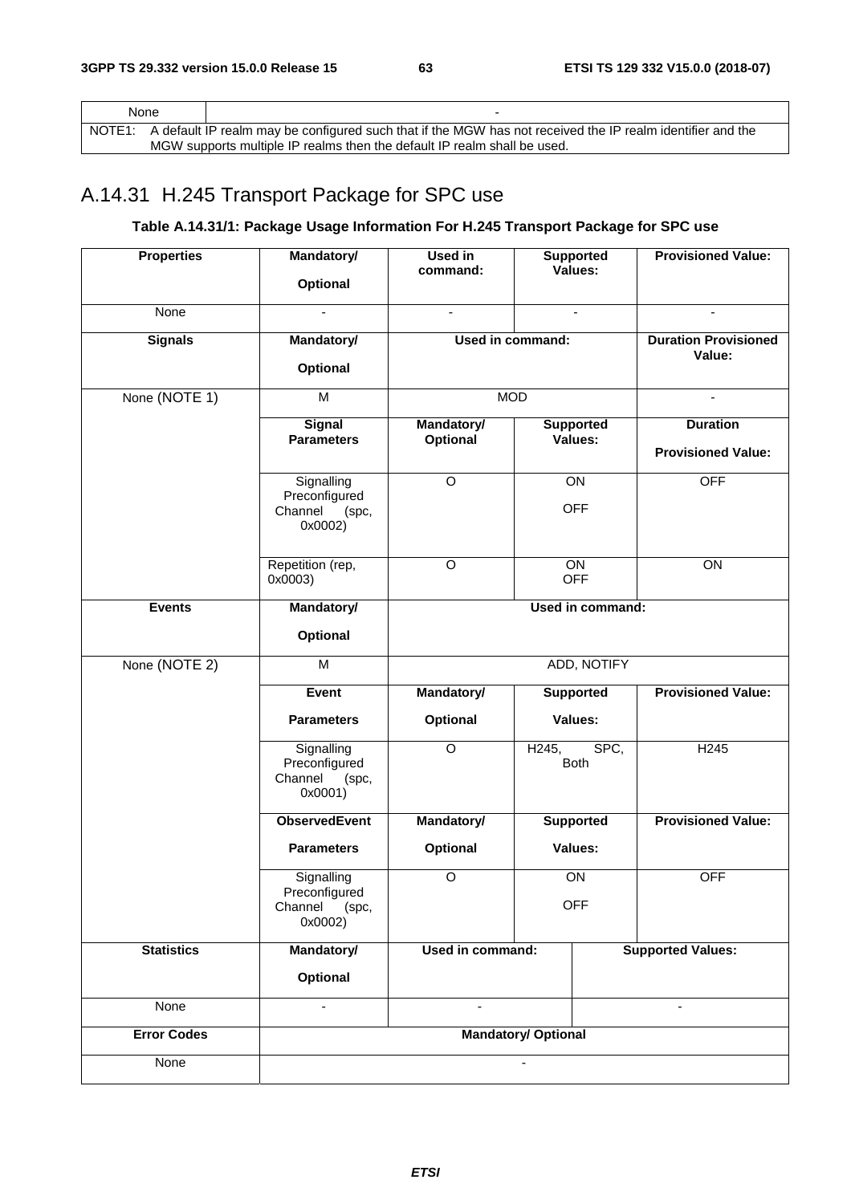| | |
|---|---|
| None | - |
| NOTE1: A default IP realm may be configured such that if the MGW has not received the IP realm identifier and the MGW supports multiple IP realms then the default IP realm shall be used. | |

## A.14.31 H.245 Transport Package for SPC use

**Table A.14.31/1: Package Usage Information For H.245 Transport Package for SPC use**

| **Properties** | **Mandatory/ Optional** | **Used in command:** | **Supported Values:** | **Provisioned Value:** |
|---|---|---|---|---|
| None | - | - | - | - |
| **Signals** | **Mandatory/ Optional** | **Used in command:** | | **Duration Provisioned Value:** |
| None (NOTE 1) | M | MOD | | - |
| | **Signal Parameters** | **Mandatory/ Optional** | **Supported Values:** | **Duration Provisioned Value:** |
| | Signalling Preconfigured Channel (spc, 0x0002) | O | ON OFF | OFF |
| | Repetition (rep, 0x0003) | O | ON OFF | ON |
| **Events** | **Mandatory/ Optional** | **Used in command:** | | |
| None (NOTE 2) | M | ADD, NOTIFY | | |
| | **Event Parameters** | **Mandatory/ Optional** | **Supported Values:** | **Provisioned Value:** |
| | Signalling Preconfigured Channel (spc, 0x0001) | O | H245, SPC, Both | H245 |
| | **ObservedEvent Parameters** | **Mandatory/ Optional** | **Supported Values:** | **Provisioned Value:** |
| | Signalling Preconfigured Channel (spc, 0x0002) | O | ON OFF | OFF |
| **Statistics** | **Mandatory/ Optional** | **Used in command:** | **Supported Values:** | |
| None | - | - | - | |
| **Error Codes** | **Mandatory/ Optional** | | | |
| None | - | | | |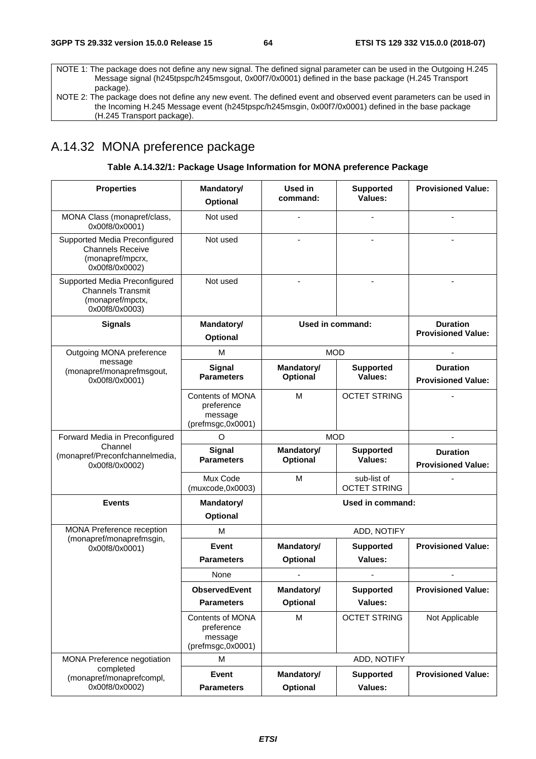| |
|---|
| NOTE 1: The package does not define any new signal. The defined signal parameter can be used in the Outgoing H.245 Message signal (h245tpspc/h245msgout, 0x00f7/0x0001) defined in the base package (H.245 Transport package). |
| NOTE 2: The package does not define any new event. The defined event and observed event parameters can be used in the Incoming H.245 Message event (h245tpspc/h245msgin, 0x00f7/0x0001) defined in the base package (H.245 Transport package). |

## A.14.32 MONA preference package

**Table A.14.32/1: Package Usage Information for MONA preference Package**

| **Properties** | **Mandatory/ Optional** | **Used in command:** | **Supported Values:** | **Provisioned Value:** |
|---|---|---|---|---|
| MONA Class (monapref/class, 0x00f8/0x0001) | Not used | - | - | - |
| Supported Media Preconfigured Channels Receive (monapref/mpcrx, 0x00f8/0x0002) | Not used | - | - | - |
| Supported Media Preconfigured Channels Transmit (monapref/mpctx, 0x00f8/0x0003) | Not used | - | - | - |
| **Signals** | **Mandatory/ Optional** | **Used in command:** | | **Duration Provisioned Value:** |
| Outgoing MONA preference message (monapref/monaprefmsgout, 0x00f8/0x0001) | M | MOD | | - |
| | **Signal Parameters** | **Mandatory/ Optional** | **Supported Values:** | **Duration Provisioned Value:** |
| | Contents of MONA preference message (prefmsgc,0x0001) | M | OCTET STRING | - |
| Forward Media in Preconfigured Channel (monapref/Preconfchannelmedia, 0x00f8/0x0002) | O | MOD | | - |
| | **Signal Parameters** | **Mandatory/ Optional** | **Supported Values:** | **Duration Provisioned Value:** |
| | Mux Code (muxcode,0x0003) | M | sub-list of OCTET STRING | - |
| **Events** | **Mandatory/ Optional** | **Used in command:** | | |
| MONA Preference reception (monapref/monaprefmsgin, 0x00f8/0x0001) | M | ADD, NOTIFY | | |
| | **Event Parameters** | **Mandatory/ Optional** | **Supported Values:** | **Provisioned Value:** |
| | None | - | - | - |
| | **ObservedEvent Parameters** | **Mandatory/ Optional** | **Supported Values:** | **Provisioned Value:** |
| | Contents of MONA preference message (prefmsgc,0x0001) | M | OCTET STRING | Not Applicable |
| MONA Preference negotiation completed (monapref/monaprefcompl, 0x00f8/0x0002) | M | ADD, NOTIFY | | |
| | **Event Parameters** | **Mandatory/ Optional** | **Supported Values:** | **Provisioned Value:** |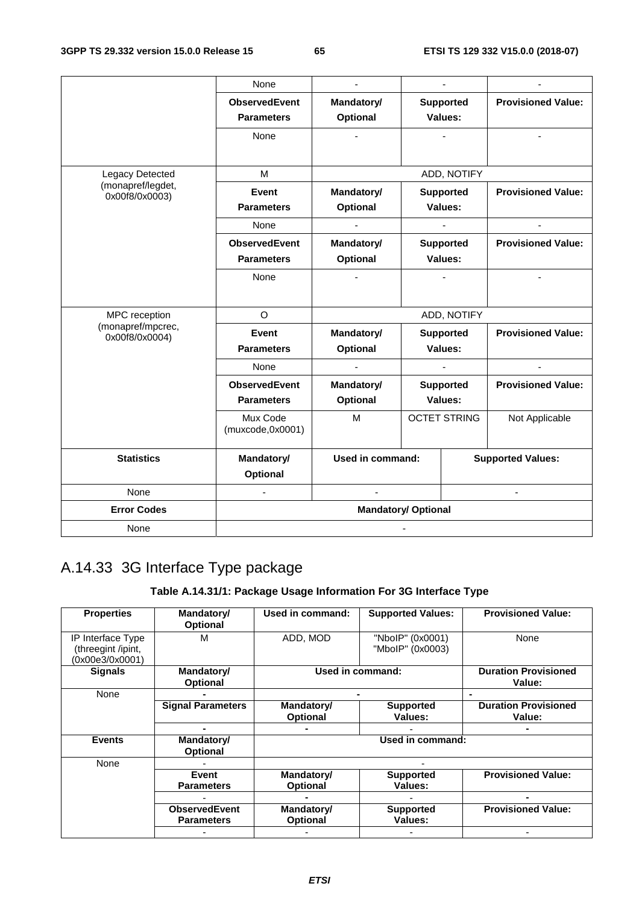| | | | | |
|---|---|---|---|---|
| | None | - | - | - |
| | **ObservedEvent Parameters** | **Mandatory/ Optional** | **Supported Values:** | **Provisioned Value:** |
| | None | - | - | - |
| Legacy Detected (monapref/legdet, 0x00f8/0x0003) | M | ADD, NOTIFY | | |
| | **Event Parameters** | **Mandatory/ Optional** | **Supported Values:** | **Provisioned Value:** |
| | None | - | - | - |
| | **ObservedEvent Parameters** | **Mandatory/ Optional** | **Supported Values:** | **Provisioned Value:** |
| | None | - | - | - |
| MPC reception (monapref/mpcrec, 0x00f8/0x0004) | O | ADD, NOTIFY | | |
| | **Event Parameters** | **Mandatory/ Optional** | **Supported Values:** | **Provisioned Value:** |
| | None | - | - | - |
| | **ObservedEvent Parameters** | **Mandatory/ Optional** | **Supported Values:** | **Provisioned Value:** |
| | Mux Code (muxcode,0x0001) | M | OCTET STRING | Not Applicable |
| **Statistics** | **Mandatory/ Optional** | **Used in command:** | **Supported Values:** | |
| None | - | - | - | |
| **Error Codes** | **Mandatory/ Optional** | | | |
| None | - | | | |

## A.14.33 3G Interface Type package

**Table A.14.31/1: Package Usage Information For 3G Interface Type**

| **Properties** | **Mandatory/ Optional** | **Used in command:** | **Supported Values:** | **Provisioned Value:** |
|---|---|---|---|---|
| IP Interface Type (threegint /ipint, (0x00e3/0x0001) | M | ADD, MOD | "NboIP" (0x0001) "MboIP" (0x0003) | None |
| **Signals** | **Mandatory/ Optional** | **Used in command:** | | **Duration Provisioned Value:** |
| None | **-** | **-** | | **-** |
| | **Signal Parameters** | **Mandatory/ Optional** | **Supported Values:** | **Duration Provisioned Value:** |
| | **-** | **-** | - | **-** |
| **Events** | **Mandatory/ Optional** | **Used in command:** | | |
| None | - | - | | |
| | **Event Parameters** | **Mandatory/ Optional** | **Supported Values:** | **Provisioned Value:** |
| | - | **-** | - | **-** |
| | **ObservedEvent Parameters** | **Mandatory/ Optional** | **Supported Values:** | **Provisioned Value:** |
| | - | - | - | - |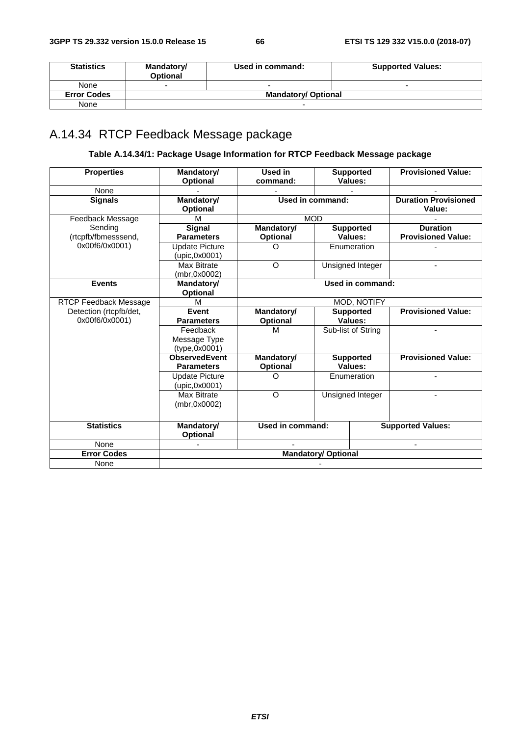| Statistics | Mandatory/ Optional | Used in command: | Supported Values: |
|---|---|---|---|
| None | - | - | - |
| **Error Codes** | **Mandatory/ Optional** | | |
| None | - | | |

## A.14.34 RTCP Feedback Message package

**Table A.14.34/1: Package Usage Information for RTCP Feedback Message package**

| Properties | Mandatory/ Optional | Used in command: | Supported Values: | Provisioned Value: |
|---|---|---|---|---|
| None | - | - | - | - |
| **Signals** | **Mandatory/ Optional** | **Used in command:** | | **Duration Provisioned Value:** |
| Feedback Message Sending (rtcpfb/fbmesssend, 0x00f6/0x0001) | M | MOD | | - |
| | **Signal Parameters** | **Mandatory/ Optional** | **Supported Values:** | **Duration Provisioned Value:** |
| | Update Picture (upic,0x0001) | O | Enumeration | - |
| | Max Bitrate (mbr,0x0002) | O | Unsigned Integer | - |
| **Events** | **Mandatory/ Optional** | **Used in command:** | | |
| RTCP Feedback Message Detection (rtcpfb/det, 0x00f6/0x0001) | M | MOD, NOTIFY | | |
| | **Event Parameters** | **Mandatory/ Optional** | **Supported Values:** | **Provisioned Value:** |
| | Feedback Message Type (type,0x0001) | M | Sub-list of String | - |
| | **ObservedEvent Parameters** | **Mandatory/ Optional** | **Supported Values:** | **Provisioned Value:** |
| | Update Picture (upic,0x0001) | O | Enumeration | - |
| | Max Bitrate (mbr,0x0002) | O | Unsigned Integer | - |
| **Statistics** | **Mandatory/ Optional** | **Used in command:** | **Supported Values:** | |
| None | - | - | - | |
| **Error Codes** | **Mandatory/ Optional** | | | |
| None | - | | | |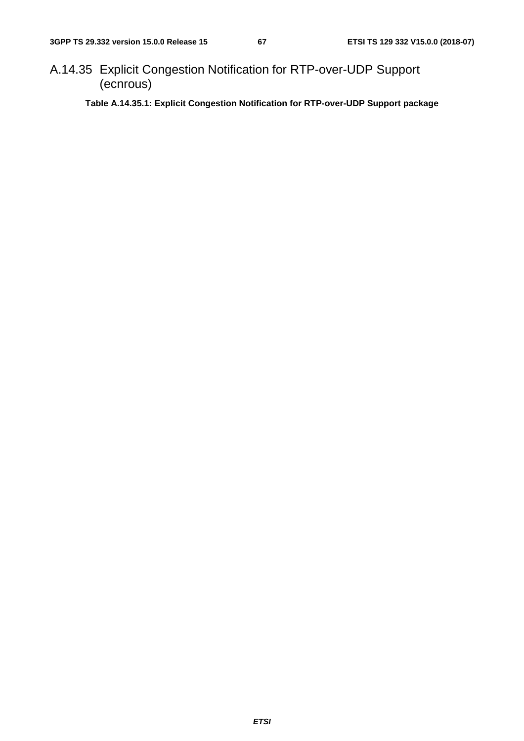### A.14.35 Explicit Congestion Notification for RTP-over-UDP Support (ecnrous)

**Table A.14.35.1: Explicit Congestion Notification for RTP-over-UDP Support package**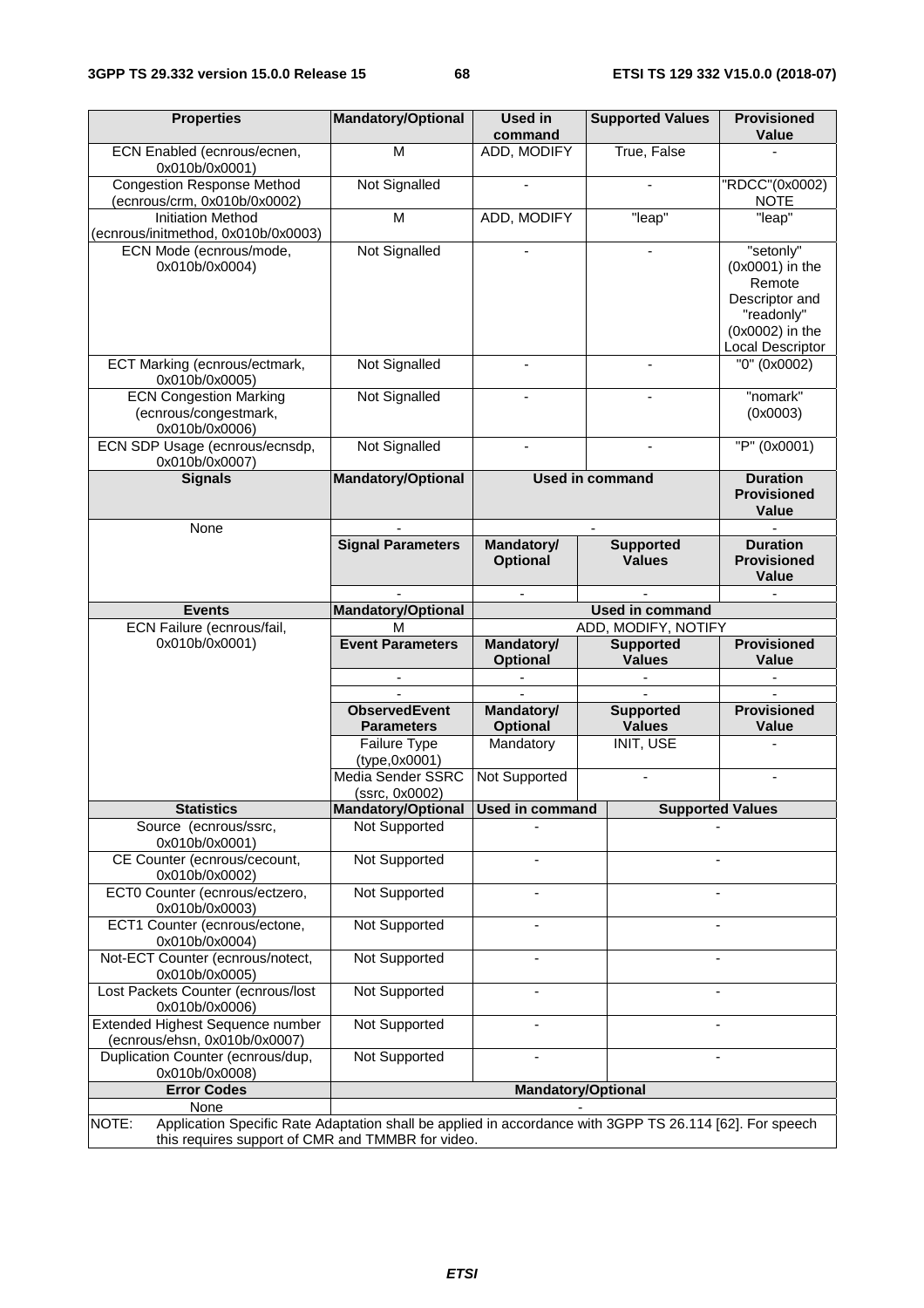| Properties | Mandatory/Optional | Used in command | Supported Values | Provisioned Value |
|---|---|---|---|---|
| ECN Enabled (ecnrous/ecnen, 0x010b/0x0001) | M | ADD, MODIFY | True, False | - |
| Congestion Response Method (ecnrous/crm, 0x010b/0x0002) | Not Signalled | - | - | "RDCC"(0x0002) NOTE |
| Initiation Method (ecnrous/initmethod, 0x010b/0x0003) | M | ADD, MODIFY | "leap" | "leap" |
| ECN Mode (ecnrous/mode, 0x010b/0x0004) | Not Signalled | - | - | "setonly" (0x0001) in the Remote Descriptor and "readonly" (0x0002) in the Local Descriptor |
| ECT Marking (ecnrous/ectmark, 0x010b/0x0005) | Not Signalled | - | - | "0" (0x0002) |
| ECN Congestion Marking (ecnrous/congestmark, 0x010b/0x0006) | Not Signalled | - | - | "nomark" (0x0003) |
| ECN SDP Usage (ecnrous/ecnsdp, 0x010b/0x0007) | Not Signalled | - | - | "P" (0x0001) |
| **Signals** | **Mandatory/Optional** | **Used in command** | | **Duration Provisioned Value** |
| None | - | - | | - |
| | **Signal Parameters** | **Mandatory/ Optional** | **Supported Values** | **Duration Provisioned Value** |
| | - | - | - | - |
| **Events** | **Mandatory/Optional** | **Used in command** | | |
| ECN Failure (ecnrous/fail, 0x010b/0x0001) | M | ADD, MODIFY, NOTIFY | | |
| | **Event Parameters** | **Mandatory/ Optional** | **Supported Values** | **Provisioned Value** |
| | - | - | - | - |
| | - | - | - | - |
| | **ObservedEvent Parameters** | **Mandatory/ Optional** | **Supported Values** | **Provisioned Value** |
| | Failure Type (type,0x0001) | Mandatory | INIT, USE | - |
| | Media Sender SSRC (ssrc, 0x0002) | Not Supported | - | - |
| **Statistics** | **Mandatory/Optional** | **Used in command** | **Supported Values** | |
| Source (ecnrous/ssrc, 0x010b/0x0001) | Not Supported | - | - | |
| CE Counter (ecnrous/cecount, 0x010b/0x0002) | Not Supported | - | - | |
| ECT0 Counter (ecnrous/ectzero, 0x010b/0x0003) | Not Supported | - | - | |
| ECT1 Counter (ecnrous/ectone, 0x010b/0x0004) | Not Supported | - | - | |
| Not-ECT Counter (ecnrous/notect, 0x010b/0x0005) | Not Supported | - | - | |
| Lost Packets Counter (ecnrous/lost 0x010b/0x0006) | Not Supported | - | - | |
| Extended Highest Sequence number (ecnrous/ehsn, 0x010b/0x0007) | Not Supported | - | - | |
| Duplication Counter (ecnrous/dup, 0x010b/0x0008) | Not Supported | - | - | |
| **Error Codes** | **Mandatory/Optional** | | | |
| None | - | | | |
| NOTE: Application Specific Rate Adaptation shall be applied in accordance with 3GPP TS 26.114 [62]. For speech this requires support of CMR and TMMBR for video. | | | | |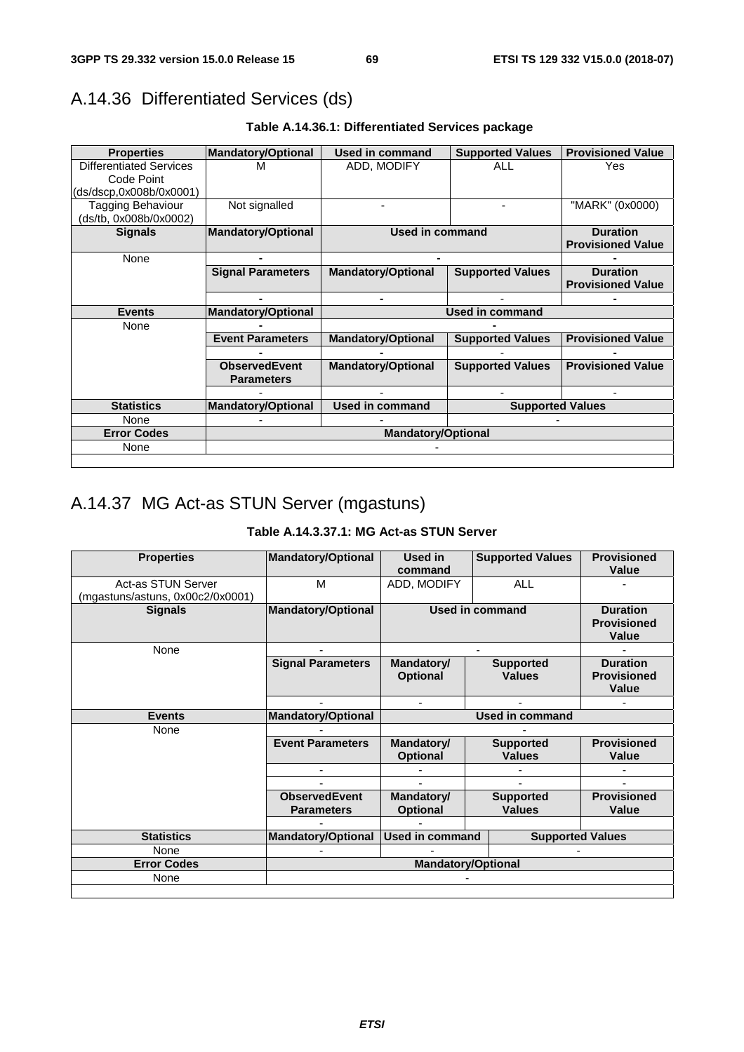## A.14.36 Differentiated Services (ds)

**Table A.14.36.1: Differentiated Services package**

| Properties | Mandatory/Optional | Used in command | Supported Values | Provisioned Value |
|---|---|---|---|---|
| Differentiated Services Code Point (ds/dscp,0x008b/0x0001) | M | ADD, MODIFY | ALL | Yes |
| Tagging Behaviour (ds/tb, 0x008b/0x0002) | Not signalled | - | - | "MARK" (0x0000) |
| **Signals** | **Mandatory/Optional** | **Used in command** | | **Duration Provisioned Value** |
| None | - | - | | - |
| | **Signal Parameters** | **Mandatory/Optional** | **Supported Values** | **Duration Provisioned Value** |
| | - | - | - | - |
| **Events** | **Mandatory/Optional** | **Used in command** | | |
| None | - | - | | |
| | **Event Parameters** | **Mandatory/Optional** | **Supported Values** | **Provisioned Value** |
| | - | - | - | - |
| | **ObservedEvent Parameters** | **Mandatory/Optional** | **Supported Values** | **Provisioned Value** |
| | - | - | - | - |
| **Statistics** | **Mandatory/Optional** | **Used in command** | **Supported Values** | |
| None | - | - | - | |
| **Error Codes** | **Mandatory/Optional** | | | |
| None | - | | | |

## A.14.37 MG Act-as STUN Server (mgastuns)

**Table A.14.3.37.1: MG Act-as STUN Server**

| Properties | Mandatory/Optional | Used in command | Supported Values | Provisioned Value |
|---|---|---|---|---|
| Act-as STUN Server (mgastuns/astuns, 0x00c2/0x0001) | M | ADD, MODIFY | ALL | - |
| **Signals** | **Mandatory/Optional** | **Used in command** | | **Duration Provisioned Value** |
| None | - | - | | - |
| | **Signal Parameters** | **Mandatory/ Optional** | **Supported Values** | **Duration Provisioned Value** |
| | - | - | - | - |
| **Events** | **Mandatory/Optional** | **Used in command** | | |
| None | - | - | | |
| | **Event Parameters** | **Mandatory/ Optional** | **Supported Values** | **Provisioned Value** |
| | - | - | - | - |
| | - | - | - | - |
| | **ObservedEvent Parameters** | **Mandatory/ Optional** | **Supported Values** | **Provisioned Value** |
| | - | - | | |
| **Statistics** | **Mandatory/Optional** | **Used in command** | **Supported Values** | |
| None | - | - | - | |
| **Error Codes** | **Mandatory/Optional** | | | |
| None | - | | | |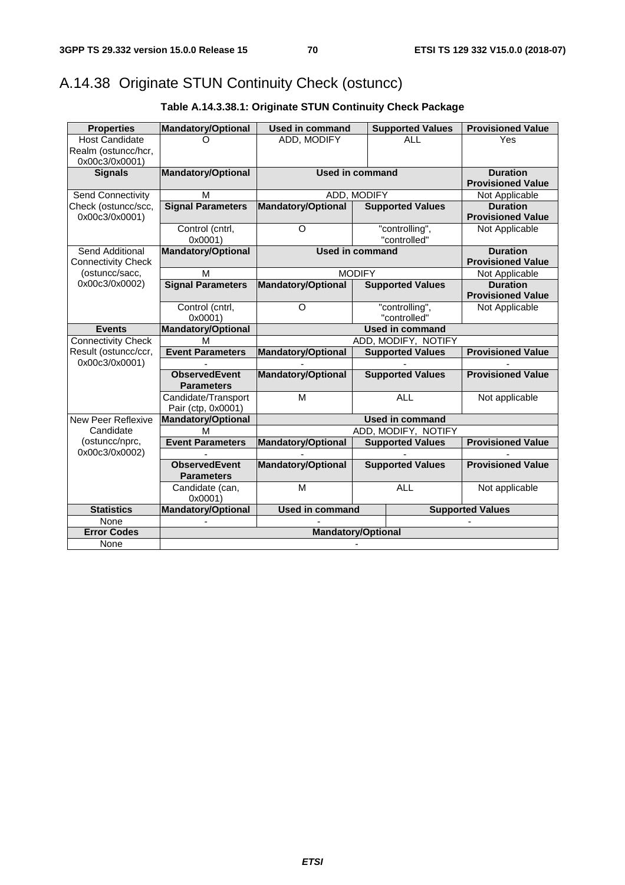# A.14.38 Originate STUN Continuity Check (ostuncc)

**Table A.14.3.38.1: Originate STUN Continuity Check Package**

| Properties | Mandatory/Optional | Used in command | | Supported Values | Provisioned Value |
|---|---|---|---|---|---|
| Host Candidate Realm (ostuncc/hcr, 0x00c3/0x0001) | O | ADD, MODIFY | | ALL | Yes |
| **Signals** | **Mandatory/Optional** | **Used in command** | | | **Duration Provisioned Value** |
| Send Connectivity Check (ostuncc/scc, 0x00c3/0x0001) | M | ADD, MODIFY | | | Not Applicable |
| | **Signal Parameters** | **Mandatory/Optional** | **Supported Values** | | **Duration Provisioned Value** |
| | Control (cntrl, 0x0001) | O | "controlling", "controlled" | | Not Applicable |
| Send Additional Connectivity Check (ostuncc/sacc, 0x00c3/0x0002) | **Mandatory/Optional** | **Used in command** | | | **Duration Provisioned Value** |
| | M | MODIFY | | | Not Applicable |
| | **Signal Parameters** | **Mandatory/Optional** | **Supported Values** | | **Duration Provisioned Value** |
| | Control (cntrl, 0x0001) | O | "controlling", "controlled" | | Not Applicable |
| **Events** | **Mandatory/Optional** | **Used in command** | | | |
| Connectivity Check Result (ostuncc/ccr, 0x00c3/0x0001) | M | ADD, MODIFY, NOTIFY | | | |
| | **Event Parameters** | **Mandatory/Optional** | **Supported Values** | | **Provisioned Value** |
| | - | - | - | | - |
| | **ObservedEvent Parameters** | **Mandatory/Optional** | **Supported Values** | | **Provisioned Value** |
| | Candidate/Transport Pair (ctp, 0x0001) | M | ALL | | Not applicable |
| New Peer Reflexive Candidate (ostuncc/nprc, 0x00c3/0x0002) | **Mandatory/Optional** | **Used in command** | | | |
| | M | ADD, MODIFY, NOTIFY | | | |
| | **Event Parameters** | **Mandatory/Optional** | **Supported Values** | | **Provisioned Value** |
| | - | - | - | | - |
| | **ObservedEvent Parameters** | **Mandatory/Optional** | **Supported Values** | | **Provisioned Value** |
| | Candidate (can, 0x0001) | M | ALL | | Not applicable |
| **Statistics** | **Mandatory/Optional** | **Used in command** | | **Supported Values** | |
| None | - | - | | - | |
| **Error Codes** | **Mandatory/Optional** | | | | |
| None | - | | | | |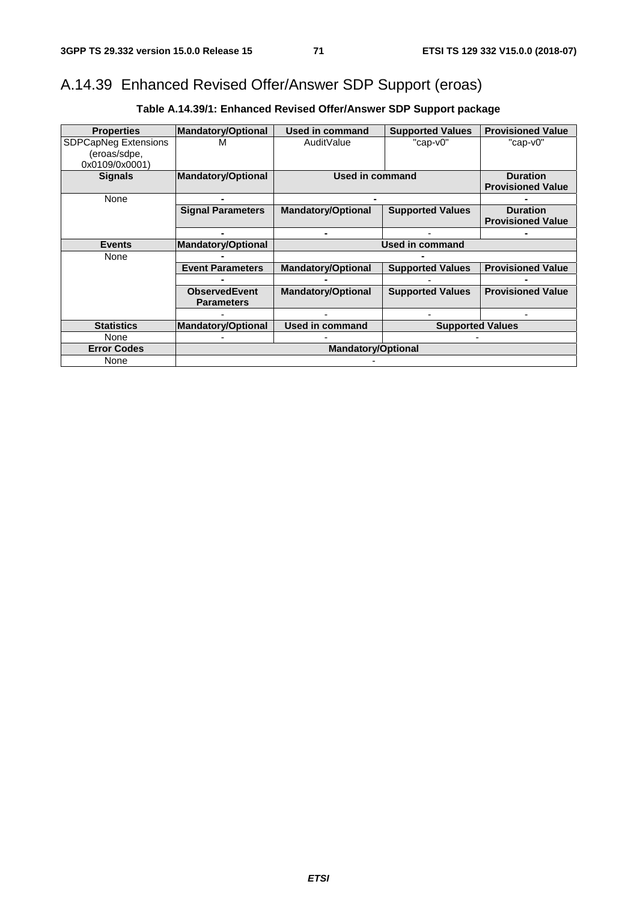## A.14.39 Enhanced Revised Offer/Answer SDP Support (eroas)

**Table A.14.39/1: Enhanced Revised Offer/Answer SDP Support package**

| Properties | Mandatory/Optional | Used in command | Supported Values | Provisioned Value |
|---|---|---|---|---|
| SDPCapNeg Extensions (eroas/sdpe, 0x0109/0x0001) | M | AuditValue | "cap-v0" | "cap-v0" |
| **Signals** | **Mandatory/Optional** | **Used in command** | | **Duration Provisioned Value** |
| None | - | - | | - |
| | **Signal Parameters** | **Mandatory/Optional** | **Supported Values** | **Duration Provisioned Value** |
| | - | - | - | - |
| **Events** | **Mandatory/Optional** | **Used in command** | | |
| None | - | - | | |
| | **Event Parameters** | **Mandatory/Optional** | **Supported Values** | **Provisioned Value** |
| | - | - | - | - |
| | **ObservedEvent Parameters** | **Mandatory/Optional** | **Supported Values** | **Provisioned Value** |
| | - | - | - | - |
| **Statistics** | **Mandatory/Optional** | **Used in command** | **Supported Values** | |
| None | - | - | - | |
| **Error Codes** | **Mandatory/Optional** | | | |
| None | - | | | |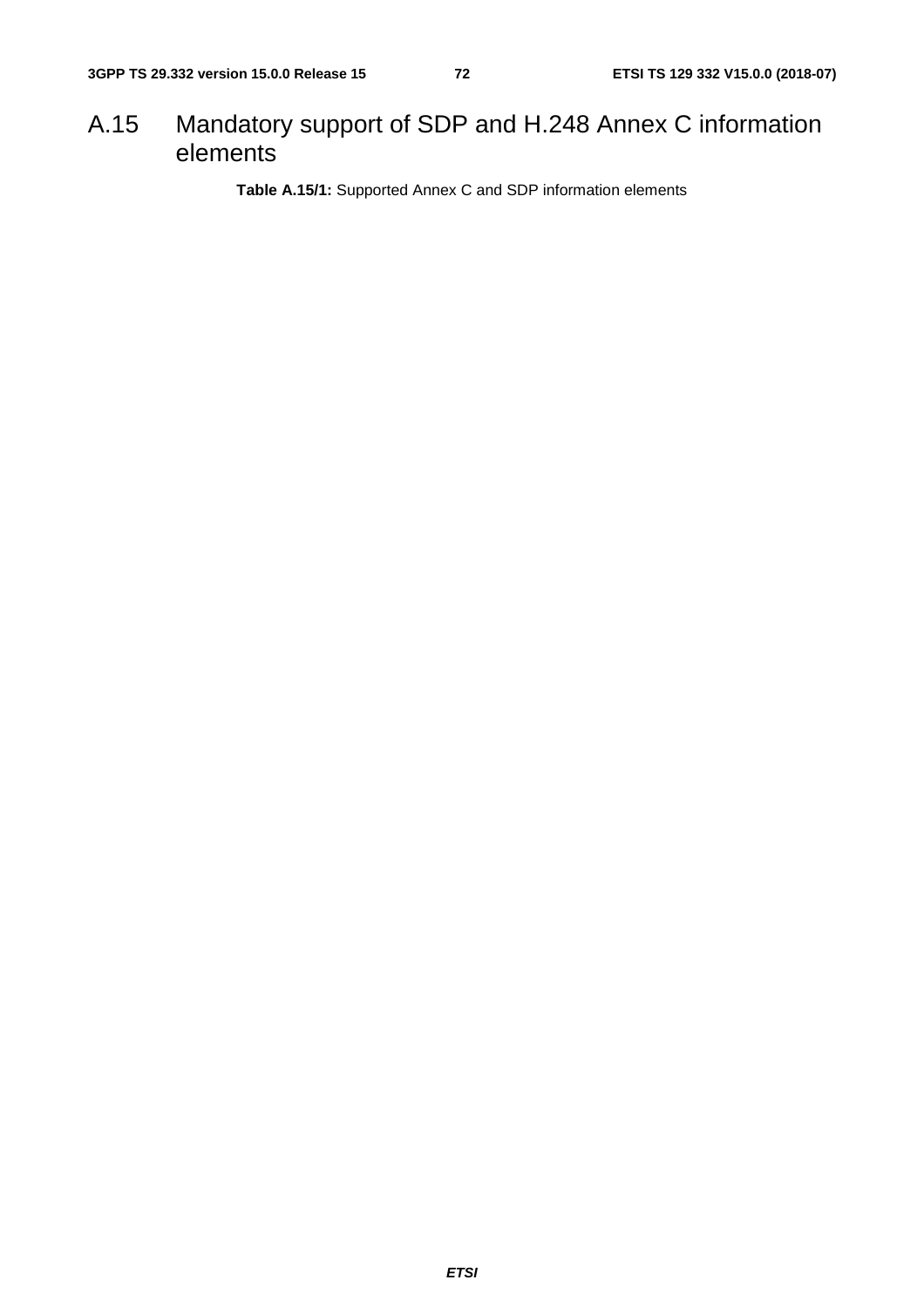# A.15 Mandatory support of SDP and H.248 Annex C information elements

**Table A.15/1:** Supported Annex C and SDP information elements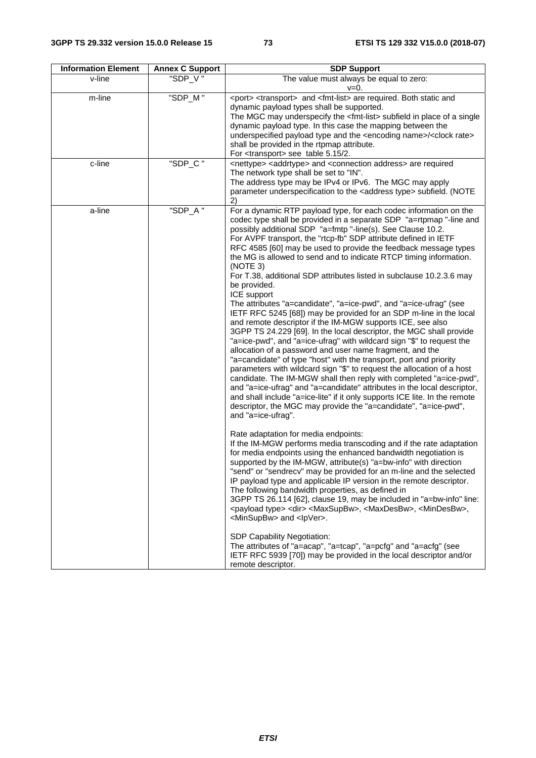| Information Element | Annex C Support | SDP Support |
|---|---|---|
| v-line | "SDP_V " | The value must always be equal to zero:<br>v=0. |
| m-line | "SDP_M " | <port> <transport> and <fmt-list> are required. Both static and dynamic payload types shall be supported.<br>The MGC may underspecify the <fmt-list> subfield in place of a single dynamic payload type. In this case the mapping between the underspecified payload type and the <encoding name>/<clock rate> shall be provided in the rtpmap attribute.<br>For <transport> see table 5.15/2. |
| c-line | "SDP_C " | <nettype> <addrtype> and <connection address> are required<br>The network type shall be set to "IN".<br>The address type may be IPv4 or IPv6. The MGC may apply parameter underspecification to the <address type> subfield. (NOTE 2) |
| a-line | "SDP_A " | For a dynamic RTP payload type, for each codec information on the codec type shall be provided in a separate SDP "a=rtpmap "-line and possibly additional SDP "a=fmtp "-line(s). See Clause 10.2.<br>For AVPF transport, the "rtcp-fb" SDP attribute defined in IETF RFC 4585 [60] may be used to provide the feedback message types the MG is allowed to send and to indicate RTCP timing information. (NOTE 3)<br>For T.38, additional SDP attributes listed in subclause 10.2.3.6 may be provided.<br>ICE support<br>The attributes "a=candidate", "a=ice-pwd", and "a=ice-ufrag" (see IETF RFC 5245 [68]) may be provided for an SDP m-line in the local and remote descriptor if the IM-MGW supports ICE, see also 3GPP TS 24.229 [69]. In the local descriptor, the MGC shall provide "a=ice-pwd", and "a=ice-ufrag" with wildcard sign "$" to request the allocation of a password and user name fragment, and the "a=candidate" of type "host" with the transport, port and priority parameters with wildcard sign "$" to request the allocation of a host candidate. The IM-MGW shall then reply with completed "a=ice-pwd", and "a=ice-ufrag" and "a=candidate" attributes in the local descriptor, and shall include "a=ice-lite" if it only supports ICE lite. In the remote descriptor, the MGC may provide the "a=candidate", "a=ice-pwd", and "a=ice-ufrag".<br><br>Rate adaptation for media endpoints:<br>If the IM-MGW performs media transcoding and if the rate adaptation for media endpoints using the enhanced bandwidth negotiation is supported by the IM-MGW, attribute(s) "a=bw-info" with direction "send" or "sendrecv" may be provided for an m-line and the selected IP payload type and applicable IP version in the remote descriptor.<br>The following bandwidth properties, as defined in 3GPP TS 26.114 [62], clause 19, may be included in "a=bw-info" line: <payload type> <dir> <MaxSupBw>, <MaxDesBw>, <MinDesBw>, <MinSupBw> and <IpVer>.<br><br>SDP Capability Negotiation:<br>The attributes of "a=acap", "a=tcap", "a=pcfg" and "a=acfg" (see IETF RFC 5939 [70]) may be provided in the local descriptor and/or remote descriptor. |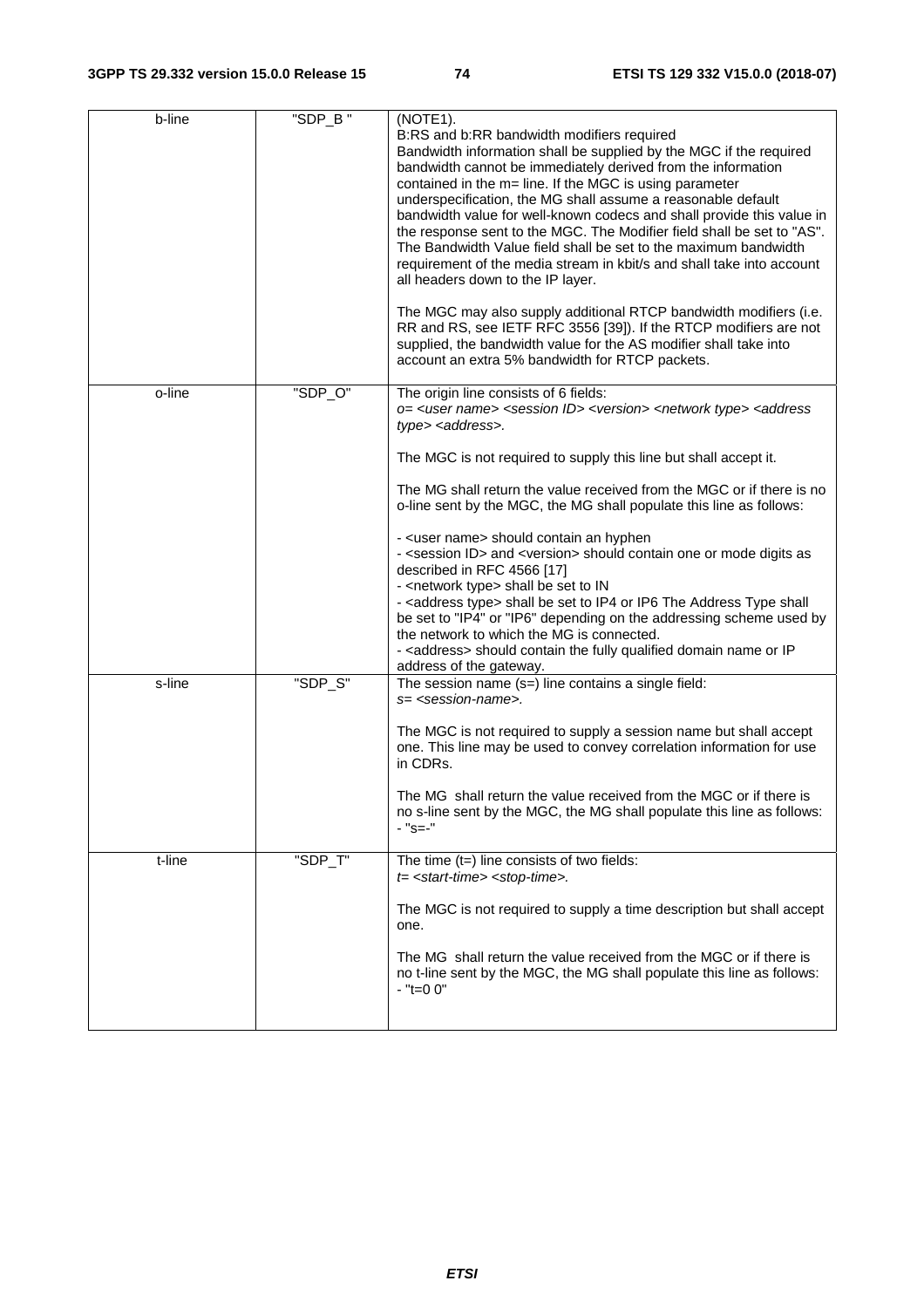| | | |
|---|---|---|
| b-line | "SDP_B " | (NOTE1).<br>B:RS and b:RR bandwidth modifiers required<br>Bandwidth information shall be supplied by the MGC if the required bandwidth cannot be immediately derived from the information contained in the m= line. If the MGC is using parameter underspecification, the MG shall assume a reasonable default bandwidth value for well-known codecs and shall provide this value in the response sent to the MGC. The Modifier field shall be set to "AS". The Bandwidth Value field shall be set to the maximum bandwidth requirement of the media stream in kbit/s and shall take into account all headers down to the IP layer.<br><br>The MGC may also supply additional RTCP bandwidth modifiers (i.e. RR and RS, see IETF RFC 3556 [39]). If the RTCP modifiers are not supplied, the bandwidth value for the AS modifier shall take into account an extra 5% bandwidth for RTCP packets. |
| o-line | "SDP_O" | The origin line consists of 6 fields:<br>*o= <user name> <session ID> <version> <network type> <address type> <address>.*<br><br>The MGC is not required to supply this line but shall accept it.<br><br>The MG shall return the value received from the MGC or if there is no o-line sent by the MGC, the MG shall populate this line as follows:<br><br>- <user name> should contain an hyphen<br>- <session ID> and <version> should contain one or mode digits as described in RFC 4566 [17]<br>- <network type> shall be set to IN<br>- <address type> shall be set to IP4 or IP6 The Address Type shall be set to "IP4" or "IP6" depending on the addressing scheme used by the network to which the MG is connected.<br>- <address> should contain the fully qualified domain name or IP address of the gateway. |
| s-line | "SDP_S" | The session name (s=) line contains a single field:<br>*s= <session-name>.*<br><br>The MGC is not required to supply a session name but shall accept one. This line may be used to convey correlation information for use in CDRs.<br><br>The MG shall return the value received from the MGC or if there is no s-line sent by the MGC, the MG shall populate this line as follows:<br>- "s=-" |
| t-line | "SDP_T" | The time (t=) line consists of two fields:<br>*t= <start-time> <stop-time>.*<br><br>The MGC is not required to supply a time description but shall accept one.<br><br>The MG shall return the value received from the MGC or if there is no t-line sent by the MGC, the MG shall populate this line as follows:<br>- "t=0 0" |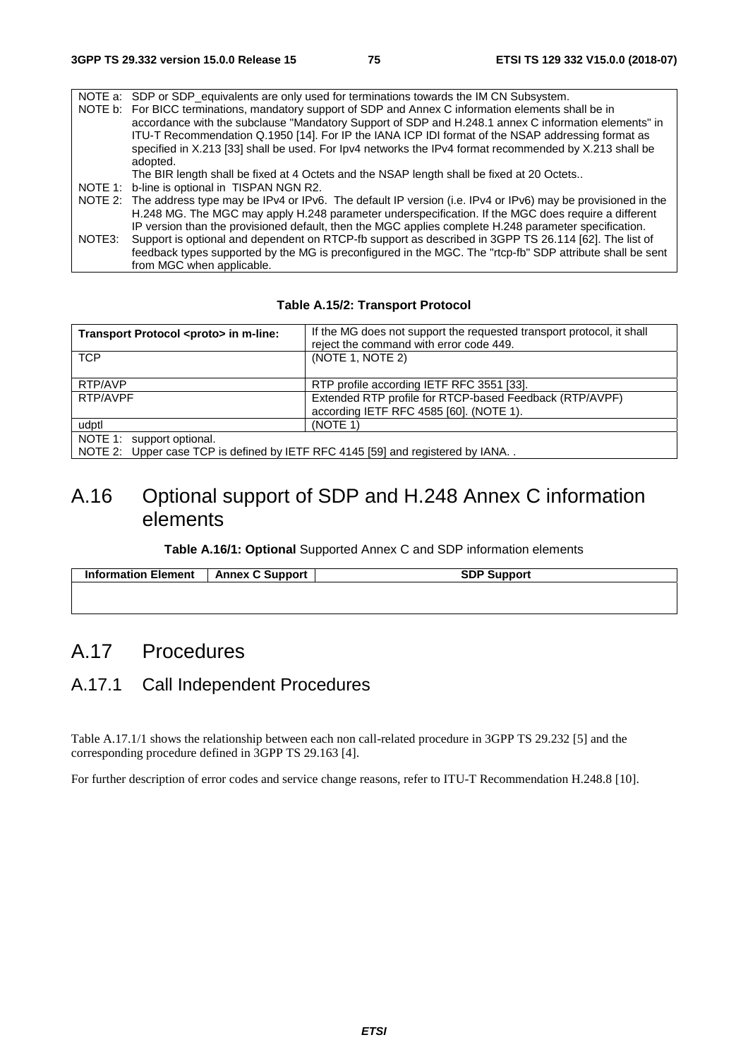| | |
|---|---|
| NOTE a: | SDP or SDP_equivalents are only used for terminations towards the IM CN Subsystem. |
| NOTE b: | For BICC terminations, mandatory support of SDP and Annex C information elements shall be in accordance with the subclause "Mandatory Support of SDP and H.248.1 annex C information elements" in ITU-T Recommendation Q.1950 [14]. For IP the IANA ICP IDI format of the NSAP addressing format as specified in X.213 [33] shall be used. For Ipv4 networks the IPv4 format recommended by X.213 shall be adopted. The BIR length shall be fixed at 4 Octets and the NSAP length shall be fixed at 20 Octets.. |
| NOTE 1: | b-line is optional in TISPAN NGN R2. |
| NOTE 2: | The address type may be IPv4 or IPv6. The default IP version (i.e. IPv4 or IPv6) may be provisioned in the H.248 MG. The MGC may apply H.248 parameter underspecification. If the MGC does require a different IP version than the provisioned default, then the MGC applies complete H.248 parameter specification. |
| NOTE3: | Support is optional and dependent on RTCP-fb support as described in 3GPP TS 26.114 [62]. The list of feedback types supported by the MG is preconfigured in the MGC. The "rtcp-fb" SDP attribute shall be sent from MGC when applicable. |

**Table A.15/2: Transport Protocol**

| Transport Protocol <proto> in m-line: | If the MG does not support the requested transport protocol, it shall reject the command with error code 449. |
|---|---|
| TCP | (NOTE 1, NOTE 2) |
| RTP/AVP | RTP profile according IETF RFC 3551 [33]. |
| RTP/AVPF | Extended RTP profile for RTCP-based Feedback (RTP/AVPF) according IETF RFC 4585 [60]. (NOTE 1). |
| udptl | (NOTE 1) |
| NOTE 1: support optional.<br>NOTE 2: Upper case TCP is defined by IETF RFC 4145 [59] and registered by IANA. . | |

# A.16 Optional support of SDP and H.248 Annex C information elements

**Table A.16/1: Optional** Supported Annex C and SDP information elements

| Information Element | Annex C Support | SDP Support |
|---|---|---|
| | | |

# A.17 Procedures

## A.17.1 Call Independent Procedures

Table A.17.1/1 shows the relationship between each non call-related procedure in 3GPP TS 29.232 [5] and the corresponding procedure defined in 3GPP TS 29.163 [4].

For further description of error codes and service change reasons, refer to ITU-T Recommendation H.248.8 [10].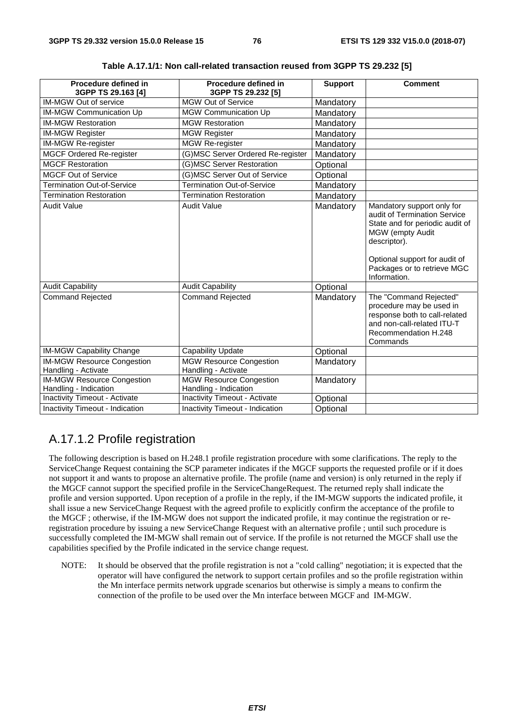**Table A.17.1/1: Non call-related transaction reused from 3GPP TS 29.232 [5]**

| Procedure defined in 3GPP TS 29.163 [4] | Procedure defined in 3GPP TS 29.232 [5] | Support | Comment |
|---|---|---|---|
| IM-MGW Out of service | MGW Out of Service | Mandatory | |
| IM-MGW Communication Up | MGW Communication Up | Mandatory | |
| IM-MGW Restoration | MGW Restoration | Mandatory | |
| IM-MGW Register | MGW Register | Mandatory | |
| IM-MGW Re-register | MGW Re-register | Mandatory | |
| MGCF Ordered Re-register | (G)MSC Server Ordered Re-register | Mandatory | |
| MGCF Restoration | (G)MSC Server Restoration | Optional | |
| MGCF Out of Service | (G)MSC Server Out of Service | Optional | |
| Termination Out-of-Service | Termination Out-of-Service | Mandatory | |
| Termination Restoration | Termination Restoration | Mandatory | |
| Audit Value | Audit Value | Mandatory | Mandatory support only for audit of Termination Service State and for periodic audit of MGW (empty Audit descriptor).<br><br>Optional support for audit of Packages or to retrieve MGC Information. |
| Audit Capability | Audit Capability | Optional | |
| Command Rejected | Command Rejected | Mandatory | The "Command Rejected" procedure may be used in response both to call-related and non-call-related ITU-T Recommendation H.248 Commands |
| IM-MGW Capability Change | Capability Update | Optional | |
| IM-MGW Resource Congestion Handling - Activate | MGW Resource Congestion Handling - Activate | Mandatory | |
| IM-MGW Resource Congestion Handling - Indication | MGW Resource Congestion Handling - Indication | Mandatory | |
| Inactivity Timeout - Activate | Inactivity Timeout - Activate | Optional | |
| Inactivity Timeout - Indication | Inactivity Timeout - Indication | Optional | |

## A.17.1.2 Profile registration

The following description is based on H.248.1 profile registration procedure with some clarifications. The reply to the ServiceChange Request containing the SCP parameter indicates if the MGCF supports the requested profile or if it does not support it and wants to propose an alternative profile. The profile (name and version) is only returned in the reply if the MGCF cannot support the specified profile in the ServiceChangeRequest. The returned reply shall indicate the profile and version supported. Upon reception of a profile in the reply, if the IM-MGW supports the indicated profile, it shall issue a new ServiceChange Request with the agreed profile to explicitly confirm the acceptance of the profile to the MGCF ; otherwise, if the IM-MGW does not support the indicated profile, it may continue the registration or re-registration procedure by issuing a new ServiceChange Request with an alternative profile ; until such procedure is successfully completed the IM-MGW shall remain out of service. If the profile is not returned the MGCF shall use the capabilities specified by the Profile indicated in the service change request.

NOTE: It should be observed that the profile registration is not a "cold calling" negotiation; it is expected that the operator will have configured the network to support certain profiles and so the profile registration within the Mn interface permits network upgrade scenarios but otherwise is simply a means to confirm the connection of the profile to be used over the Mn interface between MGCF and IM-MGW.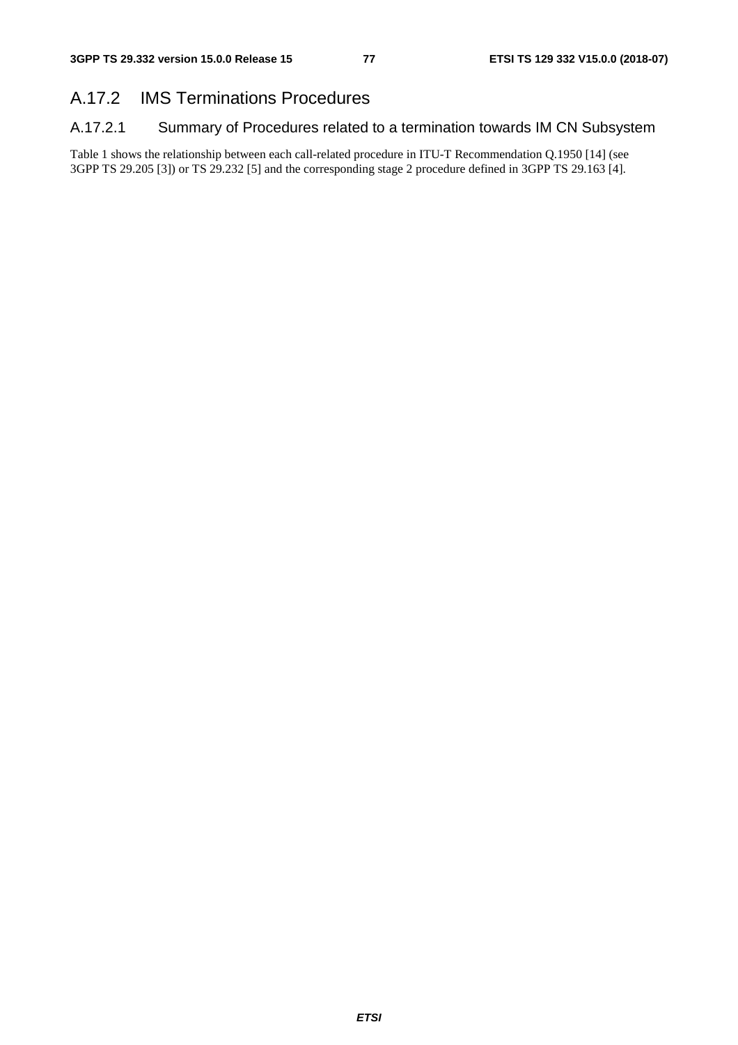## A.17.2 IMS Terminations Procedures

### A.17.2.1 Summary of Procedures related to a termination towards IM CN Subsystem

Table 1 shows the relationship between each call-related procedure in ITU-T Recommendation Q.1950 [14] (see 3GPP TS 29.205 [3]) or TS 29.232 [5] and the corresponding stage 2 procedure defined in 3GPP TS 29.163 [4].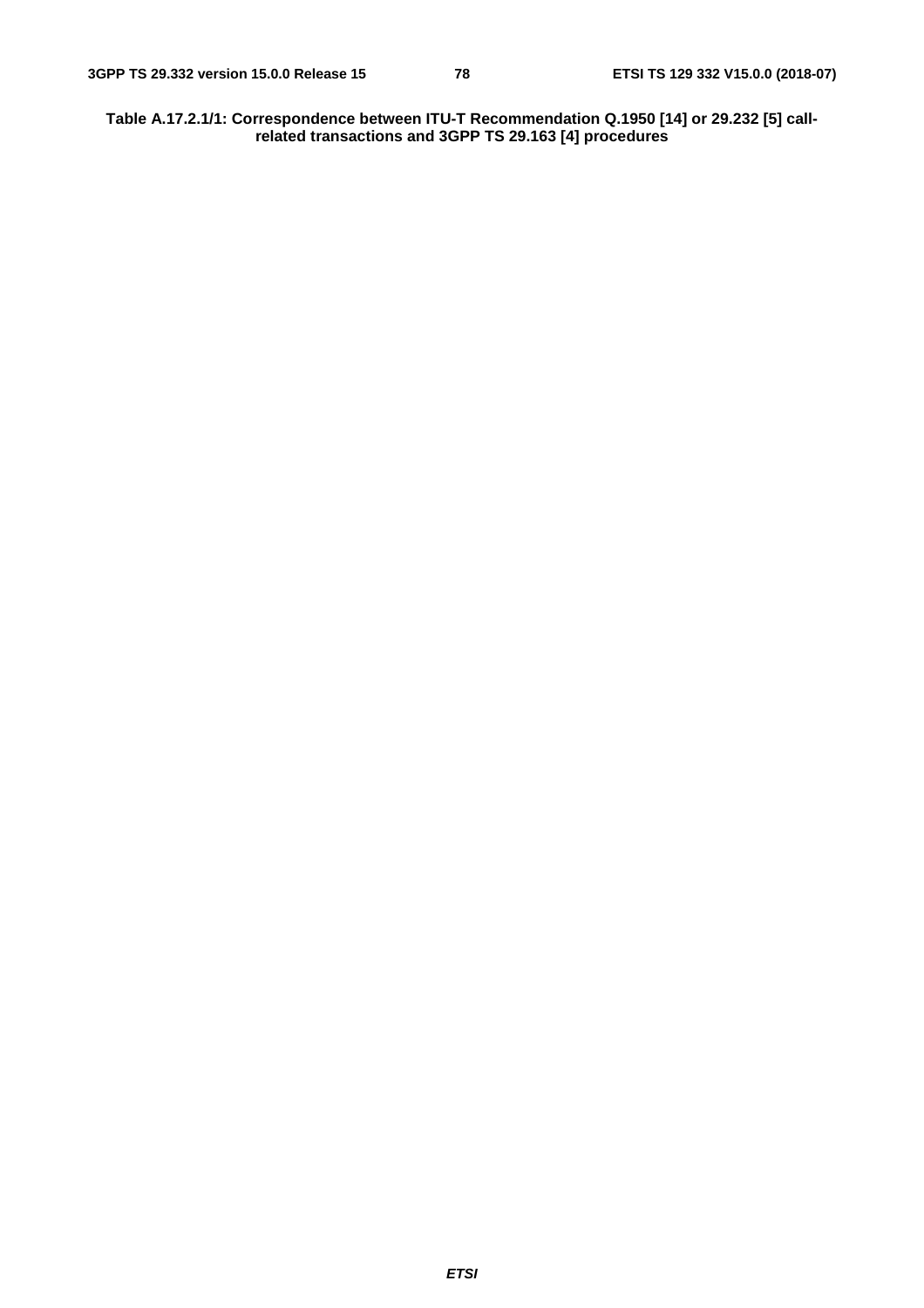**Table A.17.2.1/1: Correspondence between ITU-T Recommendation Q.1950 [14] or 29.232 [5] call-related transactions and 3GPP TS 29.163 [4] procedures**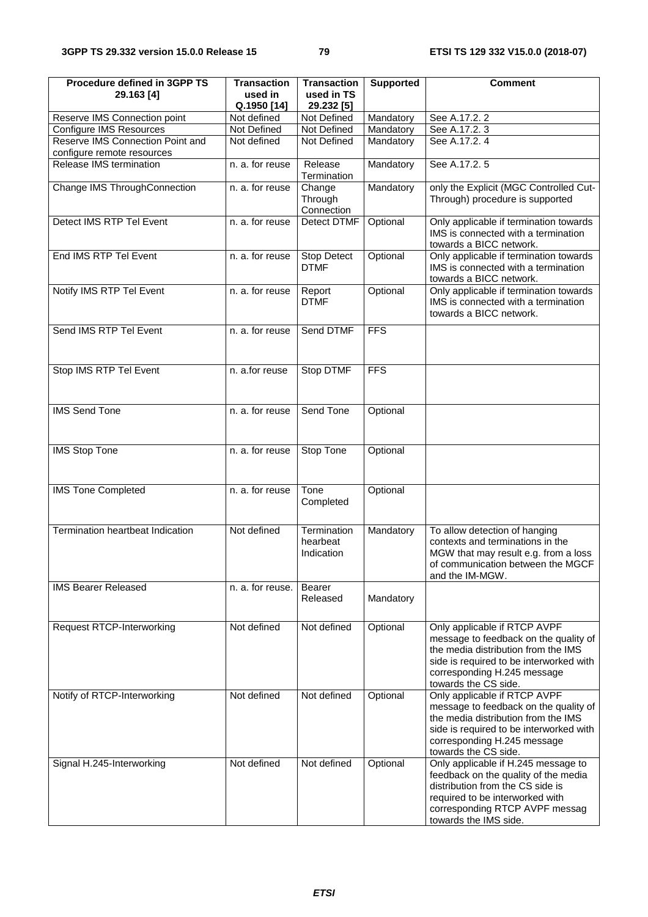| Procedure defined in 3GPP TS 29.163 [4] | Transaction used in Q.1950 [14] | Transaction used in TS 29.232 [5] | Supported | Comment |
|---|---|---|---|---|
| Reserve IMS Connection point | Not defined | Not Defined | Mandatory | See A.17.2. 2 |
| Configure IMS Resources | Not Defined | Not Defined | Mandatory | See A.17.2. 3 |
| Reserve IMS Connection Point and configure remote resources | Not defined | Not Defined | Mandatory | See A.17.2. 4 |
| Release IMS termination | n. a. for reuse | Release Termination | Mandatory | See A.17.2. 5 |
| Change IMS ThroughConnection | n. a. for reuse | Change Through Connection | Mandatory | only the Explicit (MGC Controlled Cut-Through) procedure is supported |
| Detect IMS RTP Tel Event | n. a. for reuse | Detect DTMF | Optional | Only applicable if termination towards IMS is connected with a termination towards a BICC network. |
| End IMS RTP Tel Event | n. a. for reuse | Stop Detect DTMF | Optional | Only applicable if termination towards IMS is connected with a termination towards a BICC network. |
| Notify IMS RTP Tel Event | n. a. for reuse | Report DTMF | Optional | Only applicable if termination towards IMS is connected with a termination towards a BICC network. |
| Send IMS RTP Tel Event | n. a. for reuse | Send DTMF | FFS | |
| Stop IMS RTP Tel Event | n. a.for reuse | Stop DTMF | FFS | |
| IMS Send Tone | n. a. for reuse | Send Tone | Optional | |
| IMS Stop Tone | n. a. for reuse | Stop Tone | Optional | |
| IMS Tone Completed | n. a. for reuse | Tone Completed | Optional | |
| Termination heartbeat Indication | Not defined | Termination hearbeat Indication | Mandatory | To allow detection of hanging contexts and terminations in the MGW that may result e.g. from a loss of communication between the MGCF and the IM-MGW. |
| IMS Bearer Released | n. a. for reuse. | Bearer Released | Mandatory | |
| Request RTCP-Interworking | Not defined | Not defined | Optional | Only applicable if RTCP AVPF message to feedback on the quality of the media distribution from the IMS side is required to be interworked with corresponding H.245 message towards the CS side. |
| Notify of RTCP-Interworking | Not defined | Not defined | Optional | Only applicable if RTCP AVPF message to feedback on the quality of the media distribution from the IMS side is required to be interworked with corresponding H.245 message towards the CS side. |
| Signal H.245-Interworking | Not defined | Not defined | Optional | Only applicable if H.245 message to feedback on the quality of the media distribution from the CS side is required to be interworked with corresponding RTCP AVPF messag towards the IMS side. |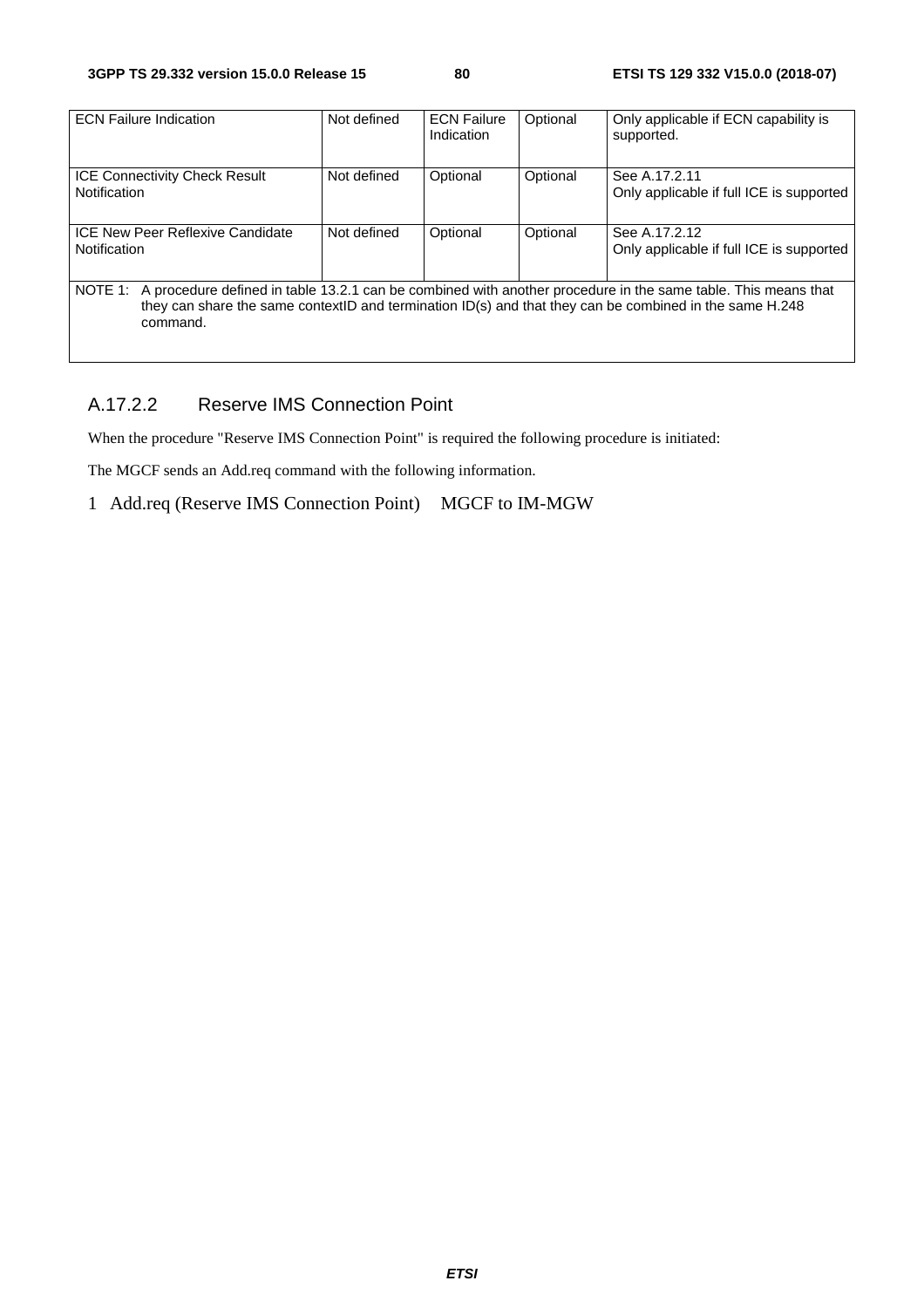| | | | | |
|---|---|---|---|---|
| ECN Failure Indication | Not defined | ECN Failure Indication | Optional | Only applicable if ECN capability is supported. |
| ICE Connectivity Check Result Notification | Not defined | Optional | Optional | See A.17.2.11<br>Only applicable if full ICE is supported |
| ICE New Peer Reflexive Candidate Notification | Not defined | Optional | Optional | See A.17.2.12<br>Only applicable if full ICE is supported |
| NOTE 1: A procedure defined in table 13.2.1 can be combined with another procedure in the same table. This means that they can share the same contextID and termination ID(s) and that they can be combined in the same H.248 command. | | | | |

### A.17.2.2 Reserve IMS Connection Point

When the procedure "Reserve IMS Connection Point" is required the following procedure is initiated:

The MGCF sends an Add.req command with the following information.

1 Add.req (Reserve IMS Connection Point) MGCF to IM-MGW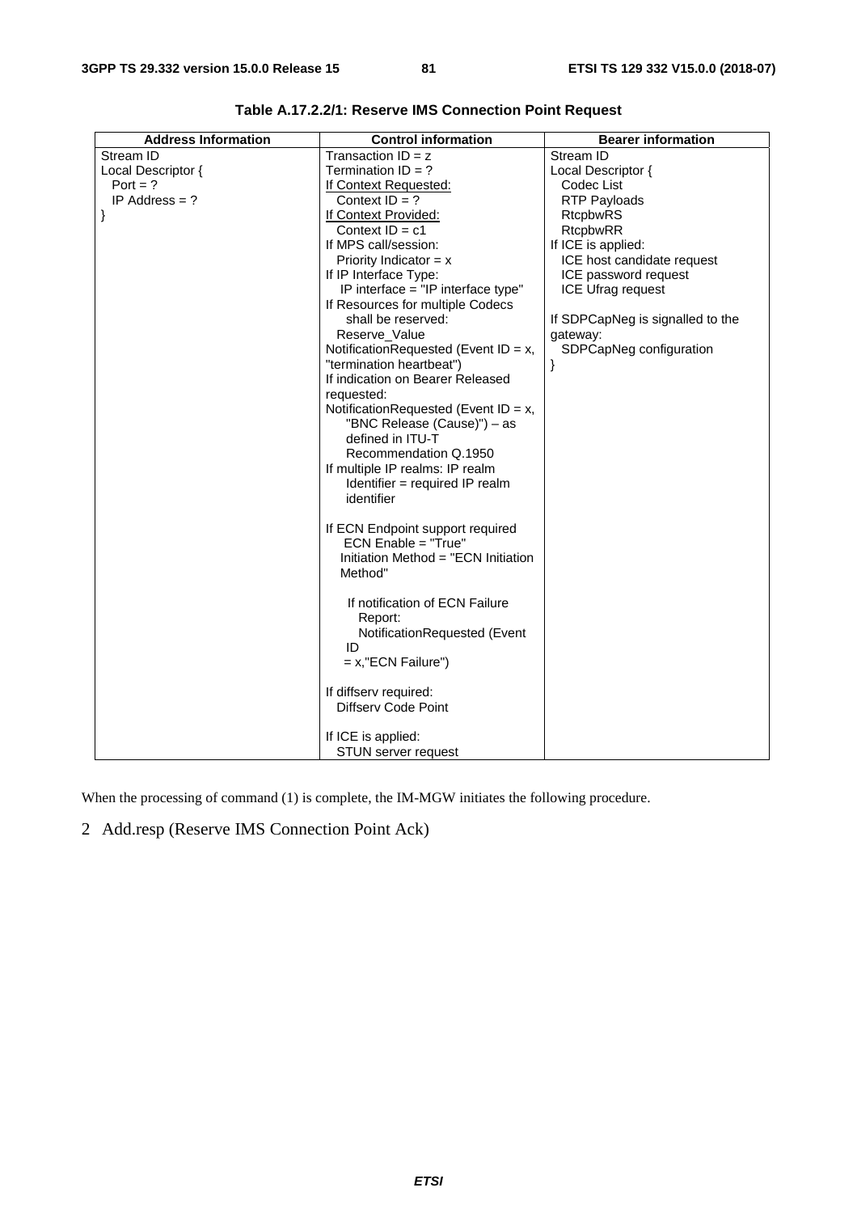**Table A.17.2.2/1: Reserve IMS Connection Point Request**

| Address Information | Control information | Bearer information |
|---|---|---|
| Stream ID<br>Local Descriptor {<br>Port = ?<br>IP Address = ?<br>} | Transaction ID = z<br>Termination ID = ?<br>If Context Requested:<br>Context ID = ?<br>If Context Provided:<br>Context ID = c1<br>If MPS call/session:<br>Priority Indicator = x<br>If IP Interface Type:<br>IP interface = "IP interface type"<br>If Resources for multiple Codecs shall be reserved:<br>Reserve_Value<br>NotificationRequested (Event ID = x, "termination heartbeat")<br>If indication on Bearer Released requested:<br>NotificationRequested (Event ID = x, "BNC Release (Cause)") – as defined in ITU-T Recommendation Q.1950<br>If multiple IP realms: IP realm Identifier = required IP realm identifier<br><br>If ECN Endpoint support required<br>ECN Enable = "True"<br>Initiation Method = "ECN Initiation Method"<br><br>If notification of ECN Failure Report:<br>NotificationRequested (Event ID = x,"ECN Failure")<br><br>If diffserv required:<br>Diffserv Code Point<br><br>If ICE is applied:<br>STUN server request | Stream ID<br>Local Descriptor {<br>Codec List<br>RTP Payloads<br>RtcpbwRS<br>RtcpbwRR<br>If ICE is applied:<br>ICE host candidate request<br>ICE password request<br>ICE Ufrag request<br><br>If SDPCapNeg is signalled to the gateway:<br>SDPCapNeg configuration<br>} |

When the processing of command (1) is complete, the IM-MGW initiates the following procedure.

2 Add.resp (Reserve IMS Connection Point Ack)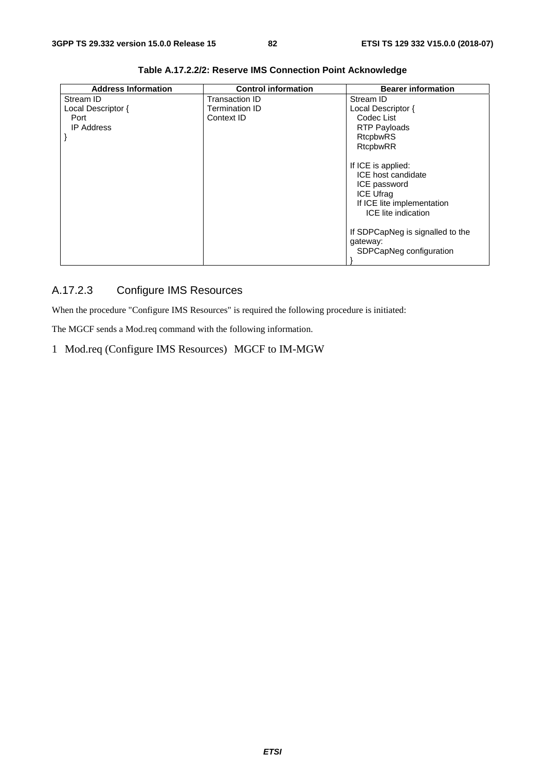**Table A.17.2.2/2: Reserve IMS Connection Point Acknowledge**

| Address Information | Control information | Bearer information |
|---|---|---|
| Stream ID<br>Local Descriptor {<br>Port<br>IP Address<br>} | Transaction ID<br>Termination ID<br>Context ID | Stream ID<br>Local Descriptor {<br>Codec List<br>RTP Payloads<br>RtcpbwRS<br>RtcpbwRR<br><br>If ICE is applied:<br>ICE host candidate<br>ICE password<br>ICE Ufrag<br>If ICE lite implementation<br>ICE lite indication<br><br>If SDPCapNeg is signalled to the gateway:<br>SDPCapNeg configuration<br>} |

## A.17.2.3 Configure IMS Resources

When the procedure "Configure IMS Resources" is required the following procedure is initiated:

The MGCF sends a Mod.req command with the following information.

1 Mod.req (Configure IMS Resources) MGCF to IM-MGW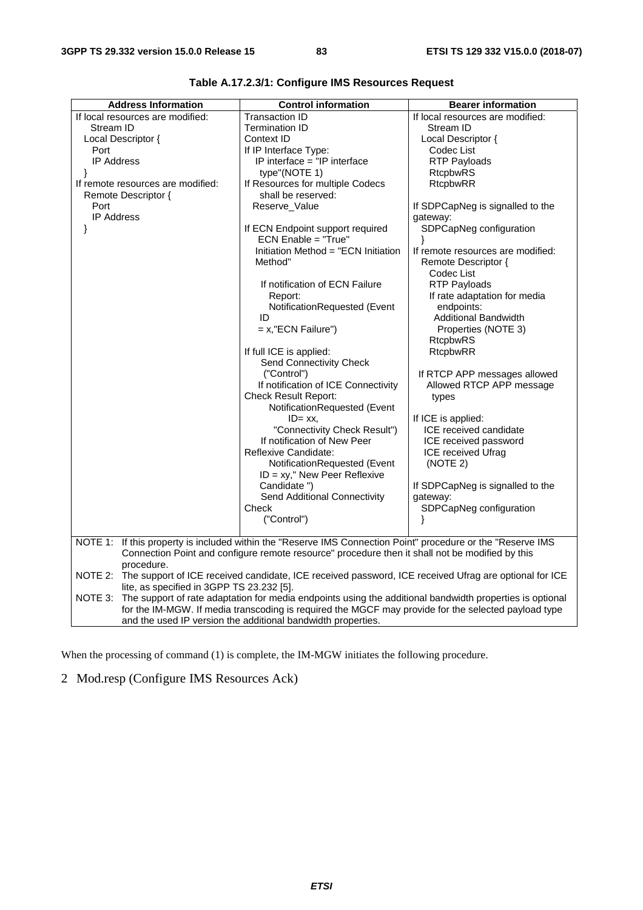**Table A.17.2.3/1: Configure IMS Resources Request**

| Address Information | Control information | Bearer information |
| --- | --- | --- |
| If local resources are modified:<br>Stream ID<br>Local Descriptor {<br>Port<br>IP Address<br>}<br>If remote resources are modified:<br>Remote Descriptor {<br>Port<br>IP Address<br>} | Transaction ID<br>Termination ID<br>Context ID<br>If IP Interface Type:<br>IP interface = "IP interface type"(NOTE 1)<br>If Resources for multiple Codecs shall be reserved:<br>Reserve_Value<br><br>If ECN Endpoint support required<br>ECN Enable = "True"<br>Initiation Method = "ECN Initiation Method"<br><br>If notification of ECN Failure Report:<br>NotificationRequested (Event ID<br>= x,"ECN Failure")<br><br>If full ICE is applied:<br>Send Connectivity Check ("Control")<br>If notification of ICE Connectivity Check Result Report:<br>NotificationRequested (Event ID= xx, "Connectivity Check Result")<br>If notification of New Peer Reflexive Candidate:<br>NotificationRequested (Event ID = xy," New Peer Reflexive Candidate ")<br>Send Additional Connectivity Check<br>("Control") | If local resources are modified:<br>Stream ID<br>Local Descriptor {<br>Codec List<br>RTP Payloads<br>RtcpbwRS<br>RtcpbwRR<br><br>If SDPCapNeg is signalled to the gateway:<br>SDPCapNeg configuration<br>}<br>If remote resources are modified:<br>Remote Descriptor {<br>Codec List<br>RTP Payloads<br>If rate adaptation for media endpoints:<br>Additional Bandwidth Properties (NOTE 3)<br>RtcpbwRS<br>RtcpbwRR<br><br>If RTCP APP messages allowed<br>Allowed RTCP APP message types<br><br>If ICE is applied:<br>ICE received candidate<br>ICE received password<br>ICE received Ufrag<br>(NOTE 2)<br><br>If SDPCapNeg is signalled to the gateway:<br>SDPCapNeg configuration<br>} |
| NOTE 1: If this property is included within the "Reserve IMS Connection Point" procedure or the "Reserve IMS Connection Point and configure remote resource" procedure then it shall not be modified by this procedure.<br>NOTE 2: The support of ICE received candidate, ICE received password, ICE received Ufrag are optional for ICE lite, as specified in 3GPP TS 23.232 [5].<br>NOTE 3: The support of rate adaptation for media endpoints using the additional bandwidth properties is optional for the IM-MGW. If media transcoding is required the MGCF may provide for the selected payload type and the used IP version the additional bandwidth properties. | | |

When the processing of command (1) is complete, the IM-MGW initiates the following procedure.

2 Mod.resp (Configure IMS Resources Ack)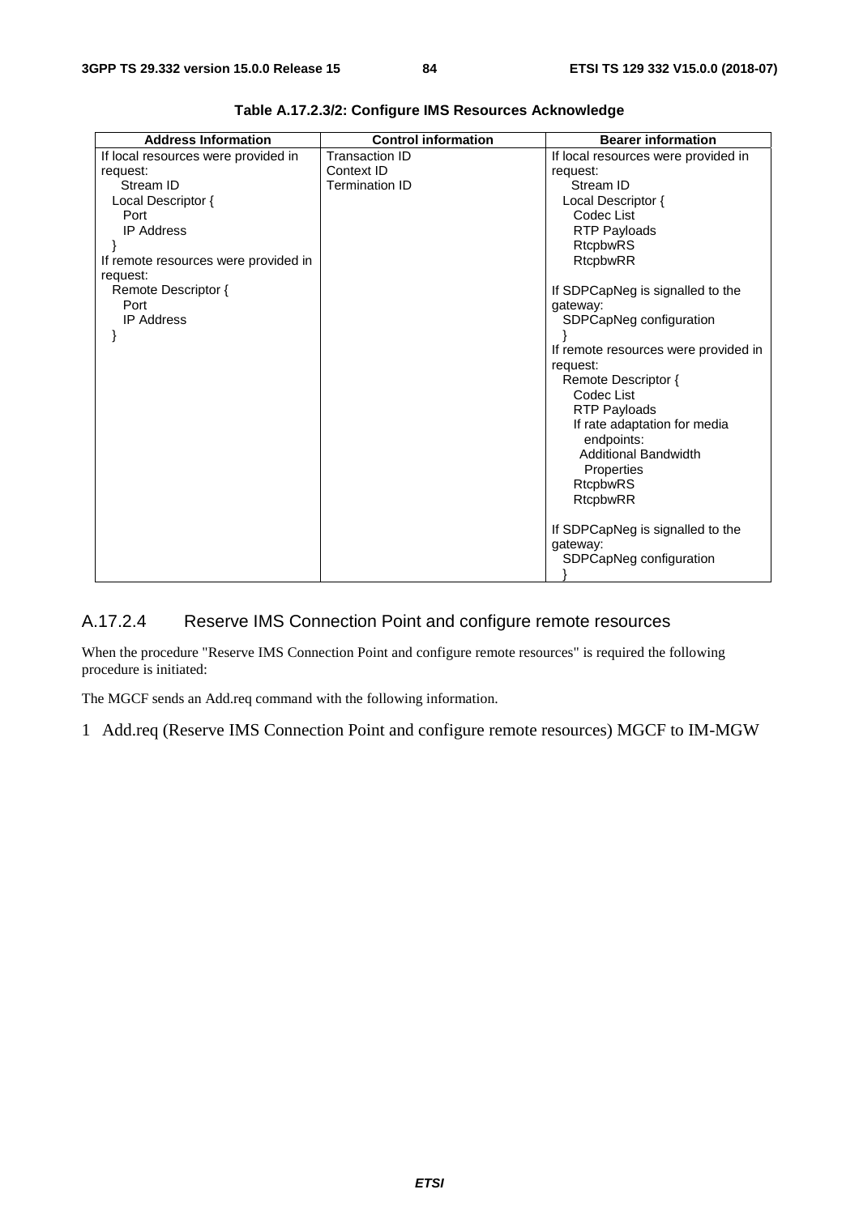**Table A.17.2.3/2: Configure IMS Resources Acknowledge**

| Address Information | Control information | Bearer information |
| --- | --- | --- |
| If local resources were provided in request:<br>Stream ID<br>Local Descriptor {<br>Port<br>IP Address<br>}<br>If remote resources were provided in request:<br>Remote Descriptor {<br>Port<br>IP Address<br>} | Transaction ID<br>Context ID<br>Termination ID | If local resources were provided in request:<br>Stream ID<br>Local Descriptor {<br>Codec List<br>RTP Payloads<br>RtcpbwRS<br>RtcpbwRR<br><br>If SDPCapNeg is signalled to the gateway:<br>SDPCapNeg configuration<br>}<br>If remote resources were provided in request:<br>Remote Descriptor {<br>Codec List<br>RTP Payloads<br>If rate adaptation for media endpoints:<br>Additional Bandwidth Properties<br>RtcpbwRS<br>RtcpbwRR<br><br>If SDPCapNeg is signalled to the gateway:<br>SDPCapNeg configuration<br>} |

### A.17.2.4 Reserve IMS Connection Point and configure remote resources

When the procedure "Reserve IMS Connection Point and configure remote resources" is required the following procedure is initiated:

The MGCF sends an Add.req command with the following information.

1 Add.req (Reserve IMS Connection Point and configure remote resources) MGCF to IM-MGW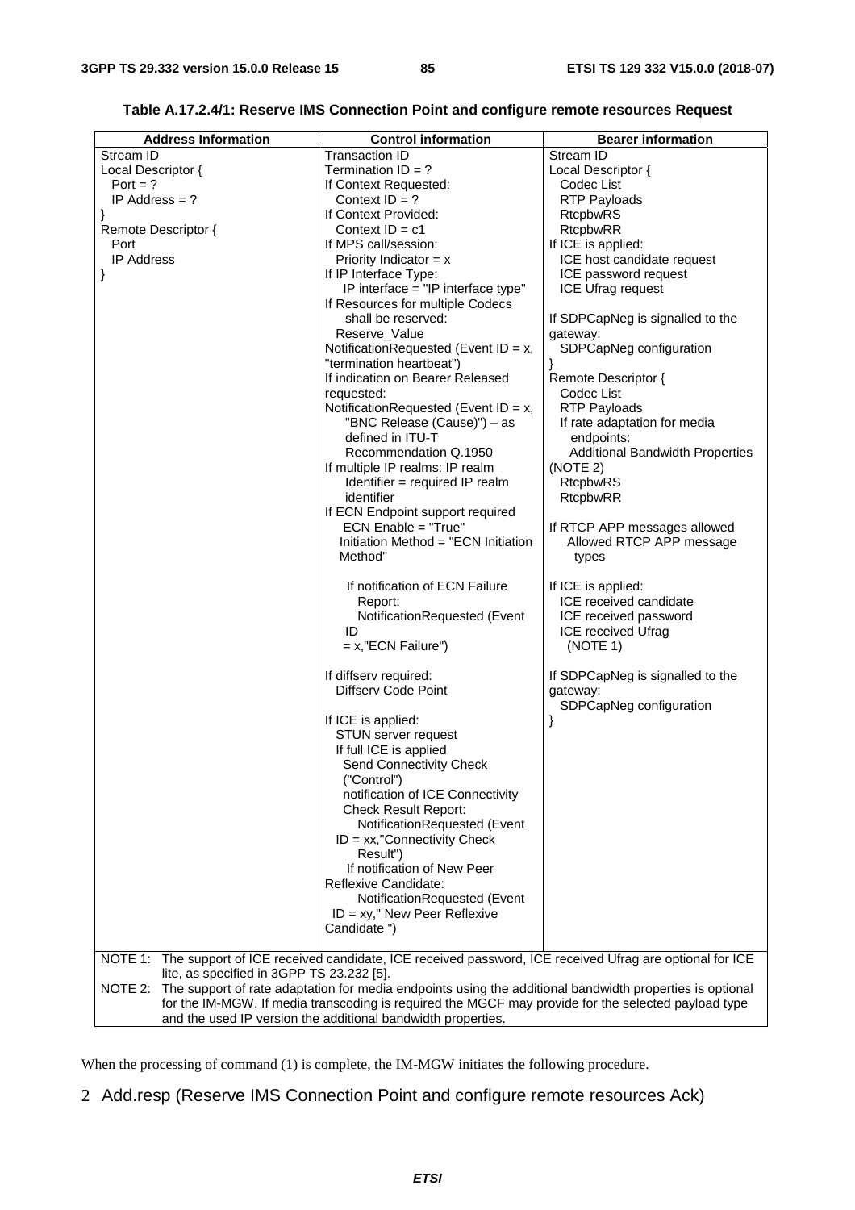**Table A.17.2.4/1: Reserve IMS Connection Point and configure remote resources Request**

| Address Information | Control information | Bearer information |
|---|---|---|
| Stream ID<br>Local Descriptor {<br>Port = ?<br>IP Address = ?<br>}<br>Remote Descriptor {<br>Port<br>IP Address<br>} | Transaction ID<br>Termination ID = ?<br>If Context Requested:<br>Context ID = ?<br>If Context Provided:<br>Context ID = c1<br>If MPS call/session:<br>Priority Indicator = x<br>If IP Interface Type:<br>IP interface = "IP interface type"<br>If Resources for multiple Codecs shall be reserved:<br>Reserve_Value<br>NotificationRequested (Event ID = x, "termination heartbeat")<br>If indication on Bearer Released requested:<br>NotificationRequested (Event ID = x, "BNC Release (Cause)") – as defined in ITU-T Recommendation Q.1950<br>If multiple IP realms: IP realm Identifier = required IP realm identifier<br>If ECN Endpoint support required<br>ECN Enable = "True"<br>Initiation Method = "ECN Initiation Method"<br><br>If notification of ECN Failure Report:<br>NotificationRequested (Event ID = x,"ECN Failure")<br><br>If diffserv required:<br>Diffserv Code Point<br><br>If ICE is applied:<br>STUN server request<br>If full ICE is applied<br>Send Connectivity Check ("Control")<br>notification of ICE Connectivity Check Result Report:<br>NotificationRequested (Event ID = xx,"Connectivity Check Result")<br>If notification of New Peer Reflexive Candidate:<br>NotificationRequested (Event ID = xy," New Peer Reflexive Candidate ") | Stream ID<br>Local Descriptor {<br>Codec List<br>RTP Payloads<br>RtcpbwRS<br>RtcpbwRR<br>If ICE is applied:<br>ICE host candidate request<br>ICE password request<br>ICE Ufrag request<br><br>If SDPCapNeg is signalled to the gateway:<br>SDPCapNeg configuration<br>}<br>Remote Descriptor {<br>Codec List<br>RTP Payloads<br>If rate adaptation for media endpoints:<br>Additional Bandwidth Properties (NOTE 2)<br>RtcpbwRS<br>RtcpbwRR<br><br>If RTCP APP messages allowed<br>Allowed RTCP APP message types<br><br>If ICE is applied:<br>ICE received candidate<br>ICE received password<br>ICE received Ufrag<br>(NOTE 1)<br><br>If SDPCapNeg is signalled to the gateway:<br>SDPCapNeg configuration<br>} |

NOTE 1: The support of ICE received candidate, ICE received password, ICE received Ufrag are optional for ICE lite, as specified in 3GPP TS 23.232 [5].

NOTE 2: The support of rate adaptation for media endpoints using the additional bandwidth properties is optional for the IM-MGW. If media transcoding is required the MGCF may provide for the selected payload type and the used IP version the additional bandwidth properties.

When the processing of command (1) is complete, the IM-MGW initiates the following procedure.

2 Add.resp (Reserve IMS Connection Point and configure remote resources Ack)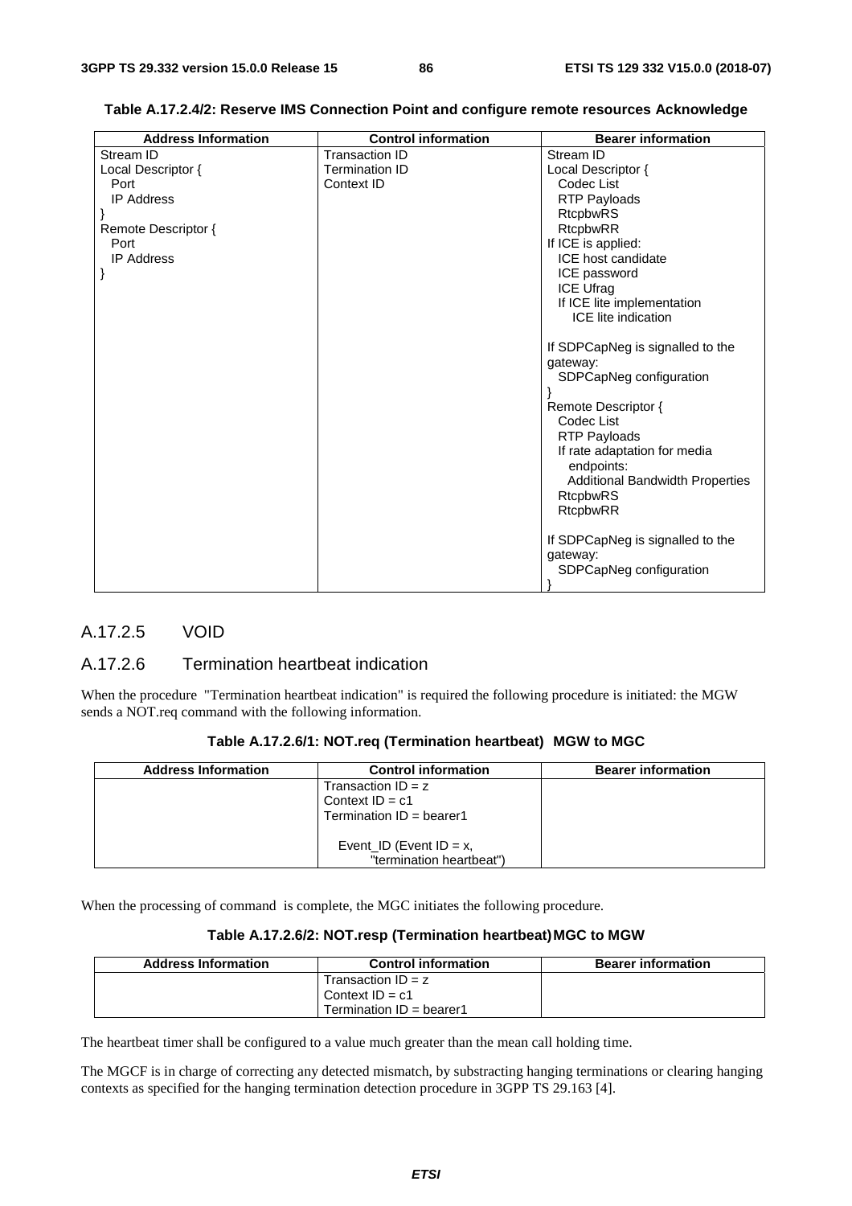**Table A.17.2.4/2: Reserve IMS Connection Point and configure remote resources Acknowledge**

| Address Information | Control information | Bearer information |
| --- | --- | --- |
| Stream ID<br>Local Descriptor {<br>  Port<br>  IP Address<br>}<br>Remote Descriptor {<br>  Port<br>  IP Address<br>} | Transaction ID<br>Termination ID<br>Context ID | Stream ID<br>Local Descriptor {<br>  Codec List<br>  RTP Payloads<br>  RtcpbwRS<br>  RtcpbwRR<br>If ICE is applied:<br>  ICE host candidate<br>  ICE password<br>  ICE Ufrag<br>  If ICE lite implementation<br>    ICE lite indication<br><br>If SDPCapNeg is signalled to the gateway:<br>  SDPCapNeg configuration<br>}<br>Remote Descriptor {<br>  Codec List<br>  RTP Payloads<br>  If rate adaptation for media endpoints:<br>    Additional Bandwidth Properties<br>  RtcpbwRS<br>  RtcpbwRR<br><br>If SDPCapNeg is signalled to the gateway:<br>  SDPCapNeg configuration<br>} |

## A.17.2.5 VOID

## A.17.2.6 Termination heartbeat indication

When the procedure "Termination heartbeat indication" is required the following procedure is initiated: the MGW sends a NOT.req command with the following information.

**Table A.17.2.6/1: NOT.req (Termination heartbeat) MGW to MGC**

| Address Information | Control information | Bearer information |
| --- | --- | --- |
| | Transaction ID = z<br>Context ID = c1<br>Termination ID = bearer1<br><br>Event_ID (Event ID = x, "termination heartbeat") | |

When the processing of command is complete, the MGC initiates the following procedure.

**Table A.17.2.6/2: NOT.resp (Termination heartbeat) MGC to MGW**

| Address Information | Control information | Bearer information |
| --- | --- | --- |
| | Transaction ID = z<br>Context ID = c1<br>Termination ID = bearer1 | |

The heartbeat timer shall be configured to a value much greater than the mean call holding time.

The MGCF is in charge of correcting any detected mismatch, by substracting hanging terminations or clearing hanging contexts as specified for the hanging termination detection procedure in 3GPP TS 29.163 [4].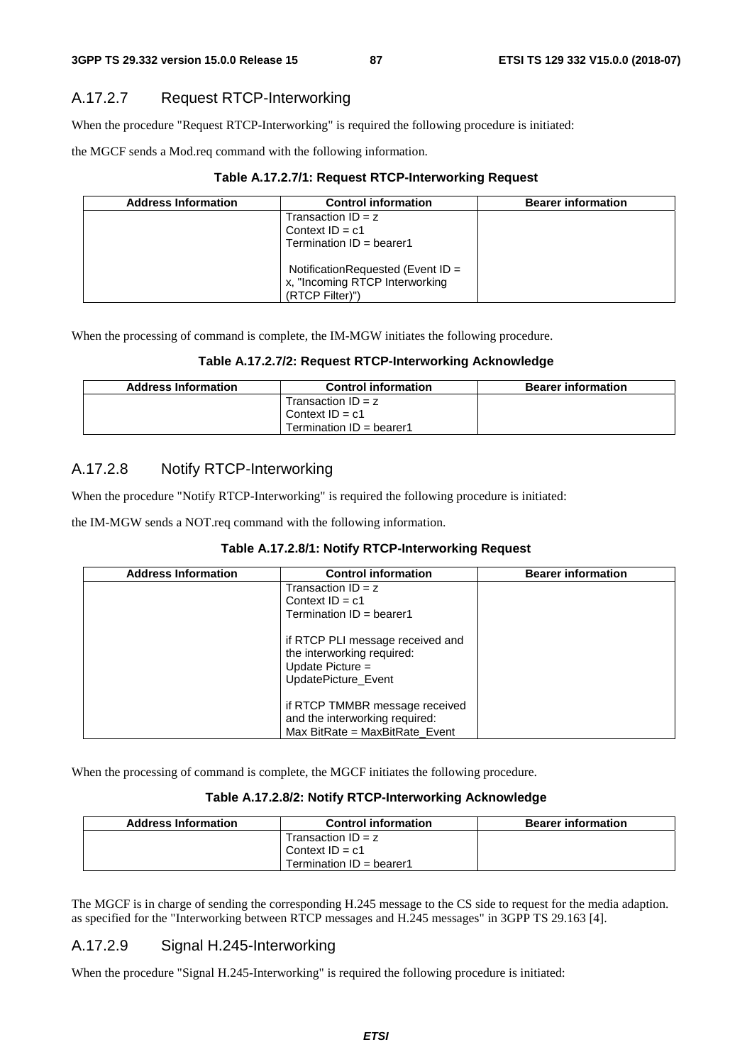### A.17.2.7 Request RTCP-Interworking

When the procedure "Request RTCP-Interworking" is required the following procedure is initiated:

the MGCF sends a Mod.req command with the following information.

**Table A.17.2.7/1: Request RTCP-Interworking Request**

| Address Information | Control information | Bearer information |
|---|---|---|
| | Transaction ID = z<br>Context ID = c1<br>Termination ID = bearer1<br><br>NotificationRequested (Event ID = x, "Incoming RTCP Interworking (RTCP Filter)") | |

When the processing of command is complete, the IM-MGW initiates the following procedure.

**Table A.17.2.7/2: Request RTCP-Interworking Acknowledge**

| Address Information | Control information | Bearer information |
|---|---|---|
| | Transaction ID = z<br>Context ID = c1<br>Termination ID = bearer1 | |

### A.17.2.8 Notify RTCP-Interworking

When the procedure "Notify RTCP-Interworking" is required the following procedure is initiated:

the IM-MGW sends a NOT.req command with the following information.

**Table A.17.2.8/1: Notify RTCP-Interworking Request**

| Address Information | Control information | Bearer information |
|---|---|---|
| | Transaction ID = z<br>Context ID = c1<br>Termination ID = bearer1<br><br>if RTCP PLI message received and the interworking required:<br>Update Picture = UpdatePicture_Event<br><br>if RTCP TMMBR message received and the interworking required:<br>Max BitRate = MaxBitRate_Event | |

When the processing of command is complete, the MGCF initiates the following procedure.

**Table A.17.2.8/2: Notify RTCP-Interworking Acknowledge**

| Address Information | Control information | Bearer information |
|---|---|---|
| | Transaction ID = z<br>Context ID = c1<br>Termination ID = bearer1 | |

The MGCF is in charge of sending the corresponding H.245 message to the CS side to request for the media adaption. as specified for the "Interworking between RTCP messages and H.245 messages" in 3GPP TS 29.163 [4].

### A.17.2.9 Signal H.245-Interworking

When the procedure "Signal H.245-Interworking" is required the following procedure is initiated: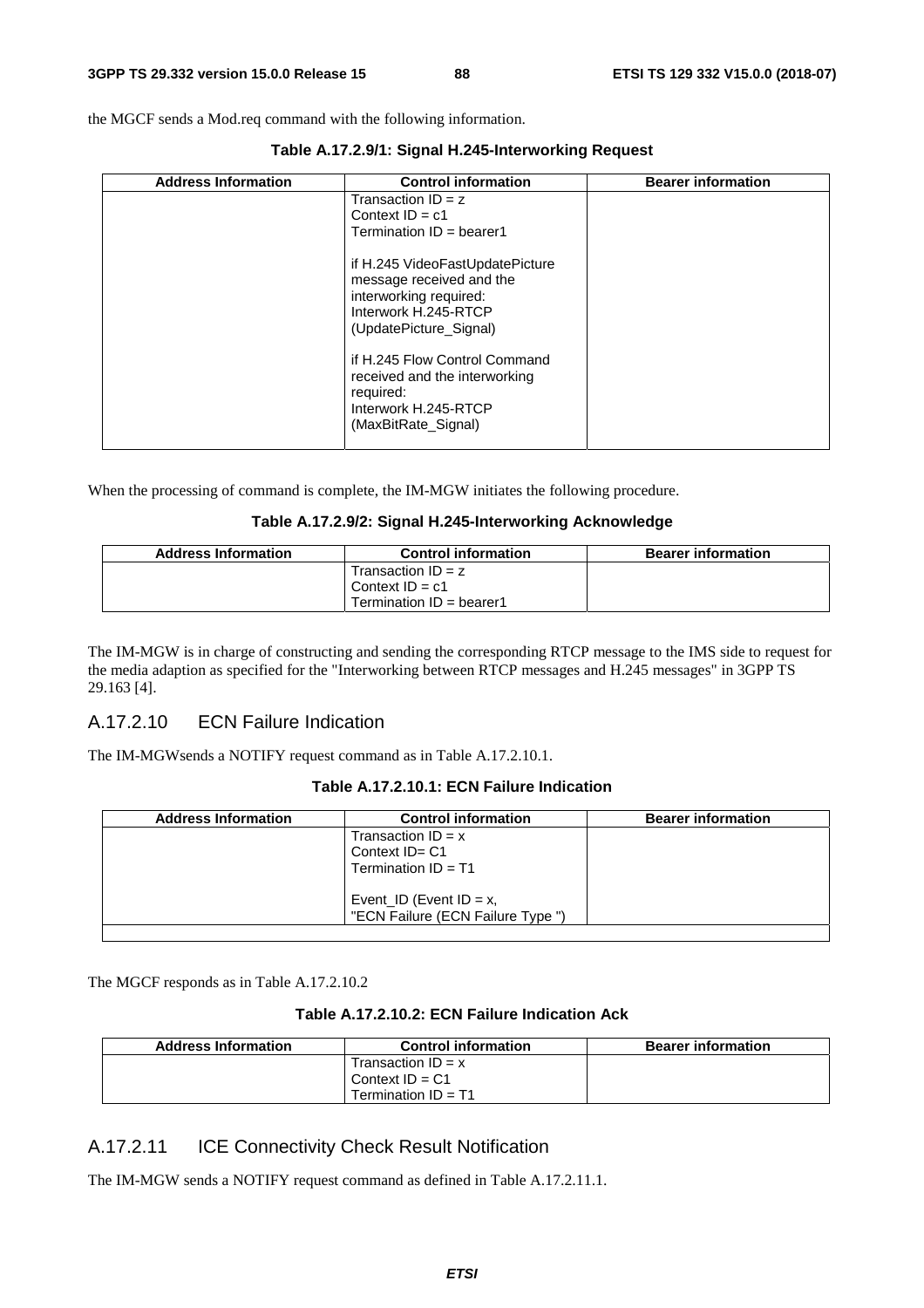the MGCF sends a Mod.req command with the following information.

**Table A.17.2.9/1: Signal H.245-Interworking Request**

| Address Information | Control information | Bearer information |
|---|---|---|
| | Transaction ID = z<br>Context ID = c1<br>Termination ID = bearer1<br><br>if H.245 VideoFastUpdatePicture message received and the interworking required:<br>Interwork H.245-RTCP (UpdatePicture_Signal)<br><br>if H.245 Flow Control Command received and the interworking required:<br>Interwork H.245-RTCP (MaxBitRate_Signal) | |

When the processing of command is complete, the IM-MGW initiates the following procedure.

**Table A.17.2.9/2: Signal H.245-Interworking Acknowledge**

| Address Information | Control information | Bearer information |
|---|---|---|
| | Transaction ID = z<br>Context ID = c1<br>Termination ID = bearer1 | |

The IM-MGW is in charge of constructing and sending the corresponding RTCP message to the IMS side to request for the media adaption as specified for the "Interworking between RTCP messages and H.245 messages" in 3GPP TS 29.163 [4].

## A.17.2.10 ECN Failure Indication

The IM-MGWsends a NOTIFY request command as in Table A.17.2.10.1.

**Table A.17.2.10.1: ECN Failure Indication**

| Address Information | Control information | Bearer information |
|---|---|---|
| | Transaction ID = x<br>Context ID= C1<br>Termination ID = T1<br><br>Event_ID (Event ID = x,<br>"ECN Failure (ECN Failure Type ") | |
| | | |

The MGCF responds as in Table A.17.2.10.2

**Table A.17.2.10.2: ECN Failure Indication Ack**

| Address Information | Control information | Bearer information |
|---|---|---|
| | Transaction ID = x<br>Context ID = C1<br>Termination ID = T1 | |

## A.17.2.11 ICE Connectivity Check Result Notification

The IM-MGW sends a NOTIFY request command as defined in Table A.17.2.11.1.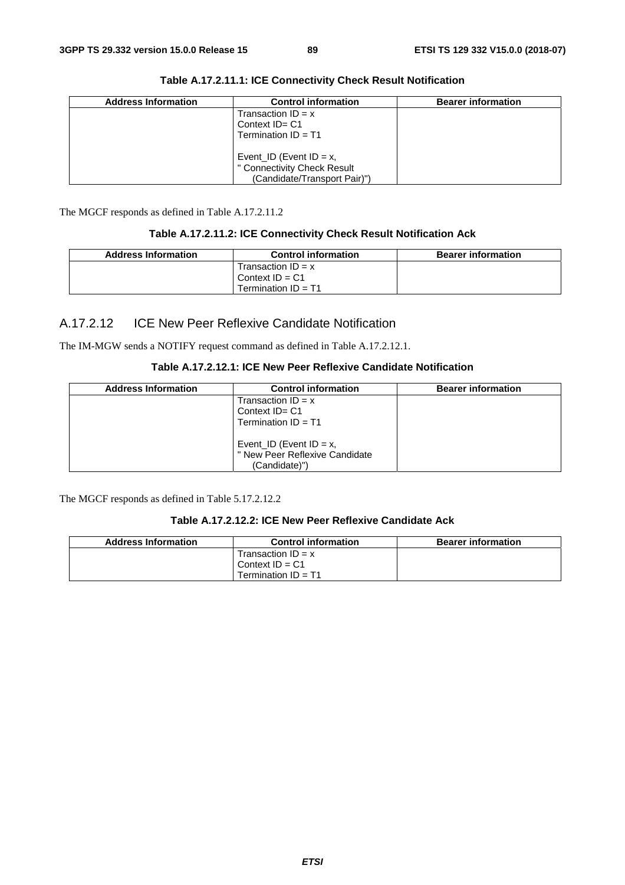**Table A.17.2.11.1: ICE Connectivity Check Result Notification**

| Address Information | Control information | Bearer information |
|---|---|---|
| | Transaction ID = x<br>Context ID= C1<br>Termination ID = T1<br><br>Event_ID (Event ID = x,<br>" Connectivity Check Result (Candidate/Transport Pair)") | |

The MGCF responds as defined in Table A.17.2.11.2

**Table A.17.2.11.2: ICE Connectivity Check Result Notification Ack**

| Address Information | Control information | Bearer information |
|---|---|---|
| | Transaction ID = x<br>Context ID = C1<br>Termination ID = T1 | |

### A.17.2.12 ICE New Peer Reflexive Candidate Notification

The IM-MGW sends a NOTIFY request command as defined in Table A.17.2.12.1.

**Table A.17.2.12.1: ICE New Peer Reflexive Candidate Notification**

| Address Information | Control information | Bearer information |
|---|---|---|
| | Transaction ID = x<br>Context ID= C1<br>Termination ID = T1<br><br>Event_ID (Event ID = x,<br>" New Peer Reflexive Candidate (Candidate)") | |

The MGCF responds as defined in Table 5.17.2.12.2

**Table A.17.2.12.2: ICE New Peer Reflexive Candidate Ack**

| Address Information | Control information | Bearer information |
|---|---|---|
| | Transaction ID = x<br>Context ID = C1<br>Termination ID = T1 | |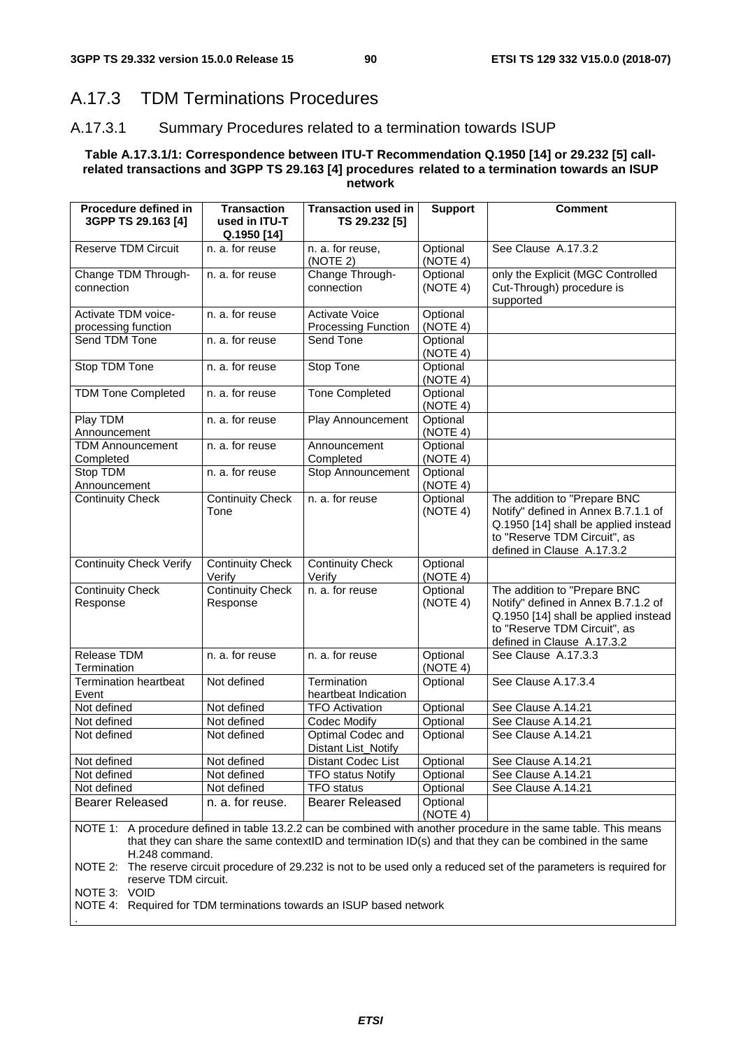## A.17.3 TDM Terminations Procedures

### A.17.3.1 Summary Procedures related to a termination towards ISUP

**Table A.17.3.1/1: Correspondence between ITU-T Recommendation Q.1950 [14] or 29.232 [5] call-related transactions and 3GPP TS 29.163 [4] procedures related to a termination towards an ISUP network**

| Procedure defined in 3GPP TS 29.163 [4] | Transaction used in ITU-T Q.1950 [14] | Transaction used in TS 29.232 [5] | Support | Comment |
|---|---|---|---|---|
| Reserve TDM Circuit | n. a. for reuse | n. a. for reuse, (NOTE 2) | Optional (NOTE 4) | See Clause A.17.3.2 |
| Change TDM Through-connection | n. a. for reuse | Change Through-connection | Optional (NOTE 4) | only the Explicit (MGC Controlled Cut-Through) procedure is supported |
| Activate TDM voice-processing function | n. a. for reuse | Activate Voice Processing Function | Optional (NOTE 4) | |
| Send TDM Tone | n. a. for reuse | Send Tone | Optional (NOTE 4) | |
| Stop TDM Tone | n. a. for reuse | Stop Tone | Optional (NOTE 4) | |
| TDM Tone Completed | n. a. for reuse | Tone Completed | Optional (NOTE 4) | |
| Play TDM Announcement | n. a. for reuse | Play Announcement | Optional (NOTE 4) | |
| TDM Announcement Completed | n. a. for reuse | Announcement Completed | Optional (NOTE 4) | |
| Stop TDM Announcement | n. a. for reuse | Stop Announcement | Optional (NOTE 4) | |
| Continuity Check | Continuity Check Tone | n. a. for reuse | Optional (NOTE 4) | The addition to "Prepare BNC Notify" defined in Annex B.7.1.1 of Q.1950 [14] shall be applied instead to "Reserve TDM Circuit", as defined in Clause A.17.3.2 |
| Continuity Check Verify | Continuity Check Verify | Continuity Check Verify | Optional (NOTE 4) | |
| Continuity Check Response | Continuity Check Response | n. a. for reuse | Optional (NOTE 4) | The addition to "Prepare BNC Notify" defined in Annex B.7.1.2 of Q.1950 [14] shall be applied instead to "Reserve TDM Circuit", as defined in Clause A.17.3.2 |
| Release TDM Termination | n. a. for reuse | n. a. for reuse | Optional (NOTE 4) | See Clause A.17.3.3 |
| Termination heartbeat Event | Not defined | Termination heartbeat Indication | Optional | See Clause A.17.3.4 |
| Not defined | Not defined | TFO Activation | Optional | See Clause A.14.21 |
| Not defined | Not defined | Codec Modify | Optional | See Clause A.14.21 |
| Not defined | Not defined | Optimal Codec and Distant List_Notify | Optional | See Clause A.14.21 |
| Not defined | Not defined | Distant Codec List | Optional | See Clause A.14.21 |
| Not defined | Not defined | TFO status Notify | Optional | See Clause A.14.21 |
| Not defined | Not defined | TFO status | Optional | See Clause A.14.21 |
| Bearer Released | n. a. for reuse. | Bearer Released | Optional (NOTE 4) | |

NOTE 1: A procedure defined in table 13.2.2 can be combined with another procedure in the same table. This means that they can share the same contextID and termination ID(s) and that they can be combined in the same H.248 command.

NOTE 2: The reserve circuit procedure of 29.232 is not to be used only a reduced set of the parameters is required for reserve TDM circuit.

NOTE 3: VOID

NOTE 4: Required for TDM terminations towards an ISUP based network

.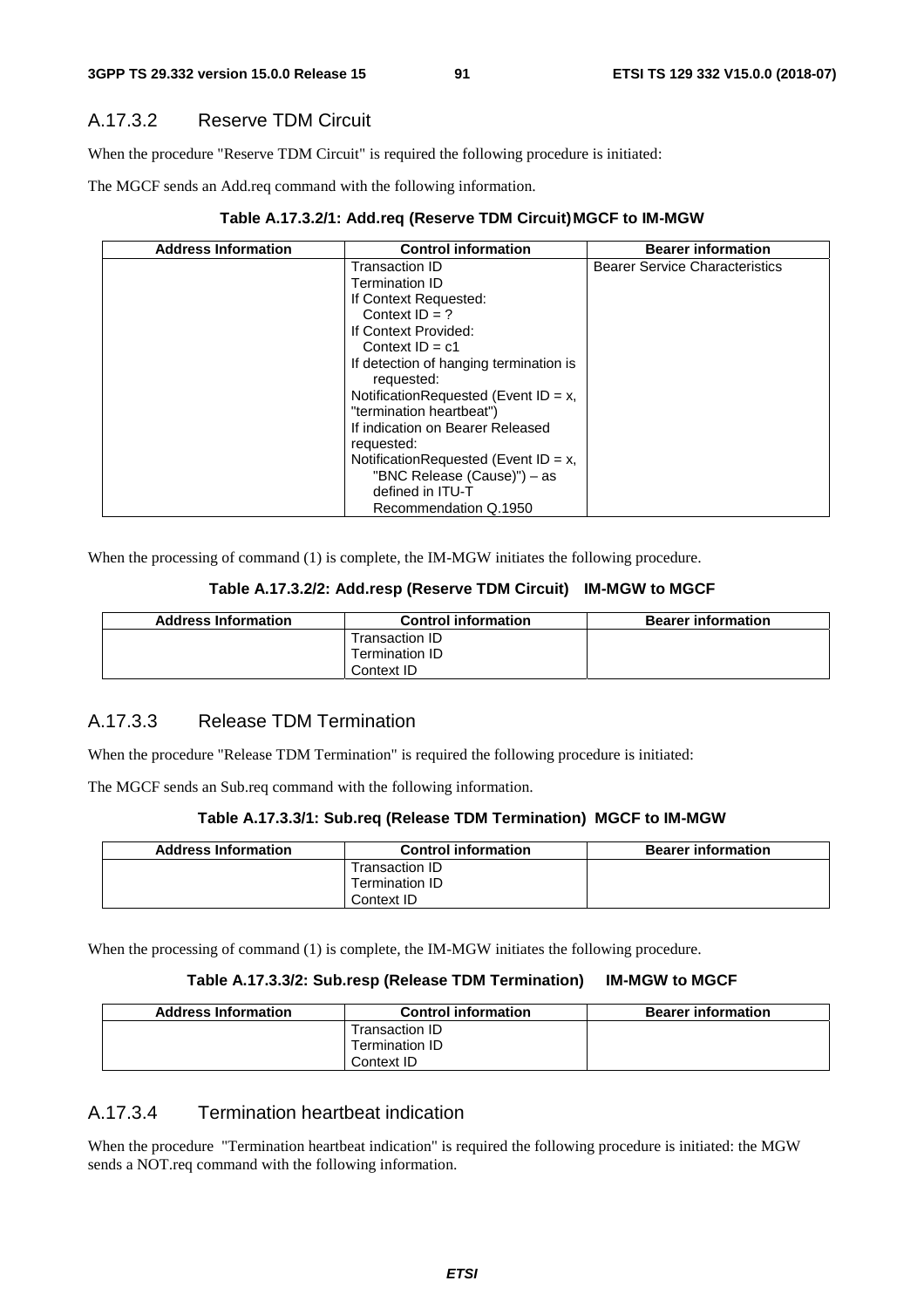### A.17.3.2 Reserve TDM Circuit

When the procedure "Reserve TDM Circuit" is required the following procedure is initiated:

The MGCF sends an Add.req command with the following information.

**Table A.17.3.2/1: Add.req (Reserve TDM Circuit) MGCF to IM-MGW**

| Address Information | Control information | Bearer information |
|---|---|---|
| | Transaction ID<br>Termination ID<br>If Context Requested:<br>Context ID = ?<br>If Context Provided:<br>Context ID = c1<br>If detection of hanging termination is requested:<br>NotificationRequested (Event ID = x, "termination heartbeat")<br>If indication on Bearer Released requested:<br>NotificationRequested (Event ID = x, "BNC Release (Cause)") – as defined in ITU-T Recommendation Q.1950 | Bearer Service Characteristics |

When the processing of command (1) is complete, the IM-MGW initiates the following procedure.

**Table A.17.3.2/2: Add.resp (Reserve TDM Circuit) IM-MGW to MGCF**

| Address Information | Control information | Bearer information |
|---|---|---|
| | Transaction ID<br>Termination ID<br>Context ID | |

### A.17.3.3 Release TDM Termination

When the procedure "Release TDM Termination" is required the following procedure is initiated:

The MGCF sends an Sub.req command with the following information.

**Table A.17.3.3/1: Sub.req (Release TDM Termination) MGCF to IM-MGW**

| Address Information | Control information | Bearer information |
|---|---|---|
| | Transaction ID<br>Termination ID<br>Context ID | |

When the processing of command (1) is complete, the IM-MGW initiates the following procedure.

**Table A.17.3.3/2: Sub.resp (Release TDM Termination) IM-MGW to MGCF**

| Address Information | Control information | Bearer information |
|---|---|---|
| | Transaction ID<br>Termination ID<br>Context ID | |

### A.17.3.4 Termination heartbeat indication

When the procedure "Termination heartbeat indication" is required the following procedure is initiated: the MGW sends a NOT.req command with the following information.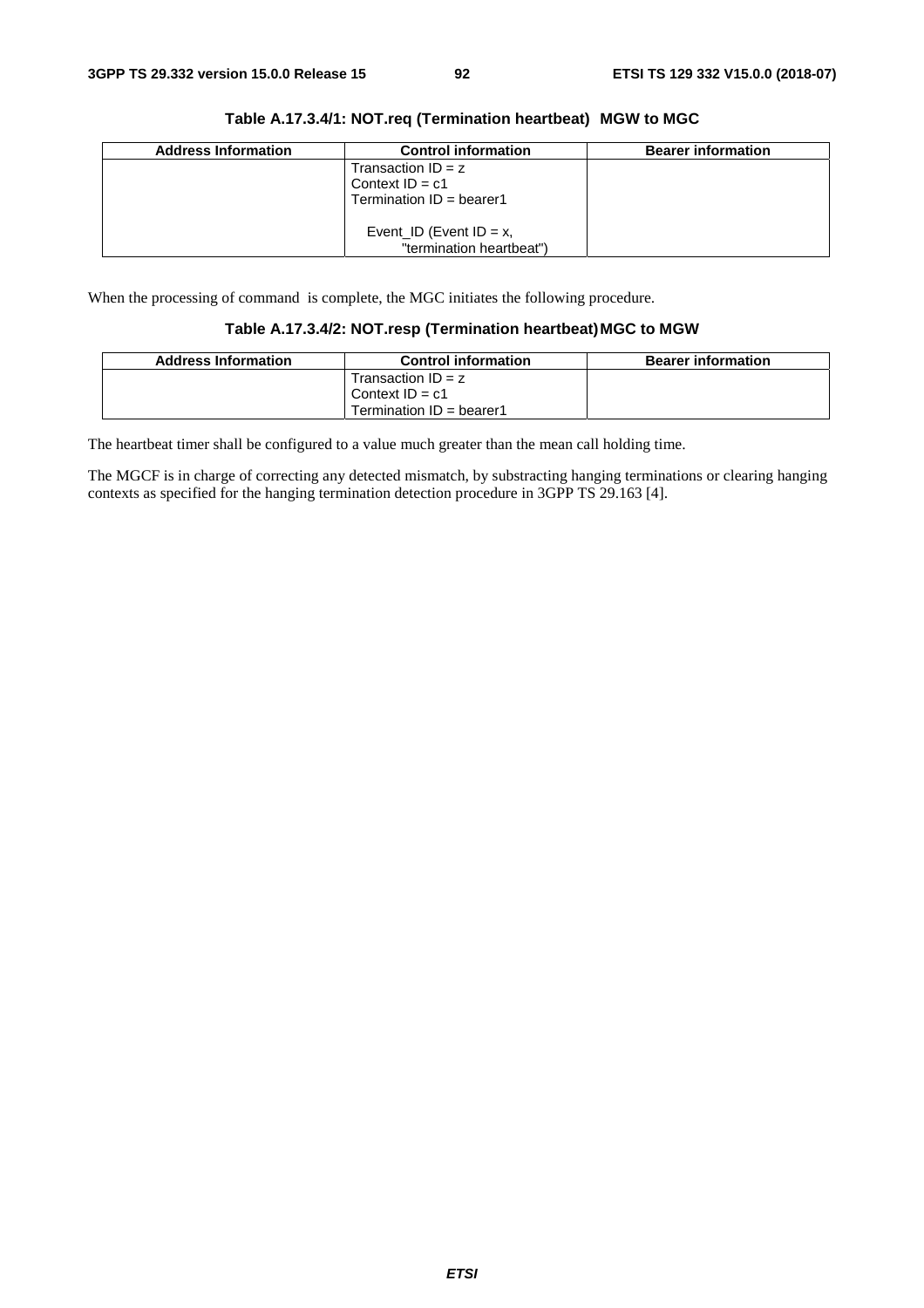**Table A.17.3.4/1: NOT.req (Termination heartbeat) MGW to MGC**

| Address Information | Control information | Bearer information |
|---|---|---|
| | Transaction ID = z<br>Context ID = c1<br>Termination ID = bearer1<br><br>Event_ID (Event ID = x, "termination heartbeat") | |

When the processing of command is complete, the MGC initiates the following procedure.

**Table A.17.3.4/2: NOT.resp (Termination heartbeat) MGC to MGW**

| Address Information | Control information | Bearer information |
|---|---|---|
| | Transaction ID = z<br>Context ID = c1<br>Termination ID = bearer1 | |

The heartbeat timer shall be configured to a value much greater than the mean call holding time.

The MGCF is in charge of correcting any detected mismatch, by substracting hanging terminations or clearing hanging contexts as specified for the hanging termination detection procedure in 3GPP TS 29.163 [4].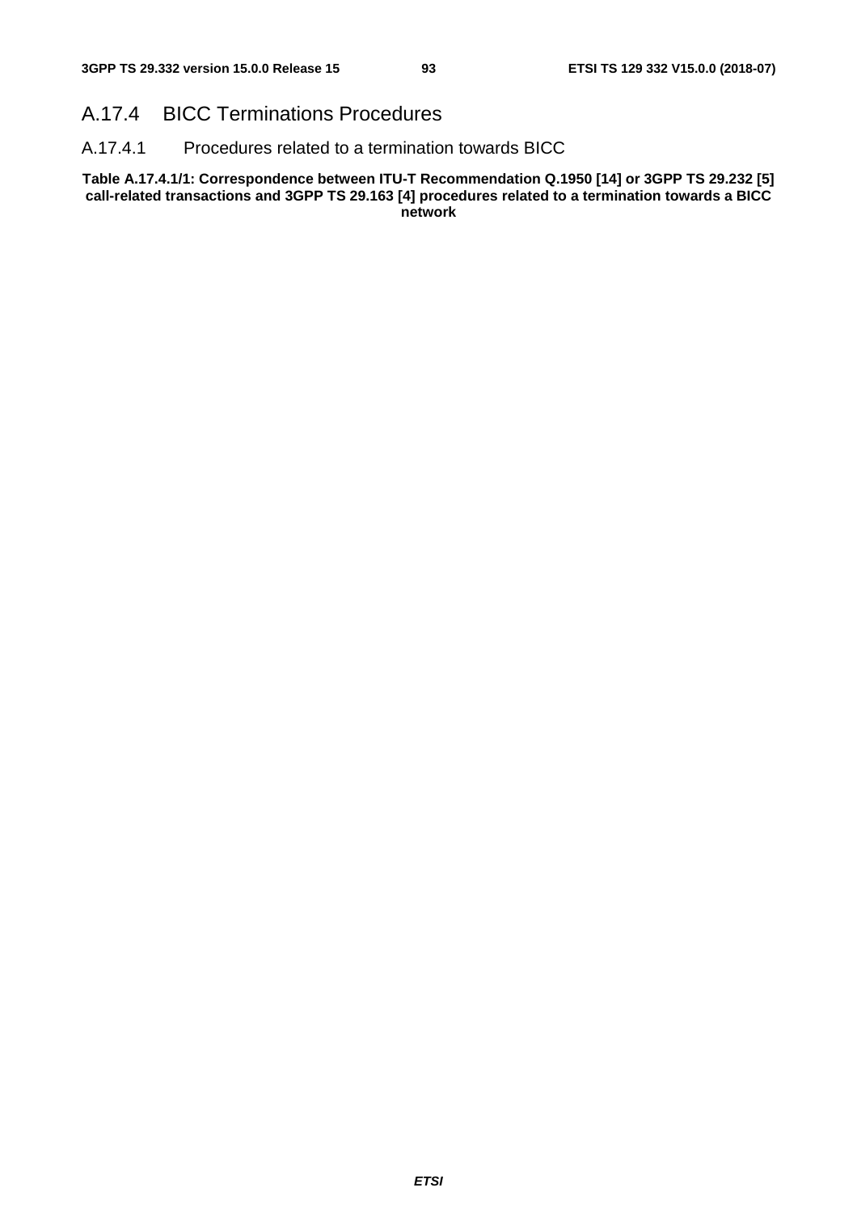## A.17.4 BICC Terminations Procedures

### A.17.4.1 Procedures related to a termination towards BICC

**Table A.17.4.1/1: Correspondence between ITU-T Recommendation Q.1950 [14] or 3GPP TS 29.232 [5] call-related transactions and 3GPP TS 29.163 [4] procedures related to a termination towards a BICC network**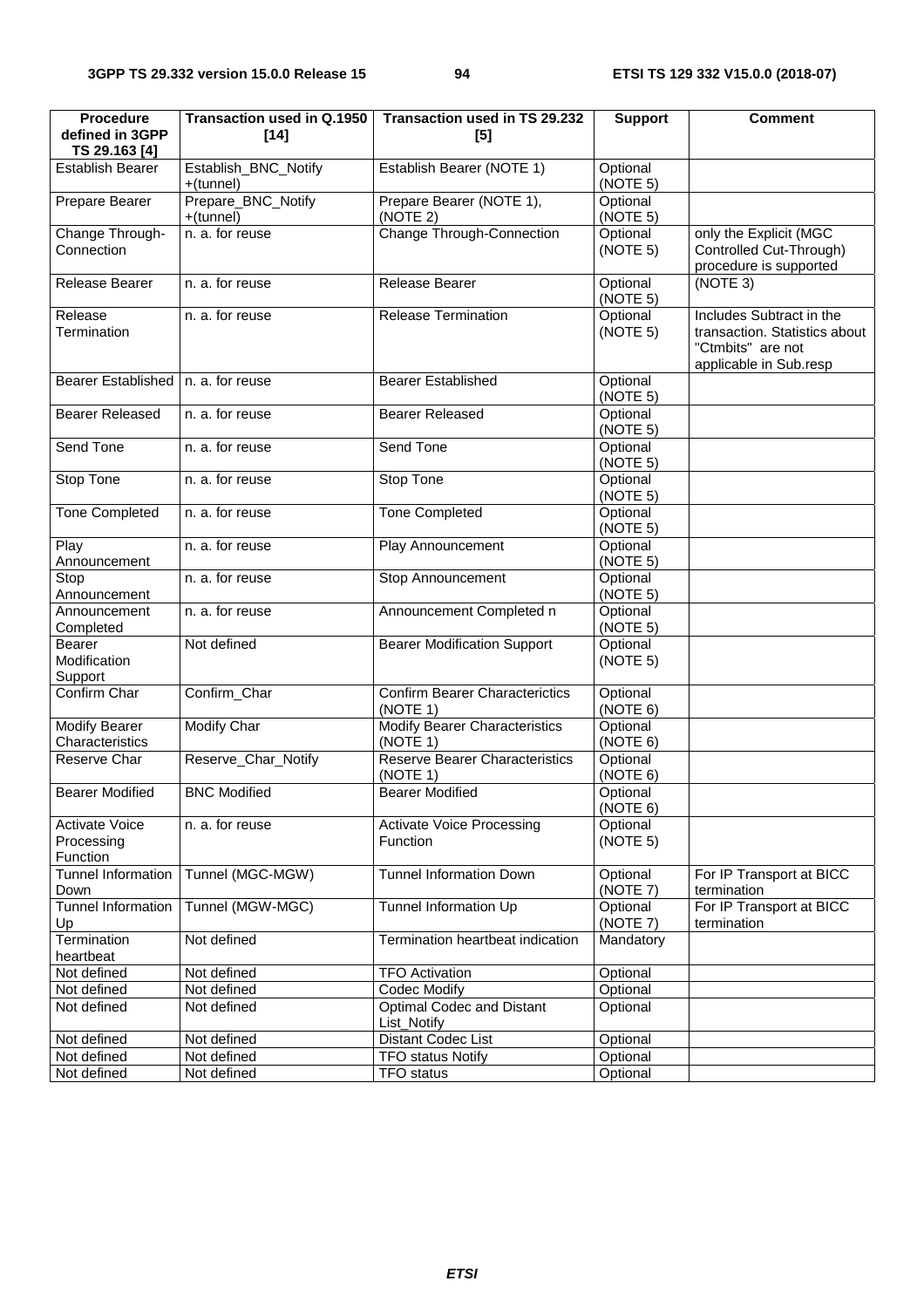| Procedure defined in 3GPP TS 29.163 [4] | Transaction used in Q.1950 [14] | Transaction used in TS 29.232 [5] | Support | Comment |
|---|---|---|---|---|
| Establish Bearer | Establish_BNC_Notify +(tunnel) | Establish Bearer (NOTE 1) | Optional (NOTE 5) | |
| Prepare Bearer | Prepare_BNC_Notify +(tunnel) | Prepare Bearer (NOTE 1), (NOTE 2) | Optional (NOTE 5) | |
| Change Through-Connection | n. a. for reuse | Change Through-Connection | Optional (NOTE 5) | only the Explicit (MGC Controlled Cut-Through) procedure is supported |
| Release Bearer | n. a. for reuse | Release Bearer | Optional (NOTE 5) | (NOTE 3) |
| Release Termination | n. a. for reuse | Release Termination | Optional (NOTE 5) | Includes Subtract in the transaction. Statistics about "Ctmbits" are not applicable in Sub.resp |
| Bearer Established | n. a. for reuse | Bearer Established | Optional (NOTE 5) | |
| Bearer Released | n. a. for reuse | Bearer Released | Optional (NOTE 5) | |
| Send Tone | n. a. for reuse | Send Tone | Optional (NOTE 5) | |
| Stop Tone | n. a. for reuse | Stop Tone | Optional (NOTE 5) | |
| Tone Completed | n. a. for reuse | Tone Completed | Optional (NOTE 5) | |
| Play Announcement | n. a. for reuse | Play Announcement | Optional (NOTE 5) | |
| Stop Announcement | n. a. for reuse | Stop Announcement | Optional (NOTE 5) | |
| Announcement Completed | n. a. for reuse | Announcement Completed n | Optional (NOTE 5) | |
| Bearer Modification Support | Not defined | Bearer Modification Support | Optional (NOTE 5) | |
| Confirm Char | Confirm_Char | Confirm Bearer Characterictics (NOTE 1) | Optional (NOTE 6) | |
| Modify Bearer Characteristics | Modify Char | Modify Bearer Characteristics (NOTE 1) | Optional (NOTE 6) | |
| Reserve Char | Reserve_Char_Notify | Reserve Bearer Characteristics (NOTE 1) | Optional (NOTE 6) | |
| Bearer Modified | BNC Modified | Bearer Modified | Optional (NOTE 6) | |
| Activate Voice Processing Function | n. a. for reuse | Activate Voice Processing Function | Optional (NOTE 5) | |
| Tunnel Information Down | Tunnel (MGC-MGW) | Tunnel Information Down | Optional (NOTE 7) | For IP Transport at BICC termination |
| Tunnel Information Up | Tunnel (MGW-MGC) | Tunnel Information Up | Optional (NOTE 7) | For IP Transport at BICC termination |
| Termination heartbeat | Not defined | Termination heartbeat indication | Mandatory | |
| Not defined | Not defined | TFO Activation | Optional | |
| Not defined | Not defined | Codec Modify | Optional | |
| Not defined | Not defined | Optimal Codec and Distant List_Notify | Optional | |
| Not defined | Not defined | Distant Codec List | Optional | |
| Not defined | Not defined | TFO status Notify | Optional | |
| Not defined | Not defined | TFO status | Optional | |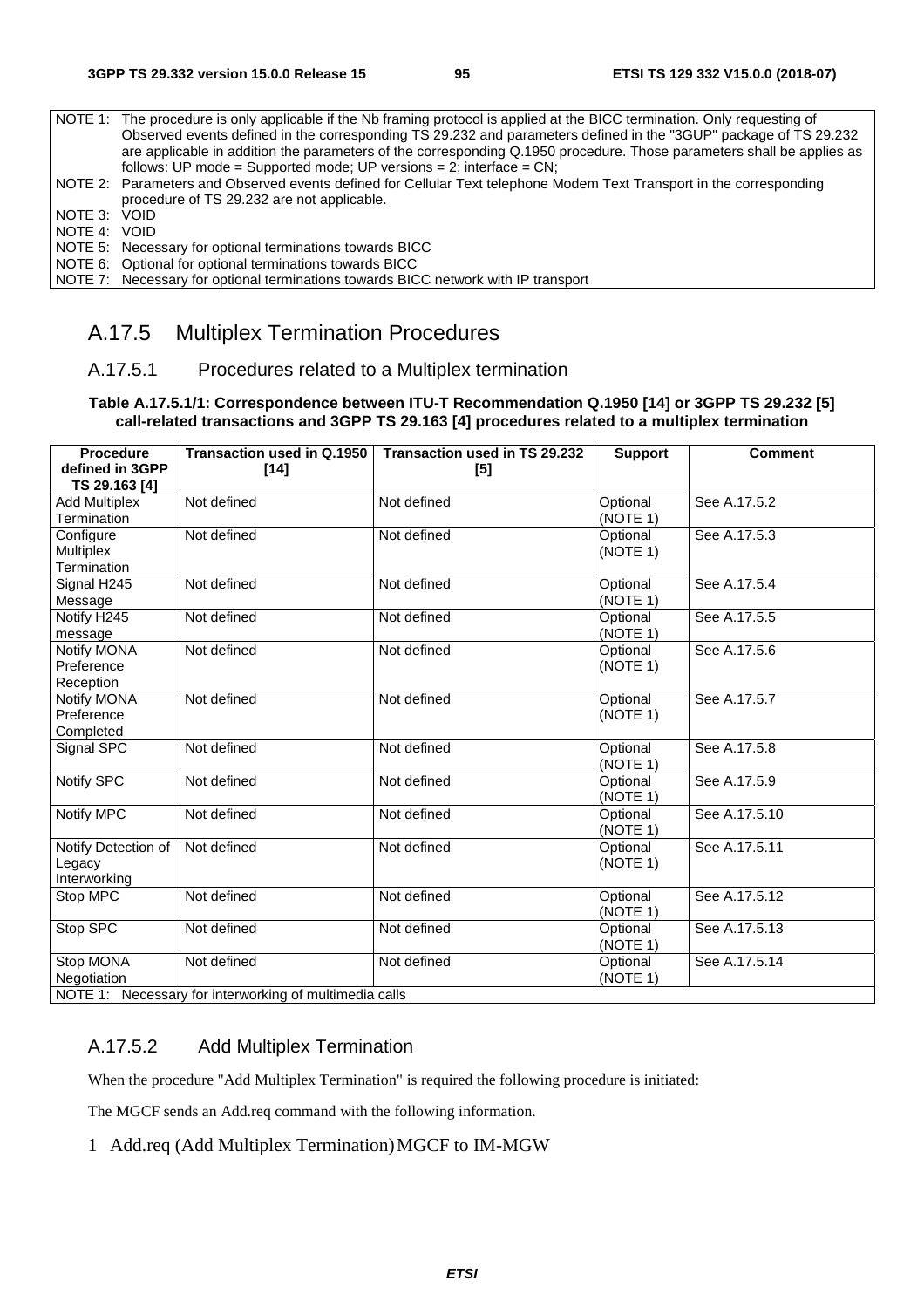| | |
|---|---|
| NOTE 1: | The procedure is only applicable if the Nb framing protocol is applied at the BICC termination. Only requesting of Observed events defined in the corresponding TS 29.232 and parameters defined in the "3GUP" package of TS 29.232 are applicable in addition the parameters of the corresponding Q.1950 procedure. Those parameters shall be applies as follows: UP mode = Supported mode; UP versions = 2; interface = CN; |
| NOTE 2: | Parameters and Observed events defined for Cellular Text telephone Modem Text Transport in the corresponding procedure of TS 29.232 are not applicable. |
| NOTE 3: | VOID |
| NOTE 4: | VOID |
| NOTE 5: | Necessary for optional terminations towards BICC |
| NOTE 6: | Optional for optional terminations towards BICC |
| NOTE 7: | Necessary for optional terminations towards BICC network with IP transport |

## A.17.5 Multiplex Termination Procedures

### A.17.5.1 Procedures related to a Multiplex termination

**Table A.17.5.1/1: Correspondence between ITU-T Recommendation Q.1950 [14] or 3GPP TS 29.232 [5] call-related transactions and 3GPP TS 29.163 [4] procedures related to a multiplex termination**

| Procedure defined in 3GPP TS 29.163 [4] | Transaction used in Q.1950 [14] | Transaction used in TS 29.232 [5] | Support | Comment |
|---|---|---|---|---|
| Add Multiplex Termination | Not defined | Not defined | Optional (NOTE 1) | See A.17.5.2 |
| Configure Multiplex Termination | Not defined | Not defined | Optional (NOTE 1) | See A.17.5.3 |
| Signal H245 Message | Not defined | Not defined | Optional (NOTE 1) | See A.17.5.4 |
| Notify H245 message | Not defined | Not defined | Optional (NOTE 1) | See A.17.5.5 |
| Notify MONA Preference Reception | Not defined | Not defined | Optional (NOTE 1) | See A.17.5.6 |
| Notify MONA Preference Completed | Not defined | Not defined | Optional (NOTE 1) | See A.17.5.7 |
| Signal SPC | Not defined | Not defined | Optional (NOTE 1) | See A.17.5.8 |
| Notify SPC | Not defined | Not defined | Optional (NOTE 1) | See A.17.5.9 |
| Notify MPC | Not defined | Not defined | Optional (NOTE 1) | See A.17.5.10 |
| Notify Detection of Legacy Interworking | Not defined | Not defined | Optional (NOTE 1) | See A.17.5.11 |
| Stop MPC | Not defined | Not defined | Optional (NOTE 1) | See A.17.5.12 |
| Stop SPC | Not defined | Not defined | Optional (NOTE 1) | See A.17.5.13 |
| Stop MONA Negotiation | Not defined | Not defined | Optional (NOTE 1) | See A.17.5.14 |
| NOTE 1: Necessary for interworking of multimedia calls | | | | |

### A.17.5.2 Add Multiplex Termination

When the procedure "Add Multiplex Termination" is required the following procedure is initiated:

The MGCF sends an Add.req command with the following information.

1 Add.req (Add Multiplex Termination) MGCF to IM-MGW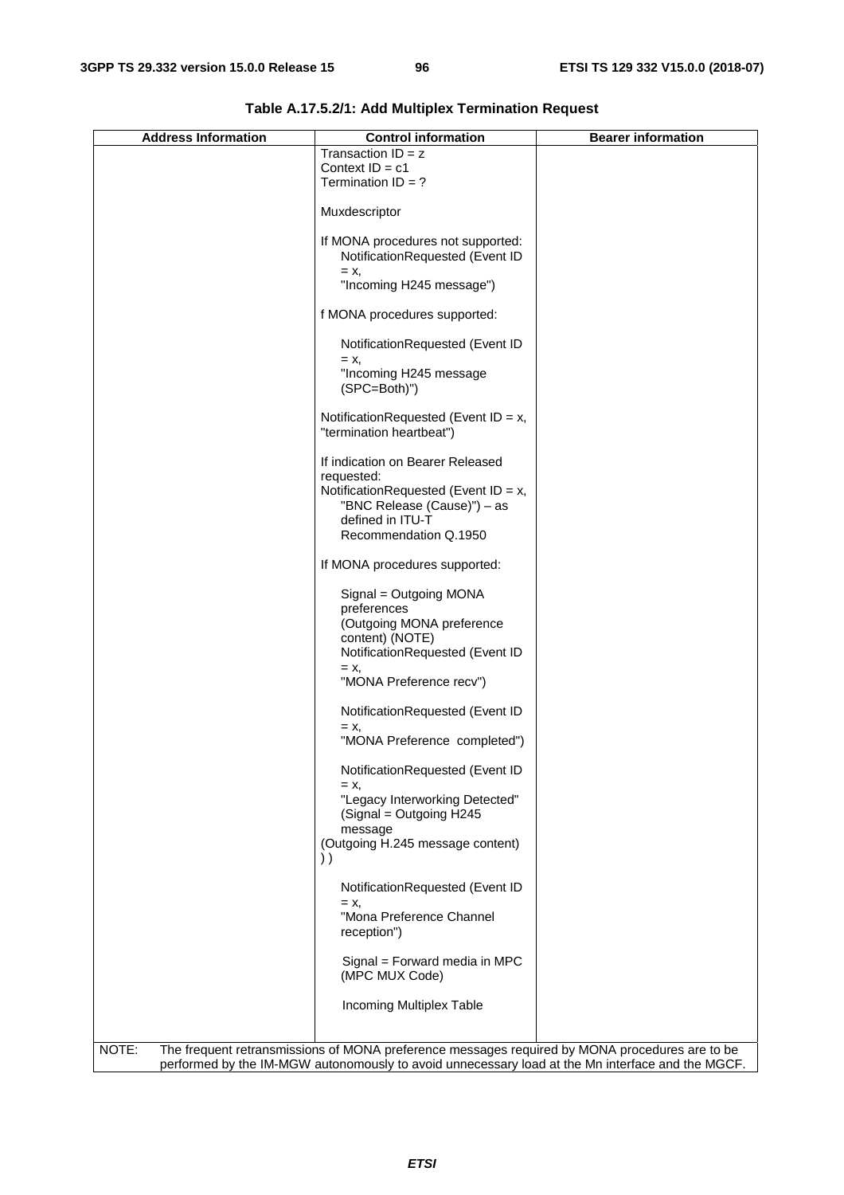**Table A.17.5.2/1: Add Multiplex Termination Request**

| Address Information | Control information | Bearer information |
|---|---|---|
| | Transaction ID = z<br>Context ID = c1<br>Termination ID = ?<br><br>Muxdescriptor<br><br>If MONA procedures not supported:<br>NotificationRequested (Event ID = x,<br>"Incoming H245 message")<br><br>f MONA procedures supported:<br><br>NotificationRequested (Event ID = x,<br>"Incoming H245 message (SPC=Both)")<br><br>NotificationRequested (Event ID = x,<br>"termination heartbeat")<br><br>If indication on Bearer Released requested:<br>NotificationRequested (Event ID = x,<br>"BNC Release (Cause)") – as defined in ITU-T Recommendation Q.1950<br><br>If MONA procedures supported:<br><br>Signal = Outgoing MONA preferences<br>(Outgoing MONA preference content) (NOTE)<br>NotificationRequested (Event ID = x,<br>"MONA Preference recv")<br><br>NotificationRequested (Event ID = x,<br>"MONA Preference completed")<br><br>NotificationRequested (Event ID = x,<br>"Legacy Interworking Detected"<br>(Signal = Outgoing H245 message<br>(Outgoing H.245 message content) ) )<br><br>NotificationRequested (Event ID = x,<br>"Mona Preference Channel reception")<br><br>Signal = Forward media in MPC<br>(MPC MUX Code)<br><br>Incoming Multiplex Table | |
| NOTE: The frequent retransmissions of MONA preference messages required by MONA procedures are to be performed by the IM-MGW autonomously to avoid unnecessary load at the Mn interface and the MGCF. | | |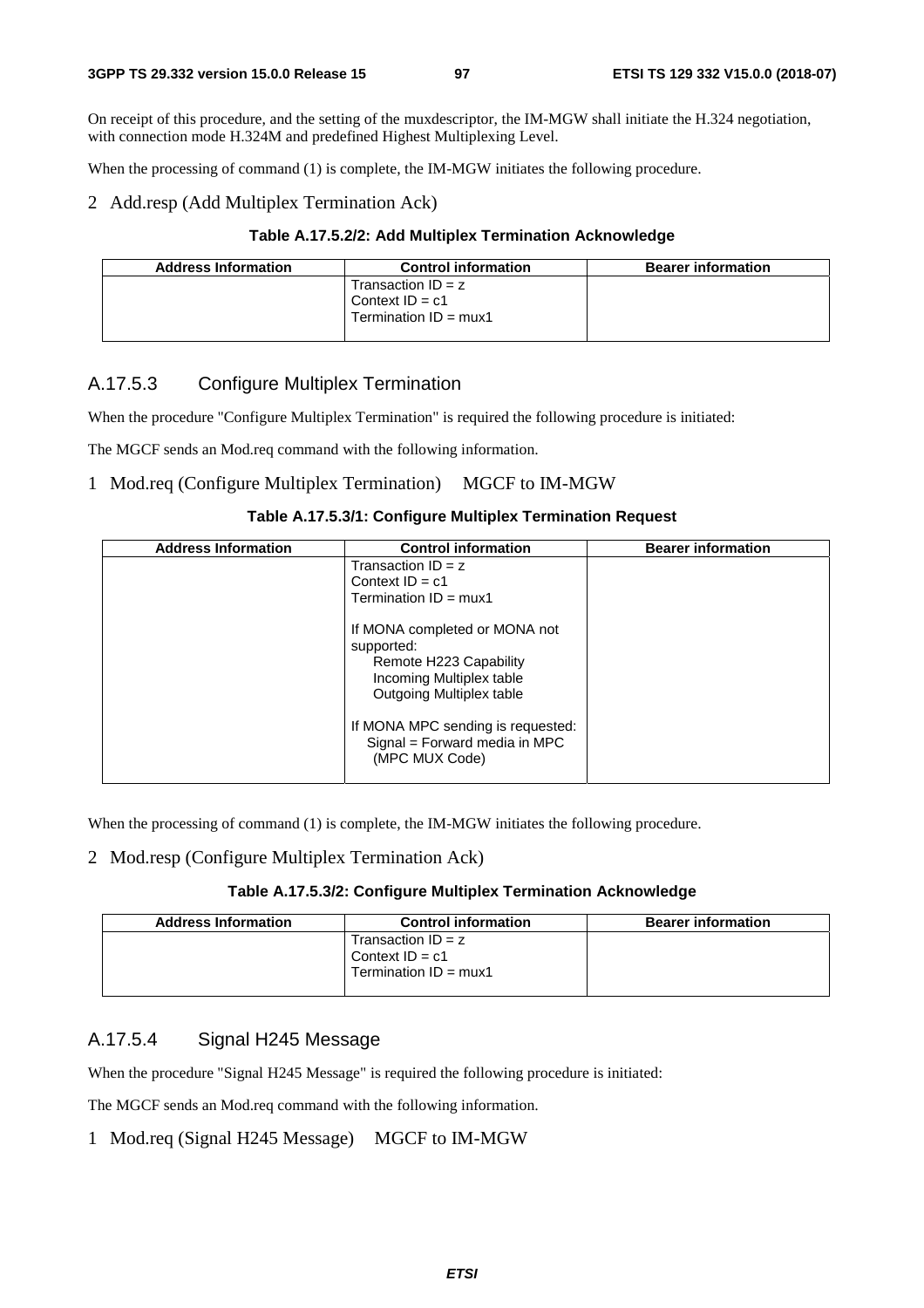On receipt of this procedure, and the setting of the muxdescriptor, the IM-MGW shall initiate the H.324 negotiation, with connection mode H.324M and predefined Highest Multiplexing Level.

When the processing of command (1) is complete, the IM-MGW initiates the following procedure.

2 Add.resp (Add Multiplex Termination Ack)

**Table A.17.5.2/2: Add Multiplex Termination Acknowledge**

| Address Information | Control information | Bearer information |
|---|---|---|
| | Transaction ID = z<br>Context ID = c1<br>Termination ID = mux1 | |

### A.17.5.3 Configure Multiplex Termination

When the procedure "Configure Multiplex Termination" is required the following procedure is initiated:

The MGCF sends an Mod.req command with the following information.

1 Mod.req (Configure Multiplex Termination) MGCF to IM-MGW

**Table A.17.5.3/1: Configure Multiplex Termination Request**

| Address Information | Control information | Bearer information |
|---|---|---|
| | Transaction ID = z<br>Context ID = c1<br>Termination ID = mux1<br><br>If MONA completed or MONA not supported:<br>Remote H223 Capability<br>Incoming Multiplex table<br>Outgoing Multiplex table<br><br>If MONA MPC sending is requested:<br>Signal = Forward media in MPC (MPC MUX Code) | |

When the processing of command (1) is complete, the IM-MGW initiates the following procedure.

2 Mod.resp (Configure Multiplex Termination Ack)

**Table A.17.5.3/2: Configure Multiplex Termination Acknowledge**

| Address Information | Control information | Bearer information |
|---|---|---|
| | Transaction ID = z<br>Context ID = c1<br>Termination ID = mux1 | |

### A.17.5.4 Signal H245 Message

When the procedure "Signal H245 Message" is required the following procedure is initiated:

The MGCF sends an Mod.req command with the following information.

1 Mod.req (Signal H245 Message) MGCF to IM-MGW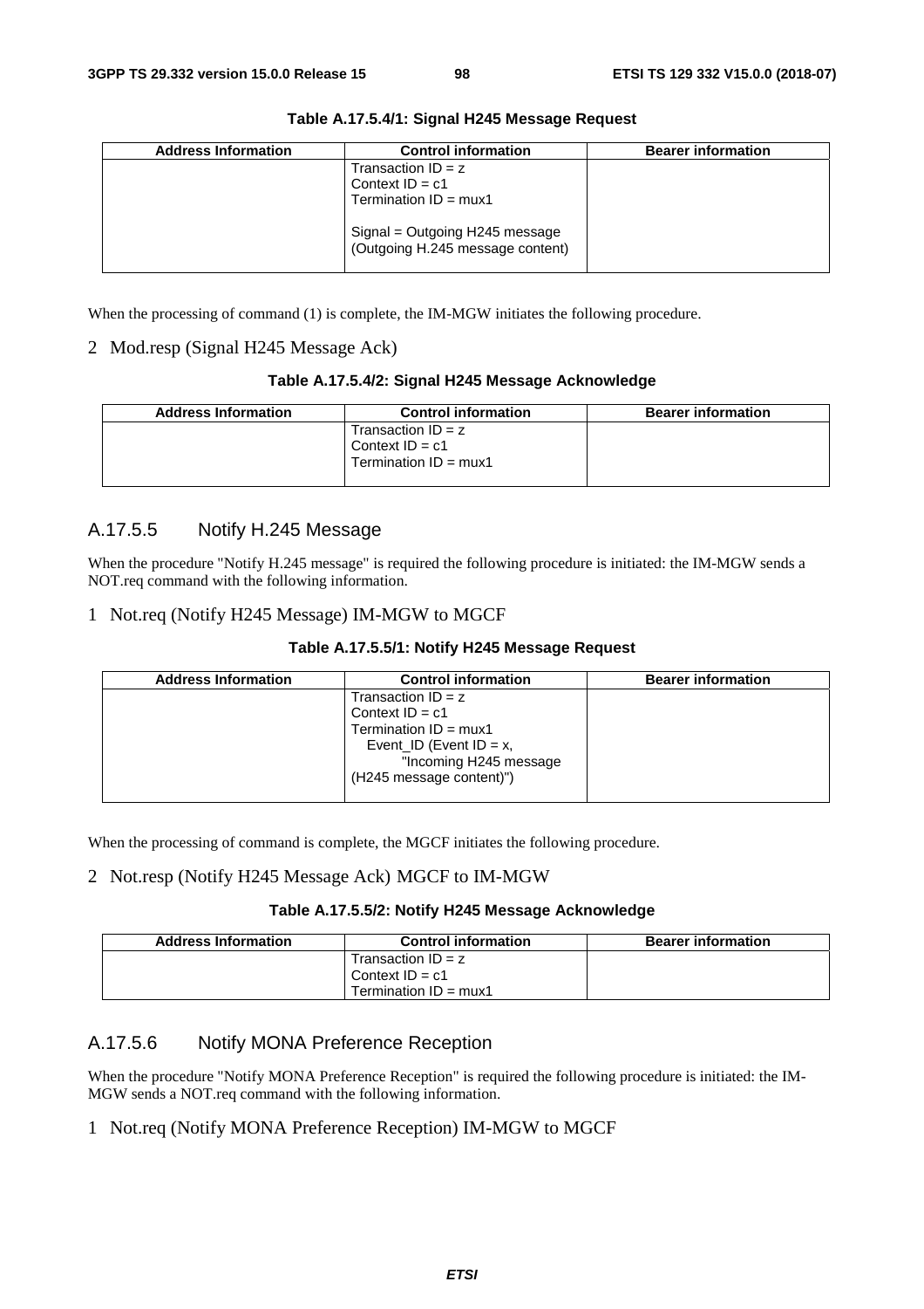**Table A.17.5.4/1: Signal H245 Message Request**

| Address Information | Control information | Bearer information |
|---|---|---|
| | Transaction ID = z<br>Context ID = c1<br>Termination ID = mux1<br><br>Signal = Outgoing H245 message (Outgoing H.245 message content) | |

When the processing of command (1) is complete, the IM-MGW initiates the following procedure.

2 Mod.resp (Signal H245 Message Ack)

**Table A.17.5.4/2: Signal H245 Message Acknowledge**

| Address Information | Control information | Bearer information |
|---|---|---|
| | Transaction ID = z<br>Context ID = c1<br>Termination ID = mux1 | |

### A.17.5.5 Notify H.245 Message

When the procedure "Notify H.245 message" is required the following procedure is initiated: the IM-MGW sends a NOT.req command with the following information.

1 Not.req (Notify H245 Message) IM-MGW to MGCF

**Table A.17.5.5/1: Notify H245 Message Request**

| Address Information | Control information | Bearer information |
|---|---|---|
| | Transaction ID = z<br>Context ID = c1<br>Termination ID = mux1<br>Event_ID (Event ID = x, "Incoming H245 message (H245 message content)") | |

When the processing of command is complete, the MGCF initiates the following procedure.

2 Not.resp (Notify H245 Message Ack) MGCF to IM-MGW

**Table A.17.5.5/2: Notify H245 Message Acknowledge**

| Address Information | Control information | Bearer information |
|---|---|---|
| | Transaction ID = z<br>Context ID = c1<br>Termination ID = mux1 | |

### A.17.5.6 Notify MONA Preference Reception

When the procedure "Notify MONA Preference Reception" is required the following procedure is initiated: the IM-MGW sends a NOT.req command with the following information.

1 Not.req (Notify MONA Preference Reception) IM-MGW to MGCF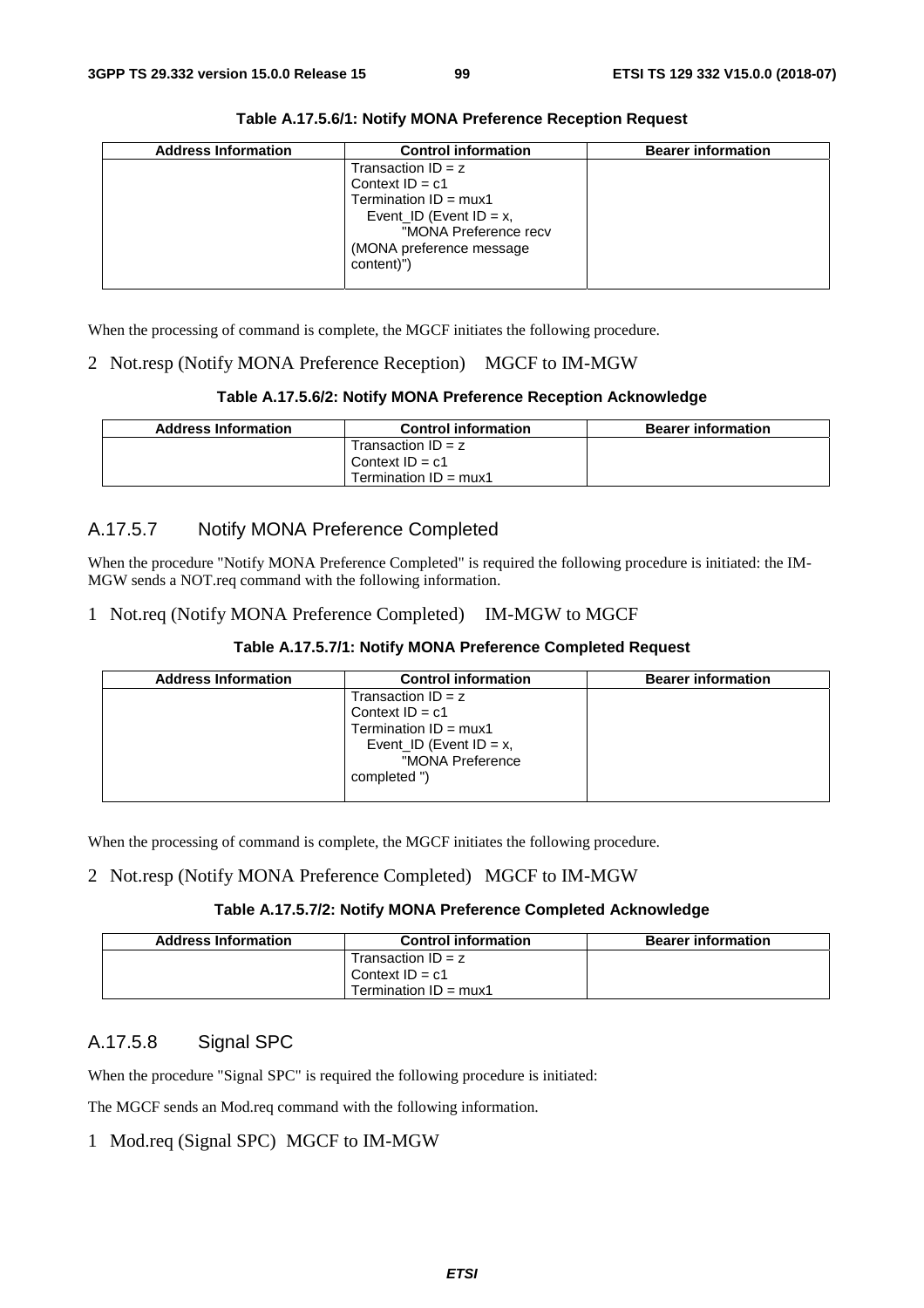**Table A.17.5.6/1: Notify MONA Preference Reception Request**

| Address Information | Control information | Bearer information |
|---|---|---|
| | Transaction ID = z<br>Context ID = c1<br>Termination ID = mux1<br>Event_ID (Event ID = x, "MONA Preference recv (MONA preference message content)") | |

When the processing of command is complete, the MGCF initiates the following procedure.

2 Not.resp (Notify MONA Preference Reception) MGCF to IM-MGW

**Table A.17.5.6/2: Notify MONA Preference Reception Acknowledge**

| Address Information | Control information | Bearer information |
|---|---|---|
| | Transaction ID = z<br>Context ID = c1<br>Termination ID = mux1 | |

### A.17.5.7 Notify MONA Preference Completed

When the procedure "Notify MONA Preference Completed" is required the following procedure is initiated: the IM-MGW sends a NOT.req command with the following information.

1 Not.req (Notify MONA Preference Completed) IM-MGW to MGCF

**Table A.17.5.7/1: Notify MONA Preference Completed Request**

| Address Information | Control information | Bearer information |
|---|---|---|
| | Transaction ID = z<br>Context ID = c1<br>Termination ID = mux1<br>Event_ID (Event ID = x, "MONA Preference completed ") | |

When the processing of command is complete, the MGCF initiates the following procedure.

2 Not.resp (Notify MONA Preference Completed) MGCF to IM-MGW

**Table A.17.5.7/2: Notify MONA Preference Completed Acknowledge**

| Address Information | Control information | Bearer information |
|---|---|---|
| | Transaction ID = z<br>Context ID = c1<br>Termination ID = mux1 | |

### A.17.5.8 Signal SPC

When the procedure "Signal SPC" is required the following procedure is initiated:

The MGCF sends an Mod.req command with the following information.

1 Mod.req (Signal SPC) MGCF to IM-MGW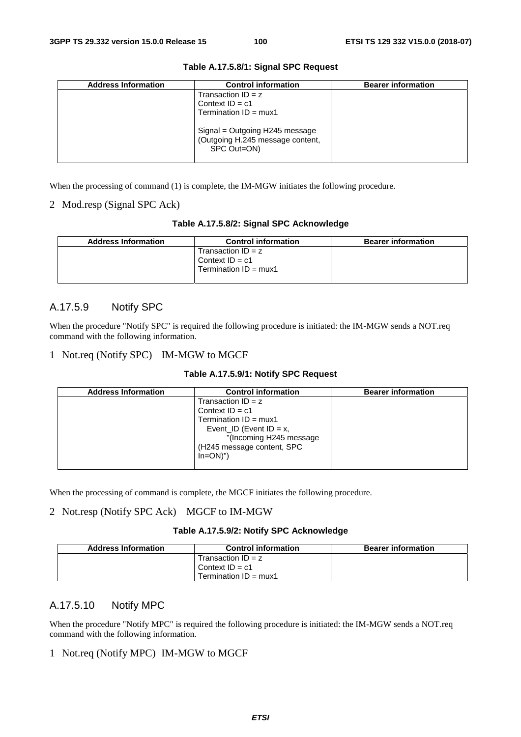**Table A.17.5.8/1: Signal SPC Request**

| Address Information | Control information | Bearer information |
|---|---|---|
| | Transaction ID = z<br>Context ID = c1<br>Termination ID = mux1<br><br>Signal = Outgoing H245 message (Outgoing H.245 message content, SPC Out=ON) | |

When the processing of command (1) is complete, the IM-MGW initiates the following procedure.

2 Mod.resp (Signal SPC Ack)

**Table A.17.5.8/2: Signal SPC Acknowledge**

| Address Information | Control information | Bearer information |
|---|---|---|
| | Transaction ID = z<br>Context ID = c1<br>Termination ID = mux1 | |

## A.17.5.9 Notify SPC

When the procedure "Notify SPC" is required the following procedure is initiated: the IM-MGW sends a NOT.req command with the following information.

1 Not.req (Notify SPC) IM-MGW to MGCF

**Table A.17.5.9/1: Notify SPC Request**

| Address Information | Control information | Bearer information |
|---|---|---|
| | Transaction ID = z<br>Context ID = c1<br>Termination ID = mux1<br>Event_ID (Event ID = x, "(Incoming H245 message (H245 message content, SPC In=ON)") | |

When the processing of command is complete, the MGCF initiates the following procedure.

2 Not.resp (Notify SPC Ack) MGCF to IM-MGW

**Table A.17.5.9/2: Notify SPC Acknowledge**

| Address Information | Control information | Bearer information |
|---|---|---|
| | Transaction ID = z<br>Context ID = c1<br>Termination ID = mux1 | |

## A.17.5.10 Notify MPC

When the procedure "Notify MPC" is required the following procedure is initiated: the IM-MGW sends a NOT.req command with the following information.

1 Not.req (Notify MPC) IM-MGW to MGCF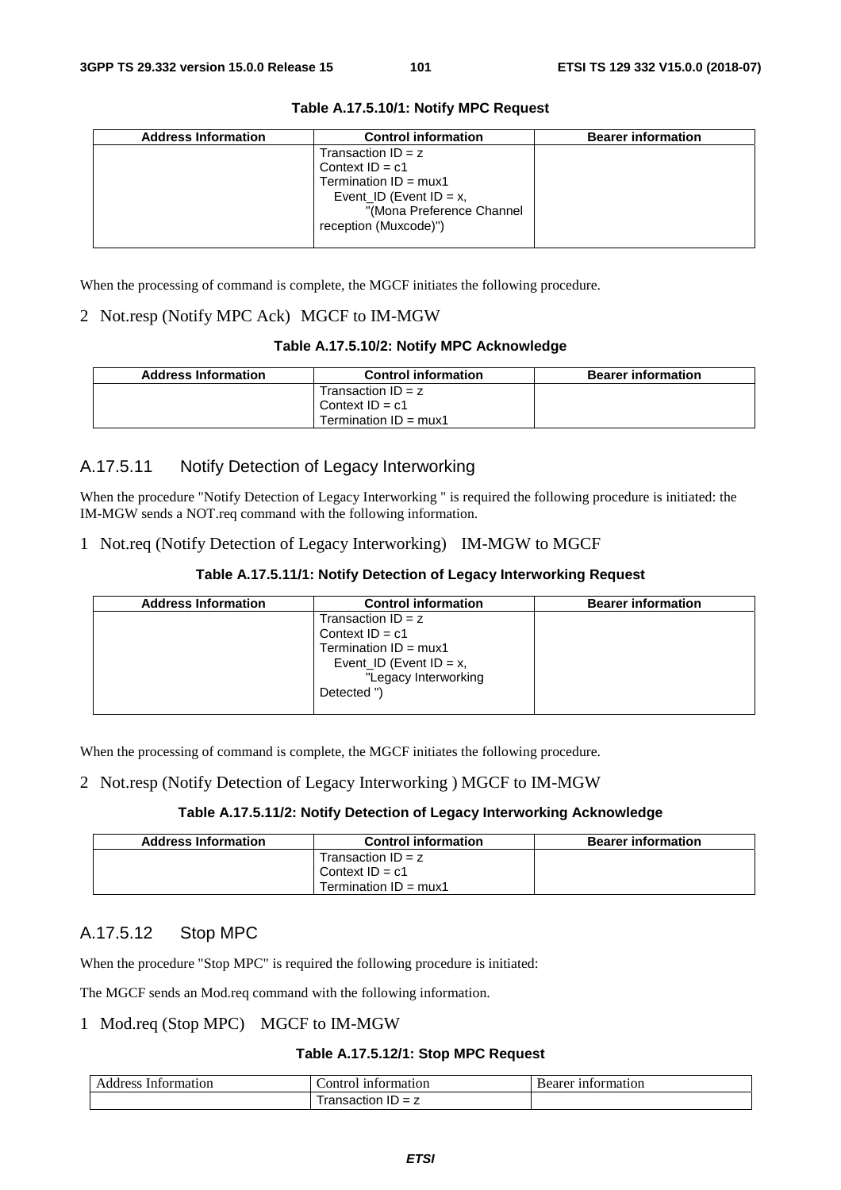**Table A.17.5.10/1: Notify MPC Request**

| Address Information | Control information | Bearer information |
|---|---|---|
| | Transaction ID = z<br>Context ID = c1<br>Termination ID = mux1<br>Event_ID (Event ID = x,<br>"(Mona Preference Channel reception (Muxcode)") | |

When the processing of command is complete, the MGCF initiates the following procedure.

2 Not.resp (Notify MPC Ack) MGCF to IM-MGW

**Table A.17.5.10/2: Notify MPC Acknowledge**

| Address Information | Control information | Bearer information |
|---|---|---|
| | Transaction ID = z<br>Context ID = c1<br>Termination ID = mux1 | |

### A.17.5.11 Notify Detection of Legacy Interworking

When the procedure "Notify Detection of Legacy Interworking " is required the following procedure is initiated: the IM-MGW sends a NOT.req command with the following information.

1 Not.req (Notify Detection of Legacy Interworking) IM-MGW to MGCF

**Table A.17.5.11/1: Notify Detection of Legacy Interworking Request**

| Address Information | Control information | Bearer information |
|---|---|---|
| | Transaction ID = z<br>Context ID = c1<br>Termination ID = mux1<br>Event_ID (Event ID = x,<br>"Legacy Interworking Detected ") | |

When the processing of command is complete, the MGCF initiates the following procedure.

2 Not.resp (Notify Detection of Legacy Interworking ) MGCF to IM-MGW

**Table A.17.5.11/2: Notify Detection of Legacy Interworking Acknowledge**

| Address Information | Control information | Bearer information |
|---|---|---|
| | Transaction ID = z<br>Context ID = c1<br>Termination ID = mux1 | |

### A.17.5.12 Stop MPC

When the procedure "Stop MPC" is required the following procedure is initiated:

The MGCF sends an Mod.req command with the following information.

1 Mod.req (Stop MPC) MGCF to IM-MGW

**Table A.17.5.12/1: Stop MPC Request**

| Address Information | Control information | Bearer information |
|---|---|---|
| | Transaction ID = z | |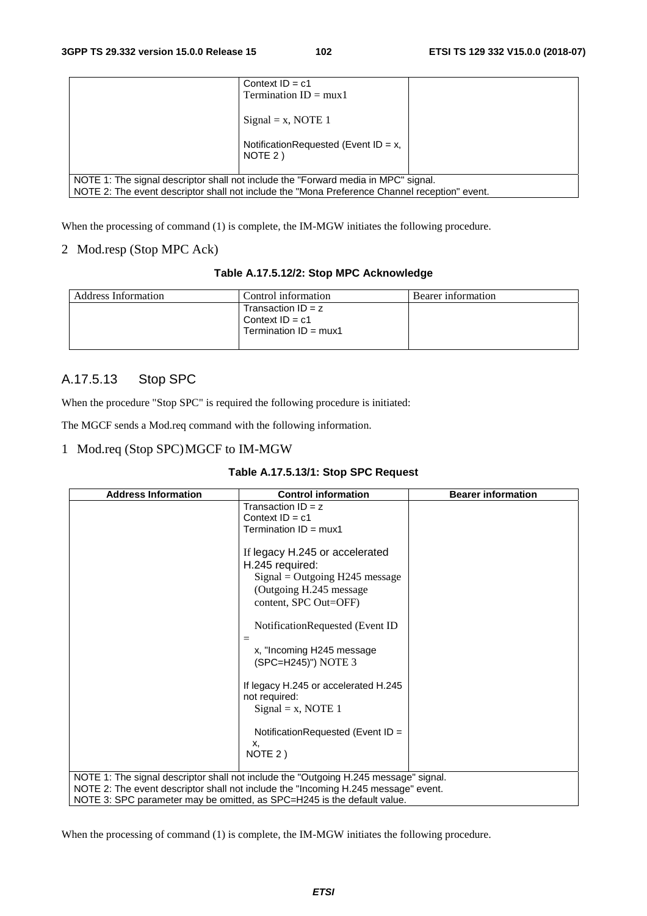| | | |
|---|---|---|
| | Context ID = c1<br>Termination ID = mux1<br><br>Signal = x, NOTE 1<br><br>NotificationRequested (Event ID = x, NOTE 2 ) | |
| NOTE 1: The signal descriptor shall not include the "Forward media in MPC" signal.<br>NOTE 2: The event descriptor shall not include the "Mona Preference Channel reception" event. | | |

When the processing of command (1) is complete, the IM-MGW initiates the following procedure.

2 Mod.resp (Stop MPC Ack)

**Table A.17.5.12/2: Stop MPC Acknowledge**

| Address Information | Control information | Bearer information |
|---|---|---|
| | Transaction ID = z<br>Context ID = c1<br>Termination ID = mux1 | |

### A.17.5.13 Stop SPC

When the procedure "Stop SPC" is required the following procedure is initiated:

The MGCF sends a Mod.req command with the following information.

1 Mod.req (Stop SPC) MGCF to IM-MGW

**Table A.17.5.13/1: Stop SPC Request**

| Address Information | Control information | Bearer information |
|---|---|---|
| | Transaction ID = z<br>Context ID = c1<br>Termination ID = mux1<br><br>If legacy H.245 or accelerated H.245 required:<br>Signal = Outgoing H245 message (Outgoing H.245 message content, SPC Out=OFF)<br><br>NotificationRequested (Event ID = x, "Incoming H245 message (SPC=H245)") NOTE 3<br><br>If legacy H.245 or accelerated H.245 not required:<br>Signal = x, NOTE 1<br><br>NotificationRequested (Event ID = x, NOTE 2 ) | |
| NOTE 1: The signal descriptor shall not include the "Outgoing H.245 message" signal.<br>NOTE 2: The event descriptor shall not include the "Incoming H.245 message" event.<br>NOTE 3: SPC parameter may be omitted, as SPC=H245 is the default value. | | |

When the processing of command (1) is complete, the IM-MGW initiates the following procedure.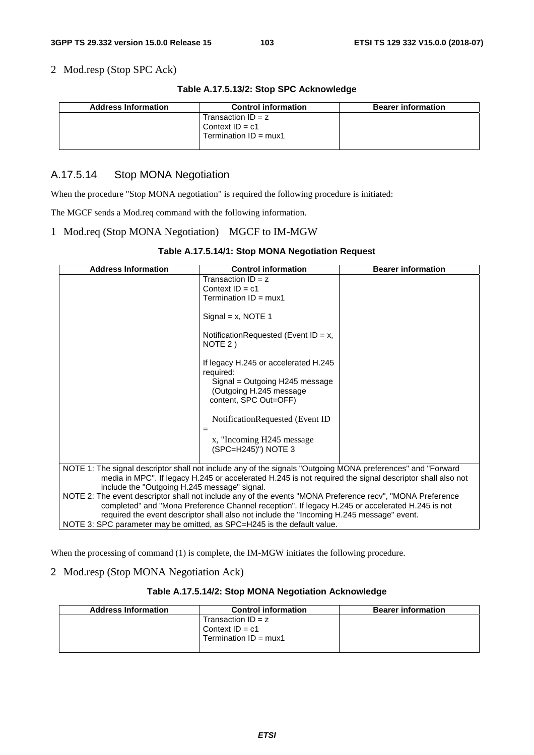2 Mod.resp (Stop SPC Ack)

**Table A.17.5.13/2: Stop SPC Acknowledge**

| Address Information | Control information | Bearer information |
|---|---|---|
| | Transaction ID = z<br>Context ID = c1<br>Termination ID = mux1 | |

### A.17.5.14 Stop MONA Negotiation

When the procedure "Stop MONA negotiation" is required the following procedure is initiated:

The MGCF sends a Mod.req command with the following information.

1 Mod.req (Stop MONA Negotiation) MGCF to IM-MGW

**Table A.17.5.14/1: Stop MONA Negotiation Request**

| Address Information | Control information | Bearer information |
|---|---|---|
| | Transaction ID = z<br>Context ID = c1<br>Termination ID = mux1<br><br>Signal = x, NOTE 1<br><br>NotificationRequested (Event ID = x, NOTE 2 )<br><br>If legacy H.245 or accelerated H.245 required:<br>Signal = Outgoing H245 message (Outgoing H.245 message content, SPC Out=OFF)<br><br>NotificationRequested (Event ID = x, "Incoming H245 message (SPC=H245)") NOTE 3 | |
| NOTE 1: The signal descriptor shall not include any of the signals "Outgoing MONA preferences" and "Forward media in MPC". If legacy H.245 or accelerated H.245 is not required the signal descriptor shall also not include the "Outgoing H.245 message" signal.<br>NOTE 2: The event descriptor shall not include any of the events "MONA Preference recv", "MONA Preference completed" and "Mona Preference Channel reception". If legacy H.245 or accelerated H.245 is not required the event descriptor shall also not include the "Incoming H.245 message" event.<br>NOTE 3: SPC parameter may be omitted, as SPC=H245 is the default value. | | |

When the processing of command (1) is complete, the IM-MGW initiates the following procedure.

2 Mod.resp (Stop MONA Negotiation Ack)

**Table A.17.5.14/2: Stop MONA Negotiation Acknowledge**

| Address Information | Control information | Bearer information |
|---|---|---|
| | Transaction ID = z<br>Context ID = c1<br>Termination ID = mux1 | |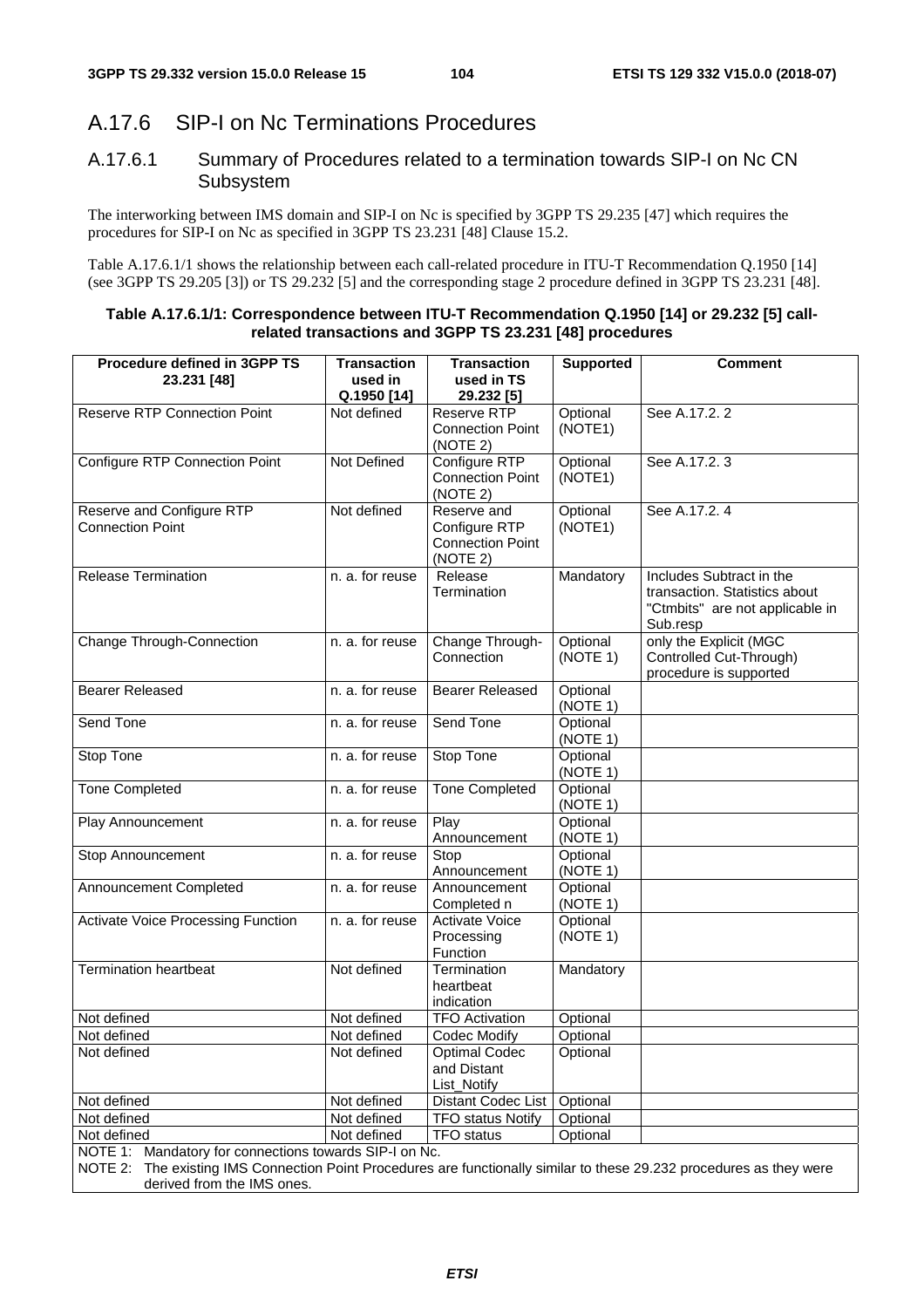## A.17.6 SIP-I on Nc Terminations Procedures

### A.17.6.1 Summary of Procedures related to a termination towards SIP-I on Nc CN Subsystem

The interworking between IMS domain and SIP-I on Nc is specified by 3GPP TS 29.235 [47] which requires the procedures for SIP-I on Nc as specified in 3GPP TS 23.231 [48] Clause 15.2.

Table A.17.6.1/1 shows the relationship between each call-related procedure in ITU-T Recommendation Q.1950 [14] (see 3GPP TS 29.205 [3]) or TS 29.232 [5] and the corresponding stage 2 procedure defined in 3GPP TS 23.231 [48].

**Table A.17.6.1/1: Correspondence between ITU-T Recommendation Q.1950 [14] or 29.232 [5] call-related transactions and 3GPP TS 23.231 [48] procedures**

| Procedure defined in 3GPP TS 23.231 [48] | Transaction used in Q.1950 [14] | Transaction used in TS 29.232 [5] | Supported | Comment |
|---|---|---|---|---|
| Reserve RTP Connection Point | Not defined | Reserve RTP Connection Point (NOTE 2) | Optional (NOTE1) | See A.17.2. 2 |
| Configure RTP Connection Point | Not Defined | Configure RTP Connection Point (NOTE 2) | Optional (NOTE1) | See A.17.2. 3 |
| Reserve and Configure RTP Connection Point | Not defined | Reserve and Configure RTP Connection Point (NOTE 2) | Optional (NOTE1) | See A.17.2. 4 |
| Release Termination | n. a. for reuse | Release Termination | Mandatory | Includes Subtract in the transaction. Statistics about "Ctmbits" are not applicable in Sub.resp |
| Change Through-Connection | n. a. for reuse | Change Through-Connection | Optional (NOTE 1) | only the Explicit (MGC Controlled Cut-Through) procedure is supported |
| Bearer Released | n. a. for reuse | Bearer Released | Optional (NOTE 1) | |
| Send Tone | n. a. for reuse | Send Tone | Optional (NOTE 1) | |
| Stop Tone | n. a. for reuse | Stop Tone | Optional (NOTE 1) | |
| Tone Completed | n. a. for reuse | Tone Completed | Optional (NOTE 1) | |
| Play Announcement | n. a. for reuse | Play Announcement | Optional (NOTE 1) | |
| Stop Announcement | n. a. for reuse | Stop Announcement | Optional (NOTE 1) | |
| Announcement Completed | n. a. for reuse | Announcement Completed n | Optional (NOTE 1) | |
| Activate Voice Processing Function | n. a. for reuse | Activate Voice Processing Function | Optional (NOTE 1) | |
| Termination heartbeat | Not defined | Termination heartbeat indication | Mandatory | |
| Not defined | Not defined | TFO Activation | Optional | |
| Not defined | Not defined | Codec Modify | Optional | |
| Not defined | Not defined | Optimal Codec and Distant List_Notify | Optional | |
| Not defined | Not defined | Distant Codec List | Optional | |
| Not defined | Not defined | TFO status Notify | Optional | |
| Not defined | Not defined | TFO status | Optional | |

NOTE 1: Mandatory for connections towards SIP-I on Nc.

NOTE 2: The existing IMS Connection Point Procedures are functionally similar to these 29.232 procedures as they were derived from the IMS ones.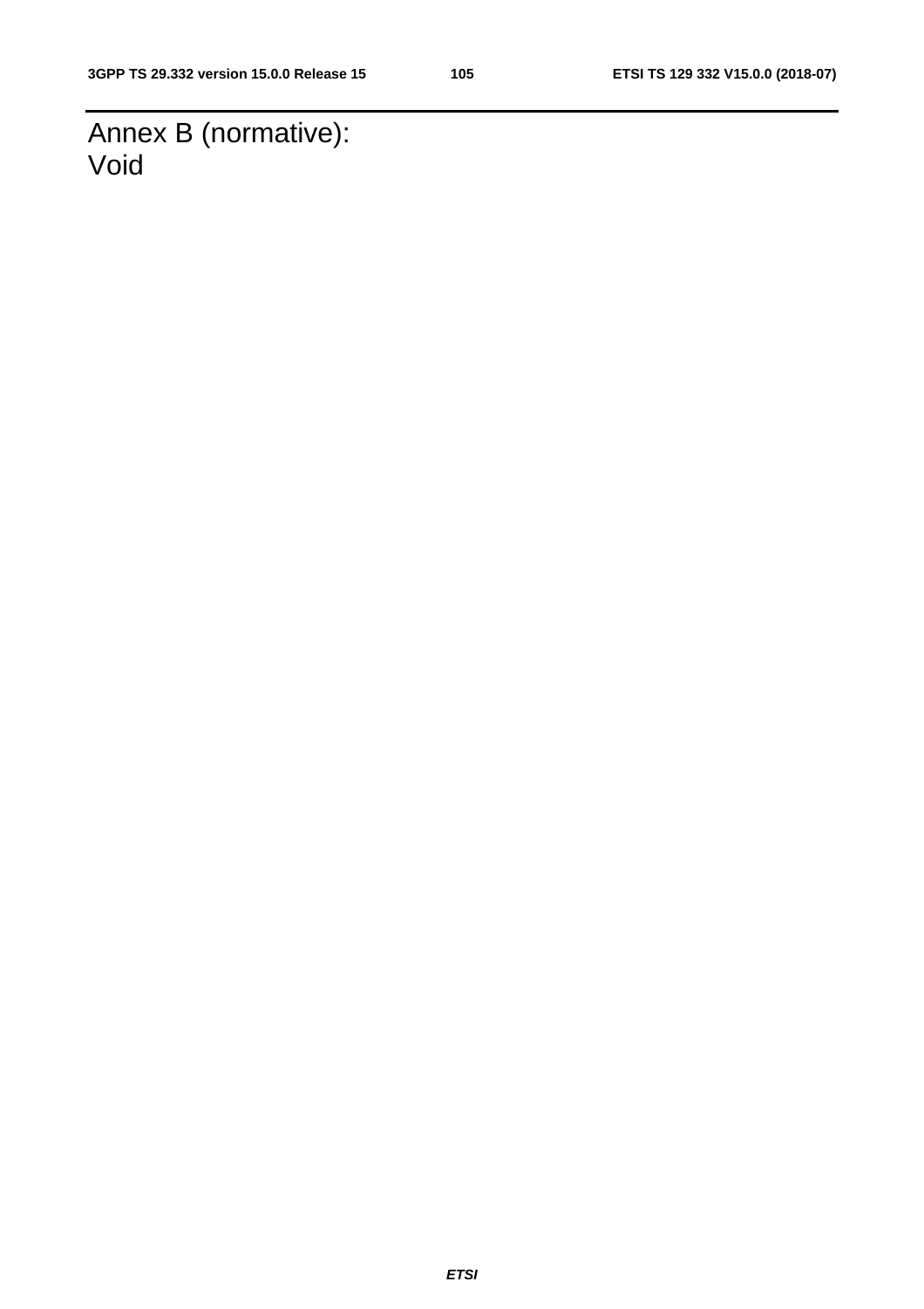# Annex B (normative): Void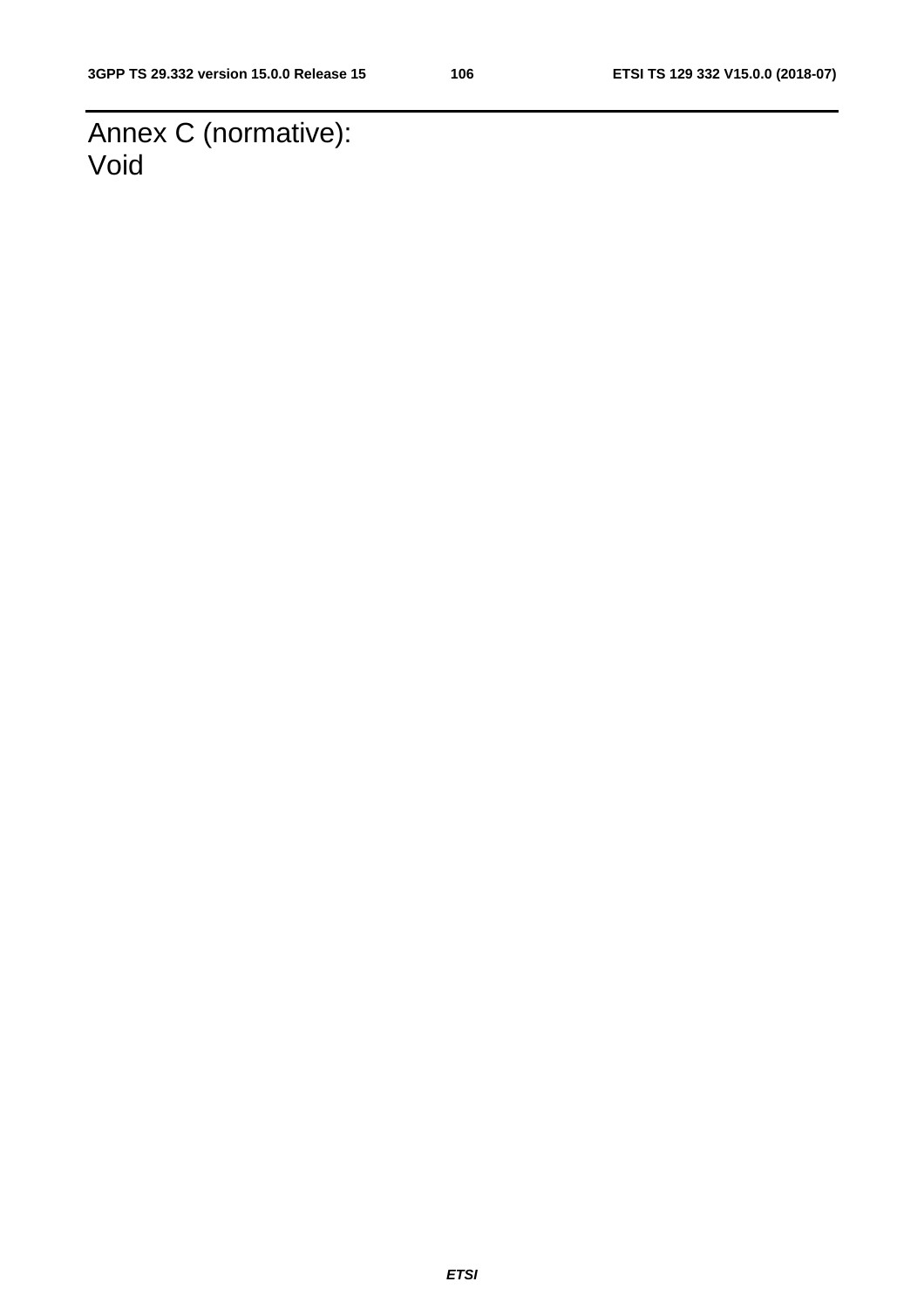# Annex C (normative): Void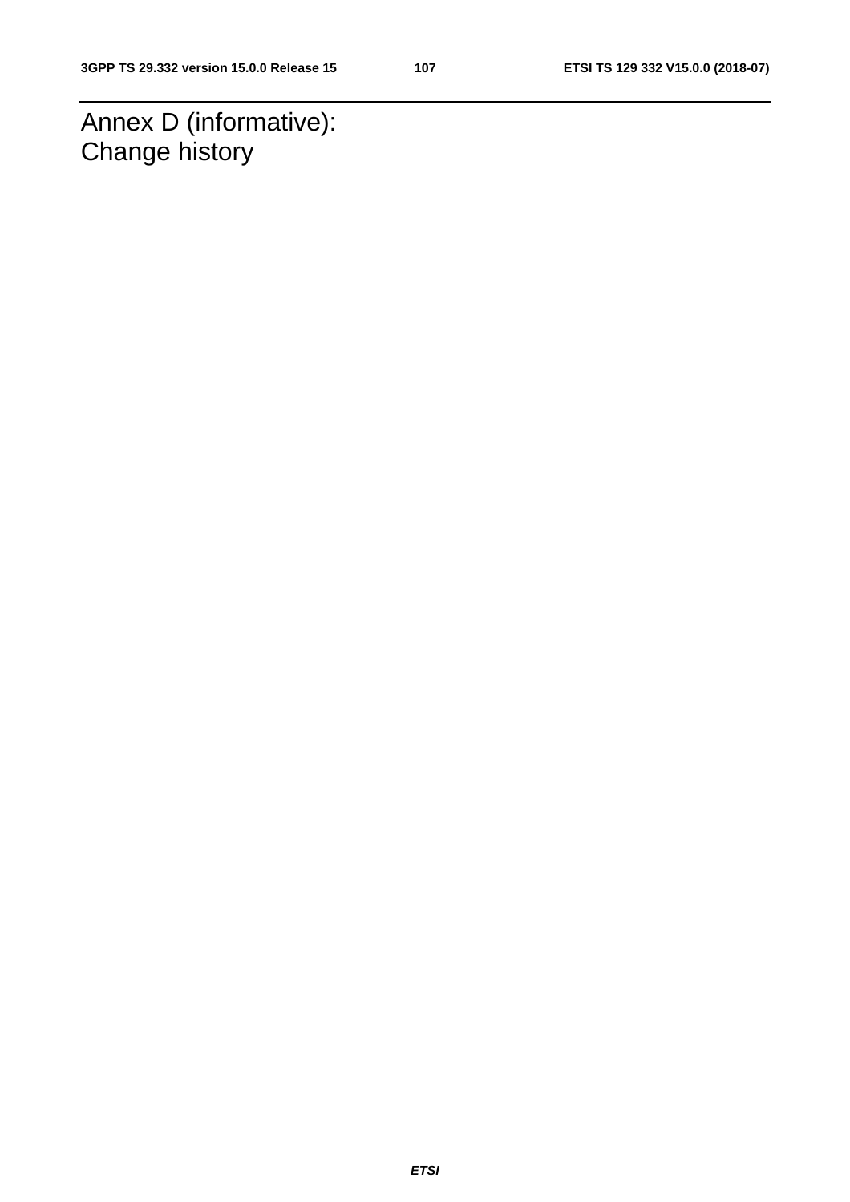# Annex D (informative): Change history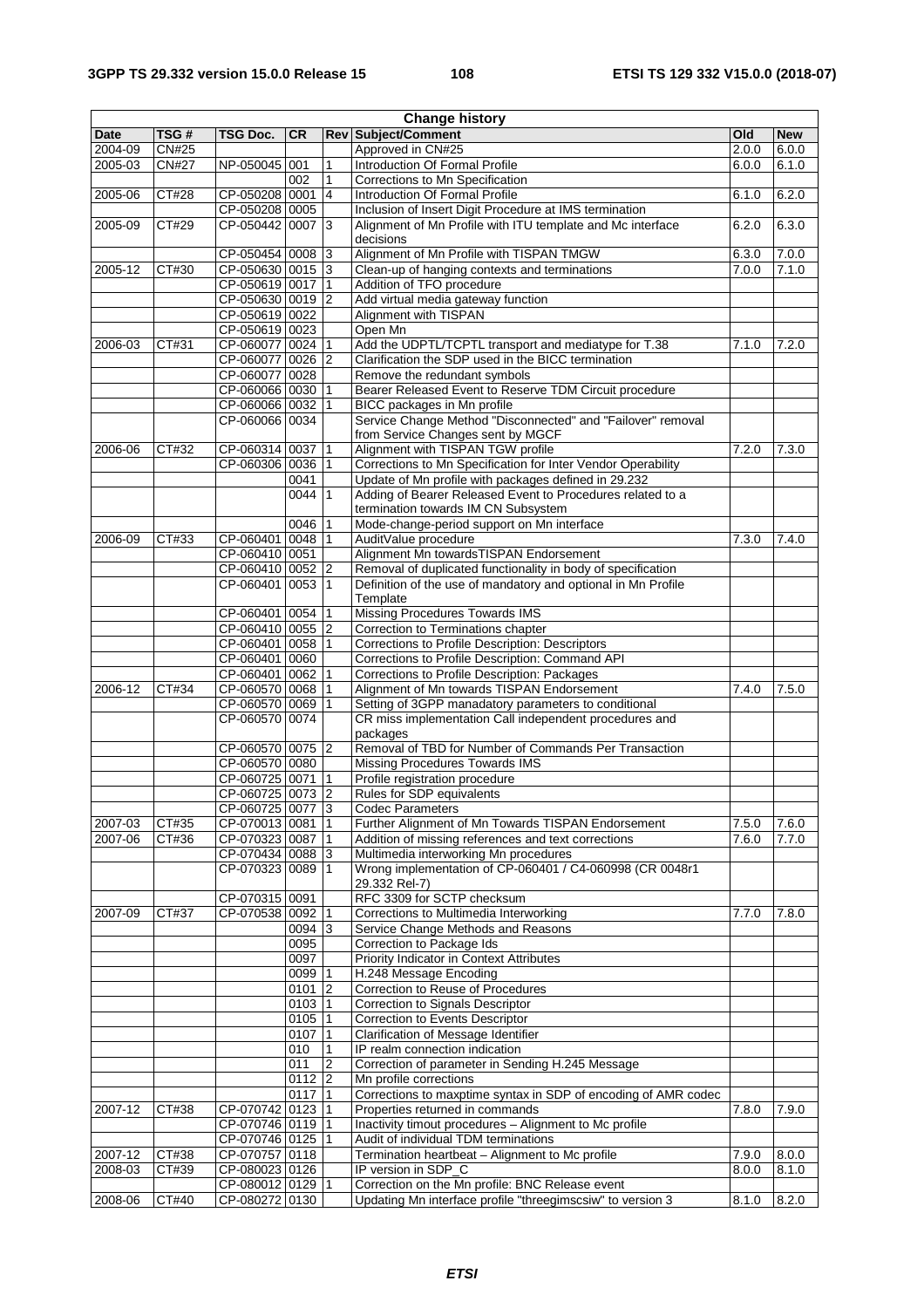| Change history | | | | | | | |
|---|---|---|---|---|---|---|---|
| **Date** | **TSG #** | **TSG Doc.** | **CR** | **Rev** | **Subject/Comment** | **Old** | **New** |
| 2004-09 | CN#25 | | | | Approved in CN#25 | 2.0.0 | 6.0.0 |
| 2005-03 | CN#27 | NP-050045 | 001 | 1 | Introduction Of Formal Profile | 6.0.0 | 6.1.0 |
| | | | 002 | 1 | Corrections to Mn Specification | | |
| 2005-06 | CT#28 | CP-050208 | 0001 | 4 | Introduction Of Formal Profile | 6.1.0 | 6.2.0 |
| | | CP-050208 | 0005 | | Inclusion of Insert Digit Procedure at IMS termination | | |
| 2005-09 | CT#29 | CP-050442 | 0007 | 3 | Alignment of Mn Profile with ITU template and Mc interface decisions | 6.2.0 | 6.3.0 |
| | | CP-050454 | 0008 | 3 | Alignment of Mn Profile with TISPAN TMGW | 6.3.0 | 7.0.0 |
| 2005-12 | CT#30 | CP-050630 | 0015 | 3 | Clean-up of hanging contexts and terminations | 7.0.0 | 7.1.0 |
| | | CP-050619 | 0017 | 1 | Addition of TFO procedure | | |
| | | CP-050630 | 0019 | 2 | Add virtual media gateway function | | |
| | | CP-050619 | 0022 | | Alignment with TISPAN | | |
| | | CP-050619 | 0023 | | Open Mn | | |
| 2006-03 | CT#31 | CP-060077 | 0024 | 1 | Add the UDPTL/TCPTL transport and mediatype for T.38 | 7.1.0 | 7.2.0 |
| | | CP-060077 | 0026 | 2 | Clarification the SDP used in the BICC termination | | |
| | | CP-060077 | 0028 | | Remove the redundant symbols | | |
| | | CP-060066 | 0030 | 1 | Bearer Released Event to Reserve TDM Circuit procedure | | |
| | | CP-060066 | 0032 | 1 | BICC packages in Mn profile | | |
| | | CP-060066 | 0034 | | Service Change Method "Disconnected" and "Failover" removal from Service Changes sent by MGCF | | |
| 2006-06 | CT#32 | CP-060314 | 0037 | 1 | Alignment with TISPAN TGW profile | 7.2.0 | 7.3.0 |
| | | CP-060306 | 0036 | 1 | Corrections to Mn Specification for Inter Vendor Operability | | |
| | | | 0041 | | Update of Mn profile with packages defined in 29.232 | | |
| | | | 0044 | 1 | Adding of Bearer Released Event to Procedures related to a termination towards IM CN Subsystem | | |
| | | | 0046 | 1 | Mode-change-period support on Mn interface | | |
| 2006-09 | CT#33 | CP-060401 | 0048 | 1 | AuditValue procedure | 7.3.0 | 7.4.0 |
| | | CP-060410 | 0051 | | Alignment Mn towardsTISPAN Endorsement | | |
| | | CP-060410 | 0052 | 2 | Removal of duplicated functionality in body of specification | | |
| | | CP-060401 | 0053 | 1 | Definition of the use of mandatory and optional in Mn Profile Template | | |
| | | CP-060401 | 0054 | 1 | Missing Procedures Towards IMS | | |
| | | CP-060410 | 0055 | 2 | Correction to Terminations chapter | | |
| | | CP-060401 | 0058 | 1 | Corrections to Profile Description: Descriptors | | |
| | | CP-060401 | 0060 | | Corrections to Profile Description: Command API | | |
| | | CP-060401 | 0062 | 1 | Corrections to Profile Description: Packages | | |
| 2006-12 | CT#34 | CP-060570 | 0068 | 1 | Alignment of Mn towards TISPAN Endorsement | 7.4.0 | 7.5.0 |
| | | CP-060570 | 0069 | 1 | Setting of 3GPP manadatory parameters to conditional | | |
| | | CP-060570 | 0074 | | CR miss implementation Call independent procedures and packages | | |
| | | CP-060570 | 0075 | 2 | Removal of TBD for Number of Commands Per Transaction | | |
| | | CP-060570 | 0080 | | Missing Procedures Towards IMS | | |
| | | CP-060725 | 0071 | 1 | Profile registration procedure | | |
| | | CP-060725 | 0073 | 2 | Rules for SDP equivalents | | |
| | | CP-060725 | 0077 | 3 | Codec Parameters | | |
| 2007-03 | CT#35 | CP-070013 | 0081 | 1 | Further Alignment of Mn Towards TISPAN Endorsement | 7.5.0 | 7.6.0 |
| 2007-06 | CT#36 | CP-070323 | 0087 | 1 | Addition of missing references and text corrections | 7.6.0 | 7.7.0 |
| | | CP-070434 | 0088 | 3 | Multimedia interworking Mn procedures | | |
| | | CP-070323 | 0089 | 1 | Wrong implementation of CP-060401 / C4-060998 (CR 0048r1 29.332 Rel-7) | | |
| | | CP-070315 | 0091 | | RFC 3309 for SCTP checksum | | |
| 2007-09 | CT#37 | CP-070538 | 0092 | 1 | Corrections to Multimedia Interworking | 7.7.0 | 7.8.0 |
| | | | 0094 | 3 | Service Change Methods and Reasons | | |
| | | | 0095 | | Correction to Package Ids | | |
| | | | 0097 | | Priority Indicator in Context Attributes | | |
| | | | 0099 | 1 | H.248 Message Encoding | | |
| | | | 0101 | 2 | Correction to Reuse of Procedures | | |
| | | | 0103 | 1 | Correction to Signals Descriptor | | |
| | | | 0105 | 1 | Correction to Events Descriptor | | |
| | | | 0107 | 1 | Clarification of Message Identifier | | |
| | | | 010 | 1 | IP realm connection indication | | |
| | | | 011 | 2 | Correction of parameter in Sending H.245 Message | | |
| | | | 0112 | 2 | Mn profile corrections | | |
| | | | 0117 | 1 | Corrections to maxptime syntax in SDP of encoding of AMR codec | | |
| 2007-12 | CT#38 | CP-070742 | 0123 | 1 | Properties returned in commands | 7.8.0 | 7.9.0 |
| | | CP-070746 | 0119 | 1 | Inactivity timout procedures – Alignment to Mc profile | | |
| | | CP-070746 | 0125 | 1 | Audit of individual TDM terminations | | |
| 2007-12 | CT#38 | CP-070757 | 0118 | | Termination heartbeat – Alignment to Mc profile | 7.9.0 | 8.0.0 |
| 2008-03 | CT#39 | CP-080023 | 0126 | | IP version in SDP_C | 8.0.0 | 8.1.0 |
| | | CP-080012 | 0129 | 1 | Correction on the Mn profile: BNC Release event | | |
| 2008-06 | CT#40 | CP-080272 | 0130 | | Updating Mn interface profile "threegimscsiw" to version 3 | 8.1.0 | 8.2.0 |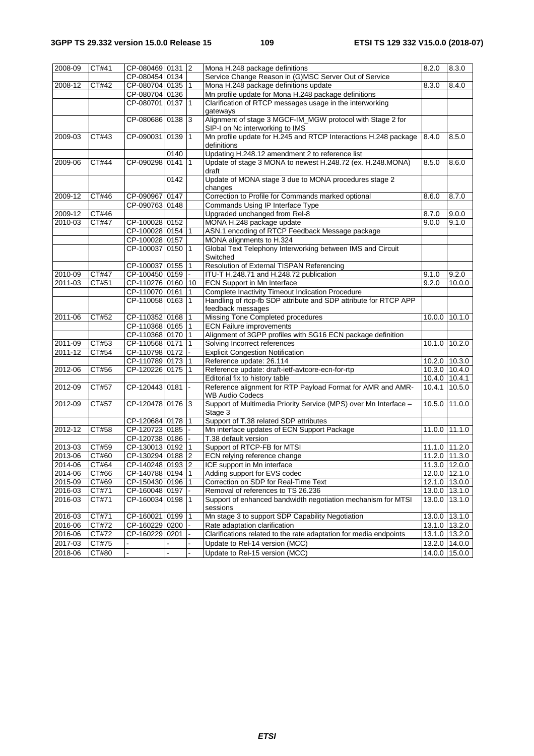| | | | | | | | |
|---|---|---|---|---|---|---|---|
| 2008-09 | CT#41 | CP-080469 | 0131 | 2 | Mona H.248 package definitions | 8.2.0 | 8.3.0 |
| | | CP-080454 | 0134 | | Service Change Reason in (G)MSC Server Out of Service | | |
| 2008-12 | CT#42 | CP-080704 | 0135 | 1 | Mona H.248 package definitions update | 8.3.0 | 8.4.0 |
| | | CP-080704 | 0136 | | Mn profile update for Mona H.248 package definitions | | |
| | | CP-080701 | 0137 | 1 | Clarification of RTCP messages usage in the interworking gateways | | |
| | | CP-080686 | 0138 | 3 | Alignment of stage 3 MGCF-IM_MGW protocol with Stage 2 for SIP-I on Nc interworking to IMS | | |
| 2009-03 | CT#43 | CP-090031 | 0139 | 1 | Mn profile update for H.245 and RTCP Interactions H.248 package definitions | 8.4.0 | 8.5.0 |
| | | | 0140 | | Updating H.248.12 amendment 2 to reference list | | |
| 2009-06 | CT#44 | CP-090298 | 0141 | 1 | Update of stage 3 MONA to newest H.248.72 (ex. H.248.MONA) draft | 8.5.0 | 8.6.0 |
| | | | 0142 | | Update of MONA stage 3 due to MONA procedures stage 2 changes | | |
| 2009-12 | CT#46 | CP-090967 | 0147 | | Correction to Profile for Commands marked optional | 8.6.0 | 8.7.0 |
| | | CP-090763 | 0148 | | Commands Using IP Interface Type | | |
| 2009-12 | CT#46 | | | | Upgraded unchanged from Rel-8 | 8.7.0 | 9.0.0 |
| 2010-03 | CT#47 | CP-100028 | 0152 | | MONA H.248 package update | 9.0.0 | 9.1.0 |
| | | CP-100028 | 0154 | 1 | ASN.1 encoding of RTCP Feedback Message package | | |
| | | CP-100028 | 0157 | | MONA alignments to H.324 | | |
| | | CP-100037 | 0150 | 1 | Global Text Telephony Interworking between IMS and Circuit Switched | | |
| | | CP-100037 | 0155 | 1 | Resolution of External TISPAN Referencing | | |
| 2010-09 | CT#47 | CP-100450 | 0159 | - | ITU-T H.248.71 and H.248.72 publication | 9.1.0 | 9.2.0 |
| 2011-03 | CT#51 | CP-110276 | 0160 | 10 | ECN Support in Mn Interface | 9.2.0 | 10.0.0 |
| | | CP-110070 | 0161 | 1 | Complete Inactivity Timeout Indication Procedure | | |
| | | CP-110058 | 0163 | 1 | Handling of rtcp-fb SDP attribute and SDP attribute for RTCP APP feedback messages | | |
| 2011-06 | CT#52 | CP-110352 | 0168 | 1 | Missing Tone Completed procedures | 10.0.0 | 10.1.0 |
| | | CP-110368 | 0165 | 1 | ECN Failure improvements | | |
| | | CP-110368 | 0170 | 1 | Alignment of 3GPP profiles with SG16 ECN package definition | | |
| 2011-09 | CT#53 | CP-110568 | 0171 | 1 | Solving Incorrect references | 10.1.0 | 10.2.0 |
| 2011-12 | CT#54 | CP-110798 | 0172 | - | Explicit Congestion Notification | | |
| | | CP-110789 | 0173 | 1 | Reference update: 26.114 | 10.2.0 | 10.3.0 |
| 2012-06 | CT#56 | CP-120226 | 0175 | 1 | Reference update: draft-ietf-avtcore-ecn-for-rtp | 10.3.0 | 10.4.0 |
| | | | | | Editorial fix to history table | 10.4.0 | 10.4.1 |
| 2012-09 | CT#57 | CP-120443 | 0181 | - | Reference alignment for RTP Payload Format for AMR and AMR-WB Audio Codecs | 10.4.1 | 10.5.0 |
| 2012-09 | CT#57 | CP-120478 | 0176 | 3 | Support of Multimedia Priority Service (MPS) over Mn Interface – Stage 3 | 10.5.0 | 11.0.0 |
| | | CP-120684 | 0178 | 1 | Support of T.38 related SDP attributes | | |
| 2012-12 | CT#58 | CP-120723 | 0185 | - | Mn interface updates of ECN Support Package | 11.0.0 | 11.1.0 |
| | | CP-120738 | 0186 | - | T.38 default version | | |
| 2013-03 | CT#59 | CP-130013 | 0192 | 1 | Support of RTCP-FB for MTSI | 11.1.0 | 11.2.0 |
| 2013-06 | CT#60 | CP-130294 | 0188 | 2 | ECN relying reference change | 11.2.0 | 11.3.0 |
| 2014-06 | CT#64 | CP-140248 | 0193 | 2 | ICE support in Mn interface | 11.3.0 | 12.0.0 |
| 2014-06 | CT#66 | CP-140788 | 0194 | 1 | Adding support for EVS codec | 12.0.0 | 12.1.0 |
| 2015-09 | CT#69 | CP-150430 | 0196 | 1 | Correction on SDP for Real-Time Text | 12.1.0 | 13.0.0 |
| 2016-03 | CT#71 | CP-160048 | 0197 | - | Removal of references to TS 26.236 | 13.0.0 | 13.1.0 |
| 2016-03 | CT#71 | CP-160034 | 0198 | 1 | Support of enhanced bandwidth negotiation mechanism for MTSI sessions | 13.0.0 | 13.1.0 |
| 2016-03 | CT#71 | CP-160021 | 0199 | 1 | Mn stage 3 to support SDP Capability Negotiation | 13.0.0 | 13.1.0 |
| 2016-06 | CT#72 | CP-160229 | 0200 | - | Rate adaptation clarification | 13.1.0 | 13.2.0 |
| 2016-06 | CT#72 | CP-160229 | 0201 | - | Clarifications related to the rate adaptation for media endpoints | 13.1.0 | 13.2.0 |
| 2017-03 | CT#75 | - | - | - | Update to Rel-14 version (MCC) | 13.2.0 | 14.0.0 |
| 2018-06 | CT#80 | - | - | - | Update to Rel-15 version (MCC) | 14.0.0 | 15.0.0 |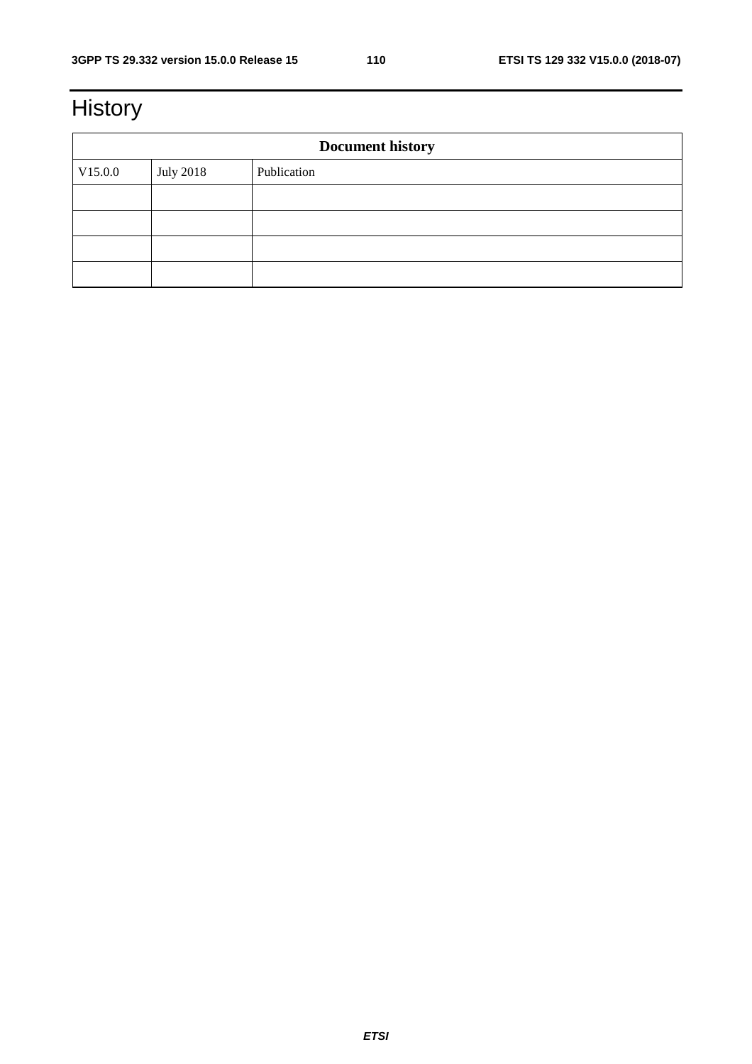# History

| Document history | | |
|---|---|---|
| V15.0.0 | July 2018 | Publication |
| | | |
| | | |
| | | |
| | | |